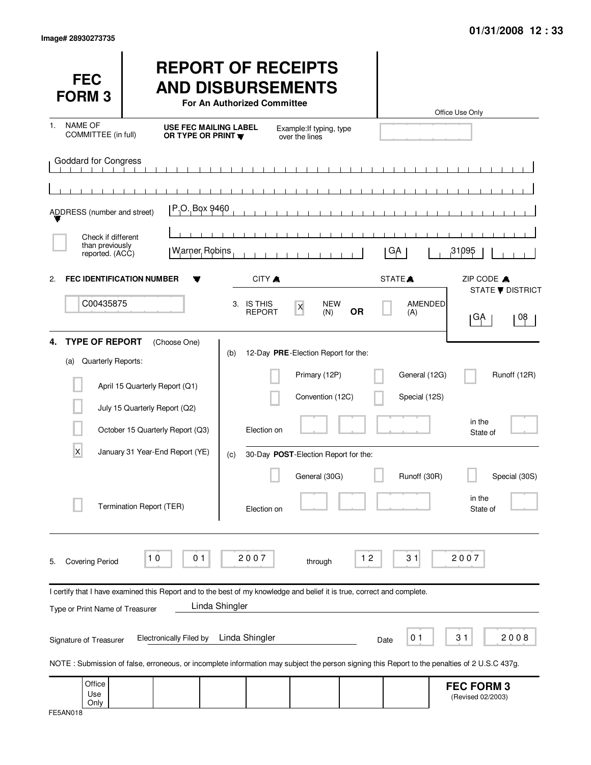Image# 28930273735

01/31/2008 12 : 33

# FEC FORM 3

# REPORT OF RECEIPTS AND DISBURSEMENTS

**For An Authorized Committee**

Office Use Only

1. NAME OF COMMITTEE (in full) — **USE FEC MAILING LABEL OR TYPE OR PRINT** — Example: If typing, type over the lines

Goddard for Congress

ADDRESS (number and street): P.O. Box 9460

[ ] Check if different than previously reported. (ACC)

| CITY | STATE | ZIP CODE |
|---|---|---|
| Warner Robins | GA | 31095 |

2. **FEC IDENTIFICATION NUMBER**: C00435875

3. IS THIS REPORT [X] NEW (N) **OR** [ ] AMENDED (A)

STATE / DISTRICT: GA 08

4. **TYPE OF REPORT** (Choose One)

(a) Quarterly Reports:

- [ ] April 15 Quarterly Report (Q1)
- [ ] July 15 Quarterly Report (Q2)
- [ ] October 15 Quarterly Report (Q3)
- [X] January 31 Year-End Report (YE)
- [ ] Termination Report (TER)

(b) 12-Day **PRE**-Election Report for the:

- [ ] Primary (12P)
- [ ] General (12G)
- [ ] Runoff (12R)
- [ ] Convention (12C)
- [ ] Special (12S)

Election on ______ in the State of ______

(c) 30-Day **POST**-Election Report for the:

- [ ] General (30G)
- [ ] Runoff (30R)
- [ ] Special (30S)

Election on ______ in the State of ______

5. Covering Period 10 01 2007 through 12 31 2007

I certify that I have examined this Report and to the best of my knowledge and belief it is true, correct and complete.

Type or Print Name of Treasurer: Linda Shingler

Signature of Treasurer: Electronically Filed by Linda Shingler — Date 01 31 2008

NOTE : Submission of false, erroneous, or incomplete information may subject the person signing this Report to the penalties of 2 U.S.C 437g.

Office Use Only

**FEC FORM 3** (Revised 02/2003)

FE5AN018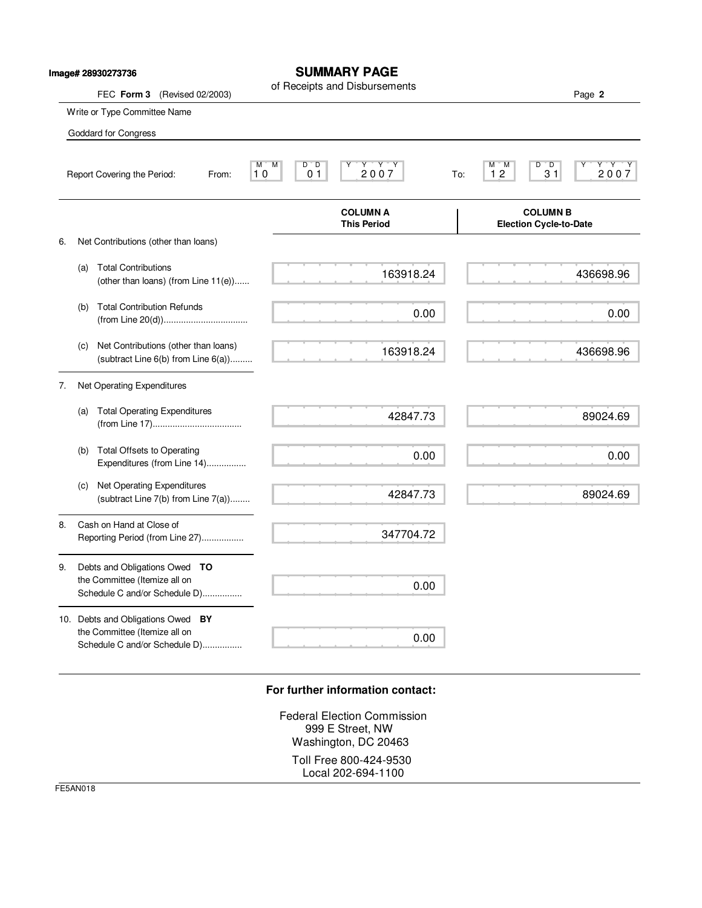Image# 28930273736

# SUMMARY PAGE

of Receipts and Disbursements

FEC **Form 3** (Revised 02/2003)

Write or Type Committee Name

Goddard for Congress

Report Covering the Period: From: 10 01 2007 To: 12 31 2007

| | COLUMN A This Period | COLUMN B Election Cycle-to-Date |
|---|---|---|
| 6. Net Contributions (other than loans) | | |
| (a) Total Contributions (other than loans) (from Line 11(e)) | 163918.24 | 436698.96 |
| (b) Total Contribution Refunds (from Line 20(d)) | 0.00 | 0.00 |
| (c) Net Contributions (other than loans) (subtract Line 6(b) from Line 6(a)) | 163918.24 | 436698.96 |
| 7. Net Operating Expenditures | | |
| (a) Total Operating Expenditures (from Line 17) | 42847.73 | 89024.69 |
| (b) Total Offsets to Operating Expenditures (from Line 14) | 0.00 | 0.00 |
| (c) Net Operating Expenditures (subtract Line 7(b) from Line 7(a)) | 42847.73 | 89024.69 |
| 8. Cash on Hand at Close of Reporting Period (from Line 27) | 347704.72 | |
| 9. Debts and Obligations Owed **TO** the Committee (Itemize all on Schedule C and/or Schedule D) | 0.00 | |
| 10. Debts and Obligations Owed **BY** the Committee (Itemize all on Schedule C and/or Schedule D) | 0.00 | |

**For further information contact:**

Federal Election Commission
999 E Street, NW
Washington, DC 20463

Toll Free 800-424-9530
Local 202-694-1100

FE5AN018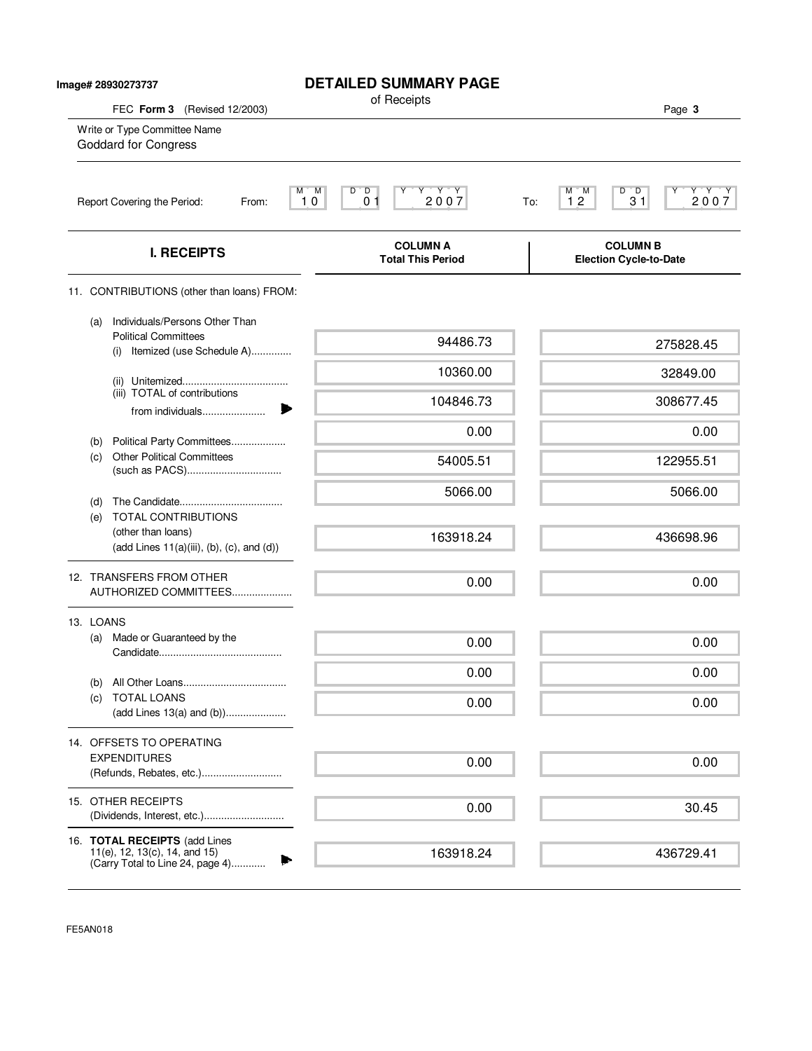Image# 28930273737

# DETAILED SUMMARY PAGE

of Receipts

FEC **Form 3** (Revised 12/2003)

Write or Type Committee Name

Goddard for Congress

Report Covering the Period: From: 10 01 2007 To: 12 31 2007

| I. RECEIPTS | COLUMN A Total This Period | COLUMN B Election Cycle-to-Date |
|---|---|---|
| 11. CONTRIBUTIONS (other than loans) FROM: | | |
| (a) Individuals/Persons Other Than Political Committees (i) Itemized (use Schedule A) | 94486.73 | 275828.45 |
| (ii) Unitemized | 10360.00 | 32849.00 |
| (iii) TOTAL of contributions from individuals | 104846.73 | 308677.45 |
| (b) Political Party Committees | 0.00 | 0.00 |
| (c) Other Political Committees (such as PACS) | 54005.51 | 122955.51 |
| (d) The Candidate | 5066.00 | 5066.00 |
| (e) TOTAL CONTRIBUTIONS (other than loans) (add Lines 11(a)(iii), (b), (c), and (d)) | 163918.24 | 436698.96 |
| 12. TRANSFERS FROM OTHER AUTHORIZED COMMITTEES | 0.00 | 0.00 |
| 13. LOANS | | |
| (a) Made or Guaranteed by the Candidate | 0.00 | 0.00 |
| (b) All Other Loans | 0.00 | 0.00 |
| (c) TOTAL LOANS (add Lines 13(a) and (b)) | 0.00 | 0.00 |
| 14. OFFSETS TO OPERATING EXPENDITURES (Refunds, Rebates, etc.) | 0.00 | 0.00 |
| 15. OTHER RECEIPTS (Dividends, Interest, etc.) | 0.00 | 30.45 |
| 16. **TOTAL RECEIPTS** (add Lines 11(e), 12, 13(c), 14, and 15) (Carry Total to Line 24, page 4) | 163918.24 | 436729.41 |

FE5AN018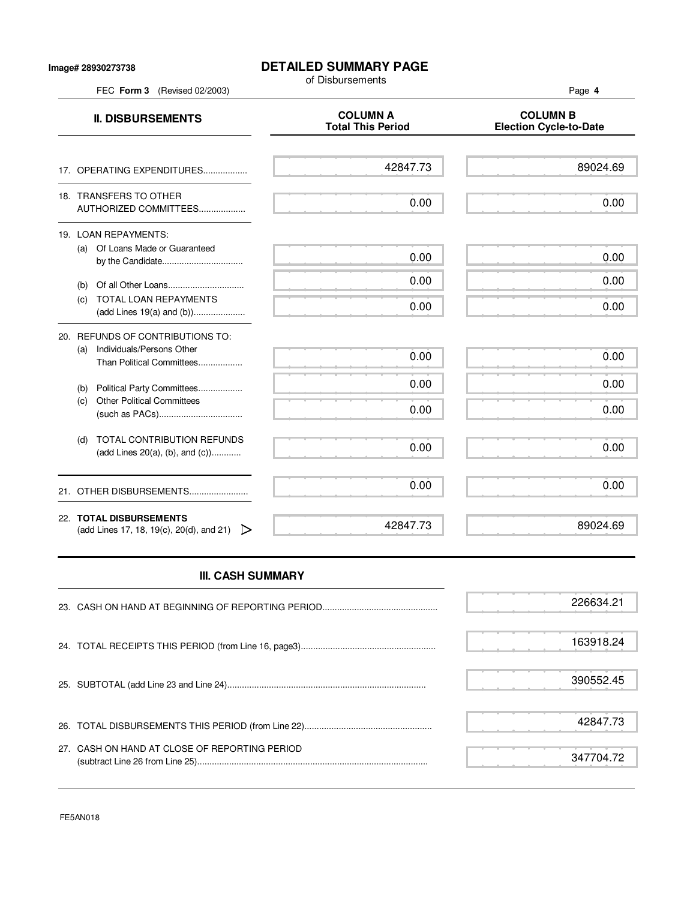Image# 28930273738

# DETAILED SUMMARY PAGE

of Disbursements

FEC **Form 3** (Revised 02/2003)

| **II. DISBURSEMENTS** | **COLUMN A Total This Period** | **COLUMN B Election Cycle-to-Date** |
|---|---|---|
| 17. OPERATING EXPENDITURES.................. | 42847.73 | 89024.69 |
| 18. TRANSFERS TO OTHER AUTHORIZED COMMITTEES................... | 0.00 | 0.00 |
| 19. LOAN REPAYMENTS: | | |
| (a) Of Loans Made or Guaranteed by the Candidate................................ | 0.00 | 0.00 |
| (b) Of all Other Loans.............................. | 0.00 | 0.00 |
| (c) TOTAL LOAN REPAYMENTS (add Lines 19(a) and (b))..................... | 0.00 | 0.00 |
| 20. REFUNDS OF CONTRIBUTIONS TO: | | |
| (a) Individuals/Persons Other Than Political Committees.................. | 0.00 | 0.00 |
| (b) Political Party Committees.................. | 0.00 | 0.00 |
| (c) Other Political Committees (such as PACs).................................. | 0.00 | 0.00 |
| (d) TOTAL CONTRIBUTION REFUNDS (add Lines 20(a), (b), and (c))............ | 0.00 | 0.00 |
| 21. OTHER DISBURSEMENTS........................ | 0.00 | 0.00 |
| 22. **TOTAL DISBURSEMENTS** (add Lines 17, 18, 19(c), 20(d), and 21) ▷ | 42847.73 | 89024.69 |

## III. CASH SUMMARY

| | |
|---|---|
| 23. CASH ON HAND AT BEGINNING OF REPORTING PERIOD............................................... | 226634.21 |
| 24. TOTAL RECEIPTS THIS PERIOD (from Line 16, page3)...................................................... | 163918.24 |
| 25. SUBTOTAL (add Line 23 and Line 24)................................................................................ | 390552.45 |
| 26. TOTAL DISBURSEMENTS THIS PERIOD (from Line 22)................................................... | 42847.73 |
| 27. CASH ON HAND AT CLOSE OF REPORTING PERIOD (subtract Line 26 from Line 25)............................................................................................ | 347704.72 |

FE5AN018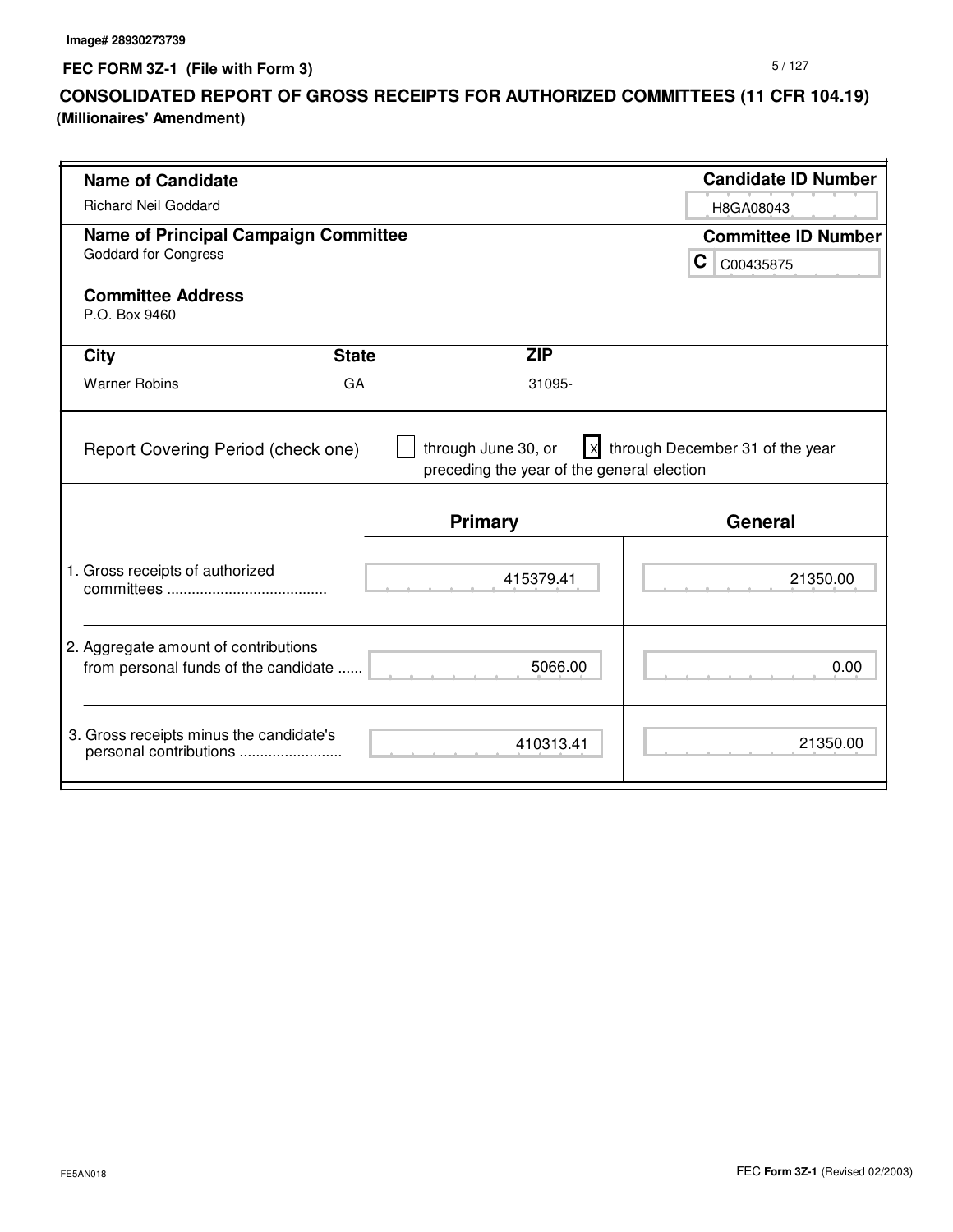Image# 28930273739

**FEC FORM 3Z-1 (File with Form 3)**

# CONSOLIDATED REPORT OF GROSS RECEIPTS FOR AUTHORIZED COMMITTEES (11 CFR 104.19)

**(Millionaires' Amendment)**

**Name of Candidate**
Richard Neil Goddard

**Candidate ID Number**
H8GA08043

**Name of Principal Campaign Committee**
Goddard for Congress

**Committee ID Number**
C C00435875

**Committee Address**
P.O. Box 9460

| City | State | ZIP |
|---|---|---|
| Warner Robins | GA | 31095- |

Report Covering Period (check one)

- [ ] through June 30, or
- [x] through December 31 of the year preceding the year of the general election

| | Primary | General |
|---|---|---|
| 1. Gross receipts of authorized committees ...................................... | 415379.41 | 21350.00 |
| 2. Aggregate amount of contributions from personal funds of the candidate ...... | 5066.00 | 0.00 |
| 3. Gross receipts minus the candidate's personal contributions ......................... | 410313.41 | 21350.00 |

FE5AN018

FEC **Form 3Z-1** (Revised 02/2003)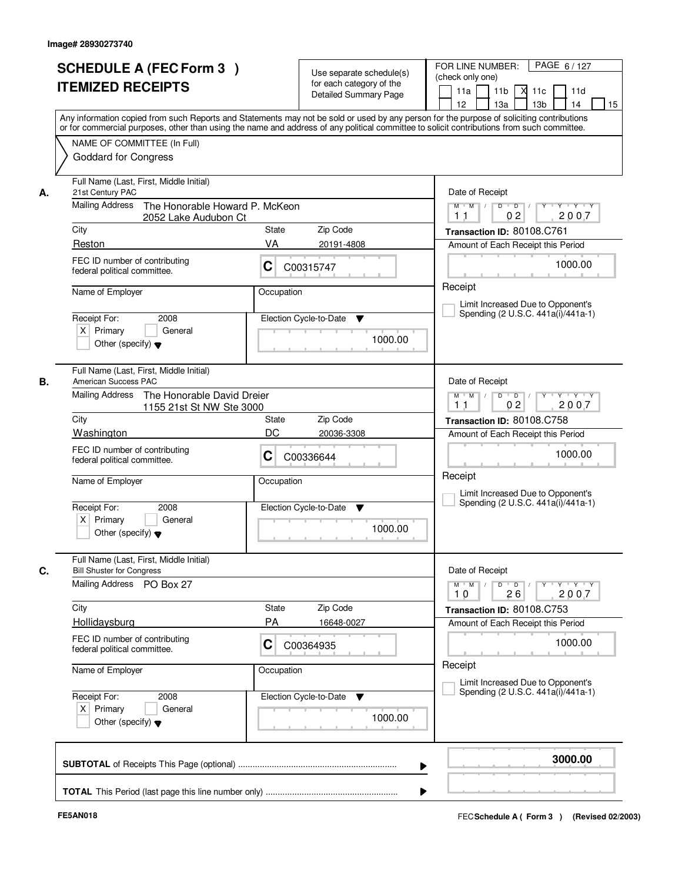Image# 28930273740

# SCHEDULE A (FEC Form 3 )
# ITEMIZED RECEIPTS

Use separate schedule(s) for each category of the Detailed Summary Page

FOR LINE NUMBER: (check only one)

11a | 11b | X 11c | 11d | 12 | 13a | 13b | 14 | 15

Any information copied from such Reports and Statements may not be sold or used by any person for the purpose of soliciting contributions or for commercial purposes, other than using the name and address of any political committee to solicit contributions from such committee.

NAME OF COMMITTEE (In Full)
Goddard for Congress

**A.**

Full Name (Last, First, Middle Initial): 21st Century PAC
Mailing Address: The Honorable Howard P. McKeon, 2052 Lake Audubon Ct
City: Reston | State: VA | Zip Code: 20191-4808
FEC ID number of contributing federal political committee: C C00315747
Name of Employer:
Occupation:
Receipt For: 2008 — X Primary | General | Other (specify)
Election Cycle-to-Date: 1000.00
Date of Receipt: 11 / 02 / 2007
Transaction ID: 80108.C761
Amount of Each Receipt this Period: 1000.00
Limit Increased Due to Opponent's Spending (2 U.S.C. 441a(i)/441a-1)

**B.**

Full Name (Last, First, Middle Initial): American Success PAC
Mailing Address: The Honorable David Dreier, 1155 21st St NW Ste 3000
City: Washington | State: DC | Zip Code: 20036-3308
FEC ID number of contributing federal political committee: C C00336644
Name of Employer:
Occupation:
Receipt For: 2008 — X Primary | General | Other (specify)
Election Cycle-to-Date: 1000.00
Date of Receipt: 11 / 02 / 2007
Transaction ID: 80108.C758
Amount of Each Receipt this Period: 1000.00
Limit Increased Due to Opponent's Spending (2 U.S.C. 441a(i)/441a-1)

**C.**

Full Name (Last, First, Middle Initial): Bill Shuster for Congress
Mailing Address: PO Box 27
City: Hollidaysburg | State: PA | Zip Code: 16648-0027
FEC ID number of contributing federal political committee: C C00364935
Name of Employer:
Occupation:
Receipt For: 2008 — X Primary | General | Other (specify)
Election Cycle-to-Date: 1000.00
Date of Receipt: 10 / 26 / 2007
Transaction ID: 80108.C753
Amount of Each Receipt this Period: 1000.00
Limit Increased Due to Opponent's Spending (2 U.S.C. 441a(i)/441a-1)

**SUBTOTAL** of Receipts This Page (optional) ........ **3000.00**

**TOTAL** This Period (last page this line number only) ........

FE5AN018 — FEC **Schedule A ( Form 3 )** (Revised 02/2003)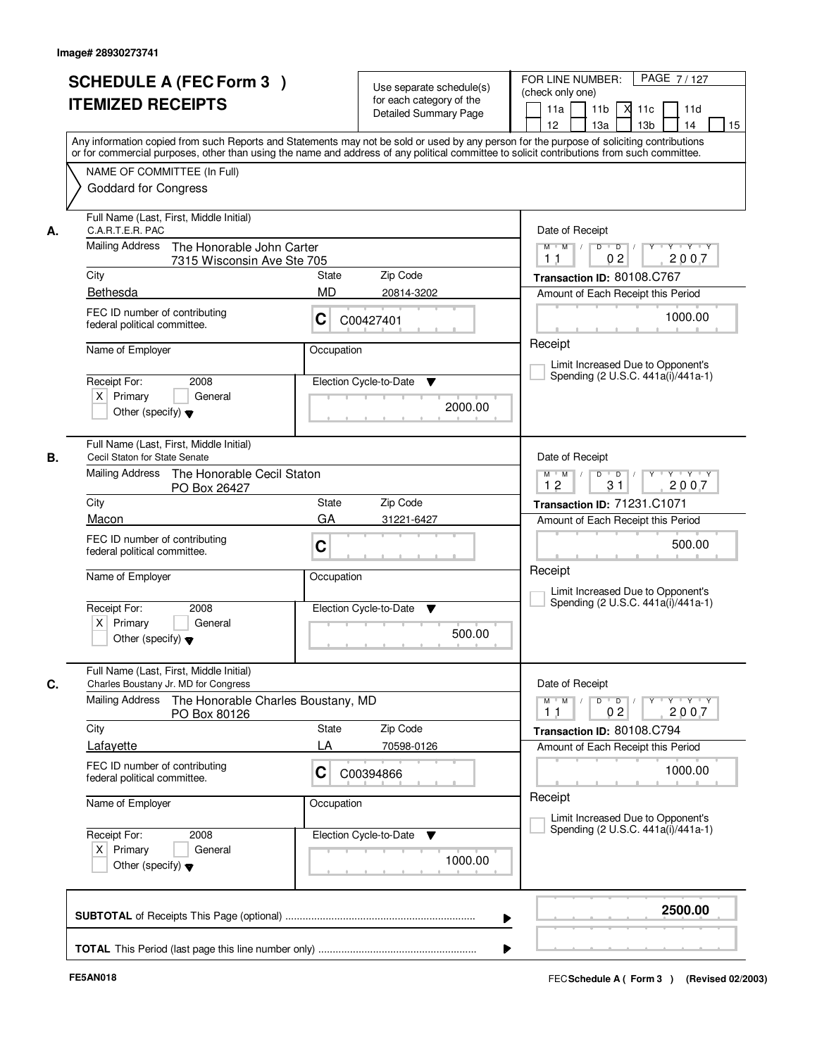Image# 28930273741

# SCHEDULE A (FEC Form 3 )
## ITEMIZED RECEIPTS

Use separate schedule(s) for each category of the Detailed Summary Page

FOR LINE NUMBER: (check only one)

11a [ ] 11b [ ] 11c [X] 11d [ ] 12 [ ] 13a [ ] 13b [ ] 14 [ ] 15 [ ]

Any information copied from such Reports and Statements may not be sold or used by any person for the purpose of soliciting contributions or for commercial purposes, other than using the name and address of any political committee to solicit contributions from such committee.

NAME OF COMMITTEE (In Full)
Goddard for Congress

---

**A.**
Full Name (Last, First, Middle Initial): C.A.R.T.E.R. PAC
Mailing Address: The Honorable John Carter, 7315 Wisconsin Ave Ste 705
City: Bethesda | State: MD | Zip Code: 20814-3202
FEC ID number of contributing federal political committee: C C00427401
Name of Employer:
Occupation:
Receipt For: 2008 [X] Primary [ ] General [ ] Other (specify)
Election Cycle-to-Date: 2000.00
Date of Receipt: 11 02 2007
Transaction ID: 80108.C767
Amount of Each Receipt this Period: 1000.00
[ ] Limit Increased Due to Opponent's Spending (2 U.S.C. 441a(i)/441a-1)

---

**B.**
Full Name (Last, First, Middle Initial): Cecil Staton for State Senate
Mailing Address: The Honorable Cecil Staton, PO Box 26427
City: Macon | State: GA | Zip Code: 31221-6427
FEC ID number of contributing federal political committee: C
Name of Employer:
Occupation:
Receipt For: 2008 [X] Primary [ ] General [ ] Other (specify)
Election Cycle-to-Date: 500.00
Date of Receipt: 12 31 2007
Transaction ID: 71231.C1071
Amount of Each Receipt this Period: 500.00
[ ] Limit Increased Due to Opponent's Spending (2 U.S.C. 441a(i)/441a-1)

---

**C.**
Full Name (Last, First, Middle Initial): Charles Boustany Jr. MD for Congress
Mailing Address: The Honorable Charles Boustany, MD, PO Box 80126
City: Lafayette | State: LA | Zip Code: 70598-0126
FEC ID number of contributing federal political committee: C C00394866
Name of Employer:
Occupation:
Receipt For: 2008 [X] Primary [ ] General [ ] Other (specify)
Election Cycle-to-Date: 1000.00
Date of Receipt: 11 02 2007
Transaction ID: 80108.C794
Amount of Each Receipt this Period: 1000.00
[ ] Limit Increased Due to Opponent's Spending (2 U.S.C. 441a(i)/441a-1)

---

**SUBTOTAL** of Receipts This Page (optional): **2500.00**

**TOTAL** This Period (last page this line number only):

FE5AN018

FEC **Schedule A ( Form 3 )** (Revised 02/2003)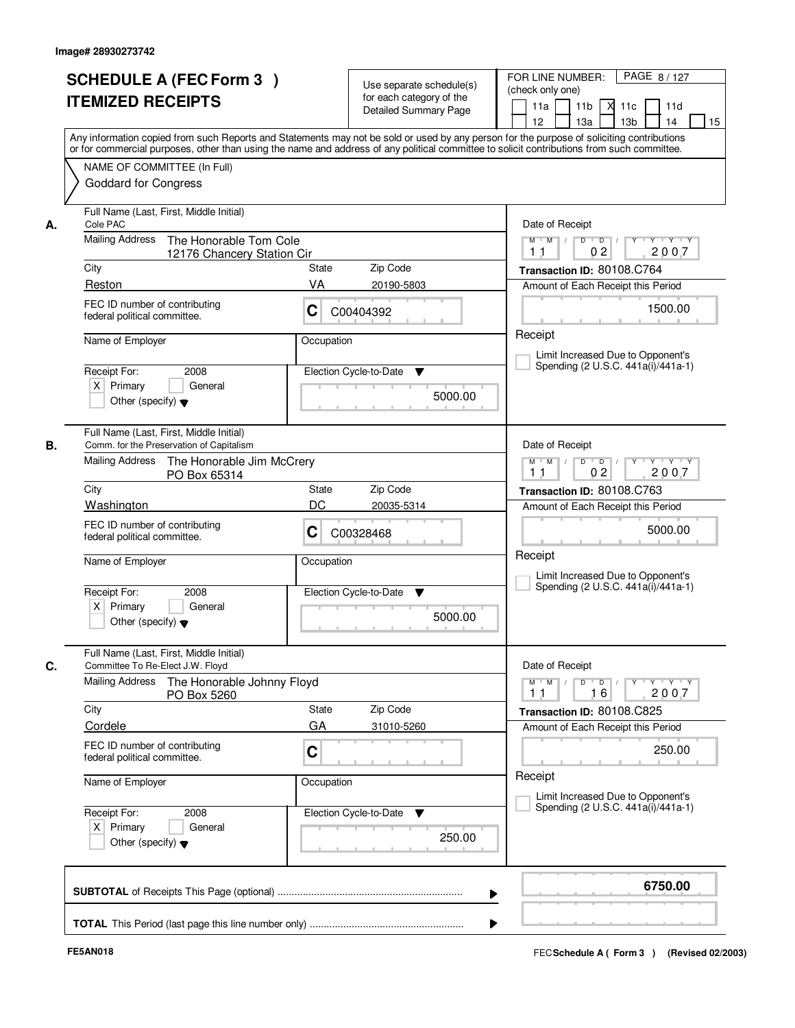Image# 28930273742

# SCHEDULE A (FEC Form 3 )
## ITEMIZED RECEIPTS

Use separate schedule(s) for each category of the Detailed Summary Page

FOR LINE NUMBER: (check only one)
11a | 11b | X 11c | 11d | 12 | 13a | 13b | 14 | 15

Any information copied from such Reports and Statements may not be sold or used by any person for the purpose of soliciting contributions or for commercial purposes, other than using the name and address of any political committee to solicit contributions from such committee.

NAME OF COMMITTEE (In Full)
Goddard for Congress

---

**A.**
Full Name (Last, First, Middle Initial): Cole PAC
Mailing Address: The Honorable Tom Cole, 12176 Chancery Station Cir
City: Reston | State: VA | Zip Code: 20190-5803
FEC ID number of contributing federal political committee: C C00404392
Name of Employer:
Occupation:
Receipt For: 2008 — X Primary | General | Other (specify)
Election Cycle-to-Date: 5000.00
Date of Receipt: 11/02/2007
Transaction ID: 80108.C764
Amount of Each Receipt this Period: 1500.00
Receipt
Limit Increased Due to Opponent's Spending (2 U.S.C. 441a(i)/441a-1)

---

**B.**
Full Name (Last, First, Middle Initial): Comm. for the Preservation of Capitalism
Mailing Address: The Honorable Jim McCrery, PO Box 65314
City: Washington | State: DC | Zip Code: 20035-5314
FEC ID number of contributing federal political committee: C C00328468
Name of Employer:
Occupation:
Receipt For: 2008 — X Primary | General | Other (specify)
Election Cycle-to-Date: 5000.00
Date of Receipt: 11/02/2007
Transaction ID: 80108.C763
Amount of Each Receipt this Period: 5000.00
Receipt
Limit Increased Due to Opponent's Spending (2 U.S.C. 441a(i)/441a-1)

---

**C.**
Full Name (Last, First, Middle Initial): Committee To Re-Elect J.W. Floyd
Mailing Address: The Honorable Johnny Floyd, PO Box 5260
City: Cordele | State: GA | Zip Code: 31010-5260
FEC ID number of contributing federal political committee: C
Name of Employer:
Occupation:
Receipt For: 2008 — X Primary | General | Other (specify)
Election Cycle-to-Date: 250.00
Date of Receipt: 11/16/2007
Transaction ID: 80108.C825
Amount of Each Receipt this Period: 250.00
Receipt
Limit Increased Due to Opponent's Spending (2 U.S.C. 441a(i)/441a-1)

---

**SUBTOTAL** of Receipts This Page (optional): **6750.00**

**TOTAL** This Period (last page this line number only):

FE5AN018 — FEC Schedule A ( Form 3 ) (Revised 02/2003)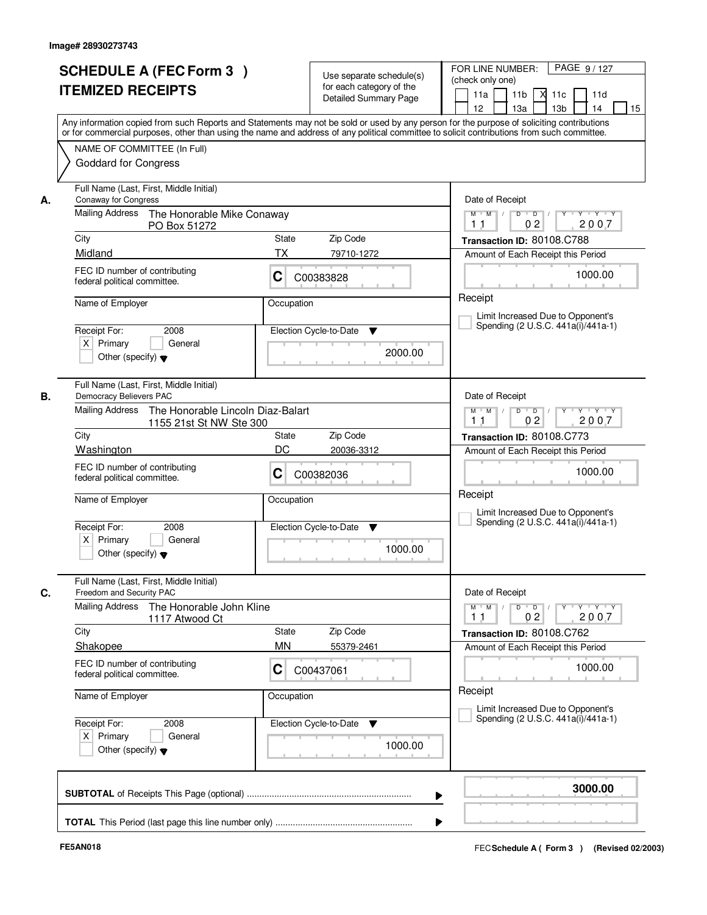Image# 28930273743

# SCHEDULE A (FEC Form 3 )
# ITEMIZED RECEIPTS

Use separate schedule(s) for each category of the Detailed Summary Page

FOR LINE NUMBER: (check only one)

11a [ ] 11b [ ] 11c [X] 11d [ ] 12 [ ] 13a [ ] 13b [ ] 14 [ ] 15 [ ]

Any information copied from such Reports and Statements may not be sold or used by any person for the purpose of soliciting contributions or for commercial purposes, other than using the name and address of any political committee to solicit contributions from such committee.

NAME OF COMMITTEE (In Full)

Goddard for Congress

---

**A.** Full Name (Last, First, Middle Initial)
Conaway for Congress

Mailing Address: The Honorable Mike Conaway, PO Box 51272

| City | State | Zip Code |
|---|---|---|
| Midland | TX | 79710-1272 |

FEC ID number of contributing federal political committee: C C00383828

Name of Employer:

Occupation:

Receipt For: 2008 [X] Primary [ ] General [ ] Other (specify)

Election Cycle-to-Date: 2000.00

Date of Receipt: 11 / 02 / 2007

Transaction ID: 80108.C788

Amount of Each Receipt this Period: 1000.00

Receipt

[ ] Limit Increased Due to Opponent's Spending (2 U.S.C. 441a(i)/441a-1)

---

**B.** Full Name (Last, First, Middle Initial)
Democracy Believers PAC

Mailing Address: The Honorable Lincoln Diaz-Balart, 1155 21st St NW Ste 300

| City | State | Zip Code |
|---|---|---|
| Washington | DC | 20036-3312 |

FEC ID number of contributing federal political committee: C C00382036

Name of Employer:

Occupation:

Receipt For: 2008 [X] Primary [ ] General [ ] Other (specify)

Election Cycle-to-Date: 1000.00

Date of Receipt: 11 / 02 / 2007

Transaction ID: 80108.C773

Amount of Each Receipt this Period: 1000.00

Receipt

[ ] Limit Increased Due to Opponent's Spending (2 U.S.C. 441a(i)/441a-1)

---

**C.** Full Name (Last, First, Middle Initial)
Freedom and Security PAC

Mailing Address: The Honorable John Kline, 1117 Atwood Ct

| City | State | Zip Code |
|---|---|---|
| Shakopee | MN | 55379-2461 |

FEC ID number of contributing federal political committee: C C00437061

Name of Employer:

Occupation:

Receipt For: 2008 [X] Primary [ ] General [ ] Other (specify)

Election Cycle-to-Date: 1000.00

Date of Receipt: 11 / 02 / 2007

Transaction ID: 80108.C762

Amount of Each Receipt this Period: 1000.00

Receipt

[ ] Limit Increased Due to Opponent's Spending (2 U.S.C. 441a(i)/441a-1)

---

**SUBTOTAL** of Receipts This Page (optional) ........ **3000.00**

**TOTAL** This Period (last page this line number only) ........

FE5AN018

FEC **Schedule A ( Form 3 )** (Revised 02/2003)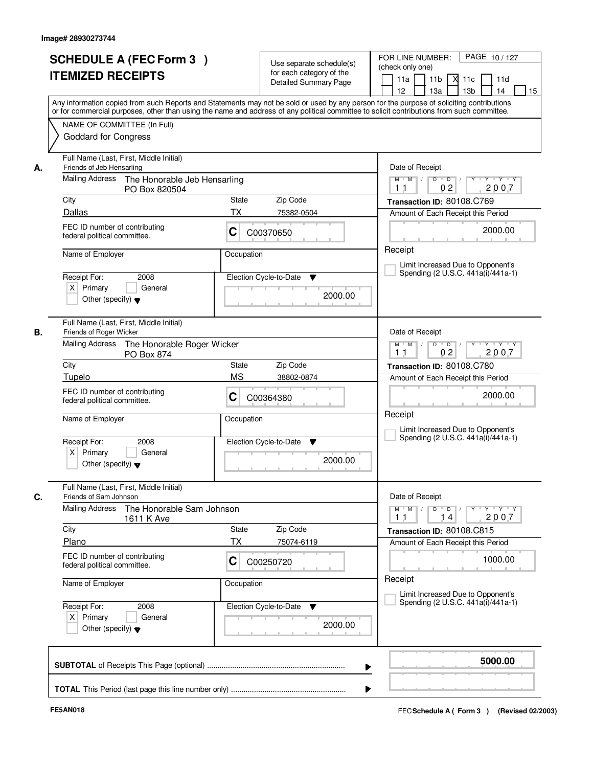Image# 28930273744

# SCHEDULE A (FEC Form 3 ) ITEMIZED RECEIPTS

Use separate schedule(s) for each category of the Detailed Summary Page

FOR LINE NUMBER: (check only one)
11a [ ] 11b [ ] 11c [X] 11d [ ] 12 [ ] 13a [ ] 13b [ ] 14 [ ] 15 [ ]

Any information copied from such Reports and Statements may not be sold or used by any person for the purpose of soliciting contributions or for commercial purposes, other than using the name and address of any political committee to solicit contributions from such committee.

NAME OF COMMITTEE (In Full)
Goddard for Congress

**A.**
Full Name (Last, First, Middle Initial): Friends of Jeb Hensarling
Mailing Address: The Honorable Jeb Hensarling, PO Box 820504
City: Dallas | State: TX | Zip Code: 75382-0504
FEC ID number of contributing federal political committee: C C00370650
Name of Employer:
Occupation:
Receipt For: 2008 [X] Primary [ ] General [ ] Other (specify)
Election Cycle-to-Date: 2000.00
Date of Receipt: 11 02 2007
Transaction ID: 80108.C769
Amount of Each Receipt this Period: 2000.00
[ ] Limit Increased Due to Opponent's Spending (2 U.S.C. 441a(i)/441a-1)

**B.**
Full Name (Last, First, Middle Initial): Friends of Roger Wicker
Mailing Address: The Honorable Roger Wicker, PO Box 874
City: Tupelo | State: MS | Zip Code: 38802-0874
FEC ID number of contributing federal political committee: C C00364380
Name of Employer:
Occupation:
Receipt For: 2008 [X] Primary [ ] General [ ] Other (specify)
Election Cycle-to-Date: 2000.00
Date of Receipt: 11 02 2007
Transaction ID: 80108.C780
Amount of Each Receipt this Period: 2000.00
[ ] Limit Increased Due to Opponent's Spending (2 U.S.C. 441a(i)/441a-1)

**C.**
Full Name (Last, First, Middle Initial): Friends of Sam Johnson
Mailing Address: The Honorable Sam Johnson, 1611 K Ave
City: Plano | State: TX | Zip Code: 75074-6119
FEC ID number of contributing federal political committee: C C00250720
Name of Employer:
Occupation:
Receipt For: 2008 [X] Primary [ ] General [ ] Other (specify)
Election Cycle-to-Date: 2000.00
Date of Receipt: 11 14 2007
Transaction ID: 80108.C815
Amount of Each Receipt this Period: 1000.00
[ ] Limit Increased Due to Opponent's Spending (2 U.S.C. 441a(i)/441a-1)

**SUBTOTAL** of Receipts This Page (optional): **5000.00**

**TOTAL** This Period (last page this line number only):

FE5AN018 — FEC Schedule A ( Form 3 ) (Revised 02/2003)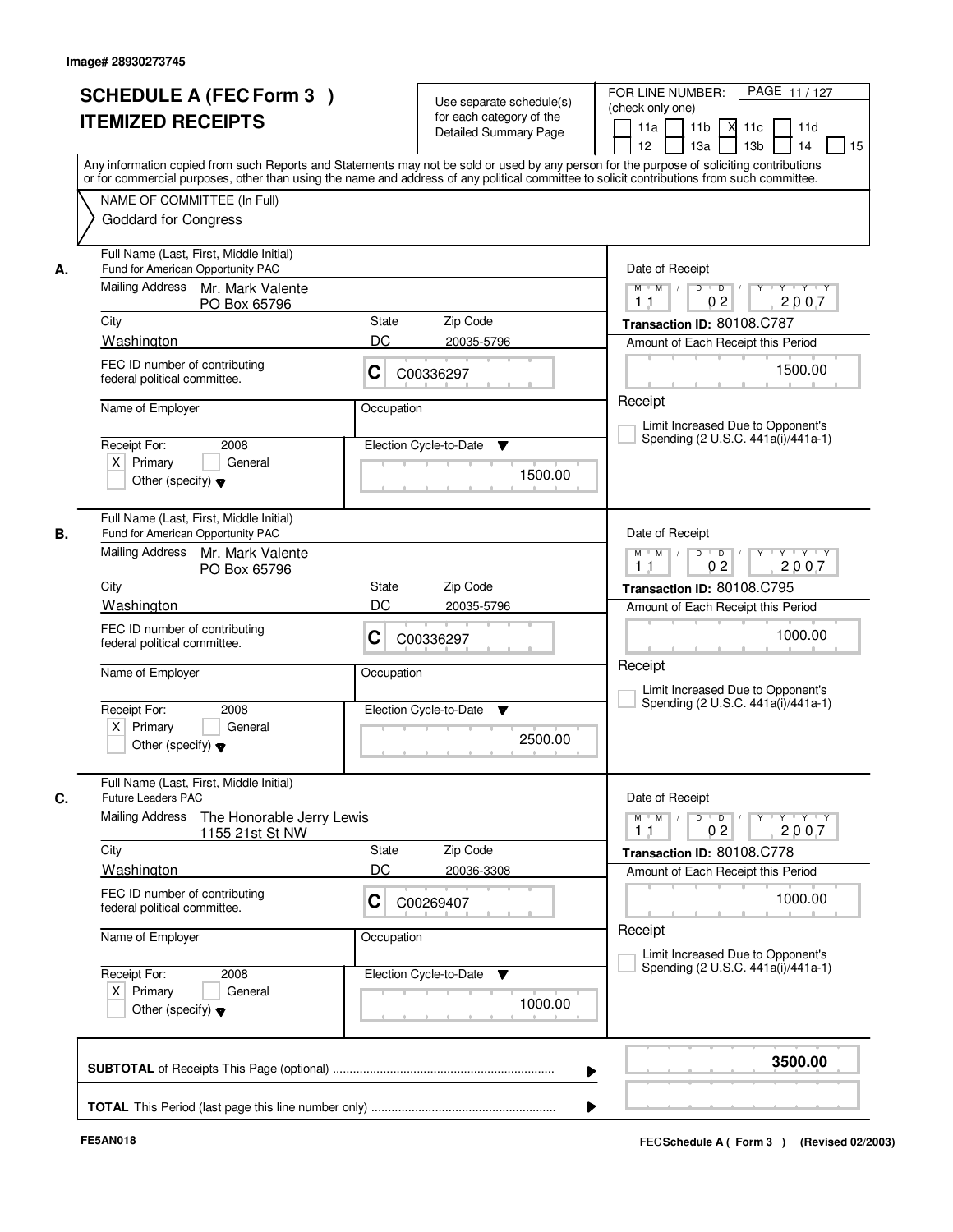Image# 28930273745

# SCHEDULE A (FEC Form 3 ) ITEMIZED RECEIPTS

Use separate schedule(s) for each category of the Detailed Summary Page

FOR LINE NUMBER: (check only one)

11a [ ] 11b [ ] 11c [X] 11d [ ] 12 [ ] 13a [ ] 13b [ ] 14 [ ] 15 [ ]

Any information copied from such Reports and Statements may not be sold or used by any person for the purpose of soliciting contributions or for commercial purposes, other than using the name and address of any political committee to solicit contributions from such committee.

NAME OF COMMITTEE (In Full)
Goddard for Congress

---

**A.** Full Name (Last, First, Middle Initial): Fund for American Opportunity PAC

Mailing Address: Mr. Mark Valente, PO Box 65796

City: Washington | State: DC | Zip Code: 20035-5796

FEC ID number of contributing federal political committee: C C00336297

Name of Employer: | Occupation:

Receipt For: 2008 [X] Primary [ ] General [ ] Other (specify)

Election Cycle-to-Date: 1500.00

Date of Receipt: 11 02 2007

Transaction ID: 80108.C787

Amount of Each Receipt this Period: 1500.00

Receipt

[ ] Limit Increased Due to Opponent's Spending (2 U.S.C. 441a(i)/441a-1)

---

**B.** Full Name (Last, First, Middle Initial): Fund for American Opportunity PAC

Mailing Address: Mr. Mark Valente, PO Box 65796

City: Washington | State: DC | Zip Code: 20035-5796

FEC ID number of contributing federal political committee: C C00336297

Name of Employer: | Occupation:

Receipt For: 2008 [X] Primary [ ] General [ ] Other (specify)

Election Cycle-to-Date: 2500.00

Date of Receipt: 11 02 2007

Transaction ID: 80108.C795

Amount of Each Receipt this Period: 1000.00

Receipt

[ ] Limit Increased Due to Opponent's Spending (2 U.S.C. 441a(i)/441a-1)

---

**C.** Full Name (Last, First, Middle Initial): Future Leaders PAC

Mailing Address: The Honorable Jerry Lewis, 1155 21st St NW

City: Washington | State: DC | Zip Code: 20036-3308

FEC ID number of contributing federal political committee: C C00269407

Name of Employer: | Occupation:

Receipt For: 2008 [X] Primary [ ] General [ ] Other (specify)

Election Cycle-to-Date: 1000.00

Date of Receipt: 11 02 2007

Transaction ID: 80108.C778

Amount of Each Receipt this Period: 1000.00

Receipt

[ ] Limit Increased Due to Opponent's Spending (2 U.S.C. 441a(i)/441a-1)

---

**SUBTOTAL** of Receipts This Page (optional): **3500.00**

**TOTAL** This Period (last page this line number only):

FE5AN018

FEC **Schedule A ( Form 3 )** (Revised 02/2003)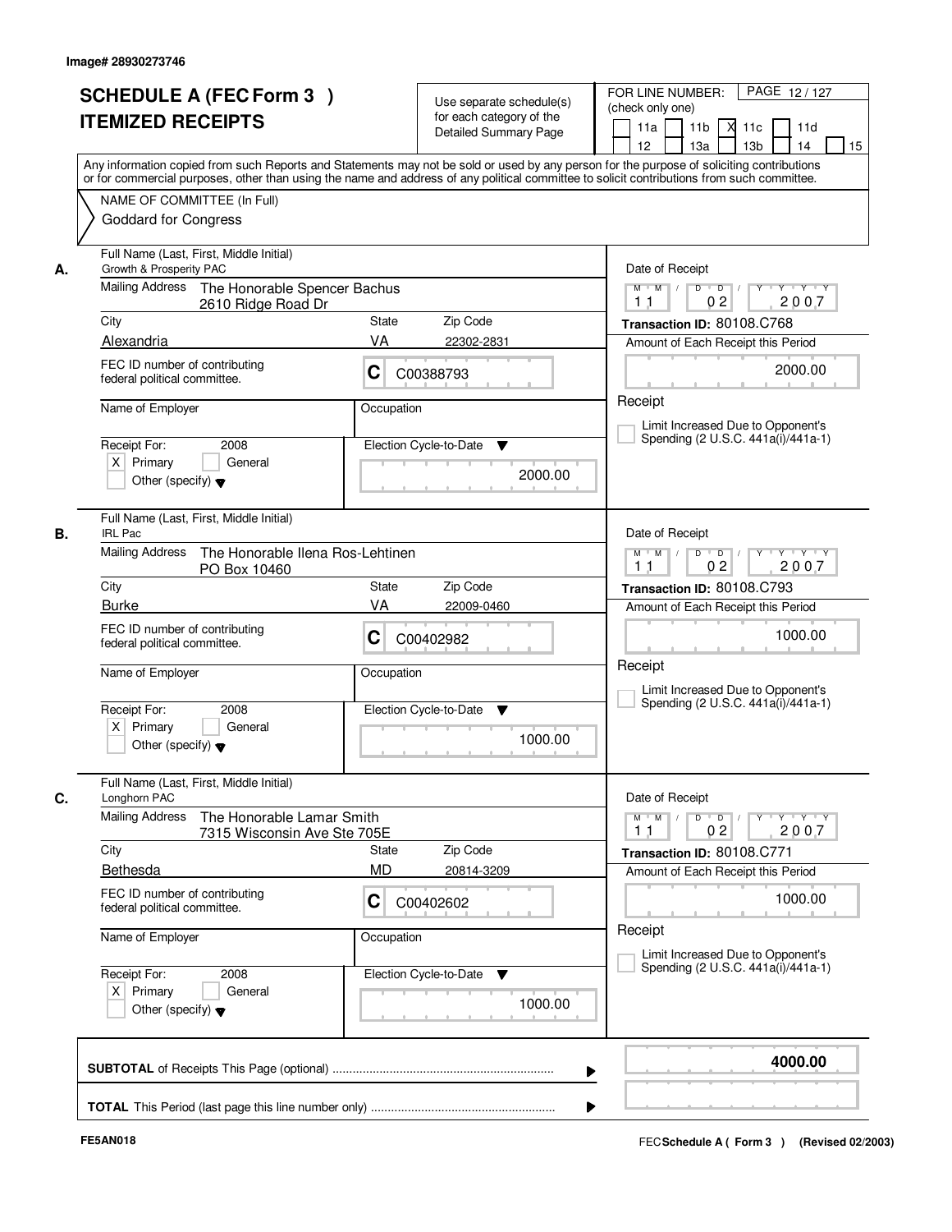Image# 28930273746

# SCHEDULE A (FEC Form 3 ) ITEMIZED RECEIPTS

Use separate schedule(s) for each category of the Detailed Summary Page

FOR LINE NUMBER: (check only one)

11a | 11b | [X] 11c | 11d | 12 | 13a | 13b | 14 | 15

PAGE 12 / 127

Any information copied from such Reports and Statements may not be sold or used by any person for the purpose of soliciting contributions or for commercial purposes, other than using the name and address of any political committee to solicit contributions from such committee.

NAME OF COMMITTEE (In Full)
Goddard for Congress

---

**A.** Full Name (Last, First, Middle Initial): Growth & Prosperity PAC

Mailing Address: The Honorable Spencer Bachus, 2610 Ridge Road Dr

City: Alexandria | State: VA | Zip Code: 22302-2831

FEC ID number of contributing federal political committee: C C00388793

Name of Employer: | Occupation:

Receipt For: 2008 [X] Primary [ ] General [ ] Other (specify)

Election Cycle-to-Date: 2000.00

Date of Receipt: 11 / 02 / 2007

Transaction ID: 80108.C768

Amount of Each Receipt this Period: 2000.00

Receipt

[ ] Limit Increased Due to Opponent's Spending (2 U.S.C. 441a(i)/441a-1)

---

**B.** Full Name (Last, First, Middle Initial): IRL Pac

Mailing Address: The Honorable Ilena Ros-Lehtinen, PO Box 10460

City: Burke | State: VA | Zip Code: 22009-0460

FEC ID number of contributing federal political committee: C C00402982

Name of Employer: | Occupation:

Receipt For: 2008 [X] Primary [ ] General [ ] Other (specify)

Election Cycle-to-Date: 1000.00

Date of Receipt: 11 / 02 / 2007

Transaction ID: 80108.C793

Amount of Each Receipt this Period: 1000.00

Receipt

[ ] Limit Increased Due to Opponent's Spending (2 U.S.C. 441a(i)/441a-1)

---

**C.** Full Name (Last, First, Middle Initial): Longhorn PAC

Mailing Address: The Honorable Lamar Smith, 7315 Wisconsin Ave Ste 705E

City: Bethesda | State: MD | Zip Code: 20814-3209

FEC ID number of contributing federal political committee: C C00402602

Name of Employer: | Occupation:

Receipt For: 2008 [X] Primary [ ] General [ ] Other (specify)

Election Cycle-to-Date: 1000.00

Date of Receipt: 11 / 02 / 2007

Transaction ID: 80108.C771

Amount of Each Receipt this Period: 1000.00

Receipt

[ ] Limit Increased Due to Opponent's Spending (2 U.S.C. 441a(i)/441a-1)

---

**SUBTOTAL** of Receipts This Page (optional) ..... **4000.00**

**TOTAL** This Period (last page this line number only) .....

FE5AN018

FEC Schedule A ( Form 3 ) (Revised 02/2003)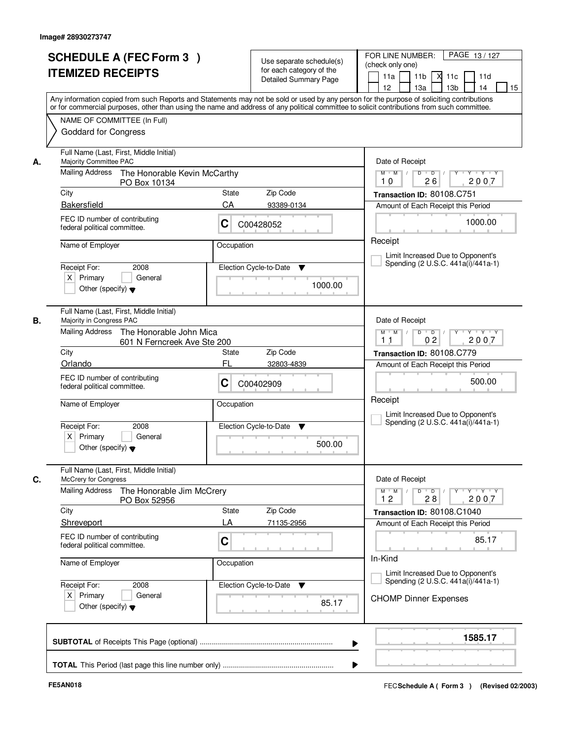Image# 28930273747

# SCHEDULE A (FEC Form 3 )
# ITEMIZED RECEIPTS

Use separate schedule(s) for each category of the Detailed Summary Page

FOR LINE NUMBER: (check only one)

11a | 11b | X 11c | 11d | 12 | 13a | 13b | 14 | 15

PAGE 13 / 127

Any information copied from such Reports and Statements may not be sold or used by any person for the purpose of soliciting contributions or for commercial purposes, other than using the name and address of any political committee to solicit contributions from such committee.

NAME OF COMMITTEE (In Full)
Goddard for Congress

---

**A.**

Full Name (Last, First, Middle Initial): Majority Committee PAC

Mailing Address: The Honorable Kevin McCarthy, PO Box 10134

City: Bakersfield | State: CA | Zip Code: 93389-0134

FEC ID number of contributing federal political committee: C C00428052

Name of Employer: | Occupation:

Receipt For: 2008 — X Primary | General | Other (specify)

Election Cycle-to-Date: 1000.00

Date of Receipt: 10 / 26 / 2007

Transaction ID: 80108.C751

Amount of Each Receipt this Period: 1000.00

Receipt

Limit Increased Due to Opponent's Spending (2 U.S.C. 441a(i)/441a-1)

---

**B.**

Full Name (Last, First, Middle Initial): Majority in Congress PAC

Mailing Address: The Honorable John Mica, 601 N Ferncreek Ave Ste 200

City: Orlando | State: FL | Zip Code: 32803-4839

FEC ID number of contributing federal political committee: C C00402909

Name of Employer: | Occupation:

Receipt For: 2008 — X Primary | General | Other (specify)

Election Cycle-to-Date: 500.00

Date of Receipt: 11 / 02 / 2007

Transaction ID: 80108.C779

Amount of Each Receipt this Period: 500.00

Receipt

Limit Increased Due to Opponent's Spending (2 U.S.C. 441a(i)/441a-1)

---

**C.**

Full Name (Last, First, Middle Initial): McCrery for Congress

Mailing Address: The Honorable Jim McCrery, PO Box 52956

City: Shreveport | State: LA | Zip Code: 71135-2956

FEC ID number of contributing federal political committee: C

Name of Employer: | Occupation:

Receipt For: 2008 — X Primary | General | Other (specify)

Election Cycle-to-Date: 85.17

Date of Receipt: 12 / 28 / 2007

Transaction ID: 80108.C1040

Amount of Each Receipt this Period: 85.17

In-Kind

Limit Increased Due to Opponent's Spending (2 U.S.C. 441a(i)/441a-1)

CHOMP Dinner Expenses

---

**SUBTOTAL** of Receipts This Page (optional) ........ 1585.17

**TOTAL** This Period (last page this line number only) ........

FE5AN018

FEC **Schedule A ( Form 3 )** (Revised 02/2003)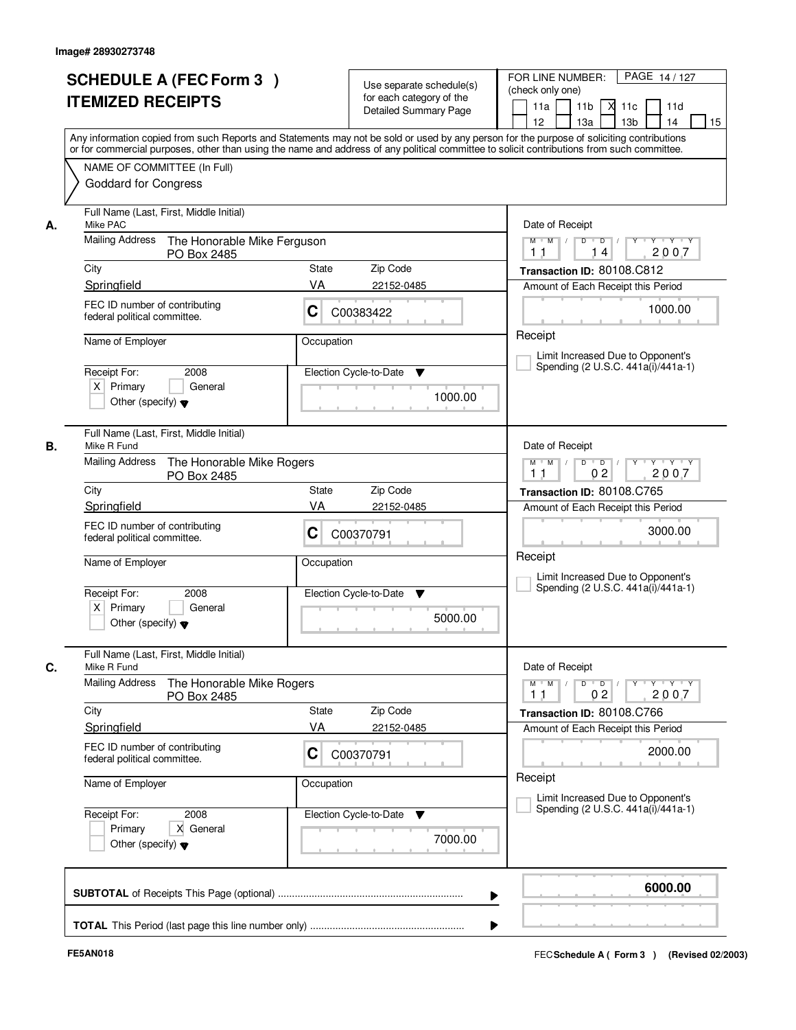Image# 28930273748

# SCHEDULE A (FEC Form 3 )
## ITEMIZED RECEIPTS

Use separate schedule(s) for each category of the Detailed Summary Page

FOR LINE NUMBER: (check only one)

11a | 11b | X 11c | 11d | 12 | 13a | 13b | 14 | 15

Any information copied from such Reports and Statements may not be sold or used by any person for the purpose of soliciting contributions or for commercial purposes, other than using the name and address of any political committee to solicit contributions from such committee.

NAME OF COMMITTEE (In Full)
Goddard for Congress

---

**A.** Full Name (Last, First, Middle Initial): Mike PAC

Mailing Address: The Honorable Mike Ferguson, PO Box 2485

City: Springfield | State: VA | Zip Code: 22152-0485

FEC ID number of contributing federal political committee: C C00383422

Name of Employer: | Occupation:

Receipt For: 2008 — X Primary | General | Other (specify)

Election Cycle-to-Date: 1000.00

Date of Receipt: 11 / 14 / 2007

Transaction ID: 80108.C812

Amount of Each Receipt this Period: 1000.00

Receipt — Limit Increased Due to Opponent's Spending (2 U.S.C. 441a(i)/441a-1)

---

**B.** Full Name (Last, First, Middle Initial): Mike R Fund

Mailing Address: The Honorable Mike Rogers, PO Box 2485

City: Springfield | State: VA | Zip Code: 22152-0485

FEC ID number of contributing federal political committee: C C00370791

Name of Employer: | Occupation:

Receipt For: 2008 — X Primary | General | Other (specify)

Election Cycle-to-Date: 5000.00

Date of Receipt: 11 / 02 / 2007

Transaction ID: 80108.C765

Amount of Each Receipt this Period: 3000.00

Receipt — Limit Increased Due to Opponent's Spending (2 U.S.C. 441a(i)/441a-1)

---

**C.** Full Name (Last, First, Middle Initial): Mike R Fund

Mailing Address: The Honorable Mike Rogers, PO Box 2485

City: Springfield | State: VA | Zip Code: 22152-0485

FEC ID number of contributing federal political committee: C C00370791

Name of Employer: | Occupation:

Receipt For: 2008 — Primary | X General | Other (specify)

Election Cycle-to-Date: 7000.00

Date of Receipt: 11 / 02 / 2007

Transaction ID: 80108.C766

Amount of Each Receipt this Period: 2000.00

Receipt — Limit Increased Due to Opponent's Spending (2 U.S.C. 441a(i)/441a-1)

---

**SUBTOTAL** of Receipts This Page (optional): **6000.00**

**TOTAL** This Period (last page this line number only):

FE5AN018

FEC **Schedule A ( Form 3 )** (Revised 02/2003)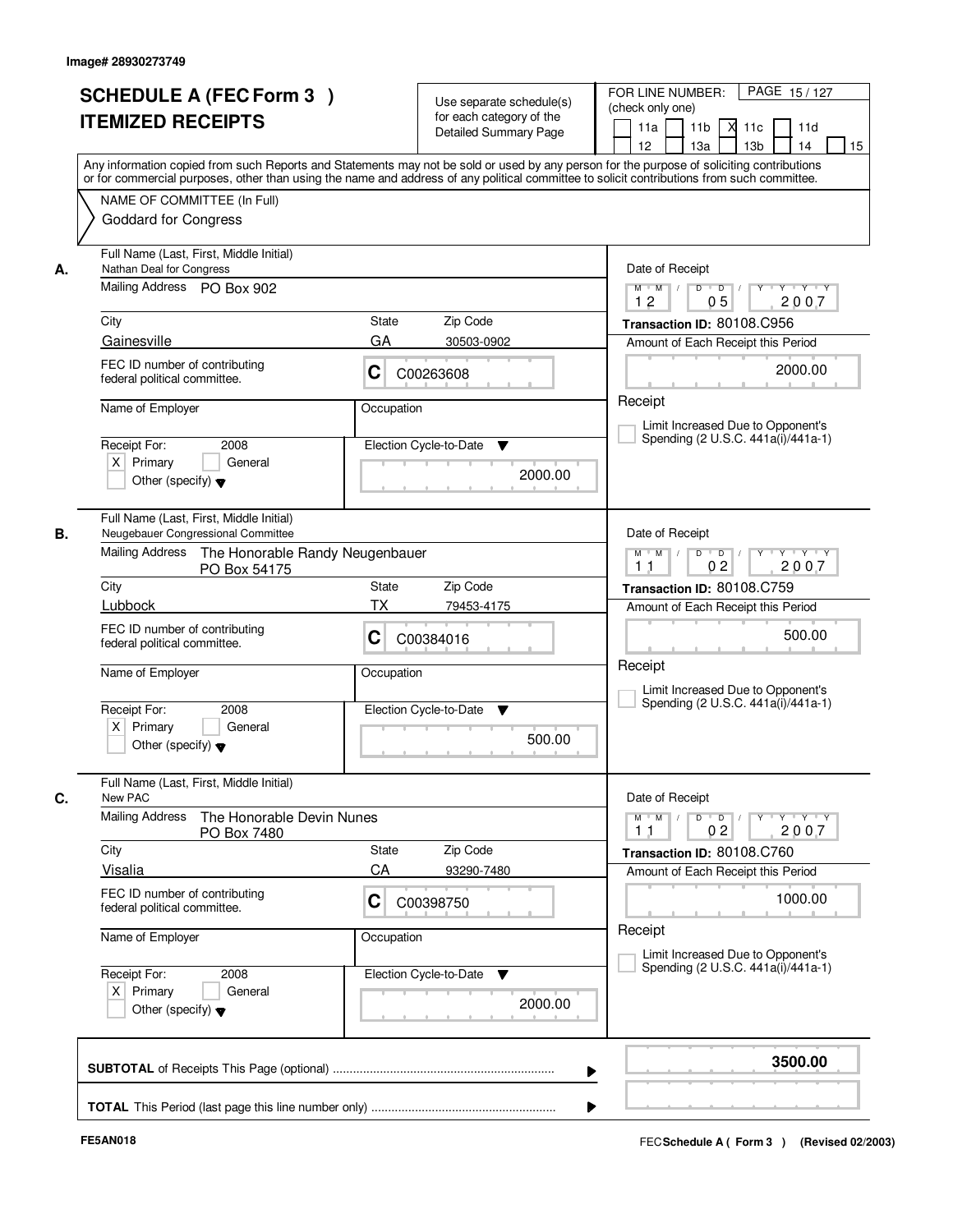Image# 28930273749

# SCHEDULE A (FEC Form 3 )
# ITEMIZED RECEIPTS

Use separate schedule(s) for each category of the Detailed Summary Page

FOR LINE NUMBER: (check only one) PAGE 15 / 127

11a | 11b | X 11c | 11d | 12 | 13a | 13b | 14 | 15

Any information copied from such Reports and Statements may not be sold or used by any person for the purpose of soliciting contributions or for commercial purposes, other than using the name and address of any political committee to solicit contributions from such committee.

NAME OF COMMITTEE (In Full)
Goddard for Congress

**A.** Full Name (Last, First, Middle Initial)
Nathan Deal for Congress

Mailing Address: PO Box 902

City: Gainesville | State: GA | Zip Code: 30503-0902

FEC ID number of contributing federal political committee: C C00263608

Name of Employer: | Occupation:

Receipt For: 2008 | X Primary | General | Other (specify)

Election Cycle-to-Date: 2000.00

Date of Receipt: 12 / 05 / 2007

Transaction ID: 80108.C956

Amount of Each Receipt this Period: 2000.00

Receipt

Limit Increased Due to Opponent's Spending (2 U.S.C. 441a(i)/441a-1)

**B.** Full Name (Last, First, Middle Initial)
Neugebauer Congressional Committee

Mailing Address: The Honorable Randy Neugenbauer
PO Box 54175

City: Lubbock | State: TX | Zip Code: 79453-4175

FEC ID number of contributing federal political committee: C C00384016

Name of Employer: | Occupation:

Receipt For: 2008 | X Primary | General | Other (specify)

Election Cycle-to-Date: 500.00

Date of Receipt: 11 / 02 / 2007

Transaction ID: 80108.C759

Amount of Each Receipt this Period: 500.00

Receipt

Limit Increased Due to Opponent's Spending (2 U.S.C. 441a(i)/441a-1)

**C.** Full Name (Last, First, Middle Initial)
New PAC

Mailing Address: The Honorable Devin Nunes
PO Box 7480

City: Visalia | State: CA | Zip Code: 93290-7480

FEC ID number of contributing federal political committee: C C00398750

Name of Employer: | Occupation:

Receipt For: 2008 | X Primary | General | Other (specify)

Election Cycle-to-Date: 2000.00

Date of Receipt: 11 / 02 / 2007

Transaction ID: 80108.C760

Amount of Each Receipt this Period: 1000.00

Receipt

Limit Increased Due to Opponent's Spending (2 U.S.C. 441a(i)/441a-1)

**SUBTOTAL** of Receipts This Page (optional) ........ **3500.00**

**TOTAL** This Period (last page this line number only) ........

FE5AN018

FEC **Schedule A ( Form 3 )** (Revised 02/2003)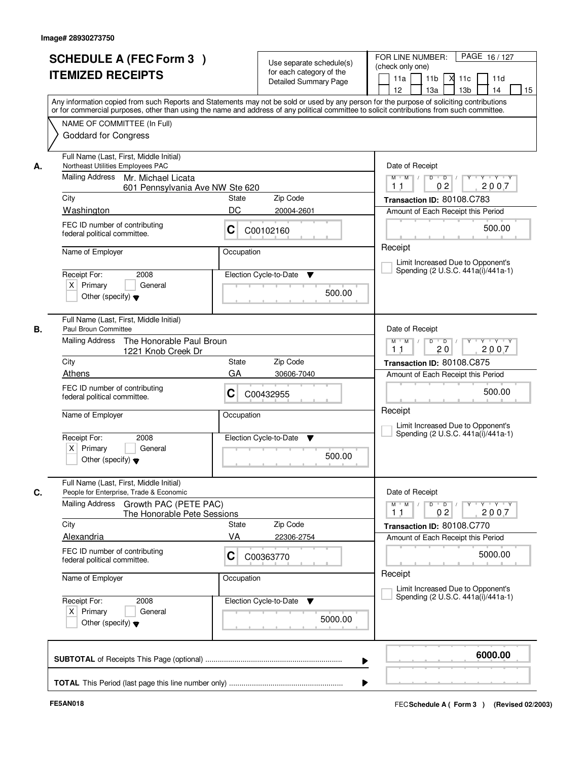Image# 28930273750

# SCHEDULE A (FEC Form 3 )
# ITEMIZED RECEIPTS

Use separate schedule(s) for each category of the Detailed Summary Page

FOR LINE NUMBER: (check only one)

11a | 11b | [X] 11c | 11d | 12 | 13a | 13b | 14 | 15

Any information copied from such Reports and Statements may not be sold or used by any person for the purpose of soliciting contributions or for commercial purposes, other than using the name and address of any political committee to solicit contributions from such committee.

NAME OF COMMITTEE (In Full)

Goddard for Congress

---

**A.** Full Name (Last, First, Middle Initial): Northeast Utilities Employees PAC

Mailing Address: Mr. Michael Licata, 601 Pennsylvania Ave NW Ste 620

City: Washington | State: DC | Zip Code: 20004-2601

FEC ID number of contributing federal political committee: C C00102160

Name of Employer: | Occupation:

Receipt For: 2008 [X] Primary [ ] General [ ] Other (specify)

Election Cycle-to-Date: 500.00

Date of Receipt: 11 / 02 / 2007

Transaction ID: 80108.C783

Amount of Each Receipt this Period: 500.00

[ ] Limit Increased Due to Opponent's Spending (2 U.S.C. 441a(i)/441a-1)

---

**B.** Full Name (Last, First, Middle Initial): Paul Broun Committee

Mailing Address: The Honorable Paul Broun, 1221 Knob Creek Dr

City: Athens | State: GA | Zip Code: 30606-7040

FEC ID number of contributing federal political committee: C C00432955

Name of Employer: | Occupation:

Receipt For: 2008 [X] Primary [ ] General [ ] Other (specify)

Election Cycle-to-Date: 500.00

Date of Receipt: 11 / 20 / 2007

Transaction ID: 80108.C875

Amount of Each Receipt this Period: 500.00

[ ] Limit Increased Due to Opponent's Spending (2 U.S.C. 441a(i)/441a-1)

---

**C.** Full Name (Last, First, Middle Initial): People for Enterprise, Trade & Economic

Mailing Address: Growth PAC (PETE PAC), The Honorable Pete Sessions

City: Alexandria | State: VA | Zip Code: 22306-2754

FEC ID number of contributing federal political committee: C C00363770

Name of Employer: | Occupation:

Receipt For: 2008 [X] Primary [ ] General [ ] Other (specify)

Election Cycle-to-Date: 5000.00

Date of Receipt: 11 / 02 / 2007

Transaction ID: 80108.C770

Amount of Each Receipt this Period: 5000.00

[ ] Limit Increased Due to Opponent's Spending (2 U.S.C. 441a(i)/441a-1)

---

**SUBTOTAL** of Receipts This Page (optional) ........ 6000.00

**TOTAL** This Period (last page this line number only) ........

FE5AN018

FEC Schedule A ( Form 3 ) (Revised 02/2003)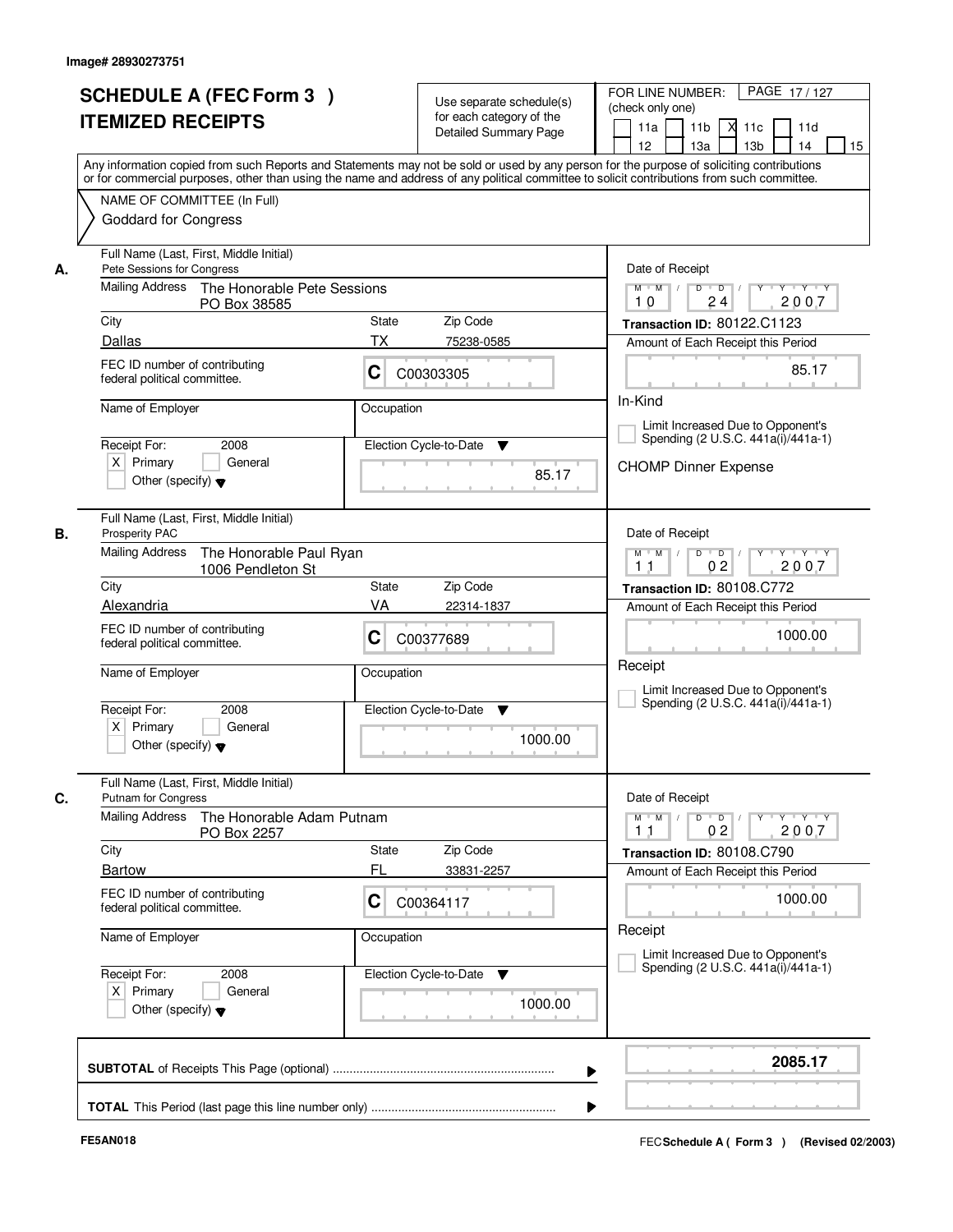Image# 28930273751

# SCHEDULE A (FEC Form 3 )
## ITEMIZED RECEIPTS

Use separate schedule(s) for each category of the Detailed Summary Page

FOR LINE NUMBER: (check only one)
11a [ ] 11b [ ] 11c [X] 11d [ ] 12 [ ] 13a [ ] 13b [ ] 14 [ ] 15 [ ]

PAGE 17 / 127

Any information copied from such Reports and Statements may not be sold or used by any person for the purpose of soliciting contributions or for commercial purposes, other than using the name and address of any political committee to solicit contributions from such committee.

NAME OF COMMITTEE (In Full)
Goddard for Congress

---

**A.**

Full Name (Last, First, Middle Initial): Pete Sessions for Congress

Mailing Address: The Honorable Pete Sessions, PO Box 38585

City: Dallas | State: TX | Zip Code: 75238-0585

FEC ID number of contributing federal political committee: C C00303305

Name of Employer:

Occupation:

Receipt For: 2008 [X] Primary [ ] General [ ] Other (specify)

Election Cycle-to-Date: 85.17

Date of Receipt: 10 / 24 / 2007

Transaction ID: 80122.C1123

Amount of Each Receipt this Period: 85.17

In-Kind

[ ] Limit Increased Due to Opponent's Spending (2 U.S.C. 441a(i)/441a-1)

CHOMP Dinner Expense

---

**B.**

Full Name (Last, First, Middle Initial): Prosperity PAC

Mailing Address: The Honorable Paul Ryan, 1006 Pendleton St

City: Alexandria | State: VA | Zip Code: 22314-1837

FEC ID number of contributing federal political committee: C C00377689

Name of Employer:

Occupation:

Receipt For: 2008 [X] Primary [ ] General [ ] Other (specify)

Election Cycle-to-Date: 1000.00

Date of Receipt: 11 / 02 / 2007

Transaction ID: 80108.C772

Amount of Each Receipt this Period: 1000.00

Receipt

[ ] Limit Increased Due to Opponent's Spending (2 U.S.C. 441a(i)/441a-1)

---

**C.**

Full Name (Last, First, Middle Initial): Putnam for Congress

Mailing Address: The Honorable Adam Putnam, PO Box 2257

City: Bartow | State: FL | Zip Code: 33831-2257

FEC ID number of contributing federal political committee: C C00364117

Name of Employer:

Occupation:

Receipt For: 2008 [X] Primary [ ] General [ ] Other (specify)

Election Cycle-to-Date: 1000.00

Date of Receipt: 11 / 02 / 2007

Transaction ID: 80108.C790

Amount of Each Receipt this Period: 1000.00

Receipt

[ ] Limit Increased Due to Opponent's Spending (2 U.S.C. 441a(i)/441a-1)

---

**SUBTOTAL** of Receipts This Page (optional) ........ **2085.17**

**TOTAL** This Period (last page this line number only) ........

FE5AN018 | FEC **Schedule A ( Form 3 )** (Revised 02/2003)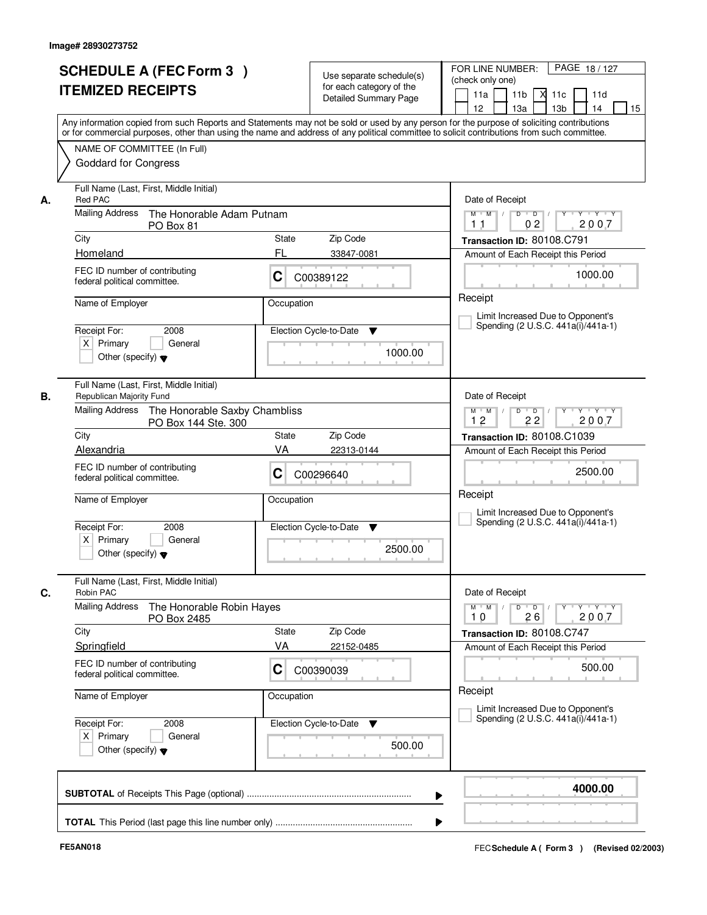Image# 28930273752

# SCHEDULE A (FEC Form 3 )
# ITEMIZED RECEIPTS

Use separate schedule(s) for each category of the Detailed Summary Page

FOR LINE NUMBER: (check only one)

11a [ ] 11b [ ] 11c [X] 11d [ ] 12 [ ] 13a [ ] 13b [ ] 14 [ ] 15 [ ]

Any information copied from such Reports and Statements may not be sold or used by any person for the purpose of soliciting contributions or for commercial purposes, other than using the name and address of any political committee to solicit contributions from such committee.

NAME OF COMMITTEE (In Full)
Goddard for Congress

---

**A.**

Full Name (Last, First, Middle Initial): Red PAC

Mailing Address: The Honorable Adam Putnam, PO Box 81

City: Homeland | State: FL | Zip Code: 33847-0081

FEC ID number of contributing federal political committee: C C00389122

Name of Employer:

Occupation:

Receipt For: 2008 — [X] Primary [ ] General [ ] Other (specify)

Election Cycle-to-Date: 1000.00

Date of Receipt: 11 / 02 / 2007

Transaction ID: 80108.C791

Amount of Each Receipt this Period: 1000.00

Receipt

[ ] Limit Increased Due to Opponent's Spending (2 U.S.C. 441a(i)/441a-1)

---

**B.**

Full Name (Last, First, Middle Initial): Republican Majority Fund

Mailing Address: The Honorable Saxby Chambliss, PO Box 144 Ste. 300

City: Alexandria | State: VA | Zip Code: 22313-0144

FEC ID number of contributing federal political committee: C C00296640

Name of Employer:

Occupation:

Receipt For: 2008 — [X] Primary [ ] General [ ] Other (specify)

Election Cycle-to-Date: 2500.00

Date of Receipt: 12 / 22 / 2007

Transaction ID: 80108.C1039

Amount of Each Receipt this Period: 2500.00

Receipt

[ ] Limit Increased Due to Opponent's Spending (2 U.S.C. 441a(i)/441a-1)

---

**C.**

Full Name (Last, First, Middle Initial): Robin PAC

Mailing Address: The Honorable Robin Hayes, PO Box 2485

City: Springfield | State: VA | Zip Code: 22152-0485

FEC ID number of contributing federal political committee: C C00390039

Name of Employer:

Occupation:

Receipt For: 2008 — [X] Primary [ ] General [ ] Other (specify)

Election Cycle-to-Date: 500.00

Date of Receipt: 10 / 26 / 2007

Transaction ID: 80108.C747

Amount of Each Receipt this Period: 500.00

Receipt

[ ] Limit Increased Due to Opponent's Spending (2 U.S.C. 441a(i)/441a-1)

---

**SUBTOTAL** of Receipts This Page (optional) ............ **4000.00**

**TOTAL** This Period (last page this line number only) ............

FE5AN018

FEC **Schedule A ( Form 3 )** (Revised 02/2003)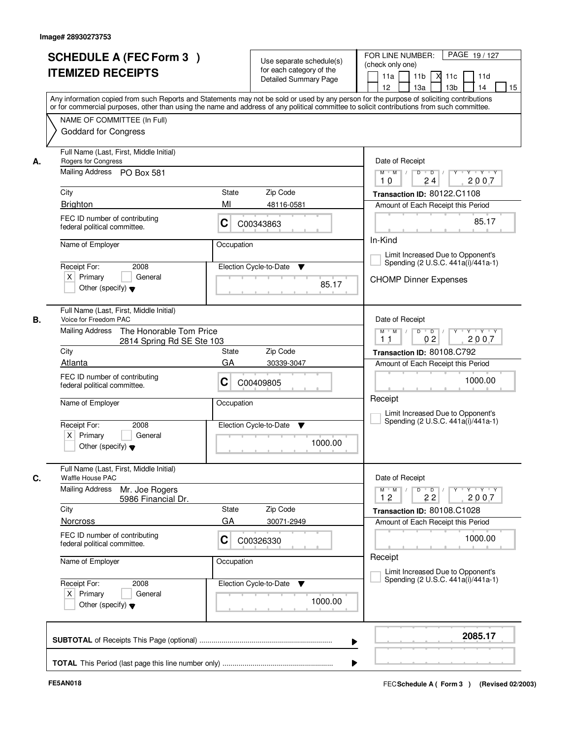Image# 28930273753

# SCHEDULE A (FEC Form 3 )
# ITEMIZED RECEIPTS

Use separate schedule(s) for each category of the Detailed Summary Page

FOR LINE NUMBER: (check only one)

11a [ ] 11b [ ] 11c [X] 11d [ ] 12 [ ] 13a [ ] 13b [ ] 14 [ ] 15 [ ]

PAGE 19 / 127

Any information copied from such Reports and Statements may not be sold or used by any person for the purpose of soliciting contributions or for commercial purposes, other than using the name and address of any political committee to solicit contributions from such committee.

NAME OF COMMITTEE (In Full)
Goddard for Congress

---

**A.** Full Name (Last, First, Middle Initial)
Rogers for Congress

Mailing Address: PO Box 581

City: Brighton | State: MI | Zip Code: 48116-0581

FEC ID number of contributing federal political committee: C C00343863

Name of Employer: | Occupation:

Receipt For: 2008 — [X] Primary [ ] General [ ] Other (specify)

Election Cycle-to-Date: 85.17

Date of Receipt: 10 24 2007

Transaction ID: 80122.C1108

Amount of Each Receipt this Period: 85.17

In-Kind

[ ] Limit Increased Due to Opponent's Spending (2 U.S.C. 441a(i)/441a-1)

CHOMP Dinner Expenses

---

**B.** Full Name (Last, First, Middle Initial)
Voice for Freedom PAC

Mailing Address: The Honorable Tom Price
2814 Spring Rd SE Ste 103

City: Atlanta | State: GA | Zip Code: 30339-3047

FEC ID number of contributing federal political committee: C C00409805

Name of Employer: | Occupation:

Receipt For: 2008 — [X] Primary [ ] General [ ] Other (specify)

Election Cycle-to-Date: 1000.00

Date of Receipt: 11 02 2007

Transaction ID: 80108.C792

Amount of Each Receipt this Period: 1000.00

Receipt

[ ] Limit Increased Due to Opponent's Spending (2 U.S.C. 441a(i)/441a-1)

---

**C.** Full Name (Last, First, Middle Initial)
Waffle House PAC

Mailing Address: Mr. Joe Rogers
5986 Financial Dr.

City: Norcross | State: GA | Zip Code: 30071-2949

FEC ID number of contributing federal political committee: C C00326330

Name of Employer: | Occupation:

Receipt For: 2008 — [X] Primary [ ] General [ ] Other (specify)

Election Cycle-to-Date: 1000.00

Date of Receipt: 12 22 2007

Transaction ID: 80108.C1028

Amount of Each Receipt this Period: 1000.00

Receipt

[ ] Limit Increased Due to Opponent's Spending (2 U.S.C. 441a(i)/441a-1)

---

**SUBTOTAL** of Receipts This Page (optional) ........ 2085.17

**TOTAL** This Period (last page this line number only) ........

FE5AN018 — FEC Schedule A ( Form 3 ) (Revised 02/2003)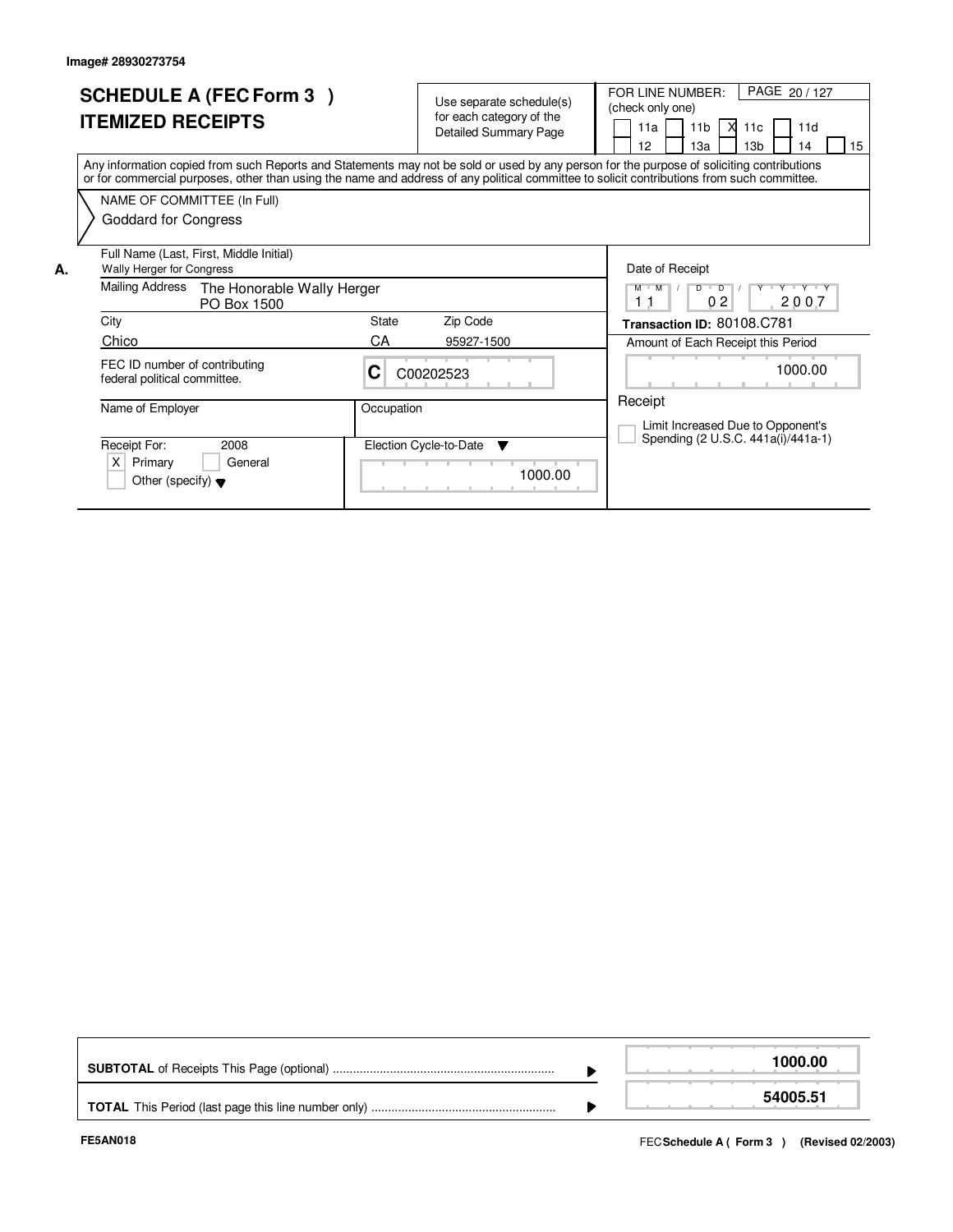Image# 28930273754

# SCHEDULE A (FEC Form 3 ) ITEMIZED RECEIPTS

Use separate schedule(s) for each category of the Detailed Summary Page

FOR LINE NUMBER: (check only one)

[ ] 11a [ ] 11b [X] 11c [ ] 11d [ ] 12 [ ] 13a [ ] 13b [ ] 14 [ ] 15

Any information copied from such Reports and Statements may not be sold or used by any person for the purpose of soliciting contributions or for commercial purposes, other than using the name and address of any political committee to solicit contributions from such committee.

NAME OF COMMITTEE (In Full)

Goddard for Congress

**A.**

| Field | Value |
|---|---|
| Full Name (Last, First, Middle Initial) | Wally Herger for Congress |
| Mailing Address | The Honorable Wally Herger, PO Box 1500 |
| City | Chico |
| State | CA |
| Zip Code | 95927-1500 |
| FEC ID number of contributing federal political committee. | C C00202523 |
| Name of Employer | |
| Occupation | |
| Receipt For: 2008 | [X] Primary [ ] General [ ] Other (specify) |
| Election Cycle-to-Date | 1000.00 |
| Date of Receipt | 11 / 02 / 2007 |
| Transaction ID | 80108.C781 |
| Amount of Each Receipt this Period | 1000.00 |
| Receipt | [ ] Limit Increased Due to Opponent's Spending (2 U.S.C. 441a(i)/441a-1) |

| | |
|---|---|
| **SUBTOTAL** of Receipts This Page (optional) | **1000.00** |
| **TOTAL** This Period (last page this line number only) | **54005.51** |

FE5AN018

FEC **Schedule A ( Form 3 )** (Revised 02/2003)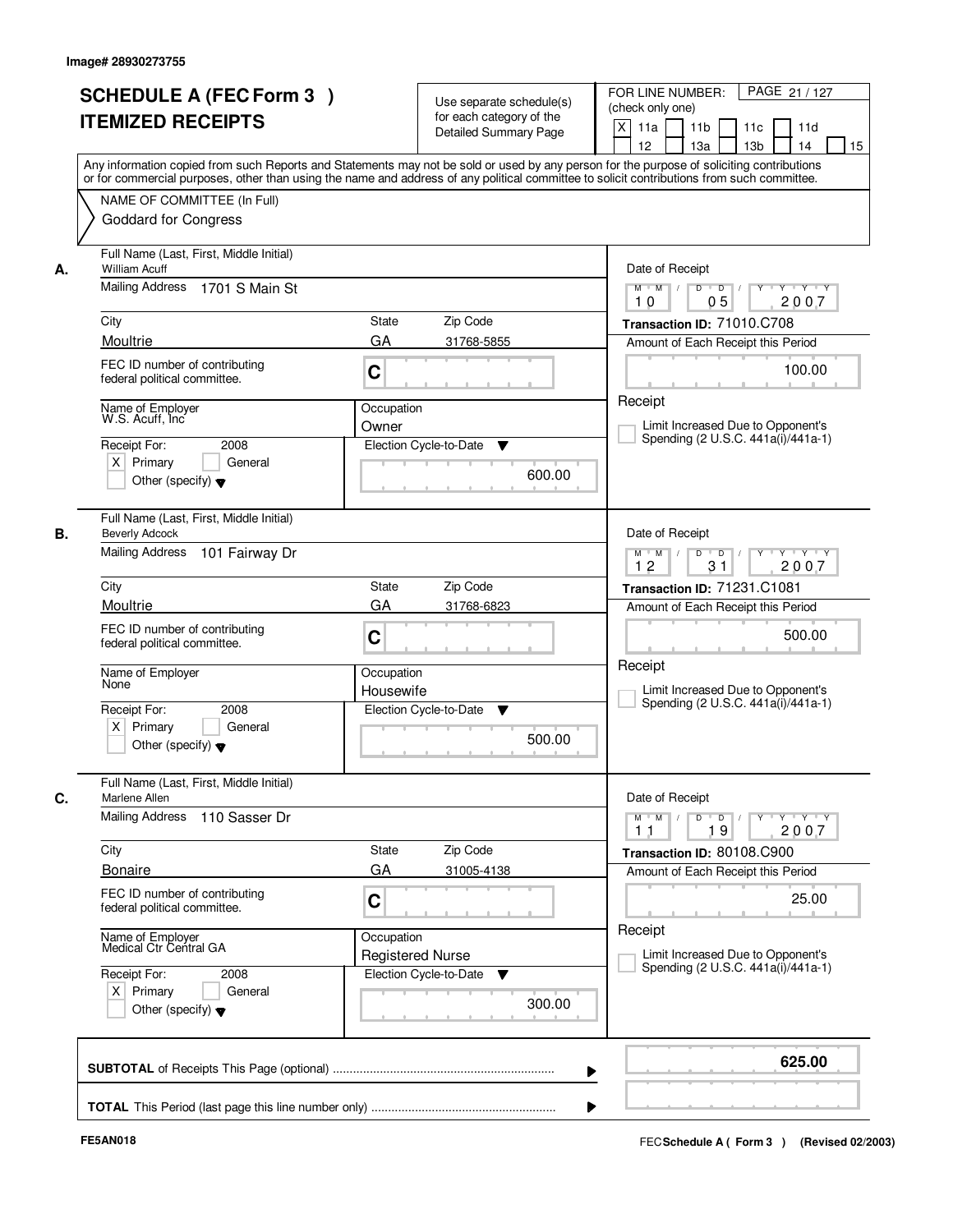Image# 28930273755

# SCHEDULE A (FEC Form 3 ) ITEMIZED RECEIPTS

Use separate schedule(s) for each category of the Detailed Summary Page

FOR LINE NUMBER: (check only one)

[X] 11a [ ] 11b [ ] 11c [ ] 11d [ ] 12 [ ] 13a [ ] 13b [ ] 14 [ ] 15

Any information copied from such Reports and Statements may not be sold or used by any person for the purpose of soliciting contributions or for commercial purposes, other than using the name and address of any political committee to solicit contributions from such committee.

NAME OF COMMITTEE (In Full)
Goddard for Congress

---

**A.**

Full Name (Last, First, Middle Initial): William Acuff

Mailing Address: 1701 S Main St

City: Moultrie | State: GA | Zip Code: 31768-5855

FEC ID number of contributing federal political committee: C

Name of Employer: W.S. Acuff, Inc

Occupation: Owner

Receipt For: 2008 [X] Primary [ ] General [ ] Other (specify)

Election Cycle-to-Date: 600.00

Date of Receipt: 10/05/2007

Transaction ID: 71010.C708

Amount of Each Receipt this Period: 100.00

Receipt [ ] Limit Increased Due to Opponent's Spending (2 U.S.C. 441a(i)/441a-1)

---

**B.**

Full Name (Last, First, Middle Initial): Beverly Adcock

Mailing Address: 101 Fairway Dr

City: Moultrie | State: GA | Zip Code: 31768-6823

FEC ID number of contributing federal political committee: C

Name of Employer: None

Occupation: Housewife

Receipt For: 2008 [X] Primary [ ] General [ ] Other (specify)

Election Cycle-to-Date: 500.00

Date of Receipt: 12/31/2007

Transaction ID: 71231.C1081

Amount of Each Receipt this Period: 500.00

Receipt [ ] Limit Increased Due to Opponent's Spending (2 U.S.C. 441a(i)/441a-1)

---

**C.**

Full Name (Last, First, Middle Initial): Marlene Allen

Mailing Address: 110 Sasser Dr

City: Bonaire | State: GA | Zip Code: 31005-4138

FEC ID number of contributing federal political committee: C

Name of Employer: Medical Ctr Central GA

Occupation: Registered Nurse

Receipt For: 2008 [X] Primary [ ] General [ ] Other (specify)

Election Cycle-to-Date: 300.00

Date of Receipt: 11/19/2007

Transaction ID: 80108.C900

Amount of Each Receipt this Period: 25.00

Receipt [ ] Limit Increased Due to Opponent's Spending (2 U.S.C. 441a(i)/441a-1)

---

**SUBTOTAL** of Receipts This Page (optional): 625.00

**TOTAL** This Period (last page this line number only):

FE5AN018

FEC Schedule A ( Form 3 ) (Revised 02/2003)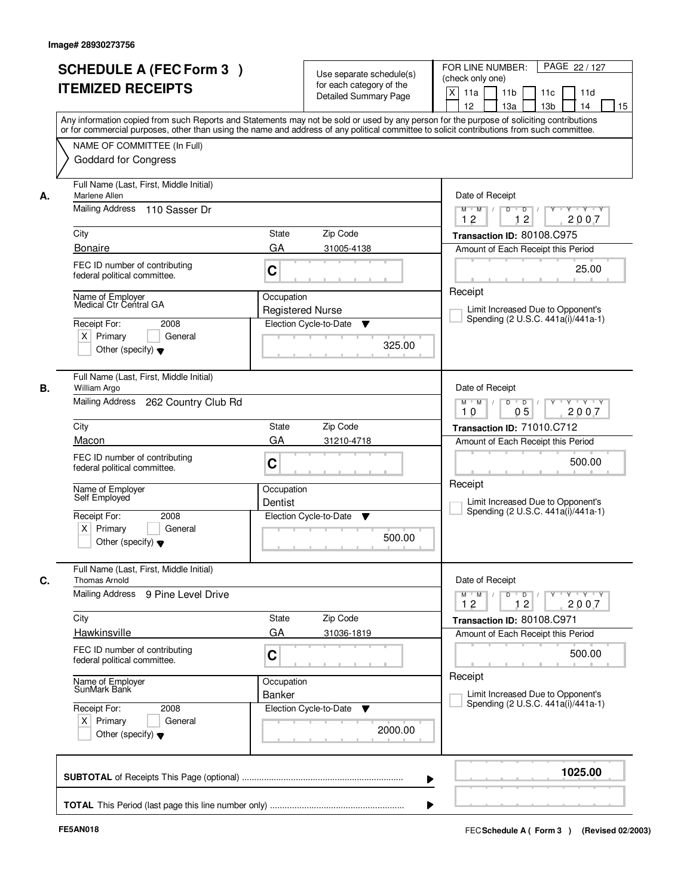Image# 28930273756

# SCHEDULE A (FEC Form 3 )
# ITEMIZED RECEIPTS

Use separate schedule(s) for each category of the Detailed Summary Page

FOR LINE NUMBER: (check only one)

[X] 11a [ ] 11b [ ] 11c [ ] 11d [ ] 12 [ ] 13a [ ] 13b [ ] 14 [ ] 15

Any information copied from such Reports and Statements may not be sold or used by any person for the purpose of soliciting contributions or for commercial purposes, other than using the name and address of any political committee to solicit contributions from such committee.

NAME OF COMMITTEE (In Full)
Goddard for Congress

---

**A.** Full Name (Last, First, Middle Initial): Marlene Allen

Mailing Address: 110 Sasser Dr

City: Bonaire | State: GA | Zip Code: 31005-4138

FEC ID number of contributing federal political committee: C

Name of Employer: Medical Ctr Central GA

Occupation: Registered Nurse

Receipt For: 2008 [X] Primary [ ] General [ ] Other (specify)

Election Cycle-to-Date: 325.00

Date of Receipt: 12 / 12 / 2007

Transaction ID: 80108.C975

Amount of Each Receipt this Period: 25.00

[ ] Limit Increased Due to Opponent's Spending (2 U.S.C. 441a(i)/441a-1)

---

**B.** Full Name (Last, First, Middle Initial): William Argo

Mailing Address: 262 Country Club Rd

City: Macon | State: GA | Zip Code: 31210-4718

FEC ID number of contributing federal political committee: C

Name of Employer: Self Employed

Occupation: Dentist

Receipt For: 2008 [X] Primary [ ] General [ ] Other (specify)

Election Cycle-to-Date: 500.00

Date of Receipt: 10 / 05 / 2007

Transaction ID: 71010.C712

Amount of Each Receipt this Period: 500.00

[ ] Limit Increased Due to Opponent's Spending (2 U.S.C. 441a(i)/441a-1)

---

**C.** Full Name (Last, First, Middle Initial): Thomas Arnold

Mailing Address: 9 Pine Level Drive

City: Hawkinsville | State: GA | Zip Code: 31036-1819

FEC ID number of contributing federal political committee: C

Name of Employer: SunMark Bank

Occupation: Banker

Receipt For: 2008 [X] Primary [ ] General [ ] Other (specify)

Election Cycle-to-Date: 2000.00

Date of Receipt: 12 / 12 / 2007

Transaction ID: 80108.C971

Amount of Each Receipt this Period: 500.00

[ ] Limit Increased Due to Opponent's Spending (2 U.S.C. 441a(i)/441a-1)

---

**SUBTOTAL** of Receipts This Page (optional): **1025.00**

**TOTAL** This Period (last page this line number only):

FE5AN018 | FEC Schedule A ( Form 3 ) (Revised 02/2003)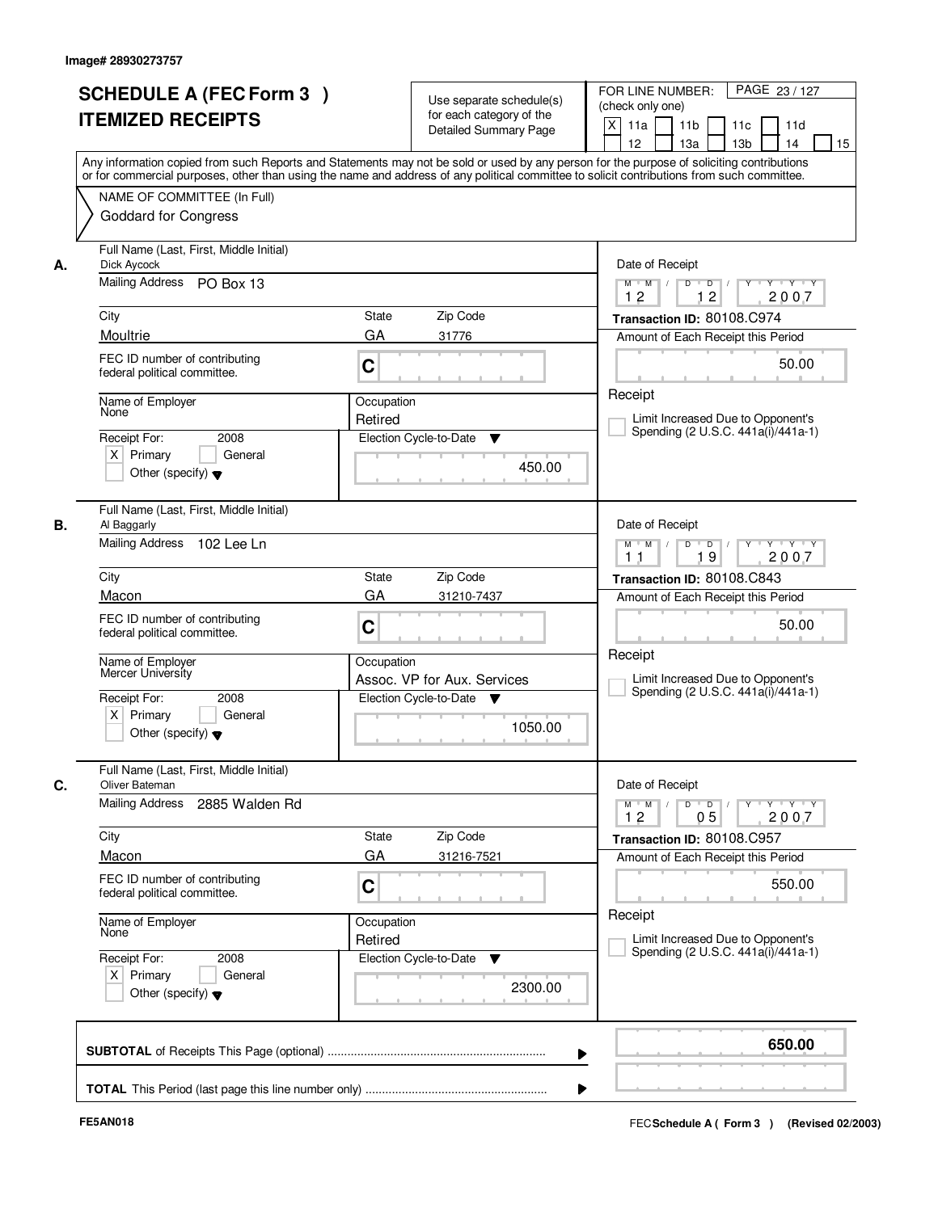Image# 28930273757

# SCHEDULE A (FEC Form 3 )
## ITEMIZED RECEIPTS

Use separate schedule(s) for each category of the Detailed Summary Page

FOR LINE NUMBER: (check only one)

[X] 11a [ ] 11b [ ] 11c [ ] 11d [ ] 12 [ ] 13a [ ] 13b [ ] 14 [ ] 15

PAGE 23 / 127

Any information copied from such Reports and Statements may not be sold or used by any person for the purpose of soliciting contributions or for commercial purposes, other than using the name and address of any political committee to solicit contributions from such committee.

NAME OF COMMITTEE (In Full)
Goddard for Congress

---

**A.** Full Name (Last, First, Middle Initial): Dick Aycock

Mailing Address: PO Box 13

City: Moultrie | State: GA | Zip Code: 31776

FEC ID number of contributing federal political committee: C

Name of Employer: None | Occupation: Retired

Receipt For: 2008 [X] Primary [ ] General [ ] Other (specify)

Election Cycle-to-Date: 450.00

Date of Receipt: 12 / 12 / 2007

Transaction ID: 80108.C974

Amount of Each Receipt this Period: 50.00

[ ] Limit Increased Due to Opponent's Spending (2 U.S.C. 441a(i)/441a-1)

---

**B.** Full Name (Last, First, Middle Initial): Al Baggarly

Mailing Address: 102 Lee Ln

City: Macon | State: GA | Zip Code: 31210-7437

FEC ID number of contributing federal political committee: C

Name of Employer: Mercer University | Occupation: Assoc. VP for Aux. Services

Receipt For: 2008 [X] Primary [ ] General [ ] Other (specify)

Election Cycle-to-Date: 1050.00

Date of Receipt: 11 / 19 / 2007

Transaction ID: 80108.C843

Amount of Each Receipt this Period: 50.00

[ ] Limit Increased Due to Opponent's Spending (2 U.S.C. 441a(i)/441a-1)

---

**C.** Full Name (Last, First, Middle Initial): Oliver Bateman

Mailing Address: 2885 Walden Rd

City: Macon | State: GA | Zip Code: 31216-7521

FEC ID number of contributing federal political committee: C

Name of Employer: None | Occupation: Retired

Receipt For: 2008 [X] Primary [ ] General [ ] Other (specify)

Election Cycle-to-Date: 2300.00

Date of Receipt: 12 / 05 / 2007

Transaction ID: 80108.C957

Amount of Each Receipt this Period: 550.00

[ ] Limit Increased Due to Opponent's Spending (2 U.S.C. 441a(i)/441a-1)

---

**SUBTOTAL** of Receipts This Page (optional): **650.00**

**TOTAL** This Period (last page this line number only):

FE5AN018 | FEC Schedule A ( Form 3 ) (Revised 02/2003)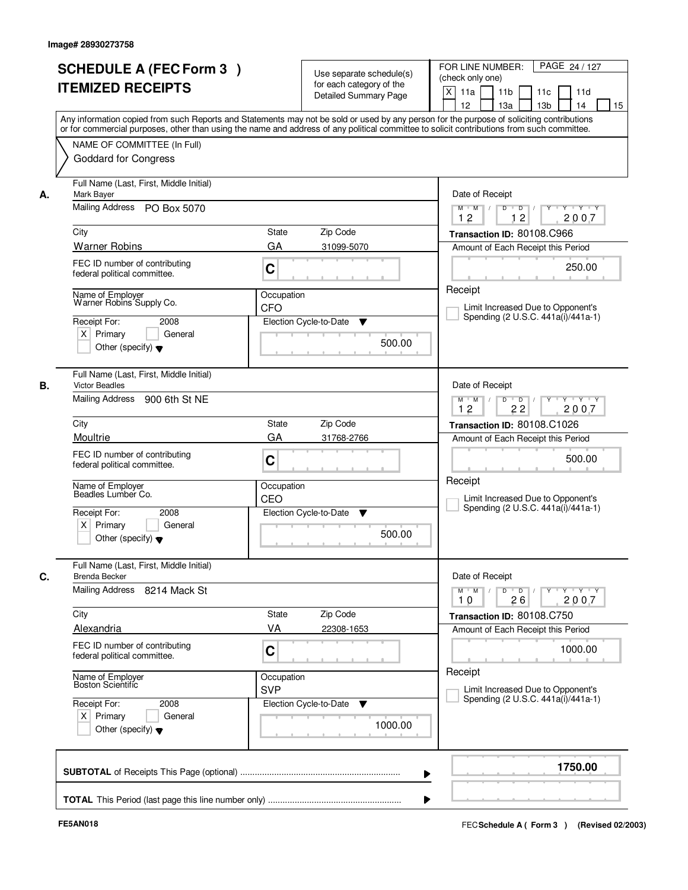Image# 28930273758

# SCHEDULE A (FEC Form 3 ) ITEMIZED RECEIPTS

Use separate schedule(s) for each category of the Detailed Summary Page

FOR LINE NUMBER: (check only one)

[X] 11a [ ] 11b [ ] 11c [ ] 11d [ ] 12 [ ] 13a [ ] 13b [ ] 14 [ ] 15

PAGE 24 / 127

Any information copied from such Reports and Statements may not be sold or used by any person for the purpose of soliciting contributions or for commercial purposes, other than using the name and address of any political committee to solicit contributions from such committee.

NAME OF COMMITTEE (In Full)
Goddard for Congress

---

**A.**

Full Name (Last, First, Middle Initial): Mark Bayer

Mailing Address: PO Box 5070

City: Warner Robins | State: GA | Zip Code: 31099-5070

FEC ID number of contributing federal political committee: C

Name of Employer: Warner Robins Supply Co.

Occupation: CFO

Receipt For: 2008 — [X] Primary [ ] General [ ] Other (specify)

Election Cycle-to-Date: 500.00

Date of Receipt: 12 / 12 / 2007

Transaction ID: 80108.C966

Amount of Each Receipt this Period: 250.00

Receipt

[ ] Limit Increased Due to Opponent's Spending (2 U.S.C. 441a(i)/441a-1)

---

**B.**

Full Name (Last, First, Middle Initial): Victor Beadles

Mailing Address: 900 6th St NE

City: Moultrie | State: GA | Zip Code: 31768-2766

FEC ID number of contributing federal political committee: C

Name of Employer: Beadles Lumber Co.

Occupation: CEO

Receipt For: 2008 — [X] Primary [ ] General [ ] Other (specify)

Election Cycle-to-Date: 500.00

Date of Receipt: 12 / 22 / 2007

Transaction ID: 80108.C1026

Amount of Each Receipt this Period: 500.00

Receipt

[ ] Limit Increased Due to Opponent's Spending (2 U.S.C. 441a(i)/441a-1)

---

**C.**

Full Name (Last, First, Middle Initial): Brenda Becker

Mailing Address: 8214 Mack St

City: Alexandria | State: VA | Zip Code: 22308-1653

FEC ID number of contributing federal political committee: C

Name of Employer: Boston Scientific

Occupation: SVP

Receipt For: 2008 — [X] Primary [ ] General [ ] Other (specify)

Election Cycle-to-Date: 1000.00

Date of Receipt: 10 / 26 / 2007

Transaction ID: 80108.C750

Amount of Each Receipt this Period: 1000.00

Receipt

[ ] Limit Increased Due to Opponent's Spending (2 U.S.C. 441a(i)/441a-1)

---

**SUBTOTAL** of Receipts This Page (optional): 1750.00

**TOTAL** This Period (last page this line number only):

FE5AN018

FEC Schedule A ( Form 3 ) (Revised 02/2003)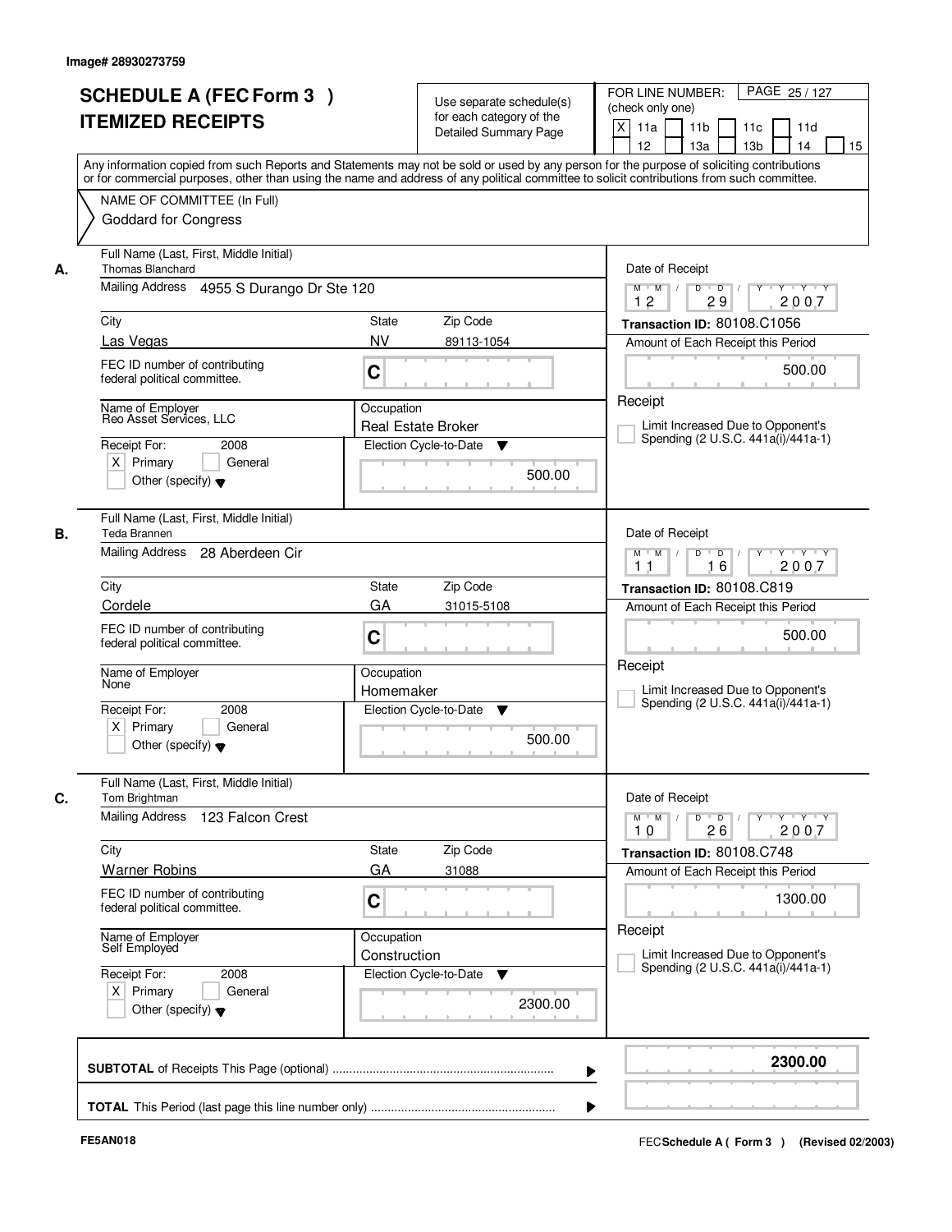Image# 28930273759

# SCHEDULE A (FEC Form 3 )
# ITEMIZED RECEIPTS

Use separate schedule(s) for each category of the Detailed Summary Page

FOR LINE NUMBER: (check only one)

[X] 11a [ ] 11b [ ] 11c [ ] 11d [ ] 12 [ ] 13a [ ] 13b [ ] 14 [ ] 15

PAGE 25 / 127

Any information copied from such Reports and Statements may not be sold or used by any person for the purpose of soliciting contributions or for commercial purposes, other than using the name and address of any political committee to solicit contributions from such committee.

NAME OF COMMITTEE (In Full)
Goddard for Congress

## A.

Full Name (Last, First, Middle Initial): Thomas Blanchard

Mailing Address: 4955 S Durango Dr Ste 120

City: Las Vegas | State: NV | Zip Code: 89113-1054

FEC ID number of contributing federal political committee: C

Name of Employer: Reo Asset Services, LLC

Occupation: Real Estate Broker

Receipt For: 2008 [X] Primary [ ] General [ ] Other (specify)

Election Cycle-to-Date: 500.00

Date of Receipt: 12 / 29 / 2007

Transaction ID: 80108.C1056

Amount of Each Receipt this Period: 500.00

Receipt

[ ] Limit Increased Due to Opponent's Spending (2 U.S.C. 441a(i)/441a-1)

## B.

Full Name (Last, First, Middle Initial): Teda Brannen

Mailing Address: 28 Aberdeen Cir

City: Cordele | State: GA | Zip Code: 31015-5108

FEC ID number of contributing federal political committee: C

Name of Employer: None

Occupation: Homemaker

Receipt For: 2008 [X] Primary [ ] General [ ] Other (specify)

Election Cycle-to-Date: 500.00

Date of Receipt: 11 / 16 / 2007

Transaction ID: 80108.C819

Amount of Each Receipt this Period: 500.00

Receipt

[ ] Limit Increased Due to Opponent's Spending (2 U.S.C. 441a(i)/441a-1)

## C.

Full Name (Last, First, Middle Initial): Tom Brightman

Mailing Address: 123 Falcon Crest

City: Warner Robins | State: GA | Zip Code: 31088

FEC ID number of contributing federal political committee: C

Name of Employer: Self Employed

Occupation: Construction

Receipt For: 2008 [X] Primary [ ] General [ ] Other (specify)

Election Cycle-to-Date: 2300.00

Date of Receipt: 10 / 26 / 2007

Transaction ID: 80108.C748

Amount of Each Receipt this Period: 1300.00

Receipt

[ ] Limit Increased Due to Opponent's Spending (2 U.S.C. 441a(i)/441a-1)

**SUBTOTAL** of Receipts This Page (optional): **2300.00**

**TOTAL** This Period (last page this line number only):

FE5AN018

FEC **Schedule A ( Form 3 )** (Revised 02/2003)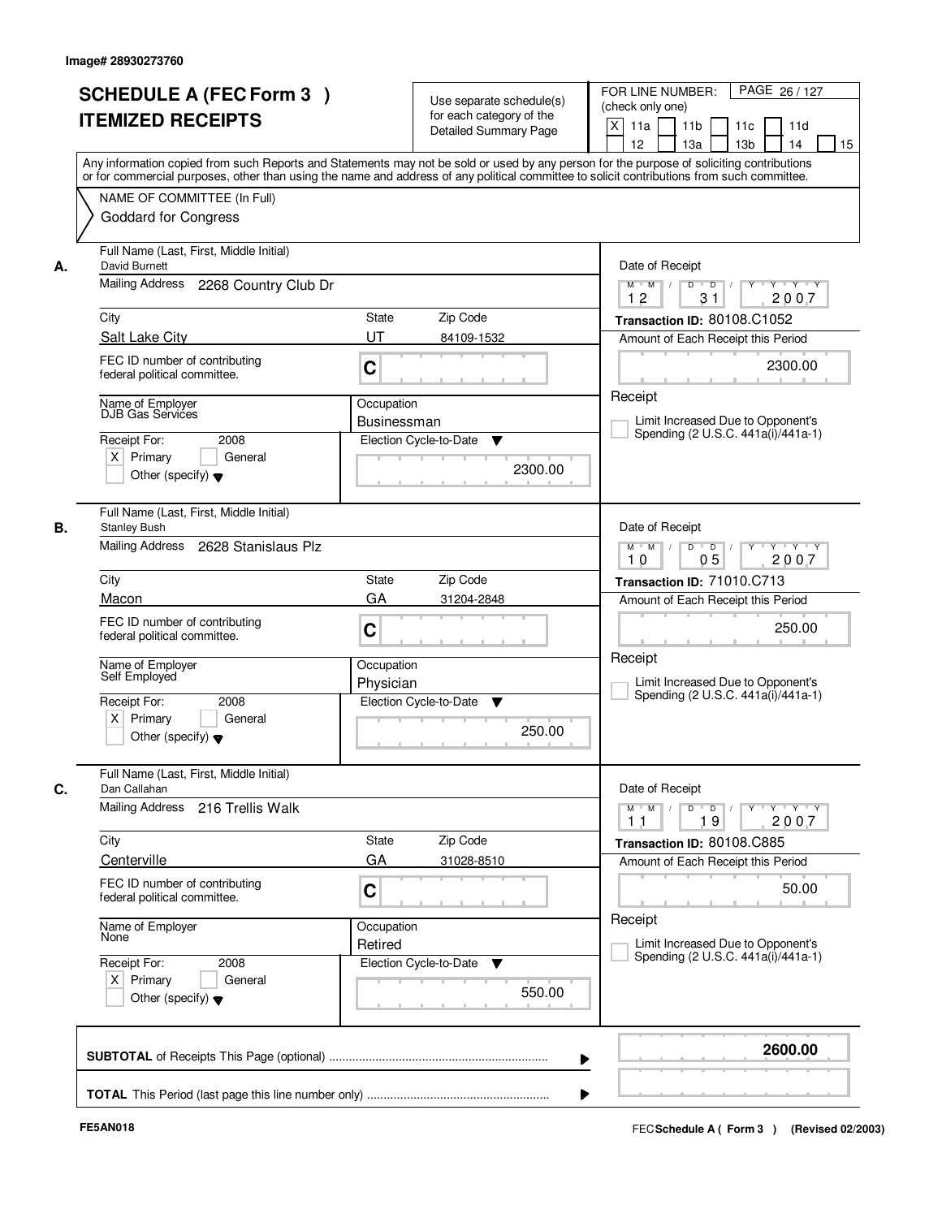Image# 28930273760

# SCHEDULE A (FEC Form 3 )
# ITEMIZED RECEIPTS

Use separate schedule(s) for each category of the Detailed Summary Page

FOR LINE NUMBER: (check only one)

[X] 11a [ ] 11b [ ] 11c [ ] 11d [ ] 12 [ ] 13a [ ] 13b [ ] 14 [ ] 15

PAGE 26 / 127

Any information copied from such Reports and Statements may not be sold or used by any person for the purpose of soliciting contributions or for commercial purposes, other than using the name and address of any political committee to solicit contributions from such committee.

NAME OF COMMITTEE (In Full)
Goddard for Congress

---

**A.**

Full Name (Last, First, Middle Initial): David Burnett

Mailing Address: 2268 Country Club Dr

City: Salt Lake City | State: UT | Zip Code: 84109-1532

FEC ID number of contributing federal political committee: C

Name of Employer: DJB Gas Services

Occupation: Businessman

Receipt For: 2008 [X] Primary [ ] General [ ] Other (specify)

Election Cycle-to-Date: 2300.00

Date of Receipt: 12 / 31 / 2007

Transaction ID: 80108.C1052

Amount of Each Receipt this Period: 2300.00

Receipt

[ ] Limit Increased Due to Opponent's Spending (2 U.S.C. 441a(i)/441a-1)

---

**B.**

Full Name (Last, First, Middle Initial): Stanley Bush

Mailing Address: 2628 Stanislaus Plz

City: Macon | State: GA | Zip Code: 31204-2848

FEC ID number of contributing federal political committee: C

Name of Employer: Self Employed

Occupation: Physician

Receipt For: 2008 [X] Primary [ ] General [ ] Other (specify)

Election Cycle-to-Date: 250.00

Date of Receipt: 10 / 05 / 2007

Transaction ID: 71010.C713

Amount of Each Receipt this Period: 250.00

Receipt

[ ] Limit Increased Due to Opponent's Spending (2 U.S.C. 441a(i)/441a-1)

---

**C.**

Full Name (Last, First, Middle Initial): Dan Callahan

Mailing Address: 216 Trellis Walk

City: Centerville | State: GA | Zip Code: 31028-8510

FEC ID number of contributing federal political committee: C

Name of Employer: None

Occupation: Retired

Receipt For: 2008 [X] Primary [ ] General [ ] Other (specify)

Election Cycle-to-Date: 550.00

Date of Receipt: 11 / 19 / 2007

Transaction ID: 80108.C885

Amount of Each Receipt this Period: 50.00

Receipt

[ ] Limit Increased Due to Opponent's Spending (2 U.S.C. 441a(i)/441a-1)

---

**SUBTOTAL** of Receipts This Page (optional) ........ **2600.00**

**TOTAL** This Period (last page this line number only) ........

FE5AN018

FEC **Schedule A ( Form 3 )** (Revised 02/2003)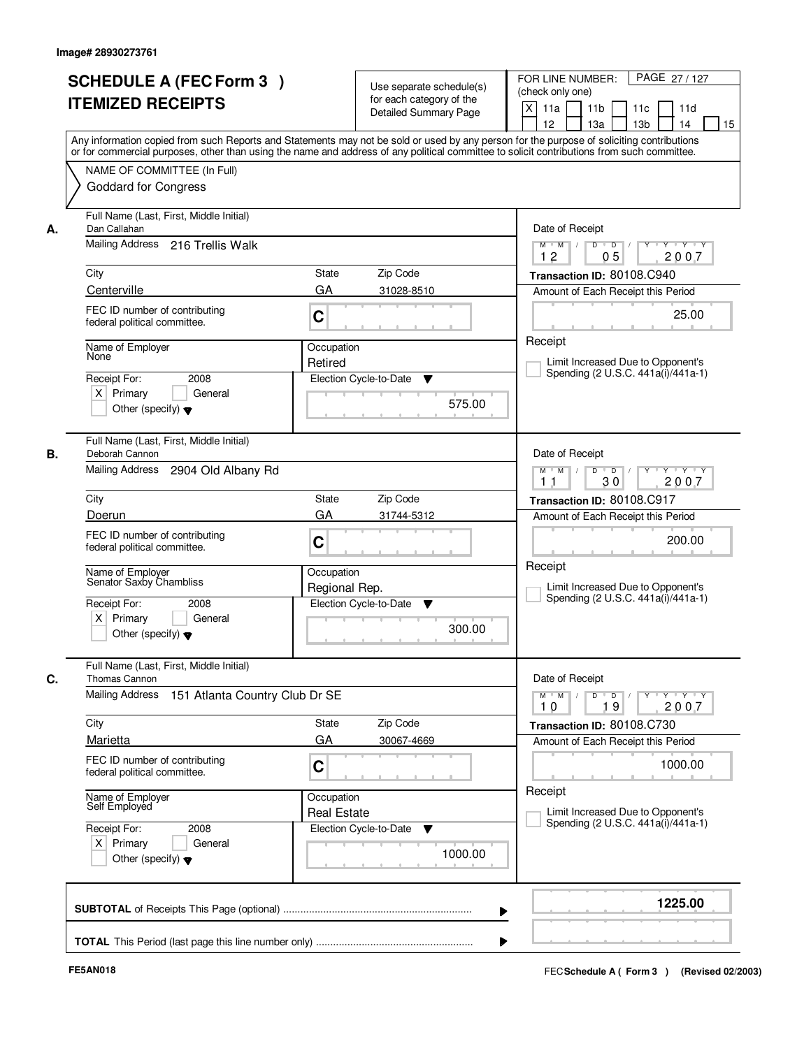Image# 28930273761

# SCHEDULE A (FEC Form 3 )
## ITEMIZED RECEIPTS

Use separate schedule(s) for each category of the Detailed Summary Page

FOR LINE NUMBER: (check only one)
[X] 11a [ ] 11b [ ] 11c [ ] 11d [ ] 12 [ ] 13a [ ] 13b [ ] 14 [ ] 15

PAGE 27 / 127

Any information copied from such Reports and Statements may not be sold or used by any person for the purpose of soliciting contributions or for commercial purposes, other than using the name and address of any political committee to solicit contributions from such committee.

NAME OF COMMITTEE (In Full)
Goddard for Congress

---

**A.** Full Name (Last, First, Middle Initial): Dan Callahan

Mailing Address: 216 Trellis Walk

City: Centerville | State: GA | Zip Code: 31028-8510

FEC ID number of contributing federal political committee: C

Name of Employer: None

Occupation: Retired

Receipt For: 2008 — [X] Primary [ ] General [ ] Other (specify)

Election Cycle-to-Date: 575.00

Date of Receipt: 12 / 05 / 2007

Transaction ID: 80108.C940

Amount of Each Receipt this Period: 25.00

Receipt

[ ] Limit Increased Due to Opponent's Spending (2 U.S.C. 441a(i)/441a-1)

---

**B.** Full Name (Last, First, Middle Initial): Deborah Cannon

Mailing Address: 2904 Old Albany Rd

City: Doerun | State: GA | Zip Code: 31744-5312

FEC ID number of contributing federal political committee: C

Name of Employer: Senator Saxby Chambliss

Occupation: Regional Rep.

Receipt For: 2008 — [X] Primary [ ] General [ ] Other (specify)

Election Cycle-to-Date: 300.00

Date of Receipt: 11 / 30 / 2007

Transaction ID: 80108.C917

Amount of Each Receipt this Period: 200.00

Receipt

[ ] Limit Increased Due to Opponent's Spending (2 U.S.C. 441a(i)/441a-1)

---

**C.** Full Name (Last, First, Middle Initial): Thomas Cannon

Mailing Address: 151 Atlanta Country Club Dr SE

City: Marietta | State: GA | Zip Code: 30067-4669

FEC ID number of contributing federal political committee: C

Name of Employer: Self Employed

Occupation: Real Estate

Receipt For: 2008 — [X] Primary [ ] General [ ] Other (specify)

Election Cycle-to-Date: 1000.00

Date of Receipt: 10 / 19 / 2007

Transaction ID: 80108.C730

Amount of Each Receipt this Period: 1000.00

Receipt

[ ] Limit Increased Due to Opponent's Spending (2 U.S.C. 441a(i)/441a-1)

---

**SUBTOTAL** of Receipts This Page (optional): 1225.00

**TOTAL** This Period (last page this line number only):

FE5AN018

FEC **Schedule A ( Form 3 )** (Revised 02/2003)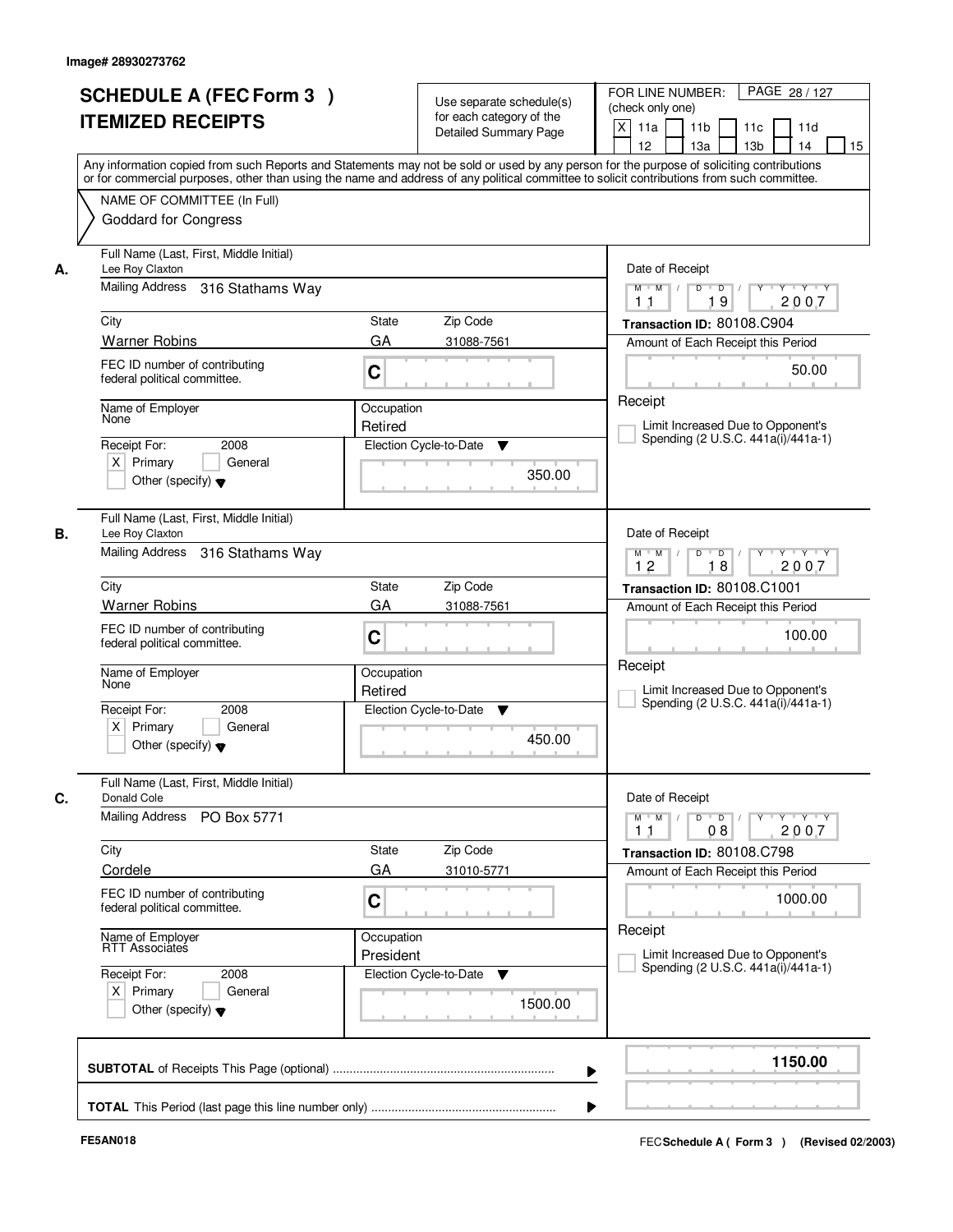Image# 28930273762

# SCHEDULE A (FEC Form 3 )
# ITEMIZED RECEIPTS

Use separate schedule(s) for each category of the Detailed Summary Page

FOR LINE NUMBER: (check only one)

[X] 11a [ ] 11b [ ] 11c [ ] 11d [ ] 12 [ ] 13a [ ] 13b [ ] 14 [ ] 15

PAGE 28 / 127

Any information copied from such Reports and Statements may not be sold or used by any person for the purpose of soliciting contributions or for commercial purposes, other than using the name and address of any political committee to solicit contributions from such committee.

NAME OF COMMITTEE (In Full)
Goddard for Congress

---

**A.** Full Name (Last, First, Middle Initial)
Lee Roy Claxton

Mailing Address: 316 Stathams Way

| City | State | Zip Code |
|---|---|---|
| Warner Robins | GA | 31088-7561 |

FEC ID number of contributing federal political committee. C

Name of Employer: None
Occupation: Retired

Receipt For: 2008 [X] Primary [ ] General [ ] Other (specify)

Election Cycle-to-Date: 350.00

Date of Receipt: 11 / 19 / 2007
Transaction ID: 80108.C904
Amount of Each Receipt this Period: 50.00

Receipt
[ ] Limit Increased Due to Opponent's Spending (2 U.S.C. 441a(i)/441a-1)

---

**B.** Full Name (Last, First, Middle Initial)
Lee Roy Claxton

Mailing Address: 316 Stathams Way

| City | State | Zip Code |
|---|---|---|
| Warner Robins | GA | 31088-7561 |

FEC ID number of contributing federal political committee. C

Name of Employer: None
Occupation: Retired

Receipt For: 2008 [X] Primary [ ] General [ ] Other (specify)

Election Cycle-to-Date: 450.00

Date of Receipt: 12 / 18 / 2007
Transaction ID: 80108.C1001
Amount of Each Receipt this Period: 100.00

Receipt
[ ] Limit Increased Due to Opponent's Spending (2 U.S.C. 441a(i)/441a-1)

---

**C.** Full Name (Last, First, Middle Initial)
Donald Cole

Mailing Address: PO Box 5771

| City | State | Zip Code |
|---|---|---|
| Cordele | GA | 31010-5771 |

FEC ID number of contributing federal political committee. C

Name of Employer: RTT Associates
Occupation: President

Receipt For: 2008 [X] Primary [ ] General [ ] Other (specify)

Election Cycle-to-Date: 1500.00

Date of Receipt: 11 / 08 / 2007
Transaction ID: 80108.C798
Amount of Each Receipt this Period: 1000.00

Receipt
[ ] Limit Increased Due to Opponent's Spending (2 U.S.C. 441a(i)/441a-1)

---

**SUBTOTAL** of Receipts This Page (optional) ........ **1150.00**

**TOTAL** This Period (last page this line number only) ........

FE5AN018

FEC **Schedule A ( Form 3 )** (Revised 02/2003)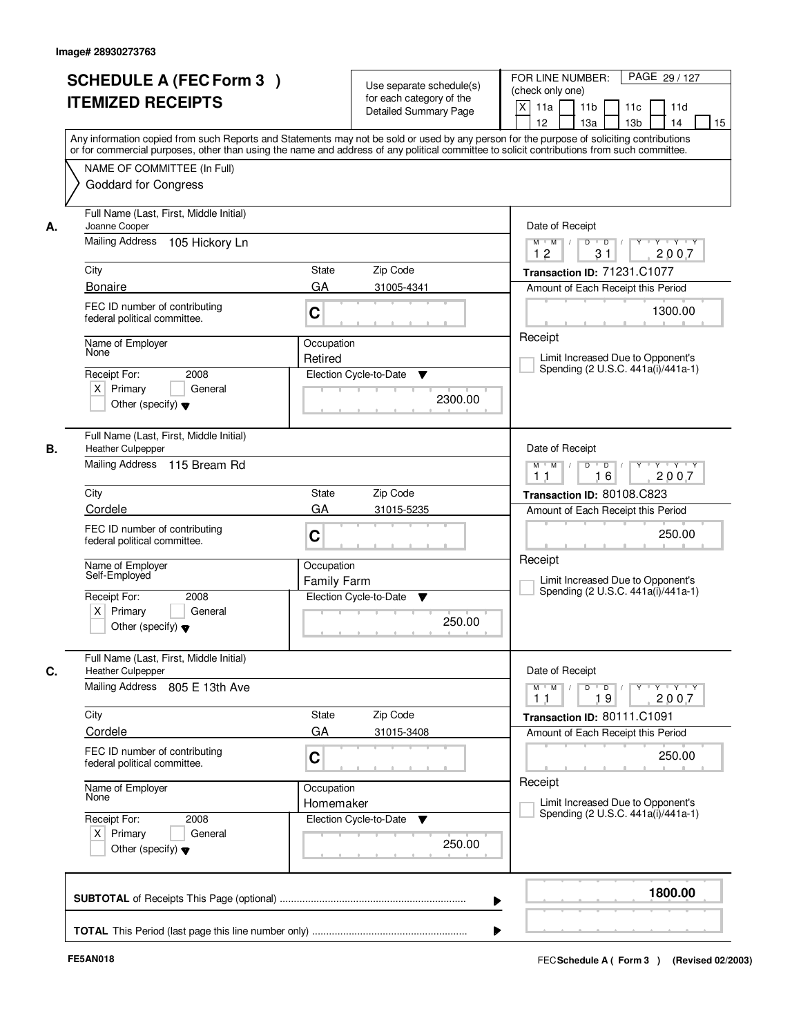Image# 28930273763

# SCHEDULE A (FEC Form 3 )
# ITEMIZED RECEIPTS

Use separate schedule(s) for each category of the Detailed Summary Page

FOR LINE NUMBER: (check only one)

[X] 11a [ ] 11b [ ] 11c [ ] 11d [ ] 12 [ ] 13a [ ] 13b [ ] 14 [ ] 15

Any information copied from such Reports and Statements may not be sold or used by any person for the purpose of soliciting contributions or for commercial purposes, other than using the name and address of any political committee to solicit contributions from such committee.

NAME OF COMMITTEE (In Full)
Goddard for Congress

---

**A.** Full Name (Last, First, Middle Initial): Joanne Cooper

Mailing Address: 105 Hickory Ln

City: Bonaire | State: GA | Zip Code: 31005-4341

FEC ID number of contributing federal political committee: C

Name of Employer: None

Occupation: Retired

Receipt For: 2008 — [X] Primary [ ] General [ ] Other (specify)

Election Cycle-to-Date: 2300.00

Date of Receipt: 12 / 31 / 2007

Transaction ID: 71231.C1077

Amount of Each Receipt this Period: 1300.00

Receipt

[ ] Limit Increased Due to Opponent's Spending (2 U.S.C. 441a(i)/441a-1)

---

**B.** Full Name (Last, First, Middle Initial): Heather Culpepper

Mailing Address: 115 Bream Rd

City: Cordele | State: GA | Zip Code: 31015-5235

FEC ID number of contributing federal political committee: C

Name of Employer: Self-Employed

Occupation: Family Farm

Receipt For: 2008 — [X] Primary [ ] General [ ] Other (specify)

Election Cycle-to-Date: 250.00

Date of Receipt: 11 / 16 / 2007

Transaction ID: 80108.C823

Amount of Each Receipt this Period: 250.00

Receipt

[ ] Limit Increased Due to Opponent's Spending (2 U.S.C. 441a(i)/441a-1)

---

**C.** Full Name (Last, First, Middle Initial): Heather Culpepper

Mailing Address: 805 E 13th Ave

City: Cordele | State: GA | Zip Code: 31015-3408

FEC ID number of contributing federal political committee: C

Name of Employer: None

Occupation: Homemaker

Receipt For: 2008 — [X] Primary [ ] General [ ] Other (specify)

Election Cycle-to-Date: 250.00

Date of Receipt: 11 / 19 / 2007

Transaction ID: 80111.C1091

Amount of Each Receipt this Period: 250.00

Receipt

[ ] Limit Increased Due to Opponent's Spending (2 U.S.C. 441a(i)/441a-1)

---

**SUBTOTAL** of Receipts This Page (optional): **1800.00**

**TOTAL** This Period (last page this line number only):

FE5AN018

FEC **Schedule A ( Form 3 )** (Revised 02/2003)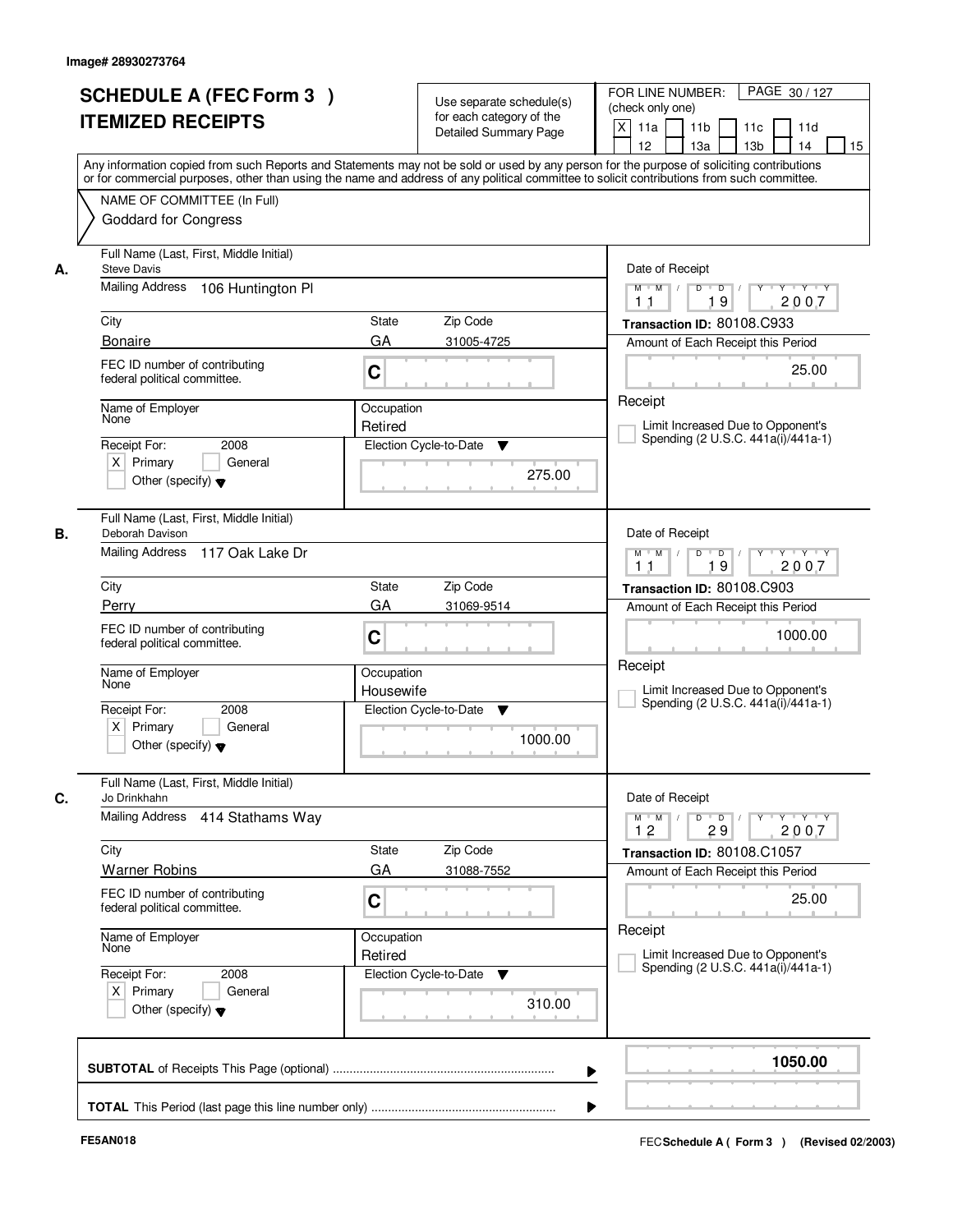Image# 28930273764

# SCHEDULE A (FEC Form 3 )
# ITEMIZED RECEIPTS

Use separate schedule(s) for each category of the Detailed Summary Page

FOR LINE NUMBER: (check only one)

[X] 11a [ ] 11b [ ] 11c [ ] 11d [ ] 12 [ ] 13a [ ] 13b [ ] 14 [ ] 15

PAGE 30 / 127

Any information copied from such Reports and Statements may not be sold or used by any person for the purpose of soliciting contributions or for commercial purposes, other than using the name and address of any political committee to solicit contributions from such committee.

NAME OF COMMITTEE (In Full)
Goddard for Congress

---

**A.** Full Name (Last, First, Middle Initial): Steve Davis

Mailing Address: 106 Huntington Pl

City: Bonaire | State: GA | Zip Code: 31005-4725

FEC ID number of contributing federal political committee: C

Name of Employer: None | Occupation: Retired

Receipt For: 2008 [X] Primary [ ] General [ ] Other (specify)

Election Cycle-to-Date: 275.00

Date of Receipt: 11 / 19 / 2007

Transaction ID: 80108.C933

Amount of Each Receipt this Period: 25.00

Receipt

[ ] Limit Increased Due to Opponent's Spending (2 U.S.C. 441a(i)/441a-1)

---

**B.** Full Name (Last, First, Middle Initial): Deborah Davison

Mailing Address: 117 Oak Lake Dr

City: Perry | State: GA | Zip Code: 31069-9514

FEC ID number of contributing federal political committee: C

Name of Employer: None | Occupation: Housewife

Receipt For: 2008 [X] Primary [ ] General [ ] Other (specify)

Election Cycle-to-Date: 1000.00

Date of Receipt: 11 / 19 / 2007

Transaction ID: 80108.C903

Amount of Each Receipt this Period: 1000.00

Receipt

[ ] Limit Increased Due to Opponent's Spending (2 U.S.C. 441a(i)/441a-1)

---

**C.** Full Name (Last, First, Middle Initial): Jo Drinkhahn

Mailing Address: 414 Stathams Way

City: Warner Robins | State: GA | Zip Code: 31088-7552

FEC ID number of contributing federal political committee: C

Name of Employer: None | Occupation: Retired

Receipt For: 2008 [X] Primary [ ] General [ ] Other (specify)

Election Cycle-to-Date: 310.00

Date of Receipt: 12 / 29 / 2007

Transaction ID: 80108.C1057

Amount of Each Receipt this Period: 25.00

Receipt

[ ] Limit Increased Due to Opponent's Spending (2 U.S.C. 441a(i)/441a-1)

---

**SUBTOTAL** of Receipts This Page (optional): **1050.00**

**TOTAL** This Period (last page this line number only):

FE5AN018

FEC Schedule A ( Form 3 ) (Revised 02/2003)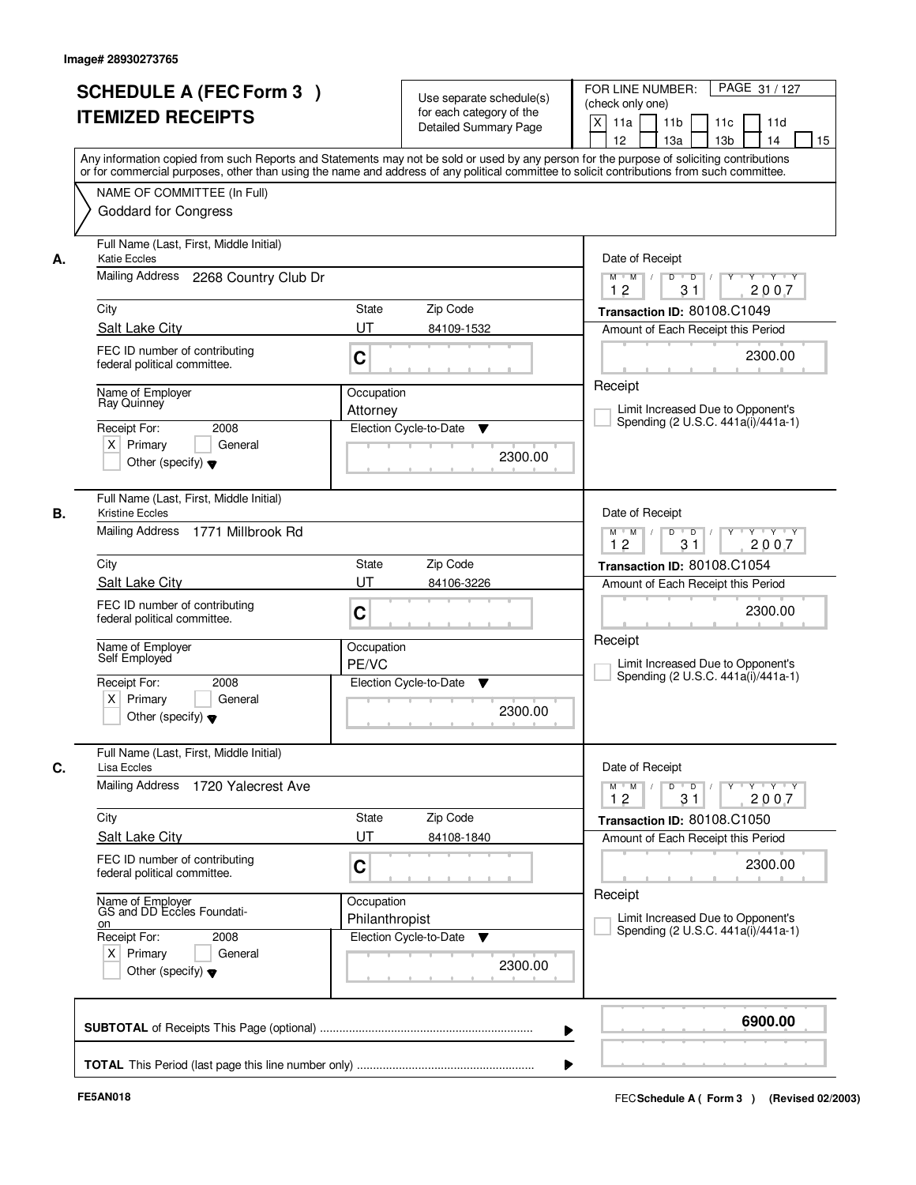Image# 28930273765

# SCHEDULE A (FEC Form 3 ) ITEMIZED RECEIPTS

Use separate schedule(s) for each category of the Detailed Summary Page

FOR LINE NUMBER: (check only one)
[X] 11a [ ] 11b [ ] 11c [ ] 11d [ ] 12 [ ] 13a [ ] 13b [ ] 14 [ ] 15

PAGE 31 / 127

Any information copied from such Reports and Statements may not be sold or used by any person for the purpose of soliciting contributions or for commercial purposes, other than using the name and address of any political committee to solicit contributions from such committee.

NAME OF COMMITTEE (In Full)
Goddard for Congress

**A.**
Full Name (Last, First, Middle Initial): Katie Eccles
Mailing Address: 2268 Country Club Dr
City: Salt Lake City | State: UT | Zip Code: 84109-1532
FEC ID number of contributing federal political committee: C
Name of Employer: Ray Quinney
Occupation: Attorney
Receipt For: 2008 [X] Primary [ ] General [ ] Other (specify)
Election Cycle-to-Date: 2300.00
Date of Receipt: 12 31 2007
Transaction ID: 80108.C1049
Amount of Each Receipt this Period: 2300.00
[ ] Limit Increased Due to Opponent's Spending (2 U.S.C. 441a(i)/441a-1)

**B.**
Full Name (Last, First, Middle Initial): Kristine Eccles
Mailing Address: 1771 Millbrook Rd
City: Salt Lake City | State: UT | Zip Code: 84106-3226
FEC ID number of contributing federal political committee: C
Name of Employer: Self Employed
Occupation: PE/VC
Receipt For: 2008 [X] Primary [ ] General [ ] Other (specify)
Election Cycle-to-Date: 2300.00
Date of Receipt: 12 31 2007
Transaction ID: 80108.C1054
Amount of Each Receipt this Period: 2300.00
[ ] Limit Increased Due to Opponent's Spending (2 U.S.C. 441a(i)/441a-1)

**C.**
Full Name (Last, First, Middle Initial): Lisa Eccles
Mailing Address: 1720 Yalecrest Ave
City: Salt Lake City | State: UT | Zip Code: 84108-1840
FEC ID number of contributing federal political committee: C
Name of Employer: GS and DD Eccles Foundati-on
Occupation: Philanthropist
Receipt For: 2008 [X] Primary [ ] General [ ] Other (specify)
Election Cycle-to-Date: 2300.00
Date of Receipt: 12 31 2007
Transaction ID: 80108.C1050
Amount of Each Receipt this Period: 2300.00
[ ] Limit Increased Due to Opponent's Spending (2 U.S.C. 441a(i)/441a-1)

**SUBTOTAL** of Receipts This Page (optional): 6900.00

**TOTAL** This Period (last page this line number only):

FE5AN018 | FEC Schedule A ( Form 3 ) (Revised 02/2003)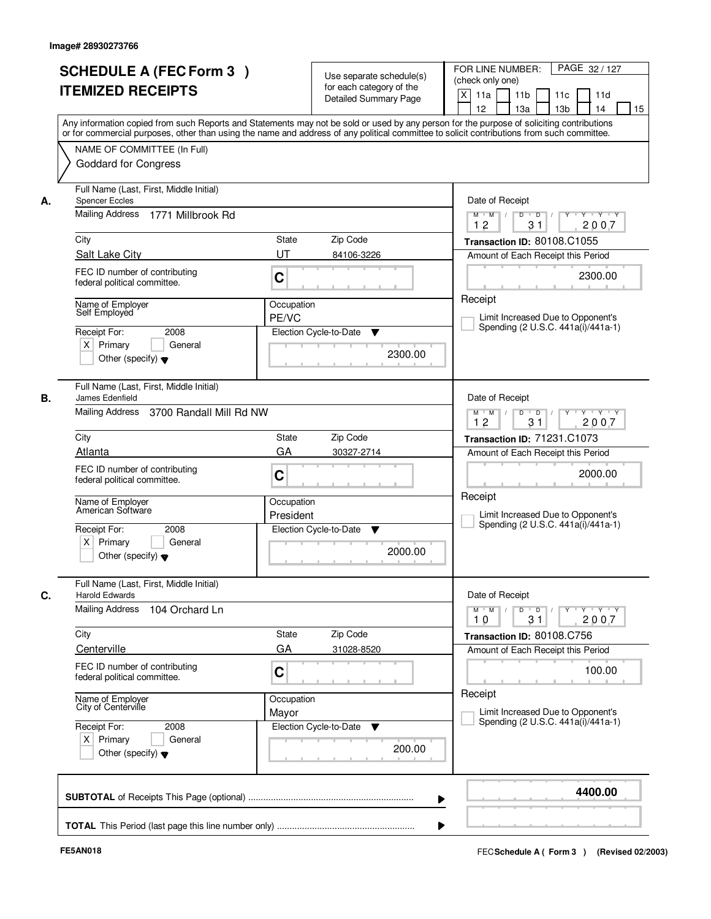Image# 28930273766

# SCHEDULE A (FEC Form 3 ) ITEMIZED RECEIPTS

Use separate schedule(s) for each category of the Detailed Summary Page

FOR LINE NUMBER: (check only one)

[X] 11a [ ] 11b [ ] 11c [ ] 11d [ ] 12 [ ] 13a [ ] 13b [ ] 14 [ ] 15

Any information copied from such Reports and Statements may not be sold or used by any person for the purpose of soliciting contributions or for commercial purposes, other than using the name and address of any political committee to solicit contributions from such committee.

NAME OF COMMITTEE (In Full)

Goddard for Congress

---

**A.**

Full Name (Last, First, Middle Initial): Spencer Eccles

Mailing Address: 1771 Millbrook Rd

City: Salt Lake City | State: UT | Zip Code: 84106-3226

FEC ID number of contributing federal political committee: C

Name of Employer: Self Employed

Occupation: PE/VC

Receipt For: 2008 — [X] Primary [ ] General [ ] Other (specify)

Election Cycle-to-Date: 2300.00

Date of Receipt: 12 / 31 / 2007

Transaction ID: 80108.C1055

Amount of Each Receipt this Period: 2300.00

[ ] Limit Increased Due to Opponent's Spending (2 U.S.C. 441a(i)/441a-1)

---

**B.**

Full Name (Last, First, Middle Initial): James Edenfield

Mailing Address: 3700 Randall Mill Rd NW

City: Atlanta | State: GA | Zip Code: 30327-2714

FEC ID number of contributing federal political committee: C

Name of Employer: American Software

Occupation: President

Receipt For: 2008 — [X] Primary [ ] General [ ] Other (specify)

Election Cycle-to-Date: 2000.00

Date of Receipt: 12 / 31 / 2007

Transaction ID: 71231.C1073

Amount of Each Receipt this Period: 2000.00

[ ] Limit Increased Due to Opponent's Spending (2 U.S.C. 441a(i)/441a-1)

---

**C.**

Full Name (Last, First, Middle Initial): Harold Edwards

Mailing Address: 104 Orchard Ln

City: Centerville | State: GA | Zip Code: 31028-8520

FEC ID number of contributing federal political committee: C

Name of Employer: City of Centerville

Occupation: Mayor

Receipt For: 2008 — [X] Primary [ ] General [ ] Other (specify)

Election Cycle-to-Date: 200.00

Date of Receipt: 10 / 31 / 2007

Transaction ID: 80108.C756

Amount of Each Receipt this Period: 100.00

[ ] Limit Increased Due to Opponent's Spending (2 U.S.C. 441a(i)/441a-1)

---

**SUBTOTAL** of Receipts This Page (optional): **4400.00**

**TOTAL** This Period (last page this line number only):

FE5AN018

FEC Schedule A ( Form 3 ) (Revised 02/2003)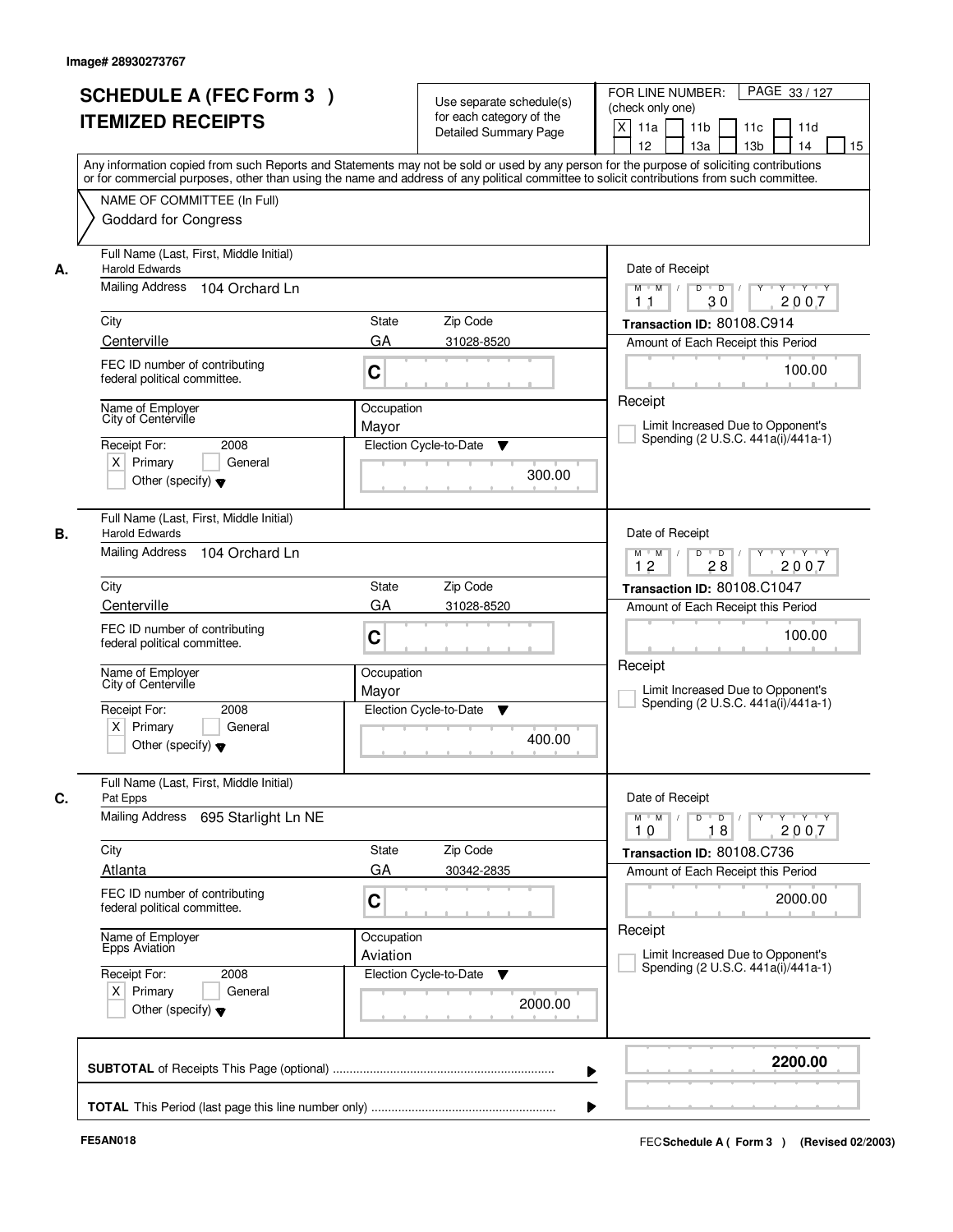Image# 28930273767

# SCHEDULE A (FEC Form 3 ) ITEMIZED RECEIPTS

Use separate schedule(s) for each category of the Detailed Summary Page

FOR LINE NUMBER: (check only one)

[X] 11a [ ] 11b [ ] 11c [ ] 11d [ ] 12 [ ] 13a [ ] 13b [ ] 14 [ ] 15

PAGE 33 / 127

Any information copied from such Reports and Statements may not be sold or used by any person for the purpose of soliciting contributions or for commercial purposes, other than using the name and address of any political committee to solicit contributions from such committee.

NAME OF COMMITTEE (In Full)
Goddard for Congress

---

**A.** Full Name (Last, First, Middle Initial): Harold Edwards

Mailing Address: 104 Orchard Ln

City: Centerville | State: GA | Zip Code: 31028-8520

FEC ID number of contributing federal political committee: C

Name of Employer: City of Centerville

Occupation: Mayor

Receipt For: 2008 — [X] Primary [ ] General [ ] Other (specify)

Election Cycle-to-Date: 300.00

Date of Receipt: 11 / 30 / 2007

Transaction ID: 80108.C914

Amount of Each Receipt this Period: 100.00

[ ] Limit Increased Due to Opponent's Spending (2 U.S.C. 441a(i)/441a-1)

---

**B.** Full Name (Last, First, Middle Initial): Harold Edwards

Mailing Address: 104 Orchard Ln

City: Centerville | State: GA | Zip Code: 31028-8520

FEC ID number of contributing federal political committee: C

Name of Employer: City of Centerville

Occupation: Mayor

Receipt For: 2008 — [X] Primary [ ] General [ ] Other (specify)

Election Cycle-to-Date: 400.00

Date of Receipt: 12 / 28 / 2007

Transaction ID: 80108.C1047

Amount of Each Receipt this Period: 100.00

[ ] Limit Increased Due to Opponent's Spending (2 U.S.C. 441a(i)/441a-1)

---

**C.** Full Name (Last, First, Middle Initial): Pat Epps

Mailing Address: 695 Starlight Ln NE

City: Atlanta | State: GA | Zip Code: 30342-2835

FEC ID number of contributing federal political committee: C

Name of Employer: Epps Aviation

Occupation: Aviation

Receipt For: 2008 — [X] Primary [ ] General [ ] Other (specify)

Election Cycle-to-Date: 2000.00

Date of Receipt: 10 / 18 / 2007

Transaction ID: 80108.C736

Amount of Each Receipt this Period: 2000.00

[ ] Limit Increased Due to Opponent's Spending (2 U.S.C. 441a(i)/441a-1)

---

**SUBTOTAL** of Receipts This Page (optional): **2200.00**

**TOTAL** This Period (last page this line number only):

FE5AN018

FEC Schedule A ( Form 3 ) (Revised 02/2003)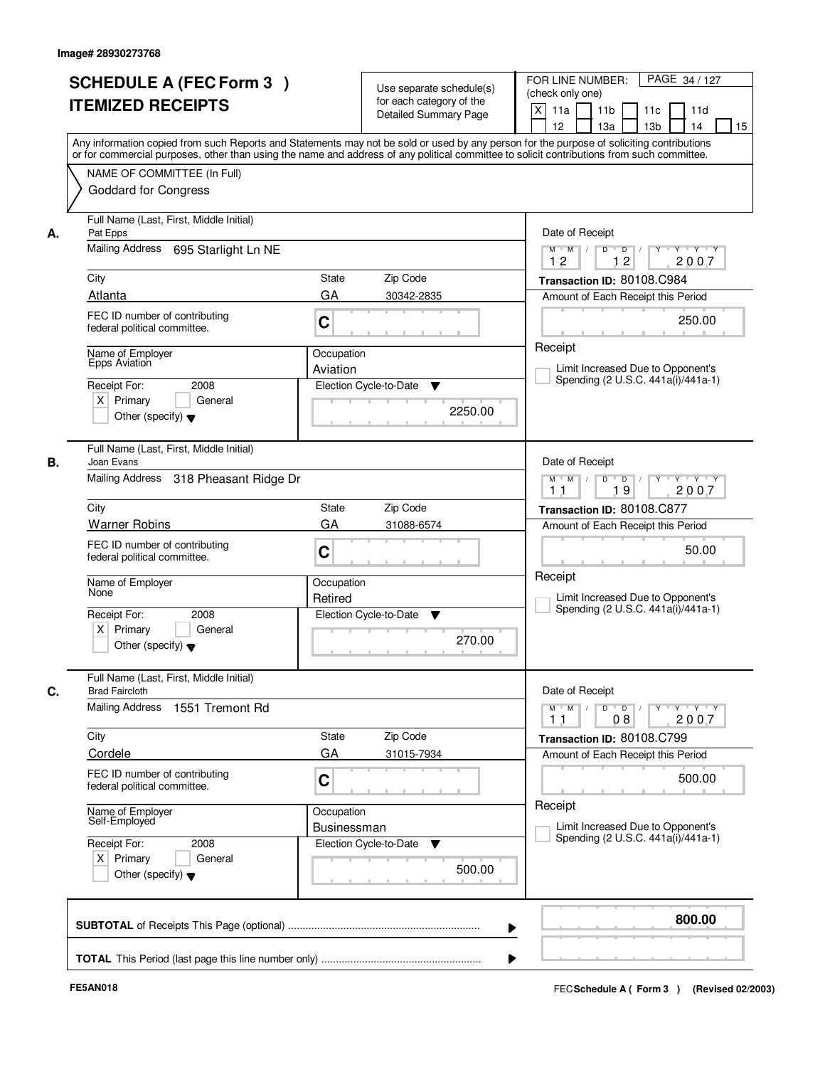Image# 28930273768

# SCHEDULE A (FEC Form 3 )
## ITEMIZED RECEIPTS

Use separate schedule(s) for each category of the Detailed Summary Page

FOR LINE NUMBER: (check only one)
[X] 11a [ ] 11b [ ] 11c [ ] 11d [ ] 12 [ ] 13a [ ] 13b [ ] 14 [ ] 15

PAGE 34 / 127

Any information copied from such Reports and Statements may not be sold or used by any person for the purpose of soliciting contributions or for commercial purposes, other than using the name and address of any political committee to solicit contributions from such committee.

NAME OF COMMITTEE (In Full)
Goddard for Congress

---

**A.** Full Name (Last, First, Middle Initial): Pat Epps
Mailing Address: 695 Starlight Ln NE
City: Atlanta | State: GA | Zip Code: 30342-2835
FEC ID number of contributing federal political committee: C
Name of Employer: Epps Aviation
Occupation: Aviation
Receipt For: 2008 [X] Primary [ ] General [ ] Other (specify)
Election Cycle-to-Date: 2250.00
Date of Receipt: 12 / 12 / 2007
Transaction ID: 80108.C984
Amount of Each Receipt this Period: 250.00
Receipt
[ ] Limit Increased Due to Opponent's Spending (2 U.S.C. 441a(i)/441a-1)

---

**B.** Full Name (Last, First, Middle Initial): Joan Evans
Mailing Address: 318 Pheasant Ridge Dr
City: Warner Robins | State: GA | Zip Code: 31088-6574
FEC ID number of contributing federal political committee: C
Name of Employer: None
Occupation: Retired
Receipt For: 2008 [X] Primary [ ] General [ ] Other (specify)
Election Cycle-to-Date: 270.00
Date of Receipt: 11 / 19 / 2007
Transaction ID: 80108.C877
Amount of Each Receipt this Period: 50.00
Receipt
[ ] Limit Increased Due to Opponent's Spending (2 U.S.C. 441a(i)/441a-1)

---

**C.** Full Name (Last, First, Middle Initial): Brad Faircloth
Mailing Address: 1551 Tremont Rd
City: Cordele | State: GA | Zip Code: 31015-7934
FEC ID number of contributing federal political committee: C
Name of Employer: Self-Employed
Occupation: Businessman
Receipt For: 2008 [X] Primary [ ] General [ ] Other (specify)
Election Cycle-to-Date: 500.00
Date of Receipt: 11 / 08 / 2007
Transaction ID: 80108.C799
Amount of Each Receipt this Period: 500.00
Receipt
[ ] Limit Increased Due to Opponent's Spending (2 U.S.C. 441a(i)/441a-1)

---

**SUBTOTAL** of Receipts This Page (optional) ........ **800.00**

**TOTAL** This Period (last page this line number only) ........

FE5AN018

FEC **Schedule A ( Form 3 )** (Revised 02/2003)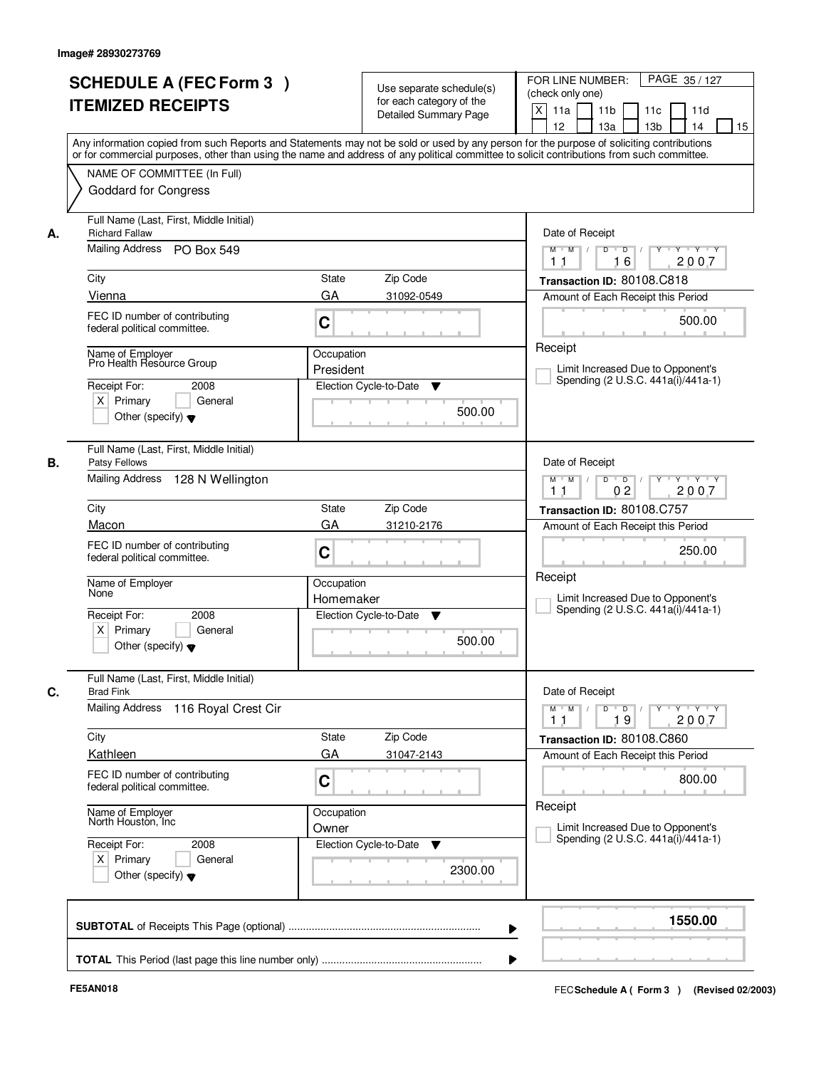Image# 28930273769

# SCHEDULE A (FEC Form 3 )
# ITEMIZED RECEIPTS

Use separate schedule(s) for each category of the Detailed Summary Page

FOR LINE NUMBER: (check only one)

[X] 11a [ ] 11b [ ] 11c [ ] 11d [ ] 12 [ ] 13a [ ] 13b [ ] 14 [ ] 15

Any information copied from such Reports and Statements may not be sold or used by any person for the purpose of soliciting contributions or for commercial purposes, other than using the name and address of any political committee to solicit contributions from such committee.

NAME OF COMMITTEE (In Full)
Goddard for Congress

---

**A.** Full Name (Last, First, Middle Initial): Richard Fallaw

Mailing Address: PO Box 549

City: Vienna | State: GA | Zip Code: 31092-0549

FEC ID number of contributing federal political committee: C

Name of Employer: Pro Health Resource Group

Occupation: President

Receipt For: 2008 — [X] Primary [ ] General [ ] Other (specify)

Election Cycle-to-Date: 500.00

Date of Receipt: 11 / 16 / 2007

Transaction ID: 80108.C818

Amount of Each Receipt this Period: 500.00

[ ] Limit Increased Due to Opponent's Spending (2 U.S.C. 441a(i)/441a-1)

---

**B.** Full Name (Last, First, Middle Initial): Patsy Fellows

Mailing Address: 128 N Wellington

City: Macon | State: GA | Zip Code: 31210-2176

FEC ID number of contributing federal political committee: C

Name of Employer: None

Occupation: Homemaker

Receipt For: 2008 — [X] Primary [ ] General [ ] Other (specify)

Election Cycle-to-Date: 500.00

Date of Receipt: 11 / 02 / 2007

Transaction ID: 80108.C757

Amount of Each Receipt this Period: 250.00

[ ] Limit Increased Due to Opponent's Spending (2 U.S.C. 441a(i)/441a-1)

---

**C.** Full Name (Last, First, Middle Initial): Brad Fink

Mailing Address: 116 Royal Crest Cir

City: Kathleen | State: GA | Zip Code: 31047-2143

FEC ID number of contributing federal political committee: C

Name of Employer: North Houston, Inc

Occupation: Owner

Receipt For: 2008 — [X] Primary [ ] General [ ] Other (specify)

Election Cycle-to-Date: 2300.00

Date of Receipt: 11 / 19 / 2007

Transaction ID: 80108.C860

Amount of Each Receipt this Period: 800.00

[ ] Limit Increased Due to Opponent's Spending (2 U.S.C. 441a(i)/441a-1)

---

**SUBTOTAL** of Receipts This Page (optional): 1550.00

**TOTAL** This Period (last page this line number only):

FE5AN018

FEC Schedule A ( Form 3 ) (Revised 02/2003)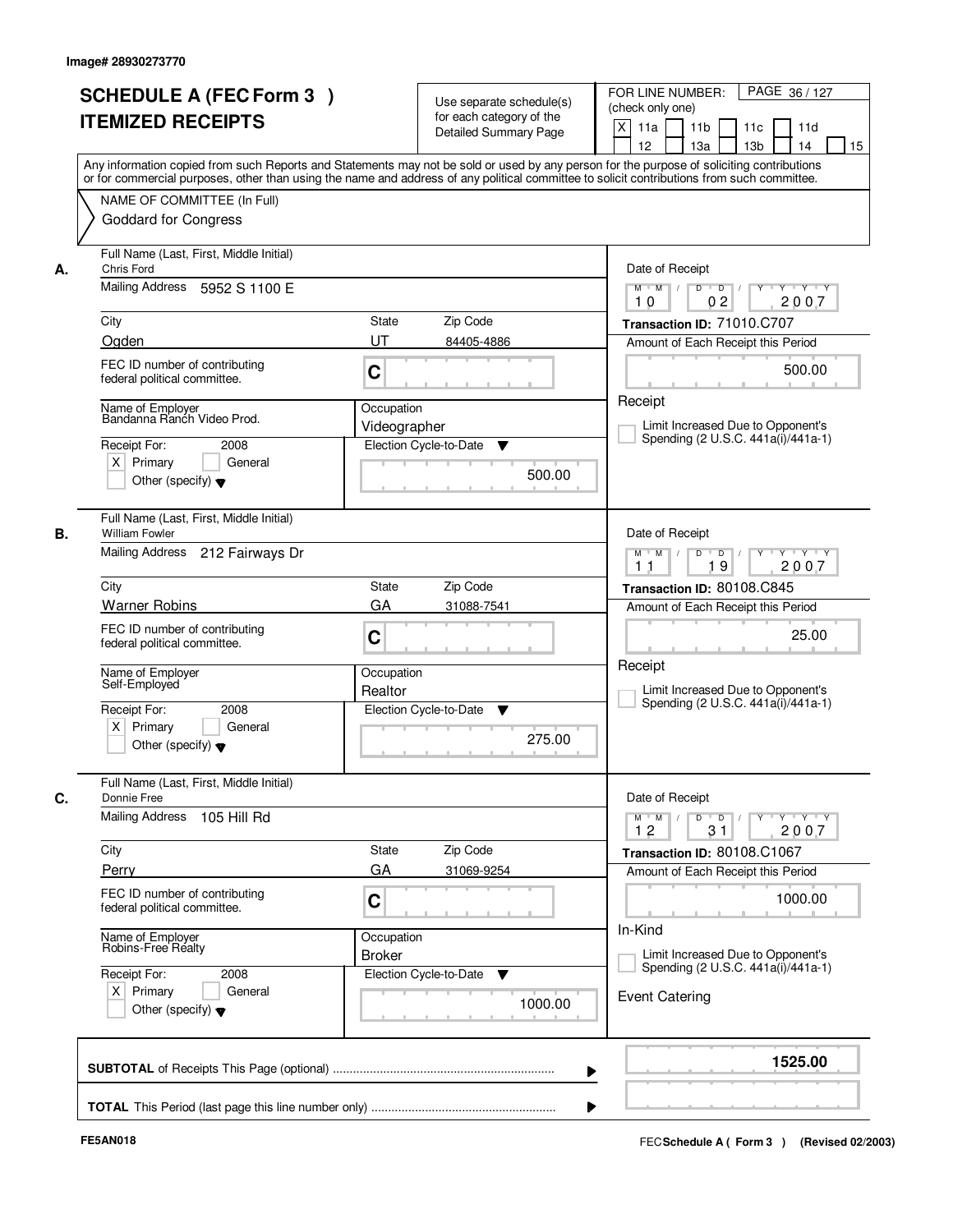Image# 28930273770

# SCHEDULE A (FEC Form 3 )
# ITEMIZED RECEIPTS

Use separate schedule(s) for each category of the Detailed Summary Page

FOR LINE NUMBER: (check only one)
[X] 11a [ ] 11b [ ] 11c [ ] 11d [ ] 12 [ ] 13a [ ] 13b [ ] 14 [ ] 15

PAGE 36 / 127

Any information copied from such Reports and Statements may not be sold or used by any person for the purpose of soliciting contributions or for commercial purposes, other than using the name and address of any political committee to solicit contributions from such committee.

NAME OF COMMITTEE (In Full)
Goddard for Congress

---

**A.**

Full Name (Last, First, Middle Initial): Chris Ford

Mailing Address: 5952 S 1100 E

City: Ogden | State: UT | Zip Code: 84405-4886

FEC ID number of contributing federal political committee.: C

Name of Employer: Bandanna Ranch Video Prod.

Occupation: Videographer

Receipt For: 2008 — [X] Primary [ ] General [ ] Other (specify)

Election Cycle-to-Date: 500.00

Date of Receipt: 10 / 02 / 2007

Transaction ID: 71010.C707

Amount of Each Receipt this Period: 500.00

Receipt

[ ] Limit Increased Due to Opponent's Spending (2 U.S.C. 441a(i)/441a-1)

---

**B.**

Full Name (Last, First, Middle Initial): William Fowler

Mailing Address: 212 Fairways Dr

City: Warner Robins | State: GA | Zip Code: 31088-7541

FEC ID number of contributing federal political committee.: C

Name of Employer: Self-Employed

Occupation: Realtor

Receipt For: 2008 — [X] Primary [ ] General [ ] Other (specify)

Election Cycle-to-Date: 275.00

Date of Receipt: 11 / 19 / 2007

Transaction ID: 80108.C845

Amount of Each Receipt this Period: 25.00

Receipt

[ ] Limit Increased Due to Opponent's Spending (2 U.S.C. 441a(i)/441a-1)

---

**C.**

Full Name (Last, First, Middle Initial): Donnie Free

Mailing Address: 105 Hill Rd

City: Perry | State: GA | Zip Code: 31069-9254

FEC ID number of contributing federal political committee.: C

Name of Employer: Robins-Free Realty

Occupation: Broker

Receipt For: 2008 — [X] Primary [ ] General [ ] Other (specify)

Election Cycle-to-Date: 1000.00

Date of Receipt: 12 / 31 / 2007

Transaction ID: 80108.C1067

Amount of Each Receipt this Period: 1000.00

In-Kind

[ ] Limit Increased Due to Opponent's Spending (2 U.S.C. 441a(i)/441a-1)

Event Catering

---

**SUBTOTAL** of Receipts This Page (optional): **1525.00**

**TOTAL** This Period (last page this line number only):

FE5AN018

FEC Schedule A ( Form 3 ) (Revised 02/2003)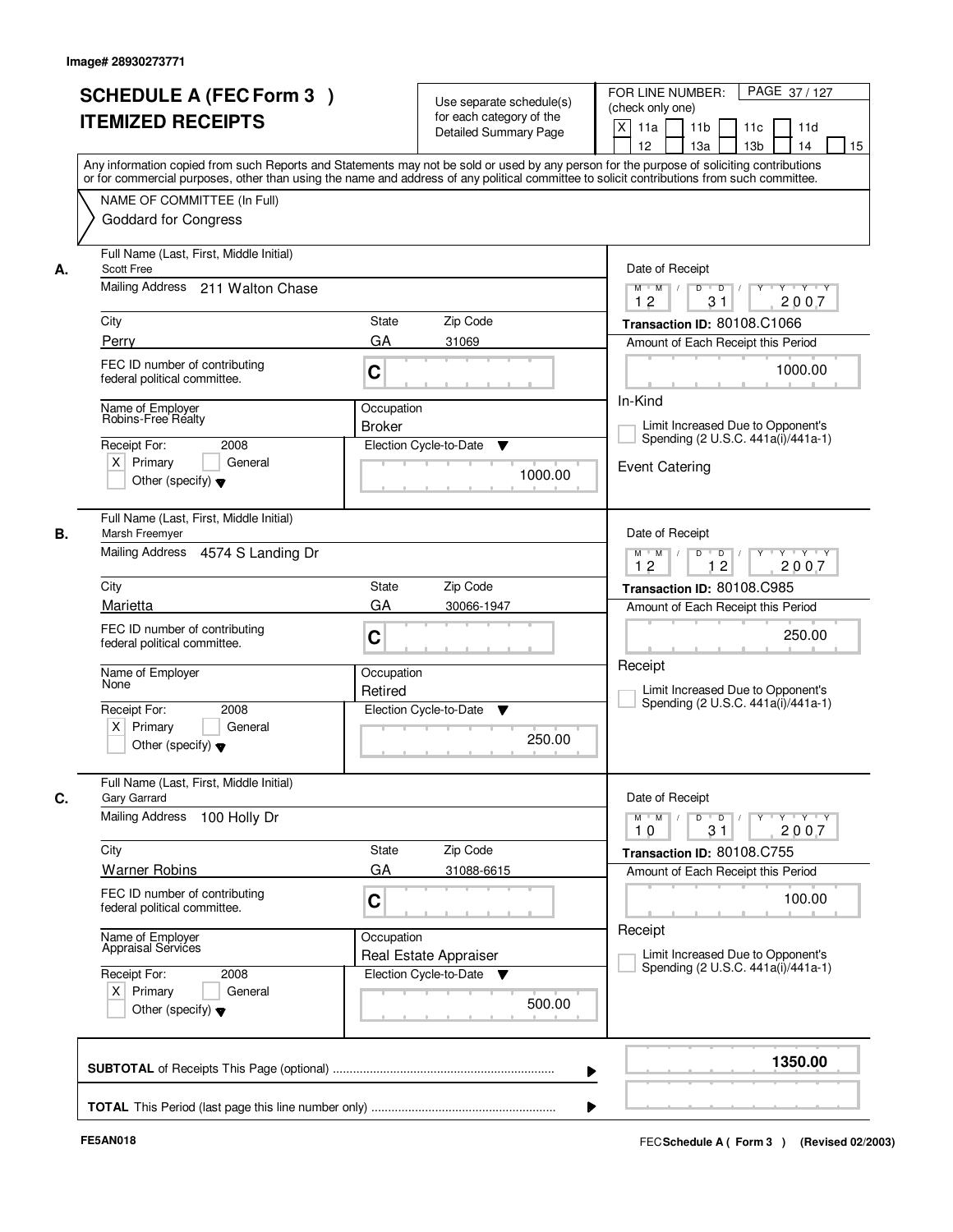Image# 28930273771

# SCHEDULE A (FEC Form 3 ) ITEMIZED RECEIPTS

Use separate schedule(s) for each category of the Detailed Summary Page

FOR LINE NUMBER: (check only one)

[X] 11a [ ] 11b [ ] 11c [ ] 11d [ ] 12 [ ] 13a [ ] 13b [ ] 14 [ ] 15

Any information copied from such Reports and Statements may not be sold or used by any person for the purpose of soliciting contributions or for commercial purposes, other than using the name and address of any political committee to solicit contributions from such committee.

NAME OF COMMITTEE (In Full)
Goddard for Congress

---

**A.**

Full Name (Last, First, Middle Initial): Scott Free

Mailing Address: 211 Walton Chase

City: Perry | State: GA | Zip Code: 31069

FEC ID number of contributing federal political committee: C

Name of Employer: Robins-Free Realty

Occupation: Broker

Receipt For: 2008 [X] Primary [ ] General [ ] Other (specify)

Election Cycle-to-Date: 1000.00

Date of Receipt: 12 / 31 / 2007

Transaction ID: 80108.C1066

Amount of Each Receipt this Period: 1000.00

In-Kind

[ ] Limit Increased Due to Opponent's Spending (2 U.S.C. 441a(i)/441a-1)

Event Catering

---

**B.**

Full Name (Last, First, Middle Initial): Marsh Freemyer

Mailing Address: 4574 S Landing Dr

City: Marietta | State: GA | Zip Code: 30066-1947

FEC ID number of contributing federal political committee: C

Name of Employer: None

Occupation: Retired

Receipt For: 2008 [X] Primary [ ] General [ ] Other (specify)

Election Cycle-to-Date: 250.00

Date of Receipt: 12 / 12 / 2007

Transaction ID: 80108.C985

Amount of Each Receipt this Period: 250.00

Receipt

[ ] Limit Increased Due to Opponent's Spending (2 U.S.C. 441a(i)/441a-1)

---

**C.**

Full Name (Last, First, Middle Initial): Gary Garrard

Mailing Address: 100 Holly Dr

City: Warner Robins | State: GA | Zip Code: 31088-6615

FEC ID number of contributing federal political committee: C

Name of Employer: Appraisal Services

Occupation: Real Estate Appraiser

Receipt For: 2008 [X] Primary [ ] General [ ] Other (specify)

Election Cycle-to-Date: 500.00

Date of Receipt: 10 / 31 / 2007

Transaction ID: 80108.C755

Amount of Each Receipt this Period: 100.00

Receipt

[ ] Limit Increased Due to Opponent's Spending (2 U.S.C. 441a(i)/441a-1)

---

**SUBTOTAL** of Receipts This Page (optional): **1350.00**

**TOTAL** This Period (last page this line number only):

FE5AN018

FEC Schedule A ( Form 3 ) (Revised 02/2003)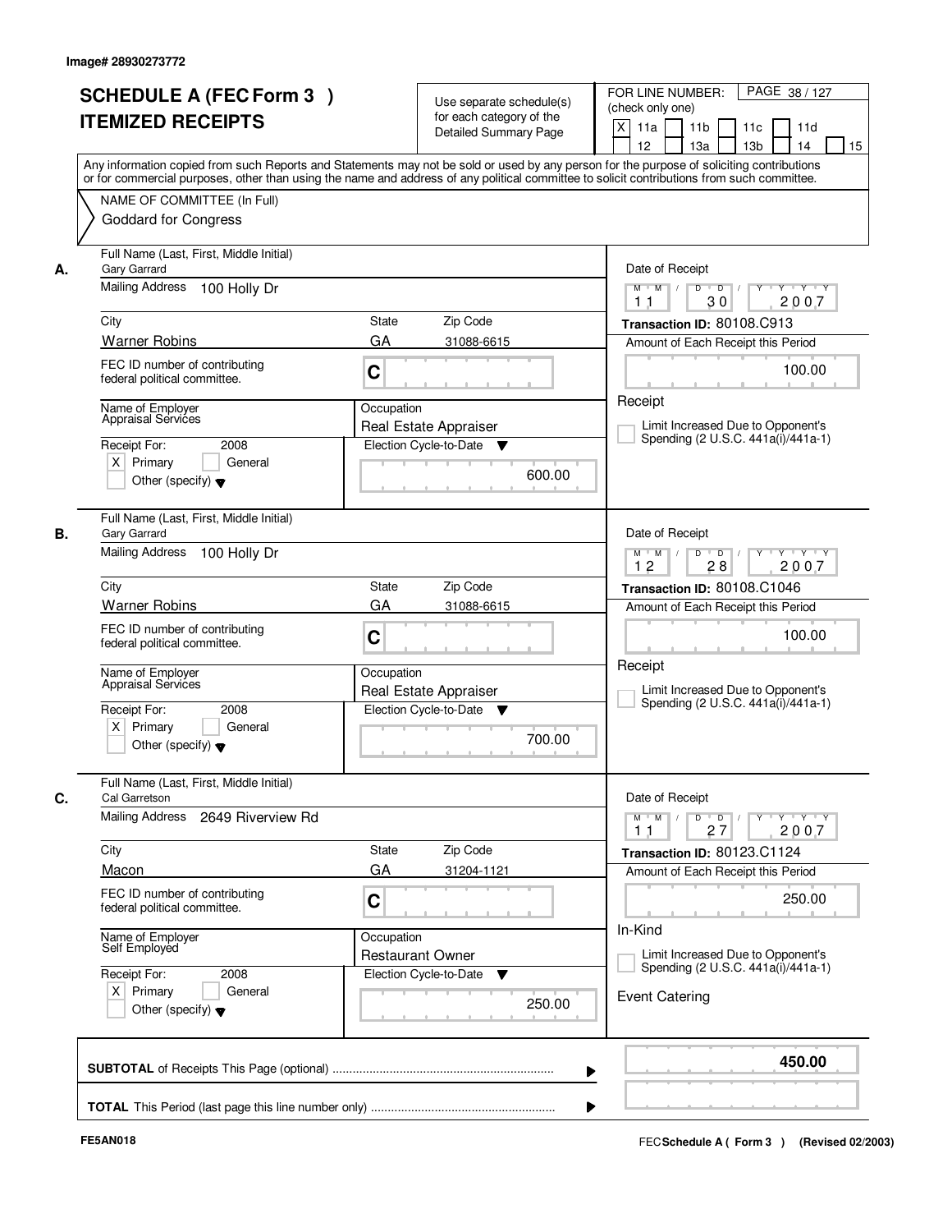Image# 28930273772

# SCHEDULE A (FEC Form 3 ) ITEMIZED RECEIPTS

Use separate schedule(s) for each category of the Detailed Summary Page

FOR LINE NUMBER: (check only one)
X 11a | 11b | 11c | 11d | 12 | 13a | 13b | 14 | 15

Any information copied from such Reports and Statements may not be sold or used by any person for the purpose of soliciting contributions or for commercial purposes, other than using the name and address of any political committee to solicit contributions from such committee.

NAME OF COMMITTEE (In Full)
Goddard for Congress

**A.**
Full Name (Last, First, Middle Initial): Gary Garrard
Mailing Address: 100 Holly Dr
City: Warner Robins | State: GA | Zip Code: 31088-6615
FEC ID number of contributing federal political committee: C
Name of Employer: Appraisal Services
Occupation: Real Estate Appraiser
Receipt For: 2008 — X Primary | General | Other (specify)
Election Cycle-to-Date: 600.00
Date of Receipt: 11 30 2007
Transaction ID: 80108.C913
Amount of Each Receipt this Period: 100.00
Receipt
Limit Increased Due to Opponent's Spending (2 U.S.C. 441a(i)/441a-1)

**B.**
Full Name (Last, First, Middle Initial): Gary Garrard
Mailing Address: 100 Holly Dr
City: Warner Robins | State: GA | Zip Code: 31088-6615
FEC ID number of contributing federal political committee: C
Name of Employer: Appraisal Services
Occupation: Real Estate Appraiser
Receipt For: 2008 — X Primary | General | Other (specify)
Election Cycle-to-Date: 700.00
Date of Receipt: 12 28 2007
Transaction ID: 80108.C1046
Amount of Each Receipt this Period: 100.00
Receipt
Limit Increased Due to Opponent's Spending (2 U.S.C. 441a(i)/441a-1)

**C.**
Full Name (Last, First, Middle Initial): Cal Garretson
Mailing Address: 2649 Riverview Rd
City: Macon | State: GA | Zip Code: 31204-1121
FEC ID number of contributing federal political committee: C
Name of Employer: Self Employed
Occupation: Restaurant Owner
Receipt For: 2008 — X Primary | General | Other (specify)
Election Cycle-to-Date: 250.00
Date of Receipt: 11 27 2007
Transaction ID: 80123.C1124
Amount of Each Receipt this Period: 250.00
In-Kind
Limit Increased Due to Opponent's Spending (2 U.S.C. 441a(i)/441a-1)
Event Catering

**SUBTOTAL** of Receipts This Page (optional): **450.00**

**TOTAL** This Period (last page this line number only):

FE5AN018 — FEC **Schedule A ( Form 3 )** (Revised 02/2003)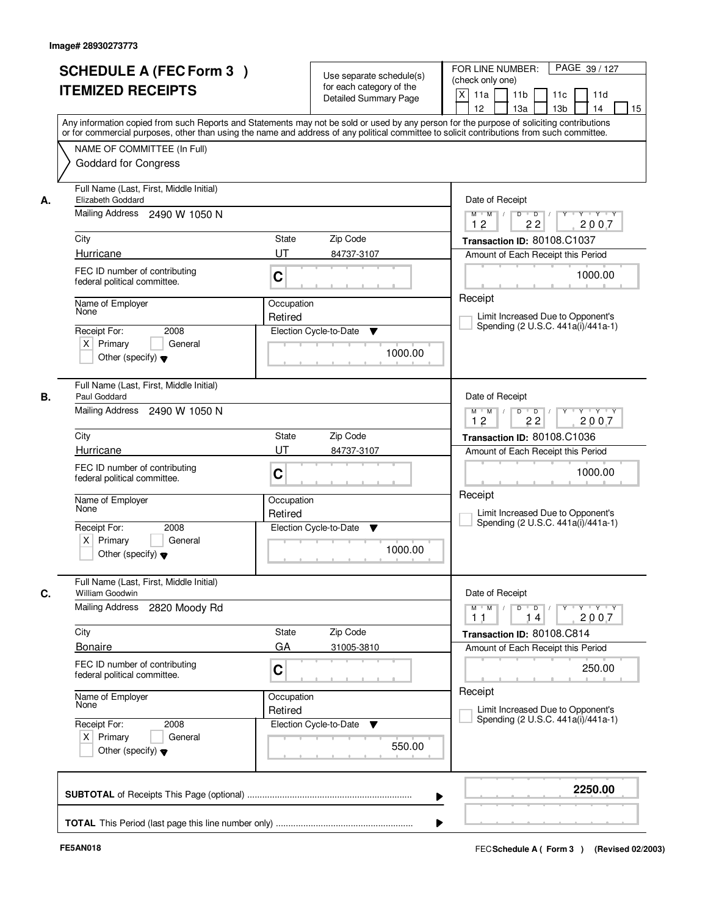Image# 28930273773

# SCHEDULE A (FEC Form 3 )
# ITEMIZED RECEIPTS

Use separate schedule(s) for each category of the Detailed Summary Page

FOR LINE NUMBER: (check only one)

[X] 11a [ ] 11b [ ] 11c [ ] 11d [ ] 12 [ ] 13a [ ] 13b [ ] 14 [ ] 15

Any information copied from such Reports and Statements may not be sold or used by any person for the purpose of soliciting contributions or for commercial purposes, other than using the name and address of any political committee to solicit contributions from such committee.

NAME OF COMMITTEE (In Full)

Goddard for Congress

---

**A.**

Full Name (Last, First, Middle Initial): Elizabeth Goddard

Mailing Address: 2490 W 1050 N

City: Hurricane | State: UT | Zip Code: 84737-3107

FEC ID number of contributing federal political committee: C

Name of Employer: None

Occupation: Retired

Receipt For: 2008 — [X] Primary [ ] General [ ] Other (specify)

Election Cycle-to-Date: 1000.00

Date of Receipt: 12 / 22 / 2007

Transaction ID: 80108.C1037

Amount of Each Receipt this Period: 1000.00

[ ] Limit Increased Due to Opponent's Spending (2 U.S.C. 441a(i)/441a-1)

---

**B.**

Full Name (Last, First, Middle Initial): Paul Goddard

Mailing Address: 2490 W 1050 N

City: Hurricane | State: UT | Zip Code: 84737-3107

FEC ID number of contributing federal political committee: C

Name of Employer: None

Occupation: Retired

Receipt For: 2008 — [X] Primary [ ] General [ ] Other (specify)

Election Cycle-to-Date: 1000.00

Date of Receipt: 12 / 22 / 2007

Transaction ID: 80108.C1036

Amount of Each Receipt this Period: 1000.00

[ ] Limit Increased Due to Opponent's Spending (2 U.S.C. 441a(i)/441a-1)

---

**C.**

Full Name (Last, First, Middle Initial): William Goodwin

Mailing Address: 2820 Moody Rd

City: Bonaire | State: GA | Zip Code: 31005-3810

FEC ID number of contributing federal political committee: C

Name of Employer: None

Occupation: Retired

Receipt For: 2008 — [X] Primary [ ] General [ ] Other (specify)

Election Cycle-to-Date: 550.00

Date of Receipt: 11 / 14 / 2007

Transaction ID: 80108.C814

Amount of Each Receipt this Period: 250.00

[ ] Limit Increased Due to Opponent's Spending (2 U.S.C. 441a(i)/441a-1)

---

**SUBTOTAL** of Receipts This Page (optional): **2250.00**

**TOTAL** This Period (last page this line number only):

FE5AN018

FEC Schedule A ( Form 3 ) (Revised 02/2003)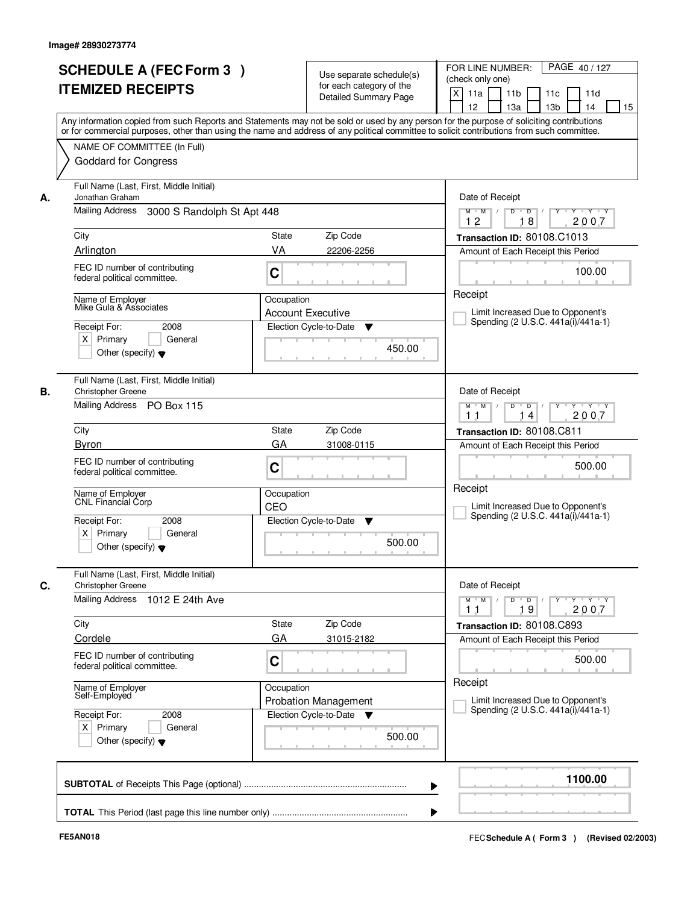Image# 28930273774

# SCHEDULE A (FEC Form 3 ) ITEMIZED RECEIPTS

Use separate schedule(s) for each category of the Detailed Summary Page

FOR LINE NUMBER: (check only one)
[X] 11a [ ] 11b [ ] 11c [ ] 11d [ ] 12 [ ] 13a [ ] 13b [ ] 14 [ ] 15

PAGE 40 / 127

Any information copied from such Reports and Statements may not be sold or used by any person for the purpose of soliciting contributions or for commercial purposes, other than using the name and address of any political committee to solicit contributions from such committee.

NAME OF COMMITTEE (In Full)
Goddard for Congress

**A.**
Full Name (Last, First, Middle Initial): Jonathan Graham
Mailing Address: 3000 S Randolph St Apt 448
City: Arlington
State: VA
Zip Code: 22206-2256
FEC ID number of contributing federal political committee: C
Name of Employer: Mike Gula & Associates
Occupation: Account Executive
Receipt For: 2008 [X] Primary [ ] General [ ] Other (specify)
Election Cycle-to-Date: 450.00
Date of Receipt: 12 / 18 / 2007
Transaction ID: 80108.C1013
Amount of Each Receipt this Period: 100.00
[ ] Limit Increased Due to Opponent's Spending (2 U.S.C. 441a(i)/441a-1)

**B.**
Full Name (Last, First, Middle Initial): Christopher Greene
Mailing Address: PO Box 115
City: Byron
State: GA
Zip Code: 31008-0115
FEC ID number of contributing federal political committee: C
Name of Employer: CNL Financial Corp
Occupation: CEO
Receipt For: 2008 [X] Primary [ ] General [ ] Other (specify)
Election Cycle-to-Date: 500.00
Date of Receipt: 11 / 14 / 2007
Transaction ID: 80108.C811
Amount of Each Receipt this Period: 500.00
[ ] Limit Increased Due to Opponent's Spending (2 U.S.C. 441a(i)/441a-1)

**C.**
Full Name (Last, First, Middle Initial): Christopher Greene
Mailing Address: 1012 E 24th Ave
City: Cordele
State: GA
Zip Code: 31015-2182
FEC ID number of contributing federal political committee: C
Name of Employer: Self-Employed
Occupation: Probation Management
Receipt For: 2008 [X] Primary [ ] General [ ] Other (specify)
Election Cycle-to-Date: 500.00
Date of Receipt: 11 / 19 / 2007
Transaction ID: 80108.C893
Amount of Each Receipt this Period: 500.00
[ ] Limit Increased Due to Opponent's Spending (2 U.S.C. 441a(i)/441a-1)

**SUBTOTAL** of Receipts This Page (optional): 1100.00

**TOTAL** This Period (last page this line number only):

FE5AN018

FEC Schedule A ( Form 3 ) (Revised 02/2003)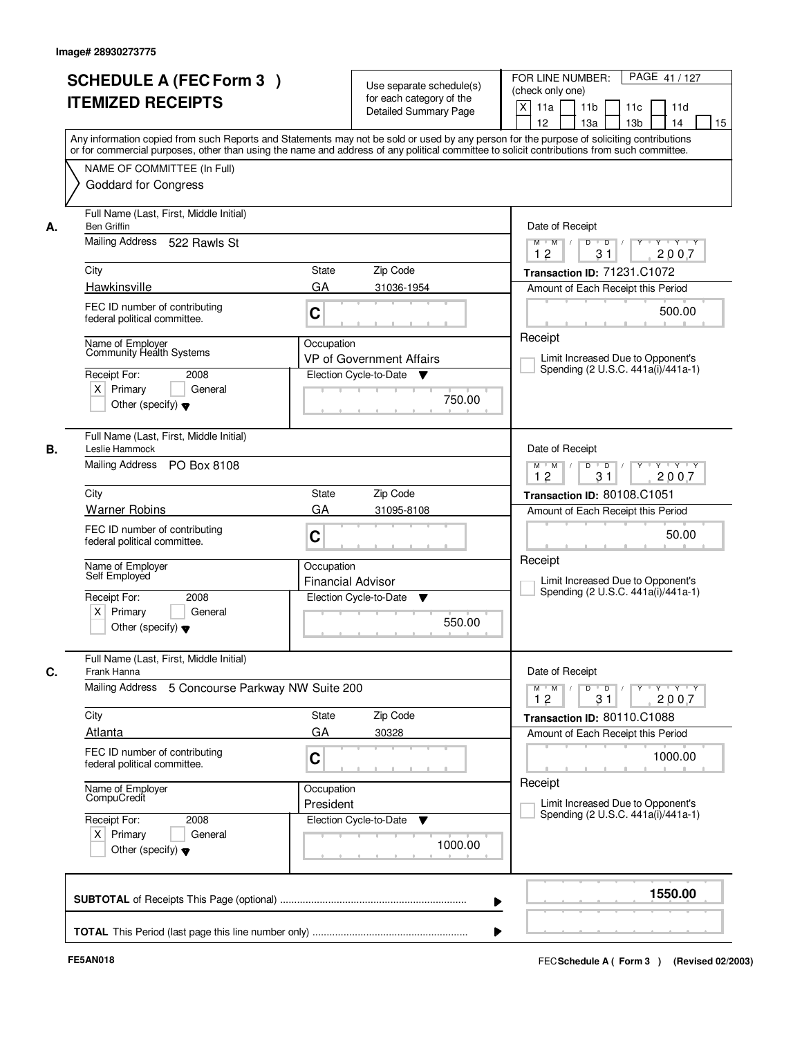Image# 28930273775

# SCHEDULE A (FEC Form 3 ) ITEMIZED RECEIPTS

Use separate schedule(s) for each category of the Detailed Summary Page

FOR LINE NUMBER: (check only one)

[X] 11a [ ] 11b [ ] 11c [ ] 11d [ ] 12 [ ] 13a [ ] 13b [ ] 14 [ ] 15

Any information copied from such Reports and Statements may not be sold or used by any person for the purpose of soliciting contributions or for commercial purposes, other than using the name and address of any political committee to solicit contributions from such committee.

NAME OF COMMITTEE (In Full)
Goddard for Congress

---

**A.** Full Name (Last, First, Middle Initial): Ben Griffin

Mailing Address: 522 Rawls St

City: Hawkinsville | State: GA | Zip Code: 31036-1954

FEC ID number of contributing federal political committee: C

Name of Employer: Community Health Systems

Occupation: VP of Government Affairs

Receipt For: 2008 [X] Primary [ ] General [ ] Other (specify)

Election Cycle-to-Date: 750.00

Date of Receipt: 12 / 31 / 2007

Transaction ID: 71231.C1072

Amount of Each Receipt this Period: 500.00

Receipt

[ ] Limit Increased Due to Opponent's Spending (2 U.S.C. 441a(i)/441a-1)

---

**B.** Full Name (Last, First, Middle Initial): Leslie Hammock

Mailing Address: PO Box 8108

City: Warner Robins | State: GA | Zip Code: 31095-8108

FEC ID number of contributing federal political committee: C

Name of Employer: Self Employed

Occupation: Financial Advisor

Receipt For: 2008 [X] Primary [ ] General [ ] Other (specify)

Election Cycle-to-Date: 550.00

Date of Receipt: 12 / 31 / 2007

Transaction ID: 80108.C1051

Amount of Each Receipt this Period: 50.00

Receipt

[ ] Limit Increased Due to Opponent's Spending (2 U.S.C. 441a(i)/441a-1)

---

**C.** Full Name (Last, First, Middle Initial): Frank Hanna

Mailing Address: 5 Concourse Parkway NW Suite 200

City: Atlanta | State: GA | Zip Code: 30328

FEC ID number of contributing federal political committee: C

Name of Employer: CompuCredit

Occupation: President

Receipt For: 2008 [X] Primary [ ] General [ ] Other (specify)

Election Cycle-to-Date: 1000.00

Date of Receipt: 12 / 31 / 2007

Transaction ID: 80110.C1088

Amount of Each Receipt this Period: 1000.00

Receipt

[ ] Limit Increased Due to Opponent's Spending (2 U.S.C. 441a(i)/441a-1)

---

**SUBTOTAL** of Receipts This Page (optional): **1550.00**

**TOTAL** This Period (last page this line number only):

FE5AN018

FEC Schedule A ( Form 3 ) (Revised 02/2003)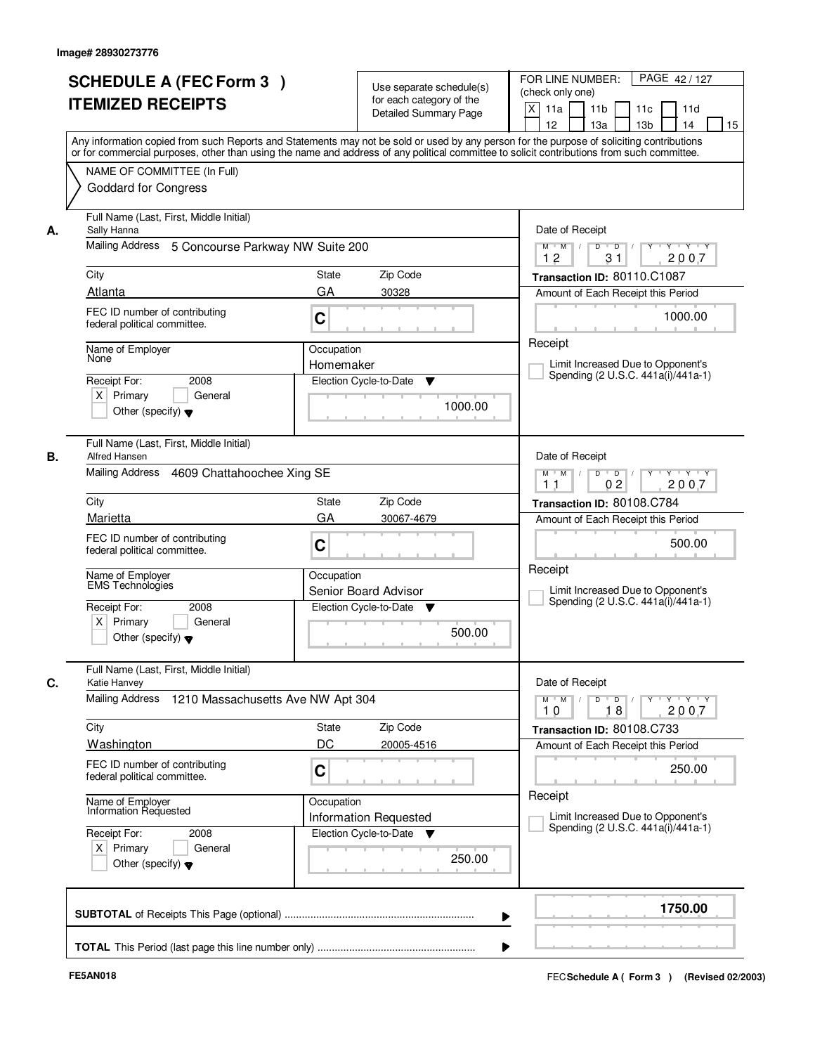Image# 28930273776

# SCHEDULE A (FEC Form 3 ) ITEMIZED RECEIPTS

Use separate schedule(s) for each category of the Detailed Summary Page

FOR LINE NUMBER: (check only one)

[X] 11a [ ] 11b [ ] 11c [ ] 11d [ ] 12 [ ] 13a [ ] 13b [ ] 14 [ ] 15

Any information copied from such Reports and Statements may not be sold or used by any person for the purpose of soliciting contributions or for commercial purposes, other than using the name and address of any political committee to solicit contributions from such committee.

NAME OF COMMITTEE (In Full)

Goddard for Congress

---

**A.** Full Name (Last, First, Middle Initial): Sally Hanna

Mailing Address: 5 Concourse Parkway NW Suite 200

City: Atlanta | State: GA | Zip Code: 30328

FEC ID number of contributing federal political committee: C

Name of Employer: None

Occupation: Homemaker

Receipt For: 2008 — [X] Primary [ ] General [ ] Other (specify)

Election Cycle-to-Date: 1000.00

Date of Receipt: 12/31/2007

Transaction ID: 80110.C1087

Amount of Each Receipt this Period: 1000.00

[ ] Limit Increased Due to Opponent's Spending (2 U.S.C. 441a(i)/441a-1)

---

**B.** Full Name (Last, First, Middle Initial): Alfred Hansen

Mailing Address: 4609 Chattahoochee Xing SE

City: Marietta | State: GA | Zip Code: 30067-4679

FEC ID number of contributing federal political committee: C

Name of Employer: EMS Technologies

Occupation: Senior Board Advisor

Receipt For: 2008 — [X] Primary [ ] General [ ] Other (specify)

Election Cycle-to-Date: 500.00

Date of Receipt: 11/02/2007

Transaction ID: 80108.C784

Amount of Each Receipt this Period: 500.00

[ ] Limit Increased Due to Opponent's Spending (2 U.S.C. 441a(i)/441a-1)

---

**C.** Full Name (Last, First, Middle Initial): Katie Hanvey

Mailing Address: 1210 Massachusetts Ave NW Apt 304

City: Washington | State: DC | Zip Code: 20005-4516

FEC ID number of contributing federal political committee: C

Name of Employer: Information Requested

Occupation: Information Requested

Receipt For: 2008 — [X] Primary [ ] General [ ] Other (specify)

Election Cycle-to-Date: 250.00

Date of Receipt: 10/18/2007

Transaction ID: 80108.C733

Amount of Each Receipt this Period: 250.00

[ ] Limit Increased Due to Opponent's Spending (2 U.S.C. 441a(i)/441a-1)

---

**SUBTOTAL** of Receipts This Page (optional): **1750.00**

**TOTAL** This Period (last page this line number only):

FE5AN018 — FEC **Schedule A ( Form 3 )** (Revised 02/2003)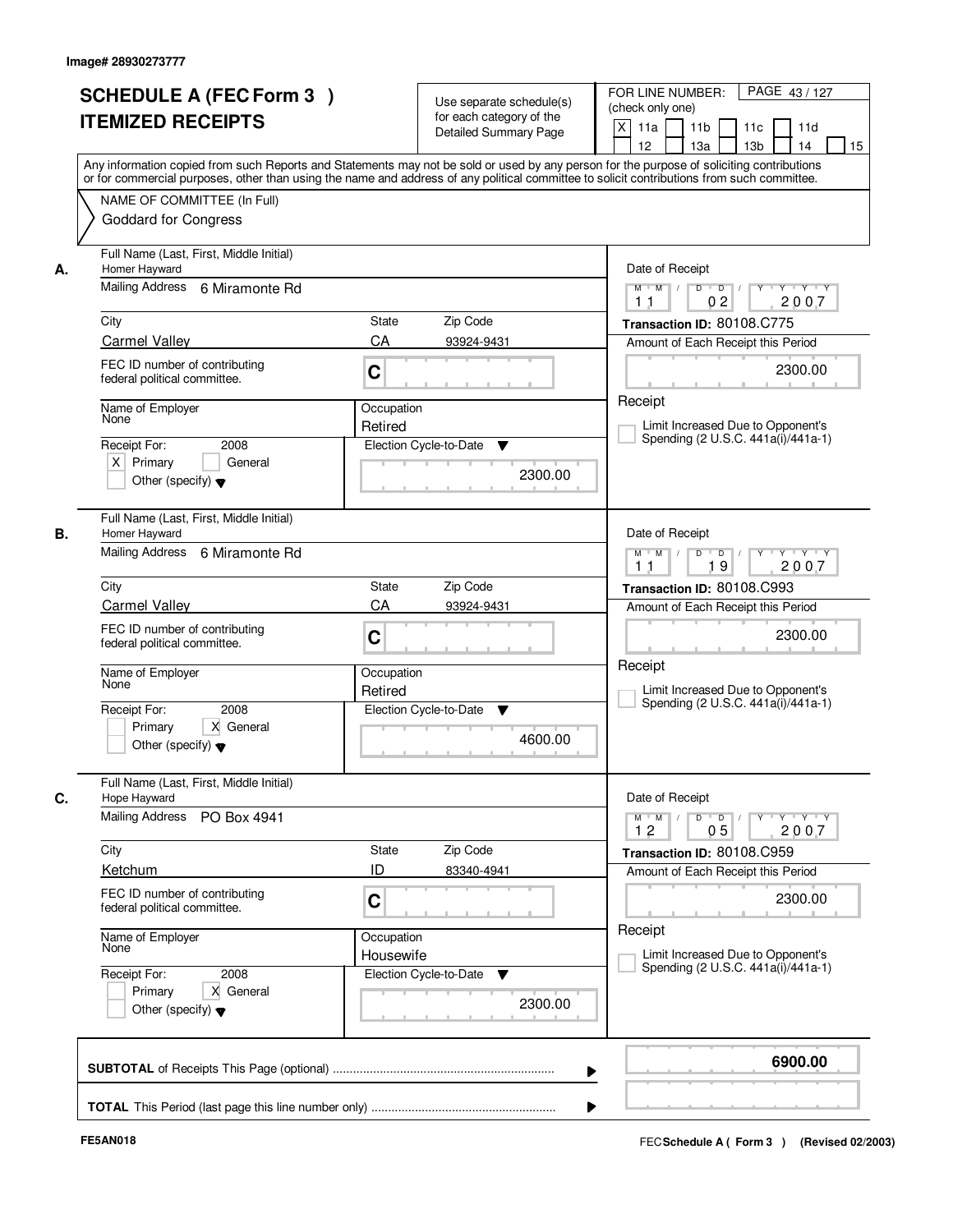Image# 28930273777

# SCHEDULE A (FEC Form 3 ) ITEMIZED RECEIPTS

Use separate schedule(s) for each category of the Detailed Summary Page

FOR LINE NUMBER: (check only one)

[X] 11a [ ] 11b [ ] 11c [ ] 11d [ ] 12 [ ] 13a [ ] 13b [ ] 14 [ ] 15

PAGE 43 / 127

Any information copied from such Reports and Statements may not be sold or used by any person for the purpose of soliciting contributions or for commercial purposes, other than using the name and address of any political committee to solicit contributions from such committee.

NAME OF COMMITTEE (In Full)

Goddard for Congress

---

**A.**

Full Name (Last, First, Middle Initial): Homer Hayward

Mailing Address: 6 Miramonte Rd

City: Carmel Valley | State: CA | Zip Code: 93924-9431

FEC ID number of contributing federal political committee: C

Name of Employer: None

Occupation: Retired

Receipt For: 2008 — [X] Primary [ ] General [ ] Other (specify)

Election Cycle-to-Date: 2300.00

Date of Receipt: 11 / 02 / 2007

Transaction ID: 80108.C775

Amount of Each Receipt this Period: 2300.00

Receipt

[ ] Limit Increased Due to Opponent's Spending (2 U.S.C. 441a(i)/441a-1)

---

**B.**

Full Name (Last, First, Middle Initial): Homer Hayward

Mailing Address: 6 Miramonte Rd

City: Carmel Valley | State: CA | Zip Code: 93924-9431

FEC ID number of contributing federal political committee: C

Name of Employer: None

Occupation: Retired

Receipt For: 2008 — [ ] Primary [X] General [ ] Other (specify)

Election Cycle-to-Date: 4600.00

Date of Receipt: 11 / 19 / 2007

Transaction ID: 80108.C993

Amount of Each Receipt this Period: 2300.00

Receipt

[ ] Limit Increased Due to Opponent's Spending (2 U.S.C. 441a(i)/441a-1)

---

**C.**

Full Name (Last, First, Middle Initial): Hope Hayward

Mailing Address: PO Box 4941

City: Ketchum | State: ID | Zip Code: 83340-4941

FEC ID number of contributing federal political committee: C

Name of Employer: None

Occupation: Housewife

Receipt For: 2008 — [ ] Primary [X] General [ ] Other (specify)

Election Cycle-to-Date: 2300.00

Date of Receipt: 12 / 05 / 2007

Transaction ID: 80108.C959

Amount of Each Receipt this Period: 2300.00

Receipt

[ ] Limit Increased Due to Opponent's Spending (2 U.S.C. 441a(i)/441a-1)

---

**SUBTOTAL** of Receipts This Page (optional): **6900.00**

**TOTAL** This Period (last page this line number only):

FE5AN018

FEC Schedule A ( Form 3 ) (Revised 02/2003)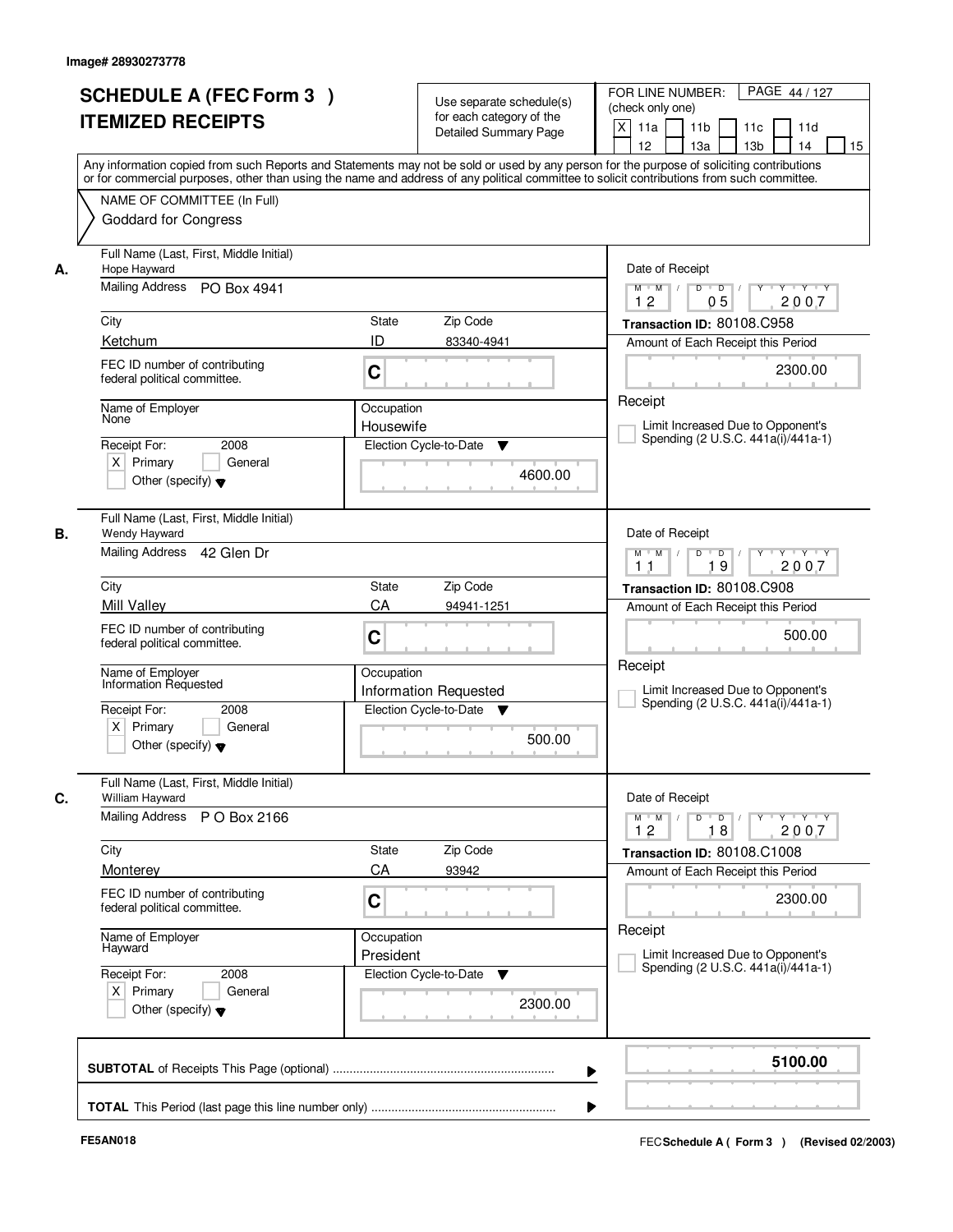Image# 28930273778

# SCHEDULE A (FEC Form 3 ) ITEMIZED RECEIPTS

Use separate schedule(s) for each category of the Detailed Summary Page

FOR LINE NUMBER: (check only one)
[X] 11a [ ] 11b [ ] 11c [ ] 11d [ ] 12 [ ] 13a [ ] 13b [ ] 14 [ ] 15

Any information copied from such Reports and Statements may not be sold or used by any person for the purpose of soliciting contributions or for commercial purposes, other than using the name and address of any political committee to solicit contributions from such committee.

NAME OF COMMITTEE (In Full)
Goddard for Congress

---

**A.** Full Name (Last, First, Middle Initial): Hope Hayward

Mailing Address: PO Box 4941

City: Ketchum | State: ID | Zip Code: 83340-4941

FEC ID number of contributing federal political committee: C

Name of Employer: None | Occupation: Housewife

Receipt For: 2008 — [X] Primary [ ] General [ ] Other (specify)

Election Cycle-to-Date: 4600.00

Date of Receipt: 12 / 05 / 2007

Transaction ID: 80108.C958

Amount of Each Receipt this Period: 2300.00

Receipt

[ ] Limit Increased Due to Opponent's Spending (2 U.S.C. 441a(i)/441a-1)

---

**B.** Full Name (Last, First, Middle Initial): Wendy Hayward

Mailing Address: 42 Glen Dr

City: Mill Valley | State: CA | Zip Code: 94941-1251

FEC ID number of contributing federal political committee: C

Name of Employer: Information Requested | Occupation: Information Requested

Receipt For: 2008 — [X] Primary [ ] General [ ] Other (specify)

Election Cycle-to-Date: 500.00

Date of Receipt: 11 / 19 / 2007

Transaction ID: 80108.C908

Amount of Each Receipt this Period: 500.00

Receipt

[ ] Limit Increased Due to Opponent's Spending (2 U.S.C. 441a(i)/441a-1)

---

**C.** Full Name (Last, First, Middle Initial): William Hayward

Mailing Address: P O Box 2166

City: Monterey | State: CA | Zip Code: 93942

FEC ID number of contributing federal political committee: C

Name of Employer: Hayward | Occupation: President

Receipt For: 2008 — [X] Primary [ ] General [ ] Other (specify)

Election Cycle-to-Date: 2300.00

Date of Receipt: 12 / 18 / 2007

Transaction ID: 80108.C1008

Amount of Each Receipt this Period: 2300.00

Receipt

[ ] Limit Increased Due to Opponent's Spending (2 U.S.C. 441a(i)/441a-1)

---

**SUBTOTAL** of Receipts This Page (optional): **5100.00**

**TOTAL** This Period (last page this line number only):

FE5AN018

FEC **Schedule A ( Form 3 )** (Revised 02/2003)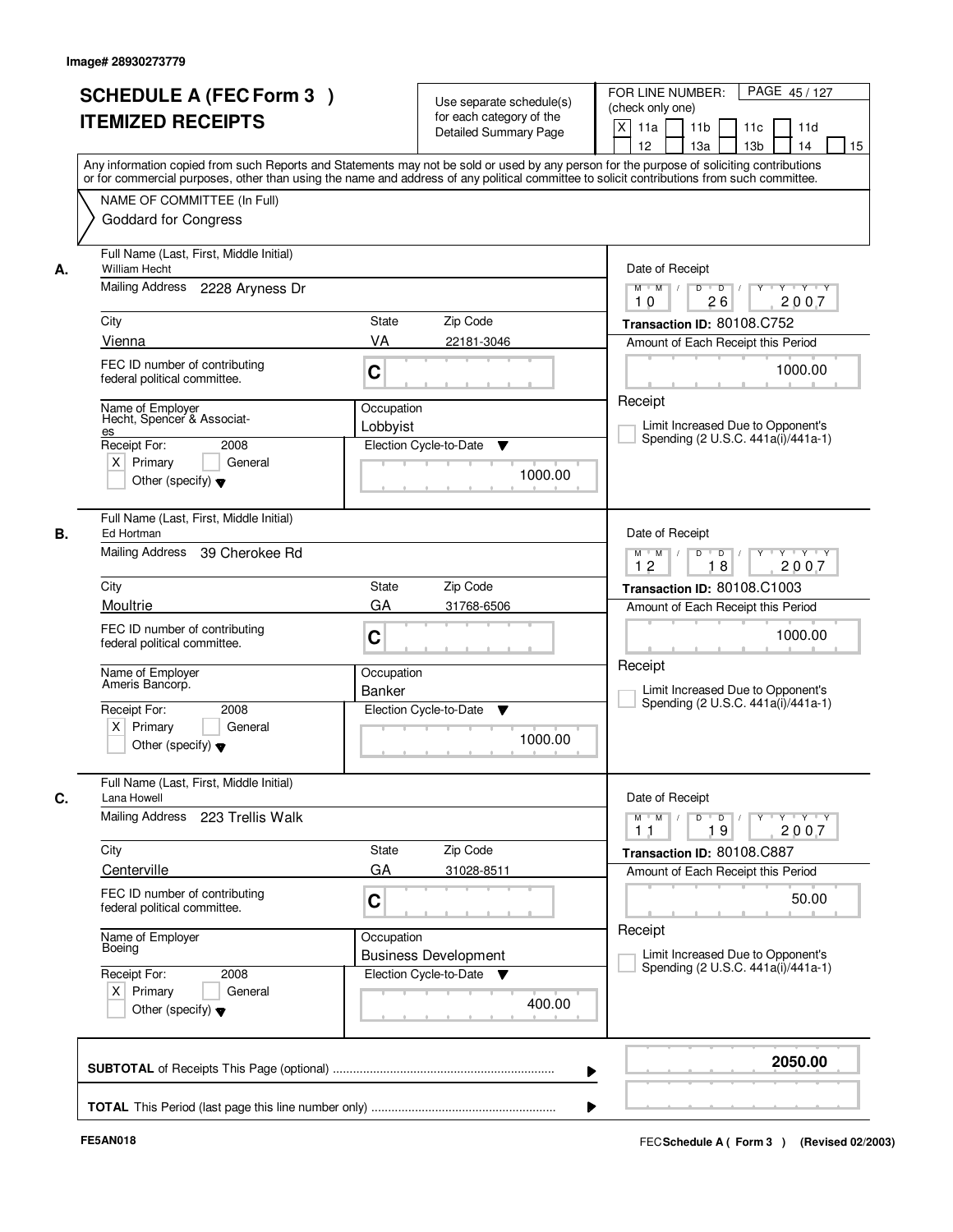Image# 28930273779

# SCHEDULE A (FEC Form 3 ) ITEMIZED RECEIPTS

Use separate schedule(s) for each category of the Detailed Summary Page

FOR LINE NUMBER: (check only one)

[X] 11a [ ] 11b [ ] 11c [ ] 11d [ ] 12 [ ] 13a [ ] 13b [ ] 14 [ ] 15

Any information copied from such Reports and Statements may not be sold or used by any person for the purpose of soliciting contributions or for commercial purposes, other than using the name and address of any political committee to solicit contributions from such committee.

NAME OF COMMITTEE (In Full)
Goddard for Congress

---

**A.**

Full Name (Last, First, Middle Initial): William Hecht

Mailing Address: 2228 Aryness Dr

City: Vienna | State: VA | Zip Code: 22181-3046

FEC ID number of contributing federal political committee: C

Name of Employer: Hecht, Spencer & Associates

Occupation: Lobbyist

Receipt For: 2008 — [X] Primary [ ] General [ ] Other (specify)

Election Cycle-to-Date: 1000.00

Date of Receipt: 10 / 26 / 2007

Transaction ID: 80108.C752

Amount of Each Receipt this Period: 1000.00

[ ] Limit Increased Due to Opponent's Spending (2 U.S.C. 441a(i)/441a-1)

---

**B.**

Full Name (Last, First, Middle Initial): Ed Hortman

Mailing Address: 39 Cherokee Rd

City: Moultrie | State: GA | Zip Code: 31768-6506

FEC ID number of contributing federal political committee: C

Name of Employer: Ameris Bancorp.

Occupation: Banker

Receipt For: 2008 — [X] Primary [ ] General [ ] Other (specify)

Election Cycle-to-Date: 1000.00

Date of Receipt: 12 / 18 / 2007

Transaction ID: 80108.C1003

Amount of Each Receipt this Period: 1000.00

[ ] Limit Increased Due to Opponent's Spending (2 U.S.C. 441a(i)/441a-1)

---

**C.**

Full Name (Last, First, Middle Initial): Lana Howell

Mailing Address: 223 Trellis Walk

City: Centerville | State: GA | Zip Code: 31028-8511

FEC ID number of contributing federal political committee: C

Name of Employer: Boeing

Occupation: Business Development

Receipt For: 2008 — [X] Primary [ ] General [ ] Other (specify)

Election Cycle-to-Date: 400.00

Date of Receipt: 11 / 19 / 2007

Transaction ID: 80108.C887

Amount of Each Receipt this Period: 50.00

[ ] Limit Increased Due to Opponent's Spending (2 U.S.C. 441a(i)/441a-1)

---

**SUBTOTAL** of Receipts This Page (optional): **2050.00**

**TOTAL** This Period (last page this line number only):

FE5AN018

FEC **Schedule A ( Form 3 )** (Revised 02/2003)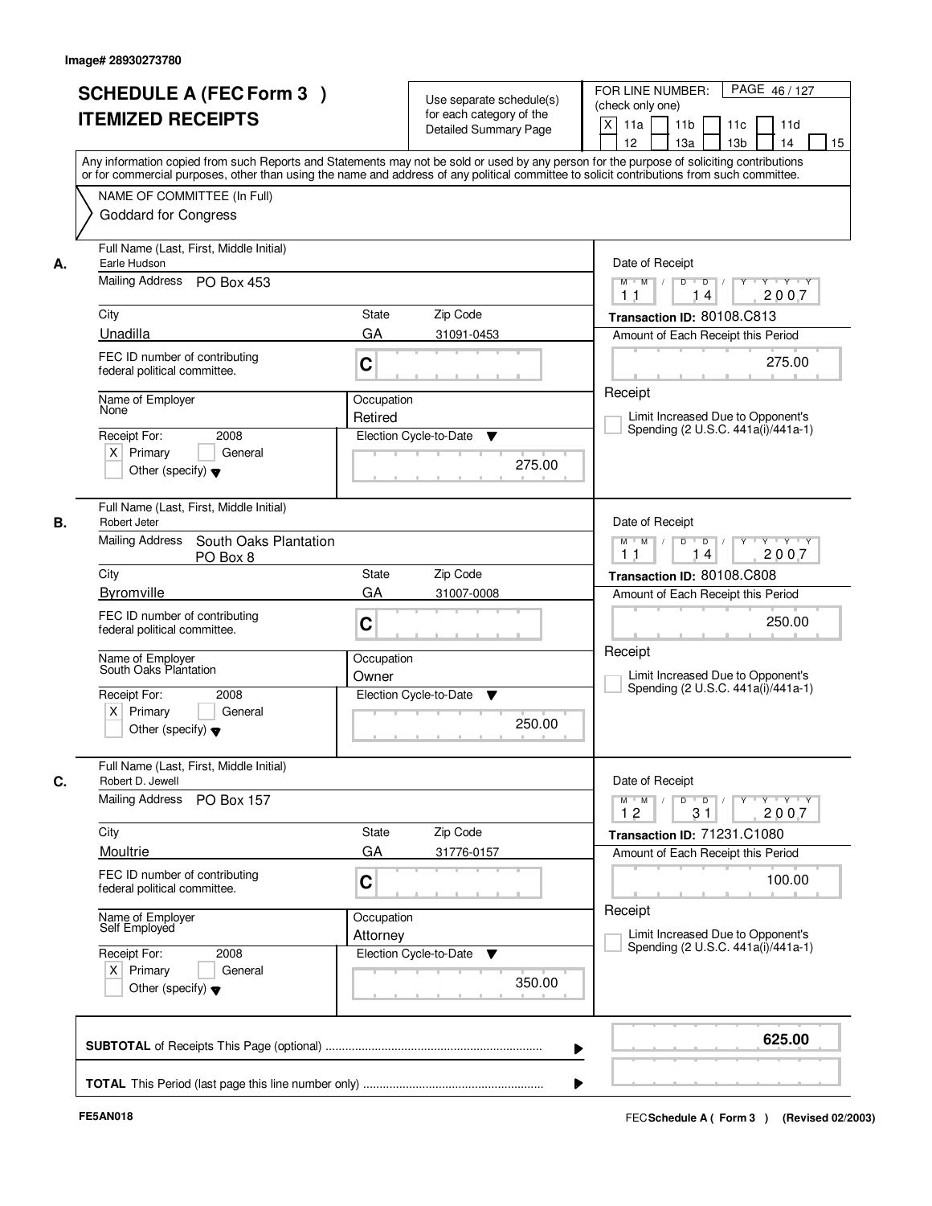Image# 28930273780

# SCHEDULE A (FEC Form 3 ) ITEMIZED RECEIPTS

Use separate schedule(s) for each category of the Detailed Summary Page

FOR LINE NUMBER: (check only one)

[X] 11a [ ] 11b [ ] 11c [ ] 11d [ ] 12 [ ] 13a [ ] 13b [ ] 14 [ ] 15

Any information copied from such Reports and Statements may not be sold or used by any person for the purpose of soliciting contributions or for commercial purposes, other than using the name and address of any political committee to solicit contributions from such committee.

NAME OF COMMITTEE (In Full)
Goddard for Congress

---

**A.** Full Name (Last, First, Middle Initial): Earle Hudson

Mailing Address: PO Box 453

City: Unadilla | State: GA | Zip Code: 31091-0453

FEC ID number of contributing federal political committee: C

Name of Employer: None

Occupation: Retired

Receipt For: 2008 — [X] Primary [ ] General [ ] Other (specify)

Election Cycle-to-Date: 275.00

Date of Receipt: 11 / 14 / 2007

Transaction ID: 80108.C813

Amount of Each Receipt this Period: 275.00

[ ] Limit Increased Due to Opponent's Spending (2 U.S.C. 441a(i)/441a-1)

---

**B.** Full Name (Last, First, Middle Initial): Robert Jeter

Mailing Address: South Oaks Plantation, PO Box 8

City: Byromville | State: GA | Zip Code: 31007-0008

FEC ID number of contributing federal political committee: C

Name of Employer: South Oaks Plantation

Occupation: Owner

Receipt For: 2008 — [X] Primary [ ] General [ ] Other (specify)

Election Cycle-to-Date: 250.00

Date of Receipt: 11 / 14 / 2007

Transaction ID: 80108.C808

Amount of Each Receipt this Period: 250.00

[ ] Limit Increased Due to Opponent's Spending (2 U.S.C. 441a(i)/441a-1)

---

**C.** Full Name (Last, First, Middle Initial): Robert D. Jewell

Mailing Address: PO Box 157

City: Moultrie | State: GA | Zip Code: 31776-0157

FEC ID number of contributing federal political committee: C

Name of Employer: Self Employed

Occupation: Attorney

Receipt For: 2008 — [X] Primary [ ] General [ ] Other (specify)

Election Cycle-to-Date: 350.00

Date of Receipt: 12 / 31 / 2007

Transaction ID: 71231.C1080

Amount of Each Receipt this Period: 100.00

[ ] Limit Increased Due to Opponent's Spending (2 U.S.C. 441a(i)/441a-1)

---

**SUBTOTAL** of Receipts This Page (optional): 625.00

**TOTAL** This Period (last page this line number only):

FE5AN018 — FEC Schedule A ( Form 3 ) (Revised 02/2003)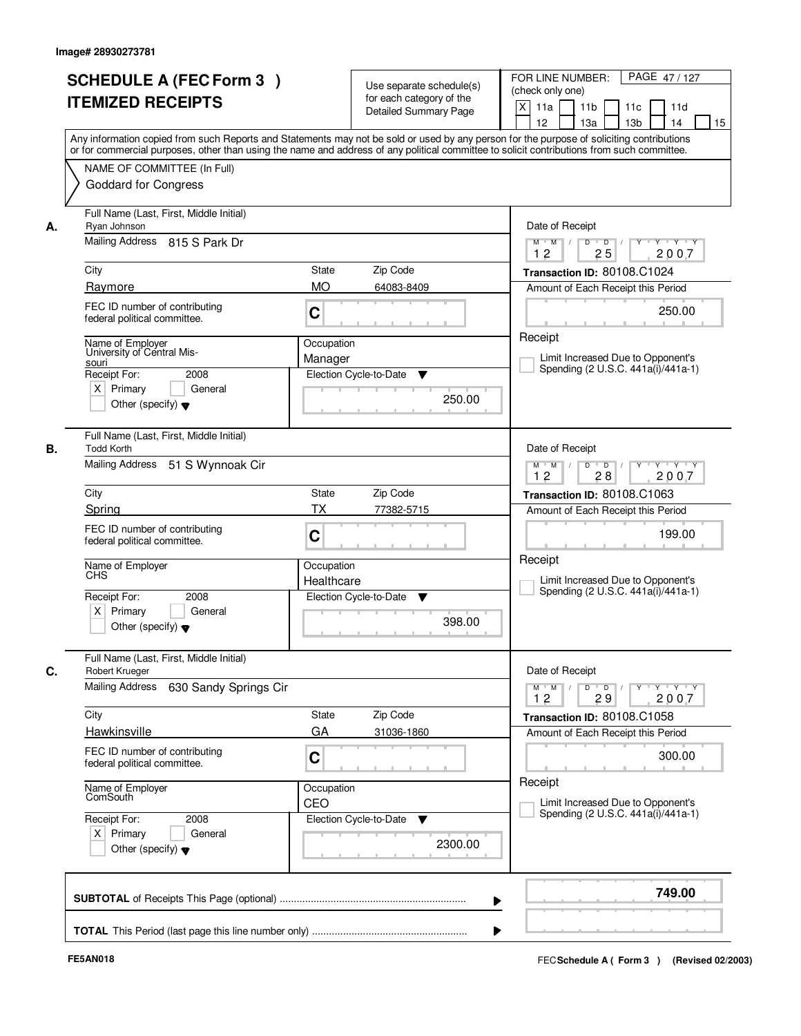Image# 28930273781

# SCHEDULE A (FEC Form 3 )
# ITEMIZED RECEIPTS

Use separate schedule(s) for each category of the Detailed Summary Page

FOR LINE NUMBER: (check only one)

[X] 11a [ ] 11b [ ] 11c [ ] 11d [ ] 12 [ ] 13a [ ] 13b [ ] 14 [ ] 15

Any information copied from such Reports and Statements may not be sold or used by any person for the purpose of soliciting contributions or for commercial purposes, other than using the name and address of any political committee to solicit contributions from such committee.

NAME OF COMMITTEE (In Full)
Goddard for Congress

**A.**

| Field | Value |
|---|---|
| Full Name (Last, First, Middle Initial) | Ryan Johnson |
| Mailing Address | 815 S Park Dr |
| City | Raymore |
| State | MO |
| Zip Code | 64083-8409 |
| FEC ID number of contributing federal political committee. | C |
| Name of Employer | University of Central Missouri |
| Occupation | Manager |
| Receipt For: 2008 | [X] Primary [ ] General [ ] Other (specify) |
| Election Cycle-to-Date | 250.00 |
| Date of Receipt | 12 25 2007 |
| Transaction ID | 80108.C1024 |
| Amount of Each Receipt this Period | 250.00 |
| Receipt | [ ] Limit Increased Due to Opponent's Spending (2 U.S.C. 441a(i)/441a-1) |

**B.**

| Field | Value |
|---|---|
| Full Name (Last, First, Middle Initial) | Todd Korth |
| Mailing Address | 51 S Wynnoak Cir |
| City | Spring |
| State | TX |
| Zip Code | 77382-5715 |
| FEC ID number of contributing federal political committee. | C |
| Name of Employer | CHS |
| Occupation | Healthcare |
| Receipt For: 2008 | [X] Primary [ ] General [ ] Other (specify) |
| Election Cycle-to-Date | 398.00 |
| Date of Receipt | 12 28 2007 |
| Transaction ID | 80108.C1063 |
| Amount of Each Receipt this Period | 199.00 |
| Receipt | [ ] Limit Increased Due to Opponent's Spending (2 U.S.C. 441a(i)/441a-1) |

**C.**

| Field | Value |
|---|---|
| Full Name (Last, First, Middle Initial) | Robert Krueger |
| Mailing Address | 630 Sandy Springs Cir |
| City | Hawkinsville |
| State | GA |
| Zip Code | 31036-1860 |
| FEC ID number of contributing federal political committee. | C |
| Name of Employer | ComSouth |
| Occupation | CEO |
| Receipt For: 2008 | [X] Primary [ ] General [ ] Other (specify) |
| Election Cycle-to-Date | 2300.00 |
| Date of Receipt | 12 29 2007 |
| Transaction ID | 80108.C1058 |
| Amount of Each Receipt this Period | 300.00 |
| Receipt | [ ] Limit Increased Due to Opponent's Spending (2 U.S.C. 441a(i)/441a-1) |

**SUBTOTAL** of Receipts This Page (optional) ........ 749.00

**TOTAL** This Period (last page this line number only) ........

FE5AN018

FEC **Schedule A ( Form 3 )** (Revised 02/2003)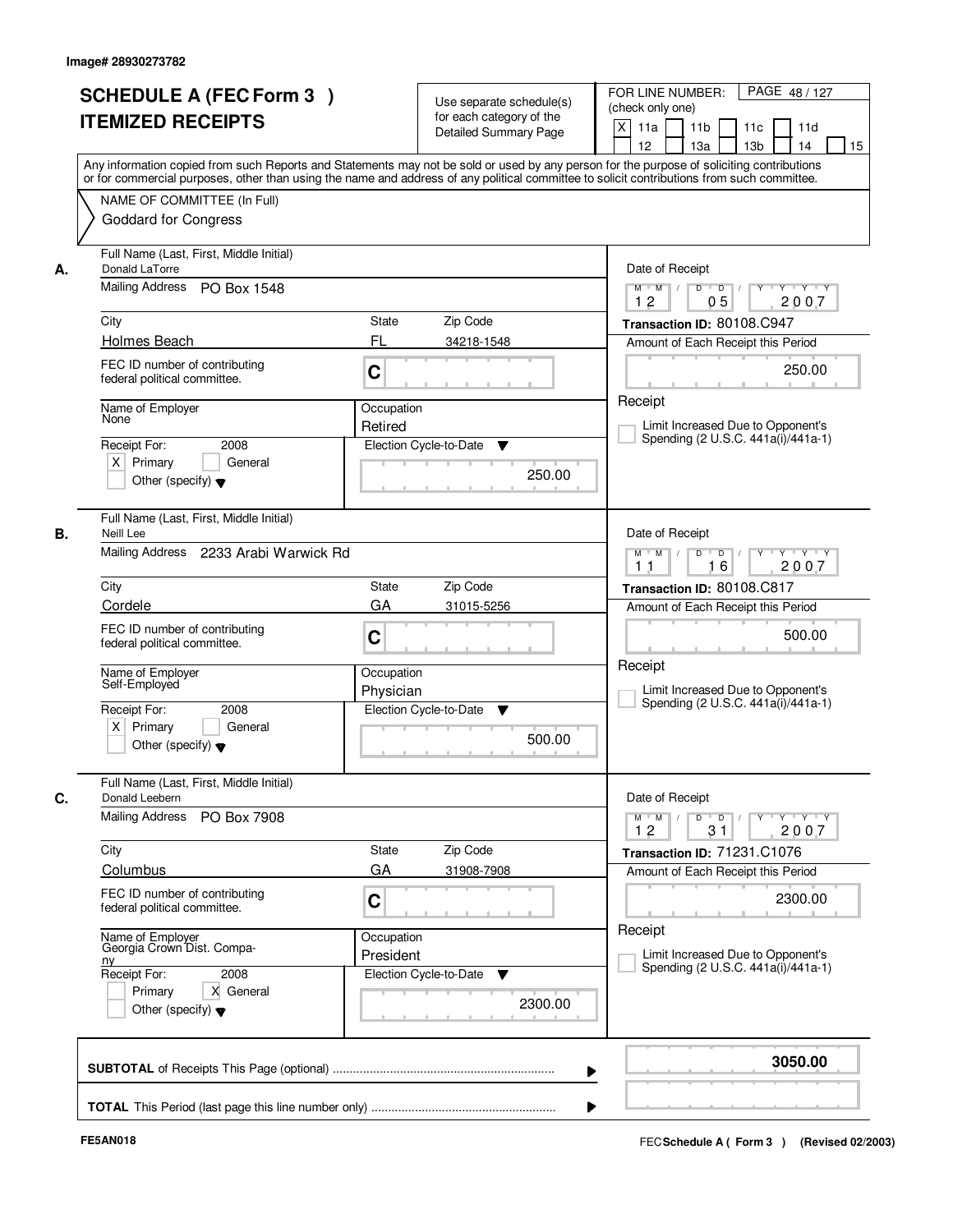Image# 28930273782

# SCHEDULE A (FEC Form 3 ) ITEMIZED RECEIPTS

Use separate schedule(s) for each category of the Detailed Summary Page

FOR LINE NUMBER: (check only one)

[X] 11a [ ] 11b [ ] 11c [ ] 11d [ ] 12 [ ] 13a [ ] 13b [ ] 14 [ ] 15

Any information copied from such Reports and Statements may not be sold or used by any person for the purpose of soliciting contributions or for commercial purposes, other than using the name and address of any political committee to solicit contributions from such committee.

NAME OF COMMITTEE (In Full)
Goddard for Congress

---

**A.**

Full Name (Last, First, Middle Initial): Donald LaTorre

Mailing Address: PO Box 1548

City: Holmes Beach | State: FL | Zip Code: 34218-1548

FEC ID number of contributing federal political committee: C

Name of Employer: None

Occupation: Retired

Receipt For: 2008 — [X] Primary [ ] General [ ] Other (specify)

Election Cycle-to-Date: 250.00

Date of Receipt: 12 / 05 / 2007

Transaction ID: 80108.C947

Amount of Each Receipt this Period: 250.00

[ ] Limit Increased Due to Opponent's Spending (2 U.S.C. 441a(i)/441a-1)

---

**B.**

Full Name (Last, First, Middle Initial): Neill Lee

Mailing Address: 2233 Arabi Warwick Rd

City: Cordele | State: GA | Zip Code: 31015-5256

FEC ID number of contributing federal political committee: C

Name of Employer: Self-Employed

Occupation: Physician

Receipt For: 2008 — [X] Primary [ ] General [ ] Other (specify)

Election Cycle-to-Date: 500.00

Date of Receipt: 11 / 16 / 2007

Transaction ID: 80108.C817

Amount of Each Receipt this Period: 500.00

[ ] Limit Increased Due to Opponent's Spending (2 U.S.C. 441a(i)/441a-1)

---

**C.**

Full Name (Last, First, Middle Initial): Donald Leebern

Mailing Address: PO Box 7908

City: Columbus | State: GA | Zip Code: 31908-7908

FEC ID number of contributing federal political committee: C

Name of Employer: Georgia Crown Dist. Company

Occupation: President

Receipt For: 2008 — [ ] Primary [X] General [ ] Other (specify)

Election Cycle-to-Date: 2300.00

Date of Receipt: 12 / 31 / 2007

Transaction ID: 71231.C1076

Amount of Each Receipt this Period: 2300.00

[ ] Limit Increased Due to Opponent's Spending (2 U.S.C. 441a(i)/441a-1)

---

**SUBTOTAL** of Receipts This Page (optional): **3050.00**

**TOTAL** This Period (last page this line number only):

FE5AN018

FEC Schedule A ( Form 3 ) (Revised 02/2003)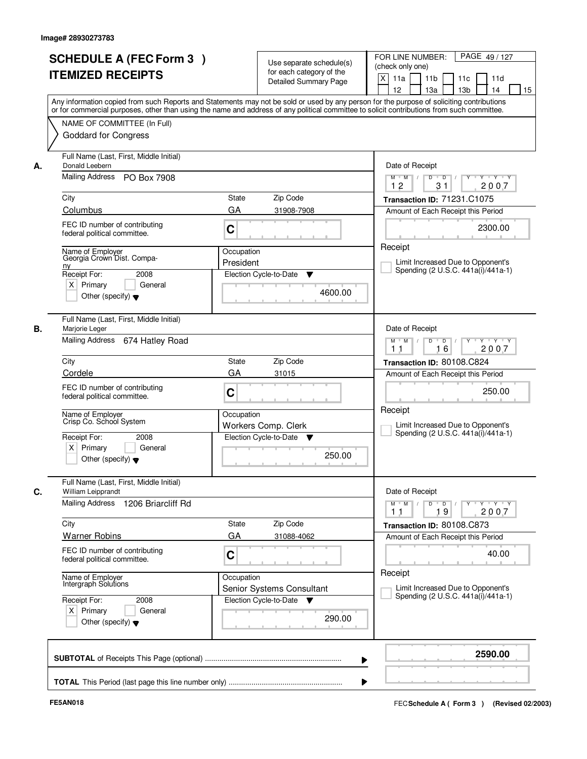Image# 28930273783

# SCHEDULE A (FEC Form 3 )
## ITEMIZED RECEIPTS

Use separate schedule(s) for each category of the Detailed Summary Page

FOR LINE NUMBER: (check only one)

PAGE 49 / 127

[X] 11a [ ] 11b [ ] 11c [ ] 11d [ ] 12 [ ] 13a [ ] 13b [ ] 14 [ ] 15

Any information copied from such Reports and Statements may not be sold or used by any person for the purpose of soliciting contributions or for commercial purposes, other than using the name and address of any political committee to solicit contributions from such committee.

NAME OF COMMITTEE (In Full)
Goddard for Congress

---

**A.**

Full Name (Last, First, Middle Initial): Donald Leebern

Mailing Address: PO Box 7908

City: Columbus | State: GA | Zip Code: 31908-7908

FEC ID number of contributing federal political committee: C

Name of Employer: Georgia Crown Dist. Company

Occupation: President

Receipt For: 2008 — [X] Primary [ ] General [ ] Other (specify)

Election Cycle-to-Date: 4600.00

Date of Receipt: 12 / 31 / 2007

Transaction ID: 71231.C1075

Amount of Each Receipt this Period: 2300.00

[ ] Limit Increased Due to Opponent's Spending (2 U.S.C. 441a(i)/441a-1)

---

**B.**

Full Name (Last, First, Middle Initial): Marjorie Leger

Mailing Address: 674 Hatley Road

City: Cordele | State: GA | Zip Code: 31015

FEC ID number of contributing federal political committee: C

Name of Employer: Crisp Co. School System

Occupation: Workers Comp. Clerk

Receipt For: 2008 — [X] Primary [ ] General [ ] Other (specify)

Election Cycle-to-Date: 250.00

Date of Receipt: 11 / 16 / 2007

Transaction ID: 80108.C824

Amount of Each Receipt this Period: 250.00

[ ] Limit Increased Due to Opponent's Spending (2 U.S.C. 441a(i)/441a-1)

---

**C.**

Full Name (Last, First, Middle Initial): William Leipprandt

Mailing Address: 1206 Briarcliff Rd

City: Warner Robins | State: GA | Zip Code: 31088-4062

FEC ID number of contributing federal political committee: C

Name of Employer: Intergraph Solutions

Occupation: Senior Systems Consultant

Receipt For: 2008 — [X] Primary [ ] General [ ] Other (specify)

Election Cycle-to-Date: 290.00

Date of Receipt: 11 / 19 / 2007

Transaction ID: 80108.C873

Amount of Each Receipt this Period: 40.00

[ ] Limit Increased Due to Opponent's Spending (2 U.S.C. 441a(i)/441a-1)

---

**SUBTOTAL** of Receipts This Page (optional): **2590.00**

**TOTAL** This Period (last page this line number only):

FE5AN018

FEC **Schedule A ( Form 3 )** (Revised 02/2003)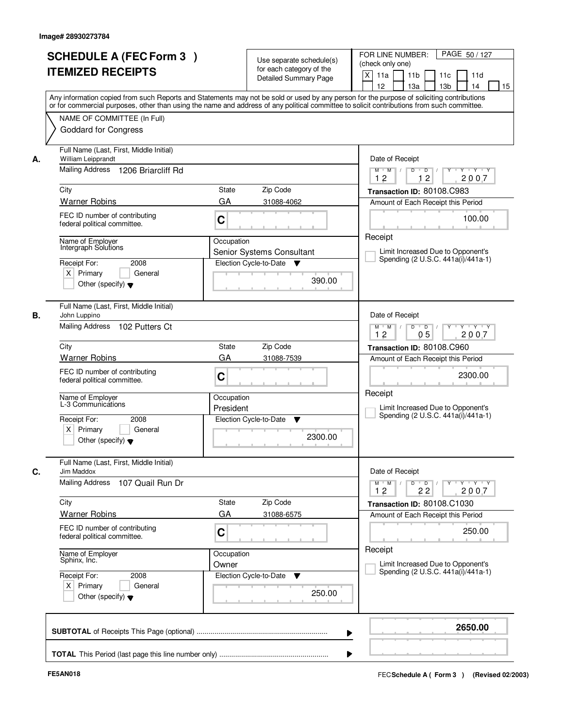Image# 28930273784

# SCHEDULE A (FEC Form 3 ) ITEMIZED RECEIPTS

Use separate schedule(s) for each category of the Detailed Summary Page

FOR LINE NUMBER: (check only one)
[X] 11a [ ] 11b [ ] 11c [ ] 11d [ ] 12 [ ] 13a [ ] 13b [ ] 14 [ ] 15

PAGE 50 / 127

Any information copied from such Reports and Statements may not be sold or used by any person for the purpose of soliciting contributions or for commercial purposes, other than using the name and address of any political committee to solicit contributions from such committee.

NAME OF COMMITTEE (In Full)
Goddard for Congress

---

**A.**

Full Name (Last, First, Middle Initial): William Leipprandt
Mailing Address: 1206 Briarcliff Rd
City: Warner Robins | State: GA | Zip Code: 31088-4062
FEC ID number of contributing federal political committee: C
Name of Employer: Intergraph Solutions
Occupation: Senior Systems Consultant
Receipt For: 2008 [X] Primary [ ] General [ ] Other (specify)
Election Cycle-to-Date: 390.00

Date of Receipt: 12 / 12 / 2007
Transaction ID: 80108.C983
Amount of Each Receipt this Period: 100.00
Receipt
[ ] Limit Increased Due to Opponent's Spending (2 U.S.C. 441a(i)/441a-1)

---

**B.**

Full Name (Last, First, Middle Initial): John Luppino
Mailing Address: 102 Putters Ct
City: Warner Robins | State: GA | Zip Code: 31088-7539
FEC ID number of contributing federal political committee: C
Name of Employer: L-3 Communications
Occupation: President
Receipt For: 2008 [X] Primary [ ] General [ ] Other (specify)
Election Cycle-to-Date: 2300.00

Date of Receipt: 12 / 05 / 2007
Transaction ID: 80108.C960
Amount of Each Receipt this Period: 2300.00
Receipt
[ ] Limit Increased Due to Opponent's Spending (2 U.S.C. 441a(i)/441a-1)

---

**C.**

Full Name (Last, First, Middle Initial): Jim Maddox
Mailing Address: 107 Quail Run Dr
City: Warner Robins | State: GA | Zip Code: 31088-6575
FEC ID number of contributing federal political committee: C
Name of Employer: Sphinx, Inc.
Occupation: Owner
Receipt For: 2008 [X] Primary [ ] General [ ] Other (specify)
Election Cycle-to-Date: 250.00

Date of Receipt: 12 / 22 / 2007
Transaction ID: 80108.C1030
Amount of Each Receipt this Period: 250.00
Receipt
[ ] Limit Increased Due to Opponent's Spending (2 U.S.C. 441a(i)/441a-1)

---

**SUBTOTAL** of Receipts This Page (optional): **2650.00**

**TOTAL** This Period (last page this line number only):

FE5AN018

FEC Schedule A ( Form 3 ) (Revised 02/2003)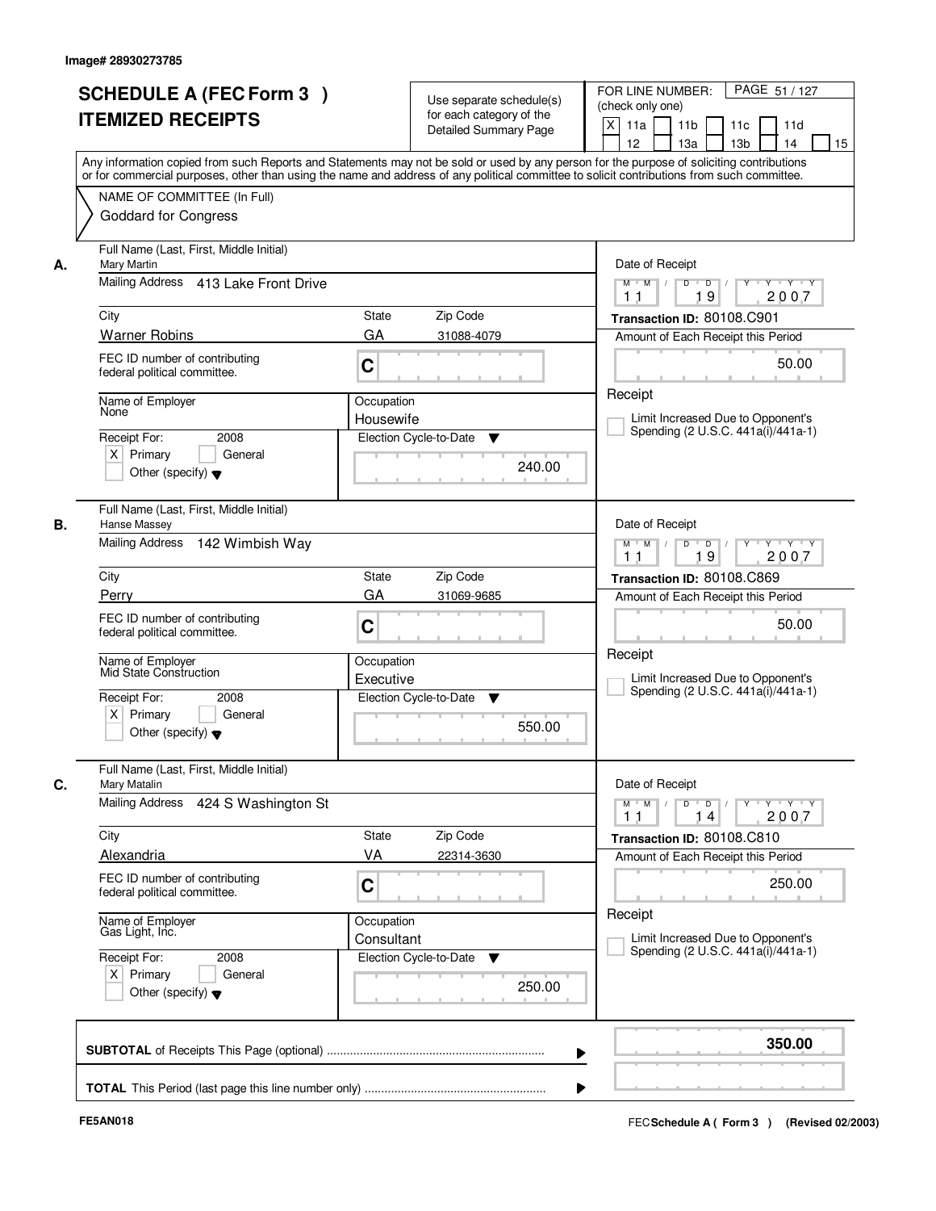Image# 28930273785

# SCHEDULE A (FEC Form 3 )
## ITEMIZED RECEIPTS

Use separate schedule(s) for each category of the Detailed Summary Page

FOR LINE NUMBER: (check only one)

[X] 11a [ ] 11b [ ] 11c [ ] 11d [ ] 12 [ ] 13a [ ] 13b [ ] 14 [ ] 15

PAGE 51 / 127

Any information copied from such Reports and Statements may not be sold or used by any person for the purpose of soliciting contributions or for commercial purposes, other than using the name and address of any political committee to solicit contributions from such committee.

NAME OF COMMITTEE (In Full)
Goddard for Congress

---

**A.** Full Name (Last, First, Middle Initial): Mary Martin

Mailing Address: 413 Lake Front Drive

City: Warner Robins | State: GA | Zip Code: 31088-4079

FEC ID number of contributing federal political committee: C

Name of Employer: None

Occupation: Housewife

Receipt For: 2008 — [X] Primary [ ] General [ ] Other (specify)

Election Cycle-to-Date: 240.00

Date of Receipt: 11 / 19 / 2007

Transaction ID: 80108.C901

Amount of Each Receipt this Period: 50.00

[ ] Limit Increased Due to Opponent's Spending (2 U.S.C. 441a(i)/441a-1)

---

**B.** Full Name (Last, First, Middle Initial): Hanse Massey

Mailing Address: 142 Wimbish Way

City: Perry | State: GA | Zip Code: 31069-9685

FEC ID number of contributing federal political committee: C

Name of Employer: Mid State Construction

Occupation: Executive

Receipt For: 2008 — [X] Primary [ ] General [ ] Other (specify)

Election Cycle-to-Date: 550.00

Date of Receipt: 11 / 19 / 2007

Transaction ID: 80108.C869

Amount of Each Receipt this Period: 50.00

[ ] Limit Increased Due to Opponent's Spending (2 U.S.C. 441a(i)/441a-1)

---

**C.** Full Name (Last, First, Middle Initial): Mary Matalin

Mailing Address: 424 S Washington St

City: Alexandria | State: VA | Zip Code: 22314-3630

FEC ID number of contributing federal political committee: C

Name of Employer: Gas Light, Inc.

Occupation: Consultant

Receipt For: 2008 — [X] Primary [ ] General [ ] Other (specify)

Election Cycle-to-Date: 250.00

Date of Receipt: 11 / 14 / 2007

Transaction ID: 80108.C810

Amount of Each Receipt this Period: 250.00

[ ] Limit Increased Due to Opponent's Spending (2 U.S.C. 441a(i)/441a-1)

---

**SUBTOTAL** of Receipts This Page (optional): **350.00**

**TOTAL** This Period (last page this line number only):

FE5AN018 — FEC Schedule A ( Form 3 ) (Revised 02/2003)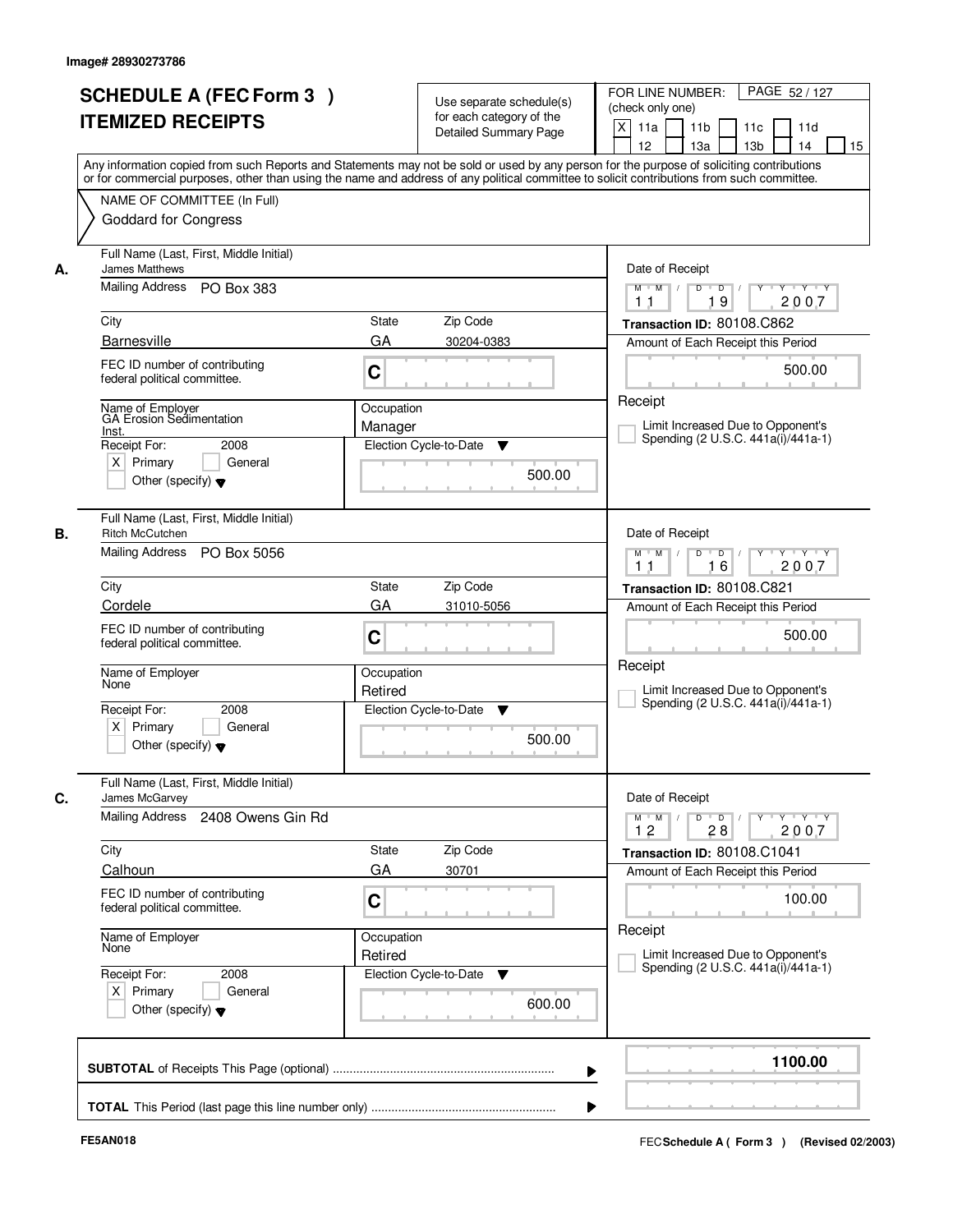Image# 28930273786

# SCHEDULE A (FEC Form 3 ) ITEMIZED RECEIPTS

Use separate schedule(s) for each category of the Detailed Summary Page

FOR LINE NUMBER: (check only one)
[X] 11a [ ] 11b [ ] 11c [ ] 11d [ ] 12 [ ] 13a [ ] 13b [ ] 14 [ ] 15

PAGE 52 / 127

Any information copied from such Reports and Statements may not be sold or used by any person for the purpose of soliciting contributions or for commercial purposes, other than using the name and address of any political committee to solicit contributions from such committee.

NAME OF COMMITTEE (In Full)
Goddard for Congress

---

**A.** Full Name (Last, First, Middle Initial): James Matthews
Mailing Address: PO Box 383
City: Barnesville | State: GA | Zip Code: 30204-0383
FEC ID number of contributing federal political committee: C
Name of Employer: GA Erosion Sedimentation Inst.
Occupation: Manager
Receipt For: 2008 — [X] Primary [ ] General [ ] Other (specify)
Election Cycle-to-Date: 500.00
Date of Receipt: 11 / 19 / 2007
Transaction ID: 80108.C862
Amount of Each Receipt this Period: 500.00
[ ] Limit Increased Due to Opponent's Spending (2 U.S.C. 441a(i)/441a-1)

---

**B.** Full Name (Last, First, Middle Initial): Ritch McCutchen
Mailing Address: PO Box 5056
City: Cordele | State: GA | Zip Code: 31010-5056
FEC ID number of contributing federal political committee: C
Name of Employer: None
Occupation: Retired
Receipt For: 2008 — [X] Primary [ ] General [ ] Other (specify)
Election Cycle-to-Date: 500.00
Date of Receipt: 11 / 16 / 2007
Transaction ID: 80108.C821
Amount of Each Receipt this Period: 500.00
[ ] Limit Increased Due to Opponent's Spending (2 U.S.C. 441a(i)/441a-1)

---

**C.** Full Name (Last, First, Middle Initial): James McGarvey
Mailing Address: 2408 Owens Gin Rd
City: Calhoun | State: GA | Zip Code: 30701
FEC ID number of contributing federal political committee: C
Name of Employer: None
Occupation: Retired
Receipt For: 2008 — [X] Primary [ ] General [ ] Other (specify)
Election Cycle-to-Date: 600.00
Date of Receipt: 12 / 28 / 2007
Transaction ID: 80108.C1041
Amount of Each Receipt this Period: 100.00
[ ] Limit Increased Due to Opponent's Spending (2 U.S.C. 441a(i)/441a-1)

---

**SUBTOTAL** of Receipts This Page (optional): 1100.00

**TOTAL** This Period (last page this line number only):

FE5AN018 — FEC Schedule A ( Form 3 ) (Revised 02/2003)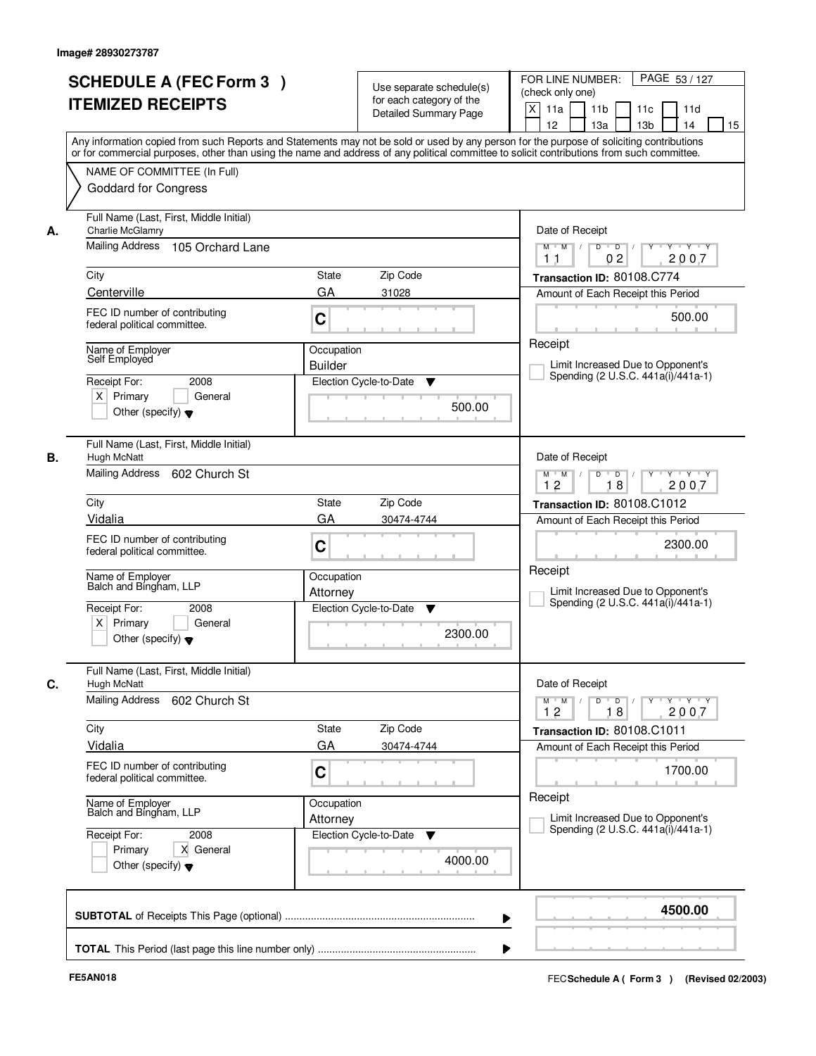Image# 28930273787

# SCHEDULE A (FEC Form 3 ) ITEMIZED RECEIPTS

Use separate schedule(s) for each category of the Detailed Summary Page

FOR LINE NUMBER: (check only one)
[X] 11a [ ] 11b [ ] 11c [ ] 11d [ ] 12 [ ] 13a [ ] 13b [ ] 14 [ ] 15

PAGE 53 / 127

Any information copied from such Reports and Statements may not be sold or used by any person for the purpose of soliciting contributions or for commercial purposes, other than using the name and address of any political committee to solicit contributions from such committee.

NAME OF COMMITTEE (In Full)
Goddard for Congress

---

**A.**

Full Name (Last, First, Middle Initial): Charlie McGlamry
Mailing Address: 105 Orchard Lane
City: Centerville | State: GA | Zip Code: 31028
FEC ID number of contributing federal political committee: C
Name of Employer: Self Employed
Occupation: Builder
Receipt For: 2008 — [X] Primary [ ] General [ ] Other (specify)
Election Cycle-to-Date: 500.00

Date of Receipt: 11 / 02 / 2007
Transaction ID: 80108.C774
Amount of Each Receipt this Period: 500.00
Receipt
[ ] Limit Increased Due to Opponent's Spending (2 U.S.C. 441a(i)/441a-1)

---

**B.**

Full Name (Last, First, Middle Initial): Hugh McNatt
Mailing Address: 602 Church St
City: Vidalia | State: GA | Zip Code: 30474-4744
FEC ID number of contributing federal political committee: C
Name of Employer: Balch and Bingham, LLP
Occupation: Attorney
Receipt For: 2008 — [X] Primary [ ] General [ ] Other (specify)
Election Cycle-to-Date: 2300.00

Date of Receipt: 12 / 18 / 2007
Transaction ID: 80108.C1012
Amount of Each Receipt this Period: 2300.00
Receipt
[ ] Limit Increased Due to Opponent's Spending (2 U.S.C. 441a(i)/441a-1)

---

**C.**

Full Name (Last, First, Middle Initial): Hugh McNatt
Mailing Address: 602 Church St
City: Vidalia | State: GA | Zip Code: 30474-4744
FEC ID number of contributing federal political committee: C
Name of Employer: Balch and Bingham, LLP
Occupation: Attorney
Receipt For: 2008 — [ ] Primary [X] General [ ] Other (specify)
Election Cycle-to-Date: 4000.00

Date of Receipt: 12 / 18 / 2007
Transaction ID: 80108.C1011
Amount of Each Receipt this Period: 1700.00
Receipt
[ ] Limit Increased Due to Opponent's Spending (2 U.S.C. 441a(i)/441a-1)

---

**SUBTOTAL** of Receipts This Page (optional): **4500.00**

**TOTAL** This Period (last page this line number only):

FE5AN018

FEC **Schedule A ( Form 3 )** (Revised 02/2003)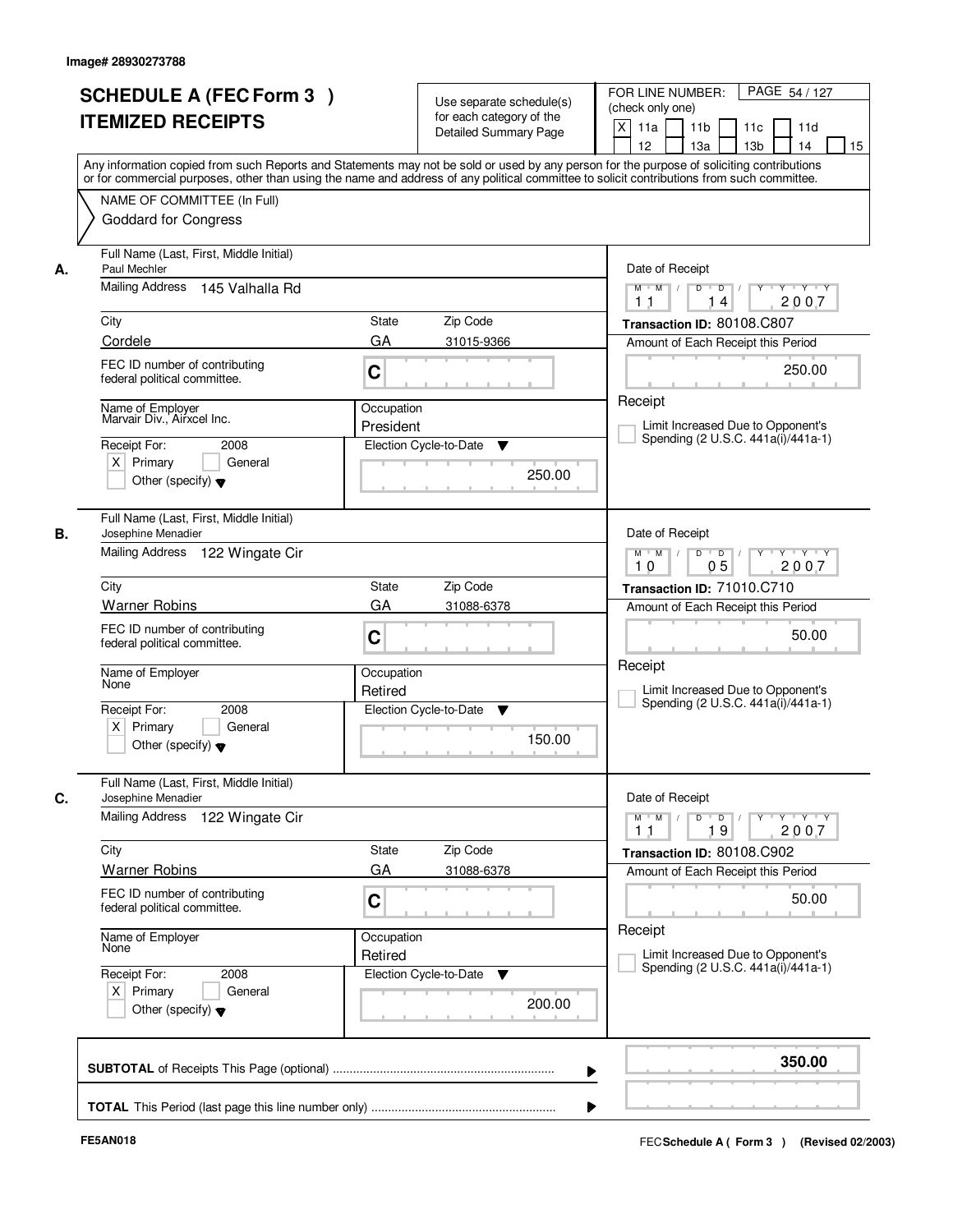Image# 28930273788

# SCHEDULE A (FEC Form 3 )
# ITEMIZED RECEIPTS

Use separate schedule(s) for each category of the Detailed Summary Page

FOR LINE NUMBER: (check only one)

[X] 11a [ ] 11b [ ] 11c [ ] 11d [ ] 12 [ ] 13a [ ] 13b [ ] 14 [ ] 15

Any information copied from such Reports and Statements may not be sold or used by any person for the purpose of soliciting contributions or for commercial purposes, other than using the name and address of any political committee to solicit contributions from such committee.

NAME OF COMMITTEE (In Full)
Goddard for Congress

**A.**

Full Name (Last, First, Middle Initial): Paul Mechler
Mailing Address: 145 Valhalla Rd
City: Cordele | State: GA | Zip Code: 31015-9366
FEC ID number of contributing federal political committee: C
Name of Employer: Marvair Div., Airxcel Inc.
Occupation: President
Receipt For: 2008 [X] Primary [ ] General [ ] Other (specify)
Election Cycle-to-Date: 250.00

Date of Receipt: 11 14 2007
Transaction ID: 80108.C807
Amount of Each Receipt this Period: 250.00
Receipt
[ ] Limit Increased Due to Opponent's Spending (2 U.S.C. 441a(i)/441a-1)

**B.**

Full Name (Last, First, Middle Initial): Josephine Menadier
Mailing Address: 122 Wingate Cir
City: Warner Robins | State: GA | Zip Code: 31088-6378
FEC ID number of contributing federal political committee: C
Name of Employer: None
Occupation: Retired
Receipt For: 2008 [X] Primary [ ] General [ ] Other (specify)
Election Cycle-to-Date: 150.00

Date of Receipt: 10 05 2007
Transaction ID: 71010.C710
Amount of Each Receipt this Period: 50.00
Receipt
[ ] Limit Increased Due to Opponent's Spending (2 U.S.C. 441a(i)/441a-1)

**C.**

Full Name (Last, First, Middle Initial): Josephine Menadier
Mailing Address: 122 Wingate Cir
City: Warner Robins | State: GA | Zip Code: 31088-6378
FEC ID number of contributing federal political committee: C
Name of Employer: None
Occupation: Retired
Receipt For: 2008 [X] Primary [ ] General [ ] Other (specify)
Election Cycle-to-Date: 200.00

Date of Receipt: 11 19 2007
Transaction ID: 80108.C902
Amount of Each Receipt this Period: 50.00
Receipt
[ ] Limit Increased Due to Opponent's Spending (2 U.S.C. 441a(i)/441a-1)

**SUBTOTAL** of Receipts This Page (optional) ........ **350.00**

**TOTAL** This Period (last page this line number only) ........

FE5AN018

FEC Schedule A ( Form 3 ) (Revised 02/2003)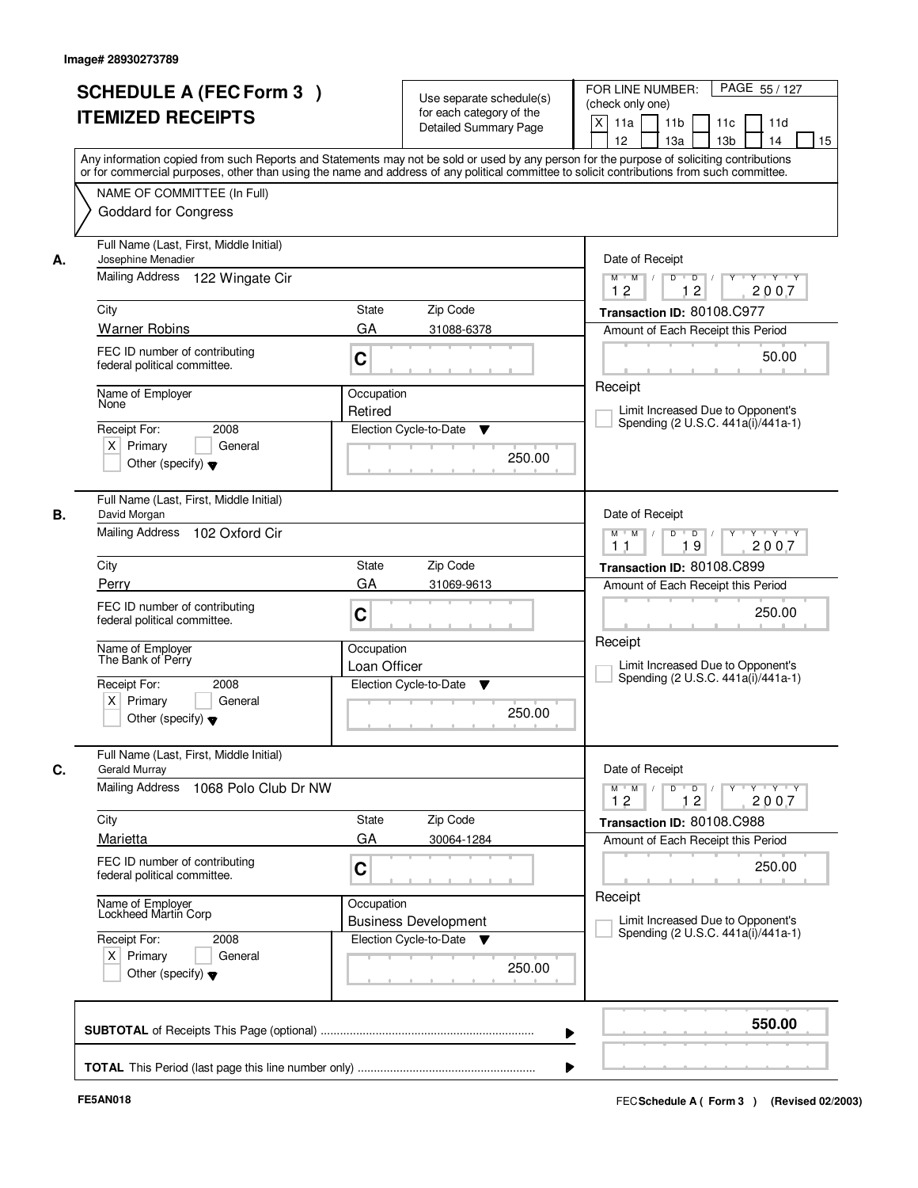Image# 28930273789

# SCHEDULE A (FEC Form 3 )
# ITEMIZED RECEIPTS

Use separate schedule(s) for each category of the Detailed Summary Page

FOR LINE NUMBER: (check only one)
[X] 11a [ ] 11b [ ] 11c [ ] 11d [ ] 12 [ ] 13a [ ] 13b [ ] 14 [ ] 15

PAGE 55 / 127

Any information copied from such Reports and Statements may not be sold or used by any person for the purpose of soliciting contributions or for commercial purposes, other than using the name and address of any political committee to solicit contributions from such committee.

NAME OF COMMITTEE (In Full)
Goddard for Congress

---

**A.** Full Name (Last, First, Middle Initial): Josephine Menadier
Mailing Address: 122 Wingate Cir
City: Warner Robins | State: GA | Zip Code: 31088-6378
FEC ID number of contributing federal political committee: C
Name of Employer: None
Occupation: Retired
Receipt For: 2008 [X] Primary [ ] General [ ] Other (specify)
Election Cycle-to-Date: 250.00
Date of Receipt: 12 / 12 / 2007
Transaction ID: 80108.C977
Amount of Each Receipt this Period: 50.00
Receipt
[ ] Limit Increased Due to Opponent's Spending (2 U.S.C. 441a(i)/441a-1)

---

**B.** Full Name (Last, First, Middle Initial): David Morgan
Mailing Address: 102 Oxford Cir
City: Perry | State: GA | Zip Code: 31069-9613
FEC ID number of contributing federal political committee: C
Name of Employer: The Bank of Perry
Occupation: Loan Officer
Receipt For: 2008 [X] Primary [ ] General [ ] Other (specify)
Election Cycle-to-Date: 250.00
Date of Receipt: 11 / 19 / 2007
Transaction ID: 80108.C899
Amount of Each Receipt this Period: 250.00
Receipt
[ ] Limit Increased Due to Opponent's Spending (2 U.S.C. 441a(i)/441a-1)

---

**C.** Full Name (Last, First, Middle Initial): Gerald Murray
Mailing Address: 1068 Polo Club Dr NW
City: Marietta | State: GA | Zip Code: 30064-1284
FEC ID number of contributing federal political committee: C
Name of Employer: Lockheed Martin Corp
Occupation: Business Development
Receipt For: 2008 [X] Primary [ ] General [ ] Other (specify)
Election Cycle-to-Date: 250.00
Date of Receipt: 12 / 12 / 2007
Transaction ID: 80108.C988
Amount of Each Receipt this Period: 250.00
Receipt
[ ] Limit Increased Due to Opponent's Spending (2 U.S.C. 441a(i)/441a-1)

---

**SUBTOTAL** of Receipts This Page (optional) ........ **550.00**

**TOTAL** This Period (last page this line number only) ........

FE5AN018

FEC Schedule A ( Form 3 ) (Revised 02/2003)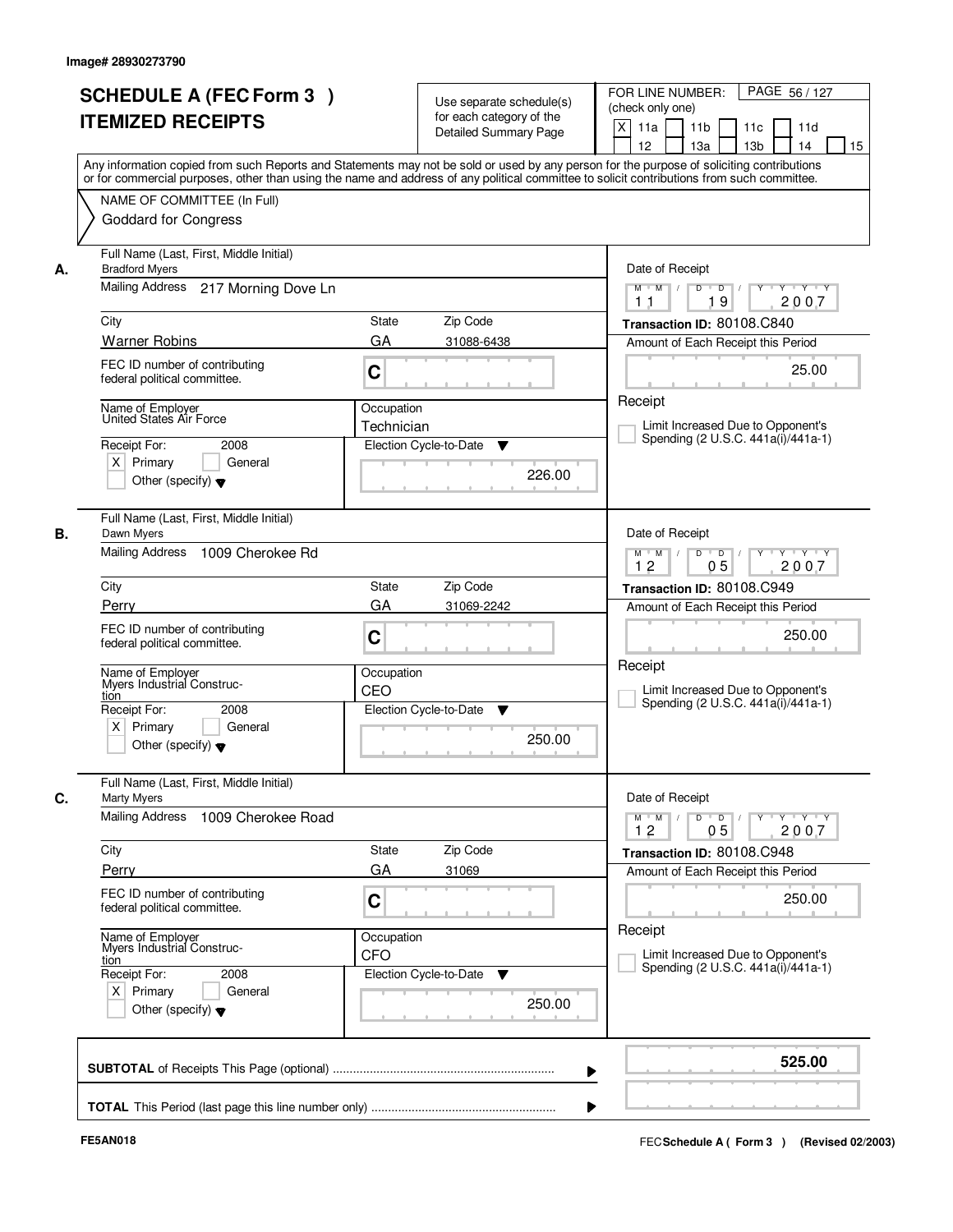Image# 28930273790

# SCHEDULE A (FEC Form 3 ) ITEMIZED RECEIPTS

Use separate schedule(s) for each category of the Detailed Summary Page

FOR LINE NUMBER: (check only one)

X 11a | 11b | 11c | 11d | 12 | 13a | 13b | 14 | 15

PAGE 56 / 127

Any information copied from such Reports and Statements may not be sold or used by any person for the purpose of soliciting contributions or for commercial purposes, other than using the name and address of any political committee to solicit contributions from such committee.

NAME OF COMMITTEE (In Full)
Goddard for Congress

---

**A.** Full Name (Last, First, Middle Initial): Bradford Myers

Mailing Address: 217 Morning Dove Ln

City: Warner Robins | State: GA | Zip Code: 31088-6438

FEC ID number of contributing federal political committee: C

Name of Employer: United States Air Force

Occupation: Technician

Receipt For: 2008 — X Primary | General | Other (specify)

Election Cycle-to-Date: 226.00

Date of Receipt: 11 / 19 / 2007

Transaction ID: 80108.C840

Amount of Each Receipt this Period: 25.00

Receipt

Limit Increased Due to Opponent's Spending (2 U.S.C. 441a(i)/441a-1)

---

**B.** Full Name (Last, First, Middle Initial): Dawn Myers

Mailing Address: 1009 Cherokee Rd

City: Perry | State: GA | Zip Code: 31069-2242

FEC ID number of contributing federal political committee: C

Name of Employer: Myers Industrial Construction

Occupation: CEO

Receipt For: 2008 — X Primary | General | Other (specify)

Election Cycle-to-Date: 250.00

Date of Receipt: 12 / 05 / 2007

Transaction ID: 80108.C949

Amount of Each Receipt this Period: 250.00

Receipt

Limit Increased Due to Opponent's Spending (2 U.S.C. 441a(i)/441a-1)

---

**C.** Full Name (Last, First, Middle Initial): Marty Myers

Mailing Address: 1009 Cherokee Road

City: Perry | State: GA | Zip Code: 31069

FEC ID number of contributing federal political committee: C

Name of Employer: Myers Industrial Construction

Occupation: CFO

Receipt For: 2008 — X Primary | General | Other (specify)

Election Cycle-to-Date: 250.00

Date of Receipt: 12 / 05 / 2007

Transaction ID: 80108.C948

Amount of Each Receipt this Period: 250.00

Receipt

Limit Increased Due to Opponent's Spending (2 U.S.C. 441a(i)/441a-1)

---

**SUBTOTAL** of Receipts This Page (optional): **525.00**

**TOTAL** This Period (last page this line number only):

FE5AN018

FEC Schedule A ( Form 3 ) (Revised 02/2003)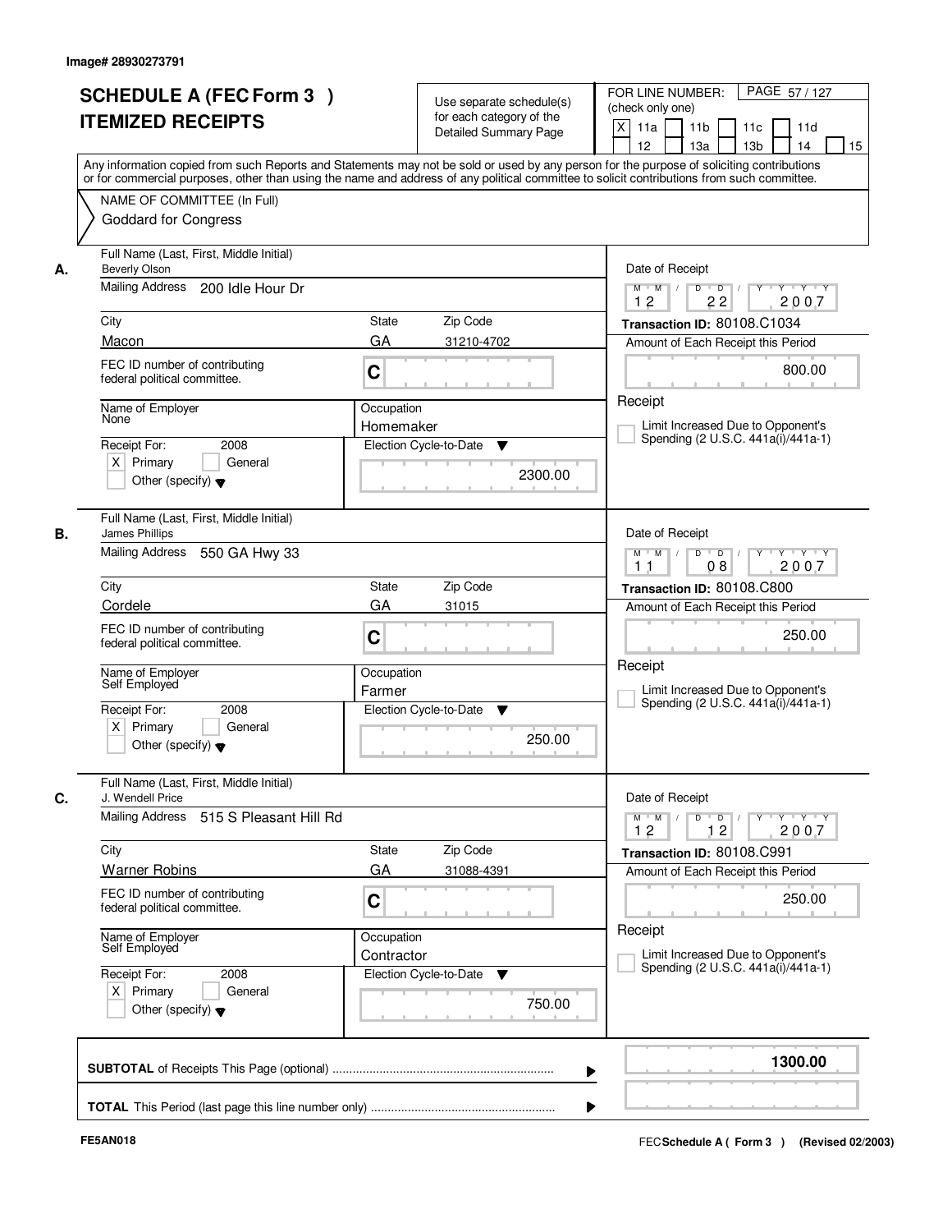Image# 28930273791

# SCHEDULE A (FEC Form 3 ) ITEMIZED RECEIPTS

Use separate schedule(s) for each category of the Detailed Summary Page

FOR LINE NUMBER: (check only one)

[X] 11a [ ] 11b [ ] 11c [ ] 11d [ ] 12 [ ] 13a [ ] 13b [ ] 14 [ ] 15

Any information copied from such Reports and Statements may not be sold or used by any person for the purpose of soliciting contributions or for commercial purposes, other than using the name and address of any political committee to solicit contributions from such committee.

NAME OF COMMITTEE (In Full)

Goddard for Congress

---

**A.** Full Name (Last, First, Middle Initial): Beverly Olson

Mailing Address: 200 Idle Hour Dr

City: Macon | State: GA | Zip Code: 31210-4702

FEC ID number of contributing federal political committee: C

Name of Employer: None

Occupation: Homemaker

Receipt For: 2008 — [X] Primary [ ] General [ ] Other (specify)

Election Cycle-to-Date: 2300.00

Date of Receipt: 12 / 22 / 2007

Transaction ID: 80108.C1034

Amount of Each Receipt this Period: 800.00

Receipt

[ ] Limit Increased Due to Opponent's Spending (2 U.S.C. 441a(i)/441a-1)

---

**B.** Full Name (Last, First, Middle Initial): James Phillips

Mailing Address: 550 GA Hwy 33

City: Cordele | State: GA | Zip Code: 31015

FEC ID number of contributing federal political committee: C

Name of Employer: Self Employed

Occupation: Farmer

Receipt For: 2008 — [X] Primary [ ] General [ ] Other (specify)

Election Cycle-to-Date: 250.00

Date of Receipt: 11 / 08 / 2007

Transaction ID: 80108.C800

Amount of Each Receipt this Period: 250.00

Receipt

[ ] Limit Increased Due to Opponent's Spending (2 U.S.C. 441a(i)/441a-1)

---

**C.** Full Name (Last, First, Middle Initial): J. Wendell Price

Mailing Address: 515 S Pleasant Hill Rd

City: Warner Robins | State: GA | Zip Code: 31088-4391

FEC ID number of contributing federal political committee: C

Name of Employer: Self Employed

Occupation: Contractor

Receipt For: 2008 — [X] Primary [ ] General [ ] Other (specify)

Election Cycle-to-Date: 750.00

Date of Receipt: 12 / 12 / 2007

Transaction ID: 80108.C991

Amount of Each Receipt this Period: 250.00

Receipt

[ ] Limit Increased Due to Opponent's Spending (2 U.S.C. 441a(i)/441a-1)

---

**SUBTOTAL** of Receipts This Page (optional) ........ **1300.00**

**TOTAL** This Period (last page this line number only) ........

FE5AN018

FEC Schedule A ( Form 3 ) (Revised 02/2003)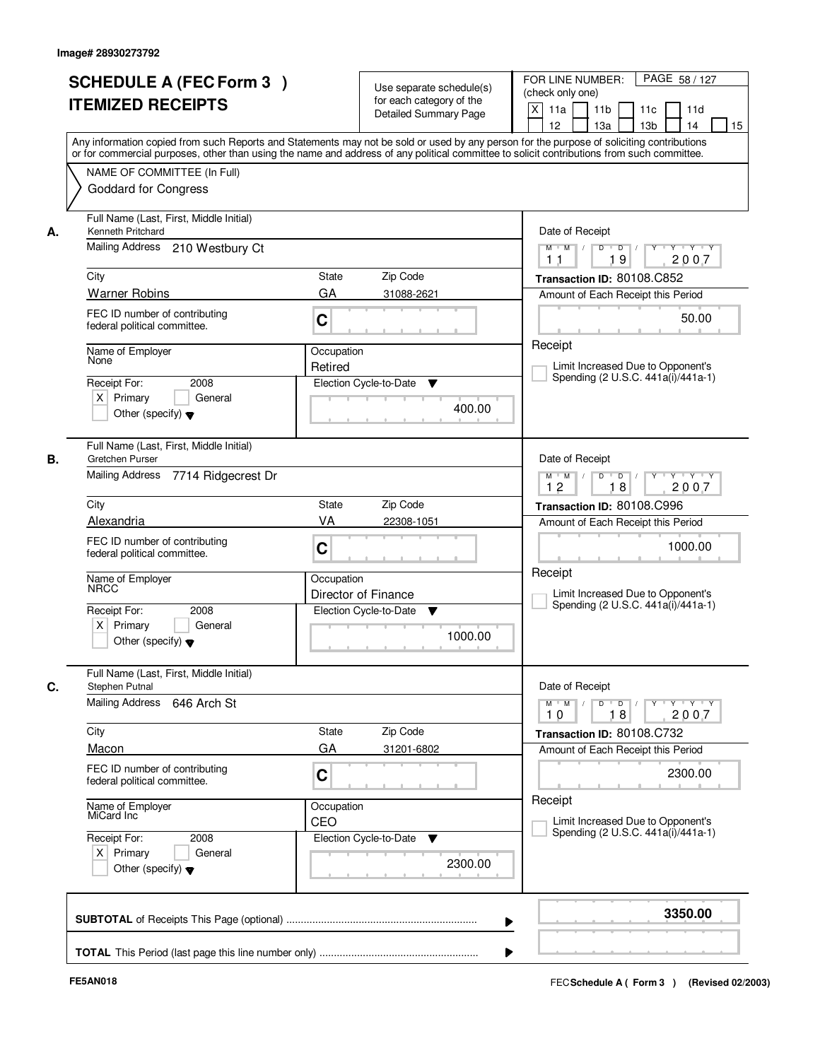Image# 28930273792

# SCHEDULE A (FEC Form 3 ) ITEMIZED RECEIPTS

Use separate schedule(s) for each category of the Detailed Summary Page

FOR LINE NUMBER: (check only one)

[X] 11a [ ] 11b [ ] 11c [ ] 11d [ ] 12 [ ] 13a [ ] 13b [ ] 14 [ ] 15

Any information copied from such Reports and Statements may not be sold or used by any person for the purpose of soliciting contributions or for commercial purposes, other than using the name and address of any political committee to solicit contributions from such committee.

NAME OF COMMITTEE (In Full)
Goddard for Congress

---

**A.** Full Name (Last, First, Middle Initial): Kenneth Pritchard

Mailing Address: 210 Westbury Ct

City: Warner Robins | State: GA | Zip Code: 31088-2621

FEC ID number of contributing federal political committee: C

Name of Employer: None

Occupation: Retired

Receipt For: 2008 — [X] Primary [ ] General [ ] Other (specify)

Election Cycle-to-Date: 400.00

Date of Receipt: 11 / 19 / 2007

Transaction ID: 80108.C852

Amount of Each Receipt this Period: 50.00

Receipt

[ ] Limit Increased Due to Opponent's Spending (2 U.S.C. 441a(i)/441a-1)

---

**B.** Full Name (Last, First, Middle Initial): Gretchen Purser

Mailing Address: 7714 Ridgecrest Dr

City: Alexandria | State: VA | Zip Code: 22308-1051

FEC ID number of contributing federal political committee: C

Name of Employer: NRCC

Occupation: Director of Finance

Receipt For: 2008 — [X] Primary [ ] General [ ] Other (specify)

Election Cycle-to-Date: 1000.00

Date of Receipt: 12 / 18 / 2007

Transaction ID: 80108.C996

Amount of Each Receipt this Period: 1000.00

Receipt

[ ] Limit Increased Due to Opponent's Spending (2 U.S.C. 441a(i)/441a-1)

---

**C.** Full Name (Last, First, Middle Initial): Stephen Putnal

Mailing Address: 646 Arch St

City: Macon | State: GA | Zip Code: 31201-6802

FEC ID number of contributing federal political committee: C

Name of Employer: MiCard Inc

Occupation: CEO

Receipt For: 2008 — [X] Primary [ ] General [ ] Other (specify)

Election Cycle-to-Date: 2300.00

Date of Receipt: 10 / 18 / 2007

Transaction ID: 80108.C732

Amount of Each Receipt this Period: 2300.00

Receipt

[ ] Limit Increased Due to Opponent's Spending (2 U.S.C. 441a(i)/441a-1)

---

**SUBTOTAL** of Receipts This Page (optional): **3350.00**

**TOTAL** This Period (last page this line number only):

FE5AN018

FEC Schedule A ( Form 3 ) (Revised 02/2003)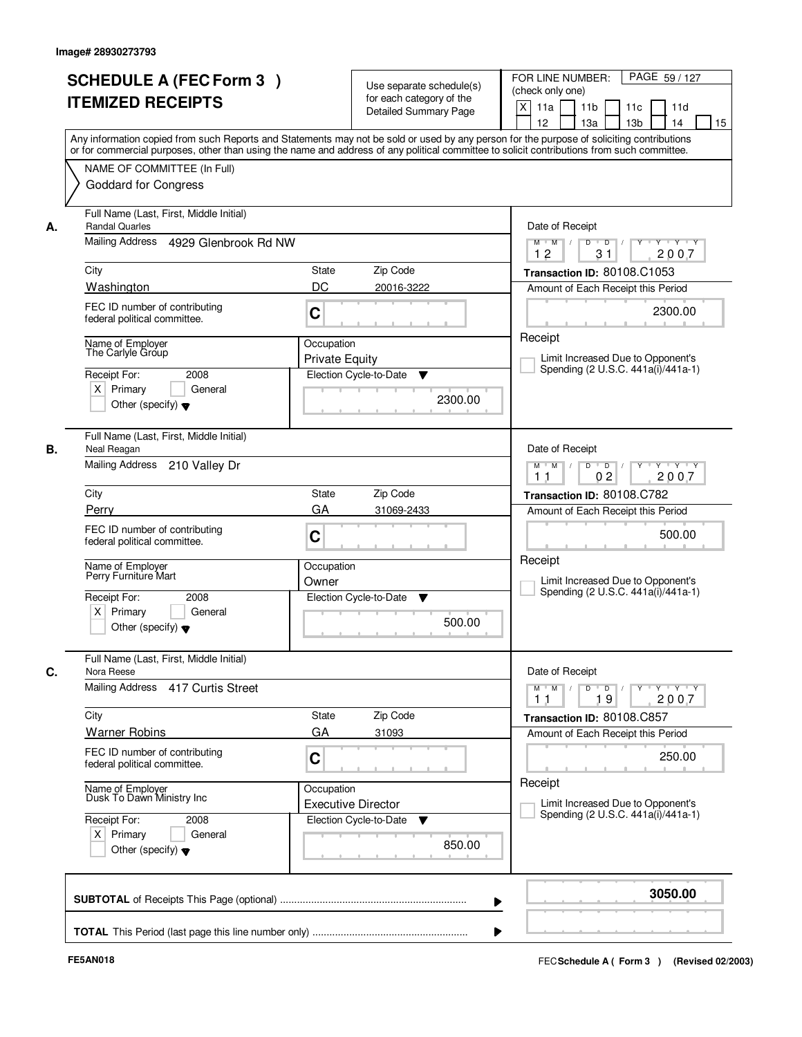Image# 28930273793

# SCHEDULE A (FEC Form 3 ) ITEMIZED RECEIPTS

Use separate schedule(s) for each category of the Detailed Summary Page

FOR LINE NUMBER: (check only one)

[X] 11a [ ] 11b [ ] 11c [ ] 11d [ ] 12 [ ] 13a [ ] 13b [ ] 14 [ ] 15

Any information copied from such Reports and Statements may not be sold or used by any person for the purpose of soliciting contributions or for commercial purposes, other than using the name and address of any political committee to solicit contributions from such committee.

NAME OF COMMITTEE (In Full)
Goddard for Congress

---

**A.**

Full Name (Last, First, Middle Initial): Randal Quarles

Mailing Address: 4929 Glenbrook Rd NW

City: Washington | State: DC | Zip Code: 20016-3222

FEC ID number of contributing federal political committee: C

Name of Employer: The Carlyle Group

Occupation: Private Equity

Receipt For: 2008 — [X] Primary [ ] General [ ] Other (specify)

Election Cycle-to-Date: 2300.00

Date of Receipt: 12 / 31 / 2007

Transaction ID: 80108.C1053

Amount of Each Receipt this Period: 2300.00

[ ] Limit Increased Due to Opponent's Spending (2 U.S.C. 441a(i)/441a-1)

---

**B.**

Full Name (Last, First, Middle Initial): Neal Reagan

Mailing Address: 210 Valley Dr

City: Perry | State: GA | Zip Code: 31069-2433

FEC ID number of contributing federal political committee: C

Name of Employer: Perry Furniture Mart

Occupation: Owner

Receipt For: 2008 — [X] Primary [ ] General [ ] Other (specify)

Election Cycle-to-Date: 500.00

Date of Receipt: 11 / 02 / 2007

Transaction ID: 80108.C782

Amount of Each Receipt this Period: 500.00

[ ] Limit Increased Due to Opponent's Spending (2 U.S.C. 441a(i)/441a-1)

---

**C.**

Full Name (Last, First, Middle Initial): Nora Reese

Mailing Address: 417 Curtis Street

City: Warner Robins | State: GA | Zip Code: 31093

FEC ID number of contributing federal political committee: C

Name of Employer: Dusk To Dawn Ministry Inc

Occupation: Executive Director

Receipt For: 2008 — [X] Primary [ ] General [ ] Other (specify)

Election Cycle-to-Date: 850.00

Date of Receipt: 11 / 19 / 2007

Transaction ID: 80108.C857

Amount of Each Receipt this Period: 250.00

[ ] Limit Increased Due to Opponent's Spending (2 U.S.C. 441a(i)/441a-1)

---

**SUBTOTAL** of Receipts This Page (optional): **3050.00**

**TOTAL** This Period (last page this line number only):

FE5AN018 — FEC **Schedule A ( Form 3 )** (Revised 02/2003)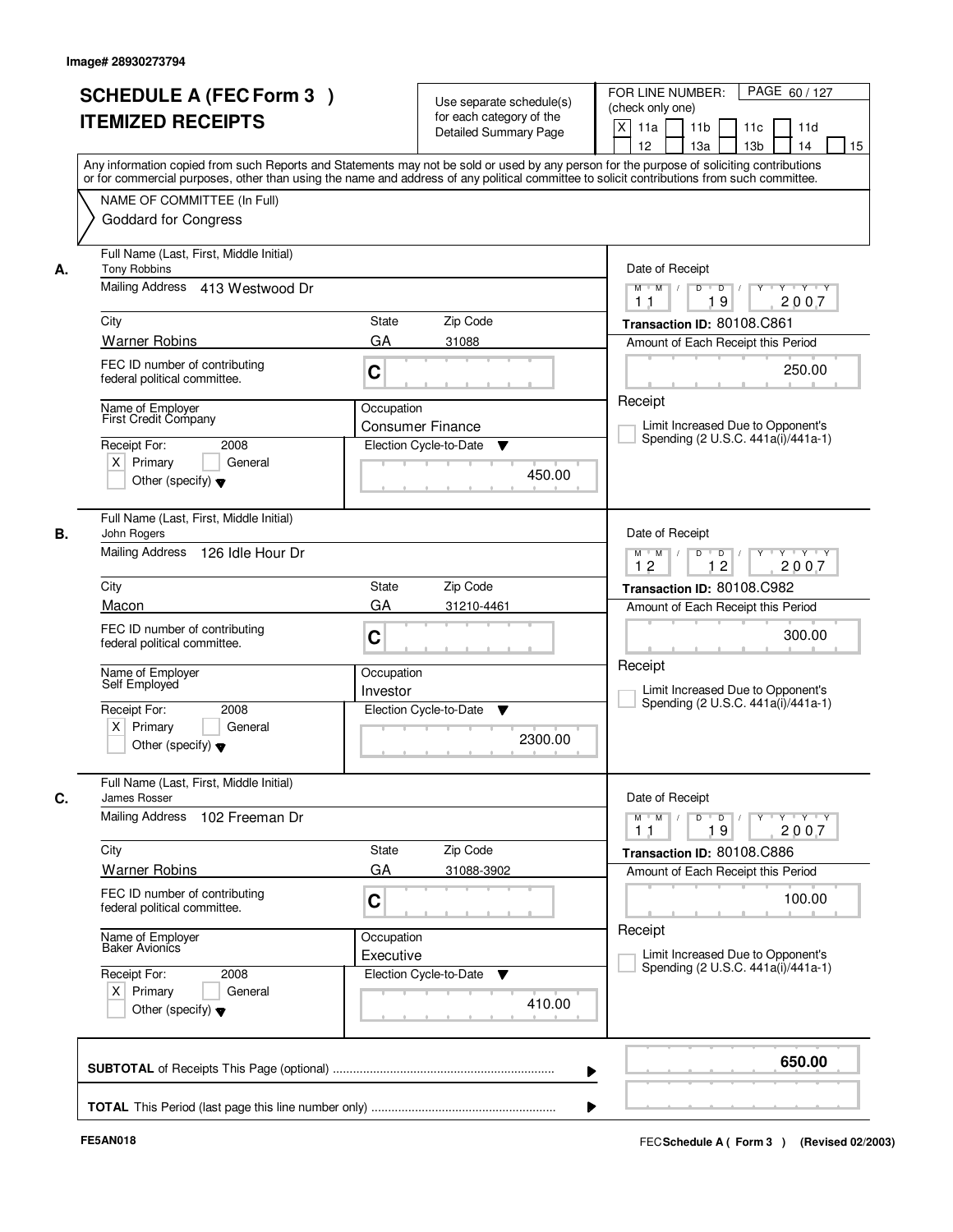Image# 28930273794

# SCHEDULE A (FEC Form 3 )
## ITEMIZED RECEIPTS

Use separate schedule(s) for each category of the Detailed Summary Page

FOR LINE NUMBER: (check only one)
[X] 11a [ ] 11b [ ] 11c [ ] 11d [ ] 12 [ ] 13a [ ] 13b [ ] 14 [ ] 15

PAGE 60 / 127

Any information copied from such Reports and Statements may not be sold or used by any person for the purpose of soliciting contributions or for commercial purposes, other than using the name and address of any political committee to solicit contributions from such committee.

NAME OF COMMITTEE (In Full)
Goddard for Congress

---

**A.**

Full Name (Last, First, Middle Initial): Tony Robbins
Mailing Address: 413 Westwood Dr
City: Warner Robins | State: GA | Zip Code: 31088
FEC ID number of contributing federal political committee: C
Name of Employer: First Credit Company
Occupation: Consumer Finance
Receipt For: 2008 [X] Primary [ ] General [ ] Other (specify)
Election Cycle-to-Date: 450.00

Date of Receipt: 11 / 19 / 2007
Transaction ID: 80108.C861
Amount of Each Receipt this Period: 250.00
Receipt
[ ] Limit Increased Due to Opponent's Spending (2 U.S.C. 441a(i)/441a-1)

---

**B.**

Full Name (Last, First, Middle Initial): John Rogers
Mailing Address: 126 Idle Hour Dr
City: Macon | State: GA | Zip Code: 31210-4461
FEC ID number of contributing federal political committee: C
Name of Employer: Self Employed
Occupation: Investor
Receipt For: 2008 [X] Primary [ ] General [ ] Other (specify)
Election Cycle-to-Date: 2300.00

Date of Receipt: 12 / 12 / 2007
Transaction ID: 80108.C982
Amount of Each Receipt this Period: 300.00
Receipt
[ ] Limit Increased Due to Opponent's Spending (2 U.S.C. 441a(i)/441a-1)

---

**C.**

Full Name (Last, First, Middle Initial): James Rosser
Mailing Address: 102 Freeman Dr
City: Warner Robins | State: GA | Zip Code: 31088-3902
FEC ID number of contributing federal political committee: C
Name of Employer: Baker Avionics
Occupation: Executive
Receipt For: 2008 [X] Primary [ ] General [ ] Other (specify)
Election Cycle-to-Date: 410.00

Date of Receipt: 11 / 19 / 2007
Transaction ID: 80108.C886
Amount of Each Receipt this Period: 100.00
Receipt
[ ] Limit Increased Due to Opponent's Spending (2 U.S.C. 441a(i)/441a-1)

---

**SUBTOTAL** of Receipts This Page (optional) ........ **650.00**

**TOTAL** This Period (last page this line number only) ........

FE5AN018

FEC **Schedule A ( Form 3 )** (Revised 02/2003)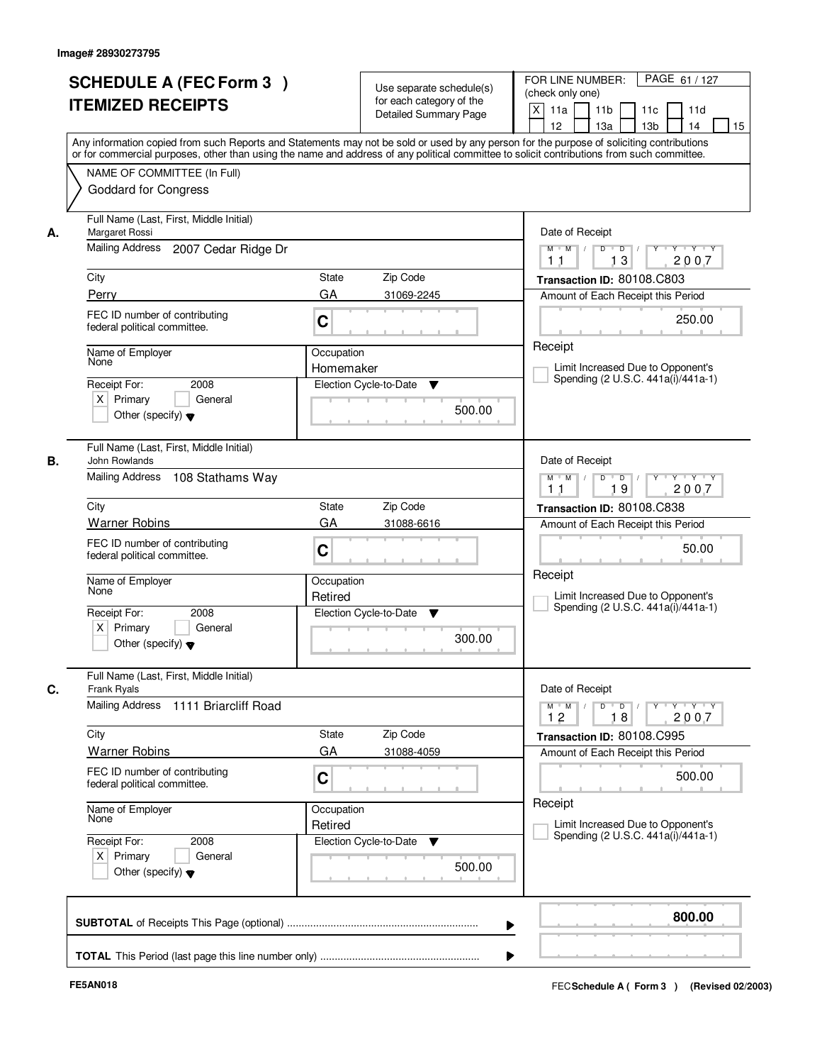Image# 28930273795

# SCHEDULE A (FEC Form 3 ) ITEMIZED RECEIPTS

Use separate schedule(s) for each category of the Detailed Summary Page

FOR LINE NUMBER: (check only one)
[X] 11a [ ] 11b [ ] 11c [ ] 11d [ ] 12 [ ] 13a [ ] 13b [ ] 14 [ ] 15

PAGE 61 / 127

Any information copied from such Reports and Statements may not be sold or used by any person for the purpose of soliciting contributions or for commercial purposes, other than using the name and address of any political committee to solicit contributions from such committee.

NAME OF COMMITTEE (In Full)
Goddard for Congress

## A.

Full Name (Last, First, Middle Initial): Margaret Rossi
Mailing Address: 2007 Cedar Ridge Dr
City: Perry
State: GA
Zip Code: 31069-2245
FEC ID number of contributing federal political committee: C
Name of Employer: None
Occupation: Homemaker
Receipt For: 2008 [X] Primary [ ] General [ ] Other (specify)
Election Cycle-to-Date: 500.00
Date of Receipt: 11 / 13 / 2007
Transaction ID: 80108.C803
Amount of Each Receipt this Period: 250.00
[ ] Limit Increased Due to Opponent's Spending (2 U.S.C. 441a(i)/441a-1)

## B.

Full Name (Last, First, Middle Initial): John Rowlands
Mailing Address: 108 Stathams Way
City: Warner Robins
State: GA
Zip Code: 31088-6616
FEC ID number of contributing federal political committee: C
Name of Employer: None
Occupation: Retired
Receipt For: 2008 [X] Primary [ ] General [ ] Other (specify)
Election Cycle-to-Date: 300.00
Date of Receipt: 11 / 19 / 2007
Transaction ID: 80108.C838
Amount of Each Receipt this Period: 50.00
[ ] Limit Increased Due to Opponent's Spending (2 U.S.C. 441a(i)/441a-1)

## C.

Full Name (Last, First, Middle Initial): Frank Ryals
Mailing Address: 1111 Briarcliff Road
City: Warner Robins
State: GA
Zip Code: 31088-4059
FEC ID number of contributing federal political committee: C
Name of Employer: None
Occupation: Retired
Receipt For: 2008 [X] Primary [ ] General [ ] Other (specify)
Election Cycle-to-Date: 500.00
Date of Receipt: 12 / 18 / 2007
Transaction ID: 80108.C995
Amount of Each Receipt this Period: 500.00
[ ] Limit Increased Due to Opponent's Spending (2 U.S.C. 441a(i)/441a-1)

**SUBTOTAL** of Receipts This Page (optional): **800.00**

**TOTAL** This Period (last page this line number only):

FE5AN018

FEC **Schedule A ( Form 3 )** (Revised 02/2003)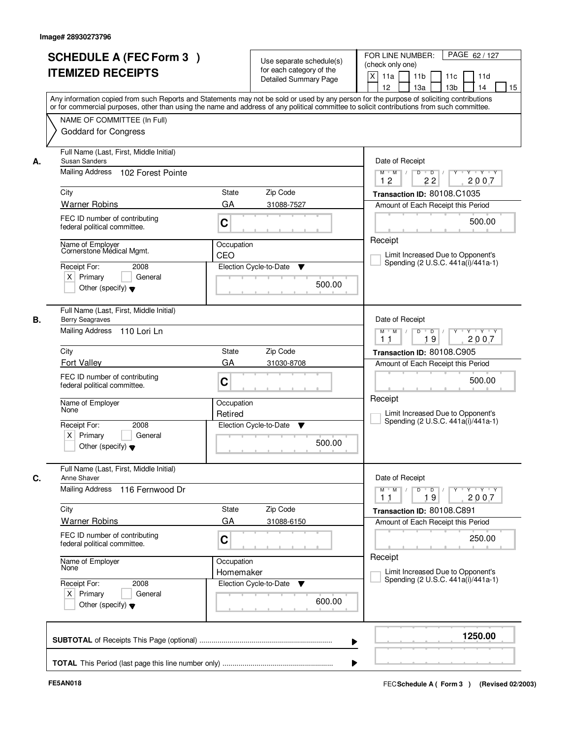Image# 28930273796

# SCHEDULE A (FEC Form 3 ) ITEMIZED RECEIPTS

Use separate schedule(s) for each category of the Detailed Summary Page

FOR LINE NUMBER: (check only one)

- [X] 11a
- [ ] 11b
- [ ] 11c
- [ ] 11d
- [ ] 12
- [ ] 13a
- [ ] 13b
- [ ] 14
- [ ] 15

PAGE 62 / 127

Any information copied from such Reports and Statements may not be sold or used by any person for the purpose of soliciting contributions or for commercial purposes, other than using the name and address of any political committee to solicit contributions from such committee.

NAME OF COMMITTEE (In Full)
Goddard for Congress

## A.

| Field | Value |
|---|---|
| Full Name (Last, First, Middle Initial) | Susan Sanders |
| Mailing Address | 102 Forest Pointe |
| City | Warner Robins |
| State | GA |
| Zip Code | 31088-7527 |
| FEC ID number of contributing federal political committee. | C |
| Name of Employer | Cornerstone Medical Mgmt. |
| Occupation | CEO |
| Receipt For: 2008 | [X] Primary [ ] General [ ] Other (specify) |
| Election Cycle-to-Date | 500.00 |
| Date of Receipt | 12 / 22 / 2007 |
| Transaction ID | 80108.C1035 |
| Amount of Each Receipt this Period | 500.00 |
| Receipt | [ ] Limit Increased Due to Opponent's Spending (2 U.S.C. 441a(i)/441a-1) |

## B.

| Field | Value |
|---|---|
| Full Name (Last, First, Middle Initial) | Berry Seagraves |
| Mailing Address | 110 Lori Ln |
| City | Fort Valley |
| State | GA |
| Zip Code | 31030-8708 |
| FEC ID number of contributing federal political committee. | C |
| Name of Employer | None |
| Occupation | Retired |
| Receipt For: 2008 | [X] Primary [ ] General [ ] Other (specify) |
| Election Cycle-to-Date | 500.00 |
| Date of Receipt | 11 / 19 / 2007 |
| Transaction ID | 80108.C905 |
| Amount of Each Receipt this Period | 500.00 |
| Receipt | [ ] Limit Increased Due to Opponent's Spending (2 U.S.C. 441a(i)/441a-1) |

## C.

| Field | Value |
|---|---|
| Full Name (Last, First, Middle Initial) | Anne Shaver |
| Mailing Address | 116 Fernwood Dr |
| City | Warner Robins |
| State | GA |
| Zip Code | 31088-6150 |
| FEC ID number of contributing federal political committee. | C |
| Name of Employer | None |
| Occupation | Homemaker |
| Receipt For: 2008 | [X] Primary [ ] General [ ] Other (specify) |
| Election Cycle-to-Date | 600.00 |
| Date of Receipt | 11 / 19 / 2007 |
| Transaction ID | 80108.C891 |
| Amount of Each Receipt this Period | 250.00 |
| Receipt | [ ] Limit Increased Due to Opponent's Spending (2 U.S.C. 441a(i)/441a-1) |

**SUBTOTAL** of Receipts This Page (optional) ........ 1250.00

**TOTAL** This Period (last page this line number only) ........

FE5AN018

FEC **Schedule A ( Form 3 )** (Revised 02/2003)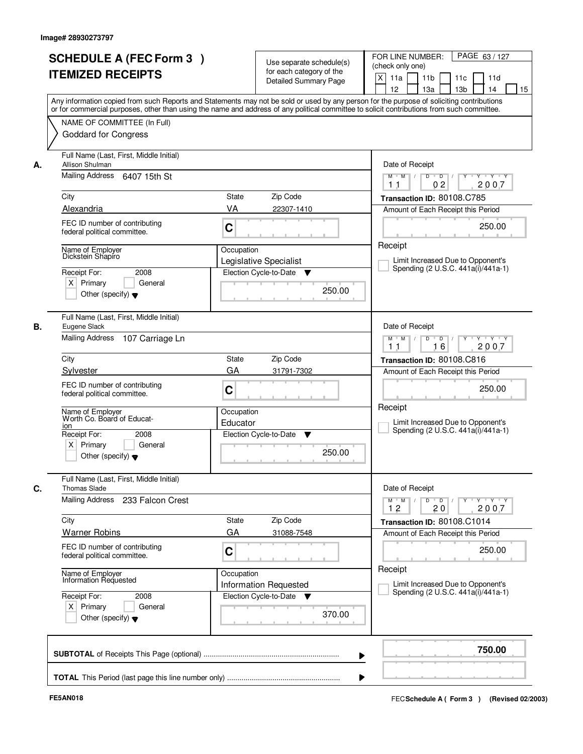Image# 28930273797

# SCHEDULE A (FEC Form 3 )
# ITEMIZED RECEIPTS

Use separate schedule(s) for each category of the Detailed Summary Page

FOR LINE NUMBER: (check only one)

[X] 11a [ ] 11b [ ] 11c [ ] 11d [ ] 12 [ ] 13a [ ] 13b [ ] 14 [ ] 15

PAGE 63 / 127

Any information copied from such Reports and Statements may not be sold or used by any person for the purpose of soliciting contributions or for commercial purposes, other than using the name and address of any political committee to solicit contributions from such committee.

NAME OF COMMITTEE (In Full)
Goddard for Congress

---

**A.** Full Name (Last, First, Middle Initial): Allison Shulman

Mailing Address: 6407 15th St

City: Alexandria | State: VA | Zip Code: 22307-1410

FEC ID number of contributing federal political committee: C

Name of Employer: Dickstein Shapiro

Occupation: Legislative Specialist

Receipt For: 2008 — [X] Primary [ ] General [ ] Other (specify)

Election Cycle-to-Date: 250.00

Date of Receipt: 11 / 02 / 2007

Transaction ID: 80108.C785

Amount of Each Receipt this Period: 250.00

Receipt

[ ] Limit Increased Due to Opponent's Spending (2 U.S.C. 441a(i)/441a-1)

---

**B.** Full Name (Last, First, Middle Initial): Eugene Slack

Mailing Address: 107 Carriage Ln

City: Sylvester | State: GA | Zip Code: 31791-7302

FEC ID number of contributing federal political committee: C

Name of Employer: Worth Co. Board of Educat-ion

Occupation: Educator

Receipt For: 2008 — [X] Primary [ ] General [ ] Other (specify)

Election Cycle-to-Date: 250.00

Date of Receipt: 11 / 16 / 2007

Transaction ID: 80108.C816

Amount of Each Receipt this Period: 250.00

Receipt

[ ] Limit Increased Due to Opponent's Spending (2 U.S.C. 441a(i)/441a-1)

---

**C.** Full Name (Last, First, Middle Initial): Thomas Slade

Mailing Address: 233 Falcon Crest

City: Warner Robins | State: GA | Zip Code: 31088-7548

FEC ID number of contributing federal political committee: C

Name of Employer: Information Requested

Occupation: Information Requested

Receipt For: 2008 — [X] Primary [ ] General [ ] Other (specify)

Election Cycle-to-Date: 370.00

Date of Receipt: 12 / 20 / 2007

Transaction ID: 80108.C1014

Amount of Each Receipt this Period: 250.00

Receipt

[ ] Limit Increased Due to Opponent's Spending (2 U.S.C. 441a(i)/441a-1)

---

**SUBTOTAL** of Receipts This Page (optional): **750.00**

**TOTAL** This Period (last page this line number only):

FE5AN018

FEC Schedule A ( Form 3 ) (Revised 02/2003)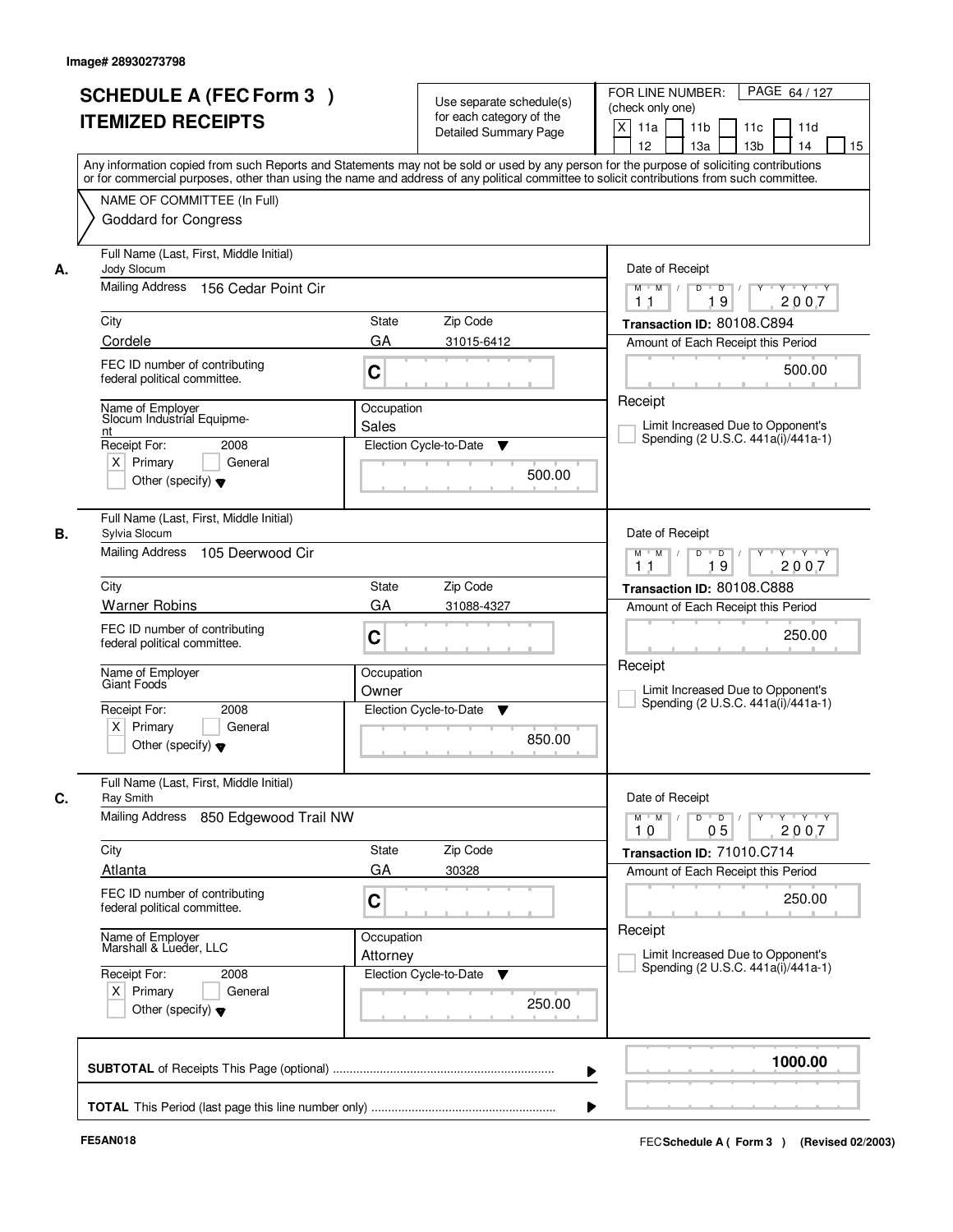Image# 28930273798

# SCHEDULE A (FEC Form 3 ) ITEMIZED RECEIPTS

Use separate schedule(s) for each category of the Detailed Summary Page

FOR LINE NUMBER: (check only one)
[X] 11a [ ] 11b [ ] 11c [ ] 11d [ ] 12 [ ] 13a [ ] 13b [ ] 14 [ ] 15

Any information copied from such Reports and Statements may not be sold or used by any person for the purpose of soliciting contributions or for commercial purposes, other than using the name and address of any political committee to solicit contributions from such committee.

NAME OF COMMITTEE (In Full)
Goddard for Congress

---

**A.**

Full Name (Last, First, Middle Initial): Jody Slocum
Mailing Address: 156 Cedar Point Cir
City: Cordele | State: GA | Zip Code: 31015-6412
FEC ID number of contributing federal political committee: C
Name of Employer: Slocum Industrial Equipment
Occupation: Sales
Receipt For: 2008 — [X] Primary [ ] General [ ] Other (specify)
Election Cycle-to-Date: 500.00

Date of Receipt: 11 / 19 / 2007
Transaction ID: 80108.C894
Amount of Each Receipt this Period: 500.00
Receipt
[ ] Limit Increased Due to Opponent's Spending (2 U.S.C. 441a(i)/441a-1)

---

**B.**

Full Name (Last, First, Middle Initial): Sylvia Slocum
Mailing Address: 105 Deerwood Cir
City: Warner Robins | State: GA | Zip Code: 31088-4327
FEC ID number of contributing federal political committee: C
Name of Employer: Giant Foods
Occupation: Owner
Receipt For: 2008 — [X] Primary [ ] General [ ] Other (specify)
Election Cycle-to-Date: 850.00

Date of Receipt: 11 / 19 / 2007
Transaction ID: 80108.C888
Amount of Each Receipt this Period: 250.00
Receipt
[ ] Limit Increased Due to Opponent's Spending (2 U.S.C. 441a(i)/441a-1)

---

**C.**

Full Name (Last, First, Middle Initial): Ray Smith
Mailing Address: 850 Edgewood Trail NW
City: Atlanta | State: GA | Zip Code: 30328
FEC ID number of contributing federal political committee: C
Name of Employer: Marshall & Lueder, LLC
Occupation: Attorney
Receipt For: 2008 — [X] Primary [ ] General [ ] Other (specify)
Election Cycle-to-Date: 250.00

Date of Receipt: 10 / 05 / 2007
Transaction ID: 71010.C714
Amount of Each Receipt this Period: 250.00
Receipt
[ ] Limit Increased Due to Opponent's Spending (2 U.S.C. 441a(i)/441a-1)

---

**SUBTOTAL** of Receipts This Page (optional): **1000.00**

**TOTAL** This Period (last page this line number only):

FE5AN018

FEC Schedule A ( Form 3 ) (Revised 02/2003)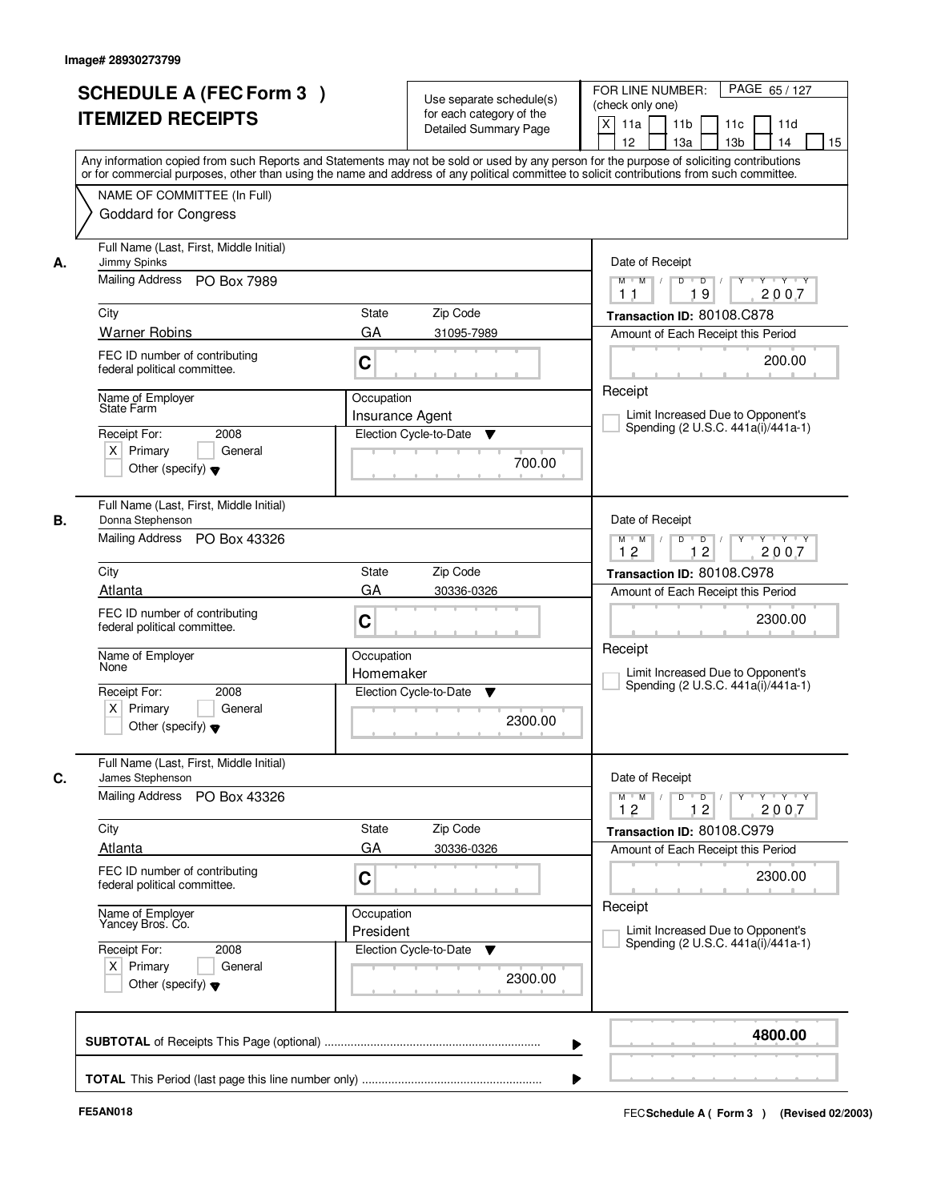Image# 28930273799

# SCHEDULE A (FEC Form 3 ) ITEMIZED RECEIPTS

Use separate schedule(s) for each category of the Detailed Summary Page

FOR LINE NUMBER: (check only one)
[X] 11a [ ] 11b [ ] 11c [ ] 11d [ ] 12 [ ] 13a [ ] 13b [ ] 14 [ ] 15

Any information copied from such Reports and Statements may not be sold or used by any person for the purpose of soliciting contributions or for commercial purposes, other than using the name and address of any political committee to solicit contributions from such committee.

NAME OF COMMITTEE (In Full)
Goddard for Congress

---

**A.**

Full Name (Last, First, Middle Initial): Jimmy Spinks

Mailing Address: PO Box 7989

City: Warner Robins | State: GA | Zip Code: 31095-7989

FEC ID number of contributing federal political committee: C

Name of Employer: State Farm

Occupation: Insurance Agent

Receipt For: 2008 [X] Primary [ ] General [ ] Other (specify)

Election Cycle-to-Date: 700.00

Date of Receipt: 11 / 19 / 2007

Transaction ID: 80108.C878

Amount of Each Receipt this Period: 200.00

Receipt

[ ] Limit Increased Due to Opponent's Spending (2 U.S.C. 441a(i)/441a-1)

---

**B.**

Full Name (Last, First, Middle Initial): Donna Stephenson

Mailing Address: PO Box 43326

City: Atlanta | State: GA | Zip Code: 30336-0326

FEC ID number of contributing federal political committee: C

Name of Employer: None

Occupation: Homemaker

Receipt For: 2008 [X] Primary [ ] General [ ] Other (specify)

Election Cycle-to-Date: 2300.00

Date of Receipt: 12 / 12 / 2007

Transaction ID: 80108.C978

Amount of Each Receipt this Period: 2300.00

Receipt

[ ] Limit Increased Due to Opponent's Spending (2 U.S.C. 441a(i)/441a-1)

---

**C.**

Full Name (Last, First, Middle Initial): James Stephenson

Mailing Address: PO Box 43326

City: Atlanta | State: GA | Zip Code: 30336-0326

FEC ID number of contributing federal political committee: C

Name of Employer: Yancey Bros. Co.

Occupation: President

Receipt For: 2008 [X] Primary [ ] General [ ] Other (specify)

Election Cycle-to-Date: 2300.00

Date of Receipt: 12 / 12 / 2007

Transaction ID: 80108.C979

Amount of Each Receipt this Period: 2300.00

Receipt

[ ] Limit Increased Due to Opponent's Spending (2 U.S.C. 441a(i)/441a-1)

---

**SUBTOTAL** of Receipts This Page (optional): **4800.00**

**TOTAL** This Period (last page this line number only):

FE5AN018

FEC **Schedule A ( Form 3 )** (Revised 02/2003)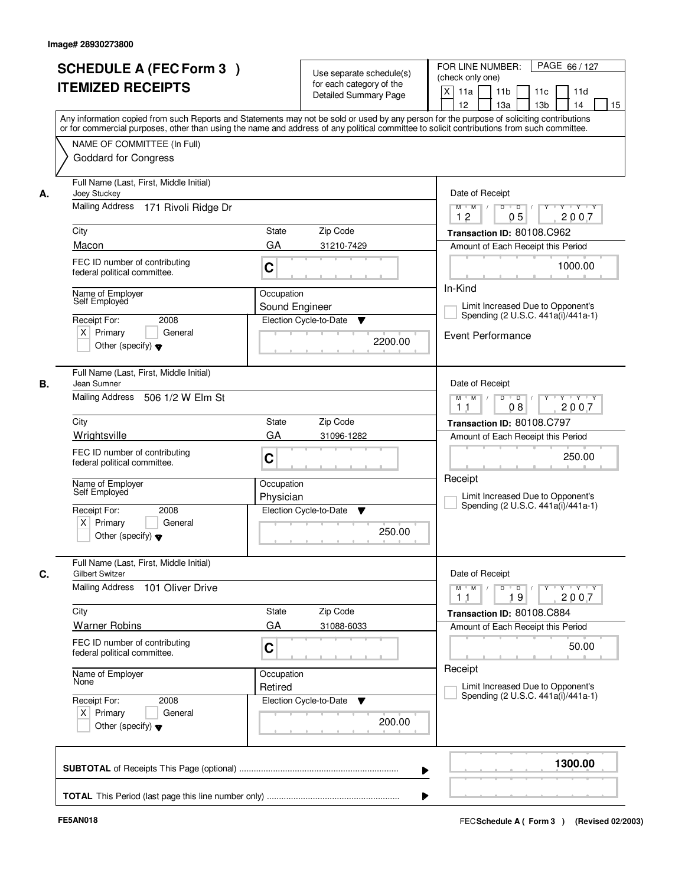Image# 28930273800

# SCHEDULE A (FEC Form 3 )
# ITEMIZED RECEIPTS

Use separate schedule(s) for each category of the Detailed Summary Page

FOR LINE NUMBER: (check only one)

[X] 11a [ ] 11b [ ] 11c [ ] 11d [ ] 12 [ ] 13a [ ] 13b [ ] 14 [ ] 15

PAGE 66 / 127

Any information copied from such Reports and Statements may not be sold or used by any person for the purpose of soliciting contributions or for commercial purposes, other than using the name and address of any political committee to solicit contributions from such committee.

NAME OF COMMITTEE (In Full)
Goddard for Congress

---

**A.**

Full Name (Last, First, Middle Initial): Joey Stuckey

Mailing Address: 171 Rivoli Ridge Dr

City: Macon | State: GA | Zip Code: 31210-7429

FEC ID number of contributing federal political committee: C

Name of Employer: Self Employed

Occupation: Sound Engineer

Receipt For: 2008 — [X] Primary [ ] General [ ] Other (specify)

Election Cycle-to-Date: 2200.00

Date of Receipt: 12 / 05 / 2007

Transaction ID: 80108.C962

Amount of Each Receipt this Period: 1000.00

In-Kind

[ ] Limit Increased Due to Opponent's Spending (2 U.S.C. 441a(i)/441a-1)

Event Performance

---

**B.**

Full Name (Last, First, Middle Initial): Jean Sumner

Mailing Address: 506 1/2 W Elm St

City: Wrightsville | State: GA | Zip Code: 31096-1282

FEC ID number of contributing federal political committee: C

Name of Employer: Self Employed

Occupation: Physician

Receipt For: 2008 — [X] Primary [ ] General [ ] Other (specify)

Election Cycle-to-Date: 250.00

Date of Receipt: 11 / 08 / 2007

Transaction ID: 80108.C797

Amount of Each Receipt this Period: 250.00

Receipt

[ ] Limit Increased Due to Opponent's Spending (2 U.S.C. 441a(i)/441a-1)

---

**C.**

Full Name (Last, First, Middle Initial): Gilbert Switzer

Mailing Address: 101 Oliver Drive

City: Warner Robins | State: GA | Zip Code: 31088-6033

FEC ID number of contributing federal political committee: C

Name of Employer: None

Occupation: Retired

Receipt For: 2008 — [X] Primary [ ] General [ ] Other (specify)

Election Cycle-to-Date: 200.00

Date of Receipt: 11 / 19 / 2007

Transaction ID: 80108.C884

Amount of Each Receipt this Period: 50.00

Receipt

[ ] Limit Increased Due to Opponent's Spending (2 U.S.C. 441a(i)/441a-1)

---

**SUBTOTAL** of Receipts This Page (optional): **1300.00**

**TOTAL** This Period (last page this line number only):

FE5AN018

FEC Schedule A ( Form 3 ) (Revised 02/2003)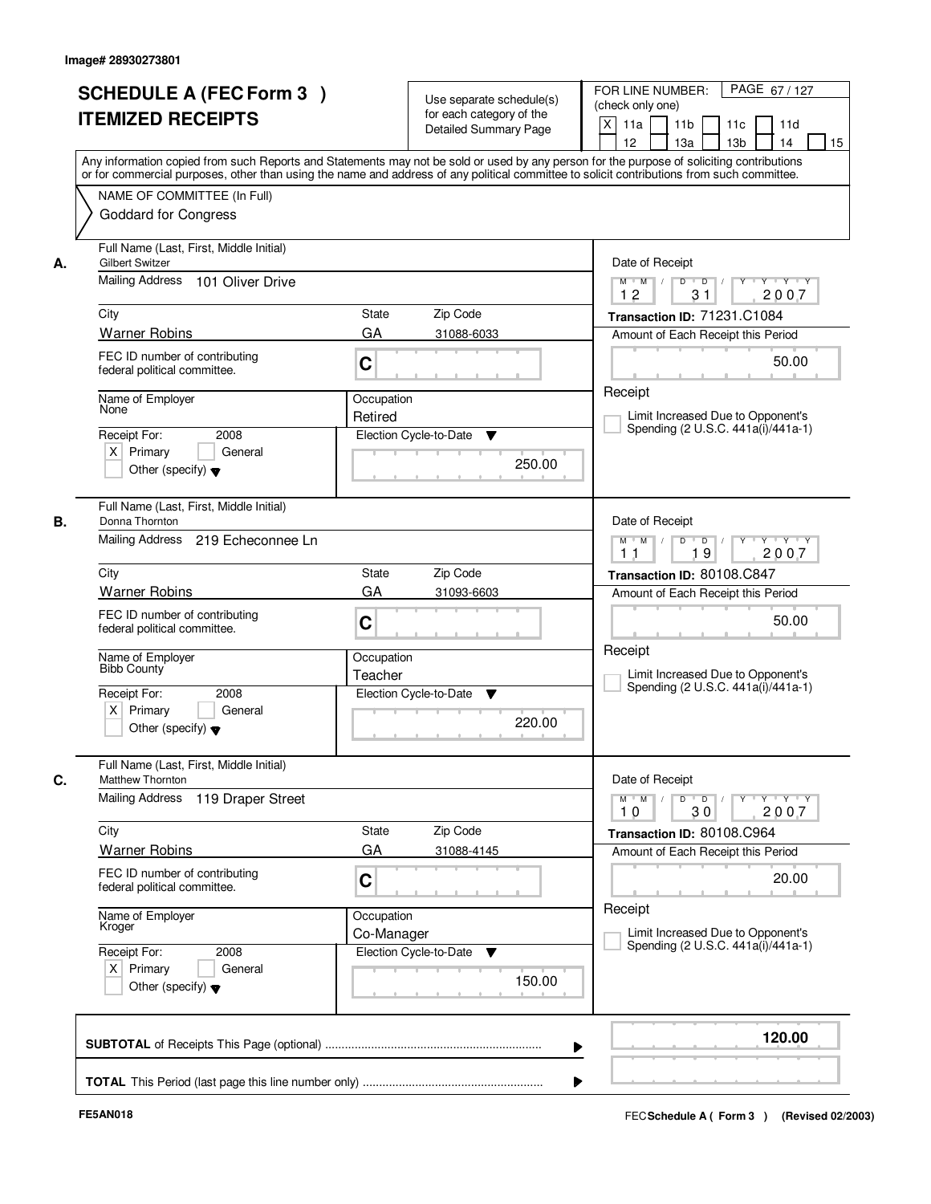Image# 28930273801

# SCHEDULE A (FEC Form 3 )
# ITEMIZED RECEIPTS

Use separate schedule(s) for each category of the Detailed Summary Page

FOR LINE NUMBER: (check only one)
[X] 11a [ ] 11b [ ] 11c [ ] 11d [ ] 12 [ ] 13a [ ] 13b [ ] 14 [ ] 15

PAGE 67 / 127

Any information copied from such Reports and Statements may not be sold or used by any person for the purpose of soliciting contributions or for commercial purposes, other than using the name and address of any political committee to solicit contributions from such committee.

NAME OF COMMITTEE (In Full)
Goddard for Congress

---

**A.** Full Name (Last, First, Middle Initial): Gilbert Switzer
Mailing Address: 101 Oliver Drive
City: Warner Robins | State: GA | Zip Code: 31088-6033
FEC ID number of contributing federal political committee: C
Name of Employer: None
Occupation: Retired
Receipt For: 2008 — [X] Primary [ ] General [ ] Other (specify)
Election Cycle-to-Date: 250.00
Date of Receipt: 12 / 31 / 2007
Transaction ID: 71231.C1084
Amount of Each Receipt this Period: 50.00
Receipt
[ ] Limit Increased Due to Opponent's Spending (2 U.S.C. 441a(i)/441a-1)

---

**B.** Full Name (Last, First, Middle Initial): Donna Thornton
Mailing Address: 219 Echeconnee Ln
City: Warner Robins | State: GA | Zip Code: 31093-6603
FEC ID number of contributing federal political committee: C
Name of Employer: Bibb County
Occupation: Teacher
Receipt For: 2008 — [X] Primary [ ] General [ ] Other (specify)
Election Cycle-to-Date: 220.00
Date of Receipt: 11 / 19 / 2007
Transaction ID: 80108.C847
Amount of Each Receipt this Period: 50.00
Receipt
[ ] Limit Increased Due to Opponent's Spending (2 U.S.C. 441a(i)/441a-1)

---

**C.** Full Name (Last, First, Middle Initial): Matthew Thornton
Mailing Address: 119 Draper Street
City: Warner Robins | State: GA | Zip Code: 31088-4145
FEC ID number of contributing federal political committee: C
Name of Employer: Kroger
Occupation: Co-Manager
Receipt For: 2008 — [X] Primary [ ] General [ ] Other (specify)
Election Cycle-to-Date: 150.00
Date of Receipt: 10 / 30 / 2007
Transaction ID: 80108.C964
Amount of Each Receipt this Period: 20.00
Receipt
[ ] Limit Increased Due to Opponent's Spending (2 U.S.C. 441a(i)/441a-1)

---

**SUBTOTAL** of Receipts This Page (optional): **120.00**

**TOTAL** This Period (last page this line number only):

FE5AN018

FEC Schedule A ( Form 3 ) (Revised 02/2003)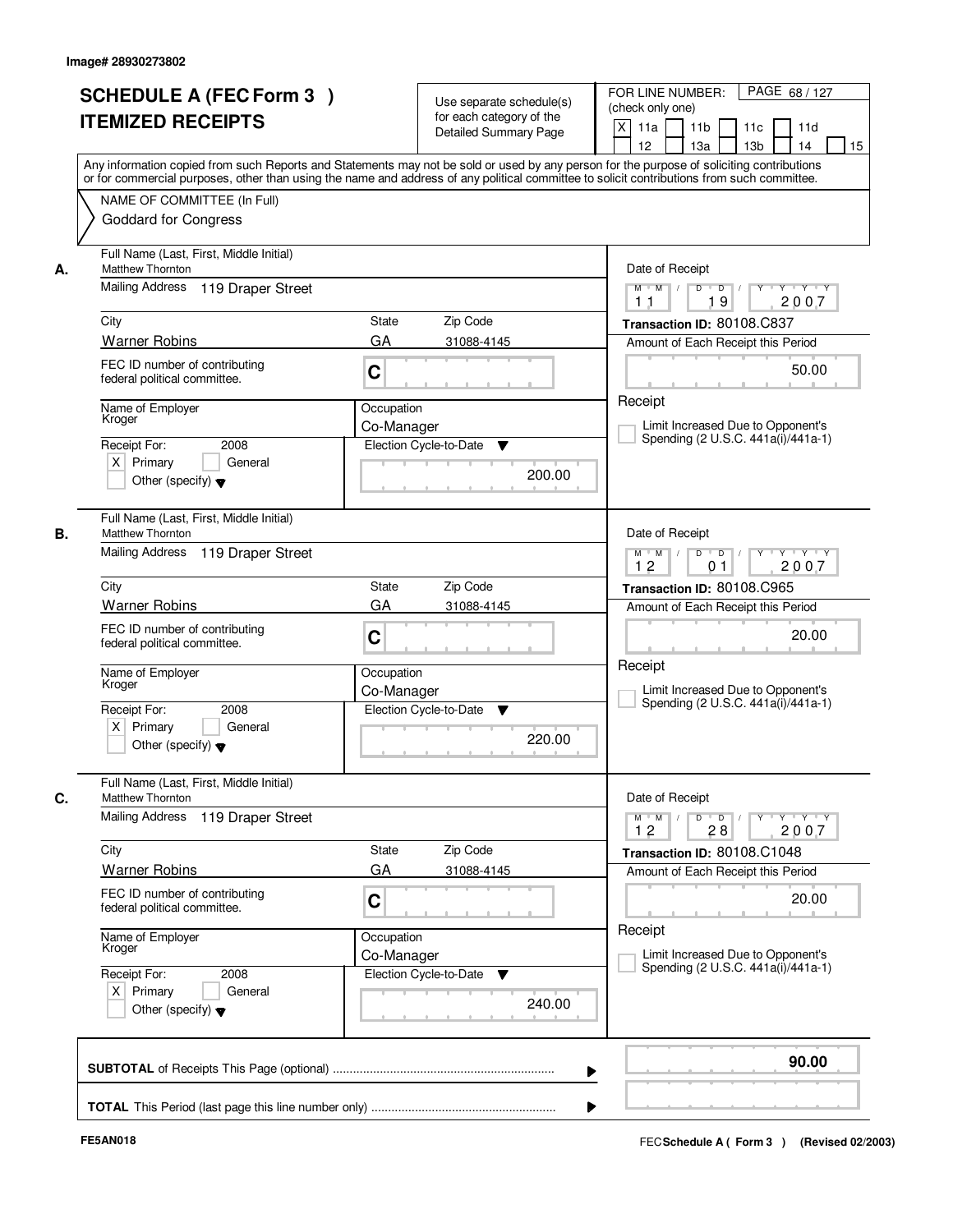Image# 28930273802

# SCHEDULE A (FEC Form 3 )
# ITEMIZED RECEIPTS

Use separate schedule(s) for each category of the Detailed Summary Page

FOR LINE NUMBER: (check only one)
[X] 11a [ ] 11b [ ] 11c [ ] 11d [ ] 12 [ ] 13a [ ] 13b [ ] 14 [ ] 15

PAGE 68 / 127

Any information copied from such Reports and Statements may not be sold or used by any person for the purpose of soliciting contributions or for commercial purposes, other than using the name and address of any political committee to solicit contributions from such committee.

NAME OF COMMITTEE (In Full)
Goddard for Congress

---

**A.**
Full Name (Last, First, Middle Initial): Matthew Thornton
Mailing Address: 119 Draper Street
City: Warner Robins | State: GA | Zip Code: 31088-4145
FEC ID number of contributing federal political committee: C
Name of Employer: Kroger
Occupation: Co-Manager
Receipt For: 2008 [X] Primary [ ] General [ ] Other (specify)
Election Cycle-to-Date: 200.00
Date of Receipt: 11 / 19 / 2007
Transaction ID: 80108.C837
Amount of Each Receipt this Period: 50.00
Receipt
[ ] Limit Increased Due to Opponent's Spending (2 U.S.C. 441a(i)/441a-1)

---

**B.**
Full Name (Last, First, Middle Initial): Matthew Thornton
Mailing Address: 119 Draper Street
City: Warner Robins | State: GA | Zip Code: 31088-4145
FEC ID number of contributing federal political committee: C
Name of Employer: Kroger
Occupation: Co-Manager
Receipt For: 2008 [X] Primary [ ] General [ ] Other (specify)
Election Cycle-to-Date: 220.00
Date of Receipt: 12 / 01 / 2007
Transaction ID: 80108.C965
Amount of Each Receipt this Period: 20.00
Receipt
[ ] Limit Increased Due to Opponent's Spending (2 U.S.C. 441a(i)/441a-1)

---

**C.**
Full Name (Last, First, Middle Initial): Matthew Thornton
Mailing Address: 119 Draper Street
City: Warner Robins | State: GA | Zip Code: 31088-4145
FEC ID number of contributing federal political committee: C
Name of Employer: Kroger
Occupation: Co-Manager
Receipt For: 2008 [X] Primary [ ] General [ ] Other (specify)
Election Cycle-to-Date: 240.00
Date of Receipt: 12 / 28 / 2007
Transaction ID: 80108.C1048
Amount of Each Receipt this Period: 20.00
Receipt
[ ] Limit Increased Due to Opponent's Spending (2 U.S.C. 441a(i)/441a-1)

---

**SUBTOTAL** of Receipts This Page (optional): **90.00**

**TOTAL** This Period (last page this line number only):

FE5AN018 — FEC **Schedule A ( Form 3 )** (Revised 02/2003)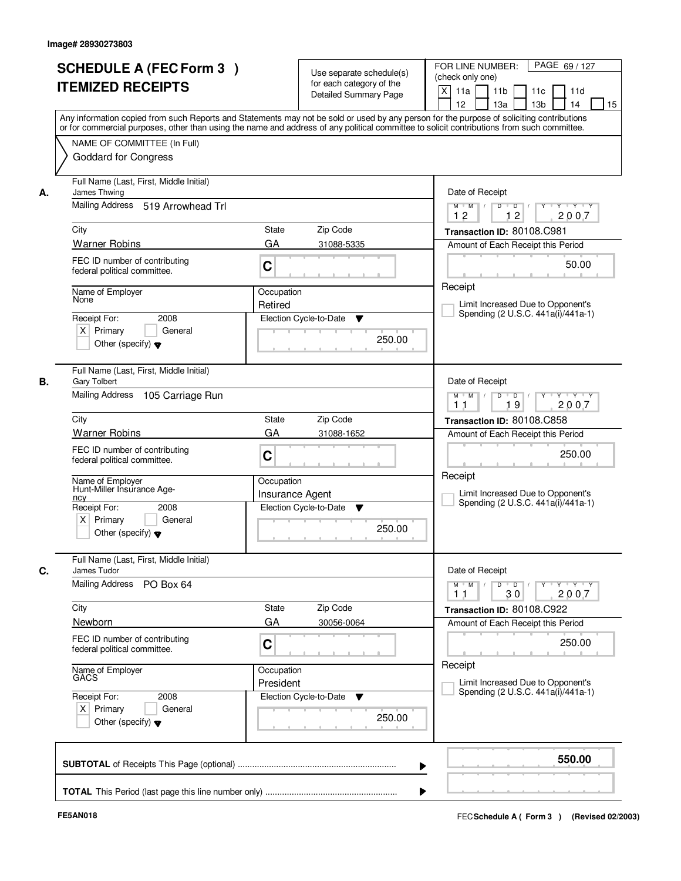Image# 28930273803

# SCHEDULE A (FEC Form 3 )
# ITEMIZED RECEIPTS

Use separate schedule(s) for each category of the Detailed Summary Page

FOR LINE NUMBER: (check only one)

[X] 11a [ ] 11b [ ] 11c [ ] 11d [ ] 12 [ ] 13a [ ] 13b [ ] 14 [ ] 15

PAGE 69 / 127

Any information copied from such Reports and Statements may not be sold or used by any person for the purpose of soliciting contributions or for commercial purposes, other than using the name and address of any political committee to solicit contributions from such committee.

NAME OF COMMITTEE (In Full)
Goddard for Congress

---

**A.** Full Name (Last, First, Middle Initial): James Thwing

Mailing Address: 519 Arrowhead Trl

City: Warner Robins | State: GA | Zip Code: 31088-5335

FEC ID number of contributing federal political committee: C

Name of Employer: None | Occupation: Retired

Receipt For: 2008 — [X] Primary [ ] General [ ] Other (specify)

Election Cycle-to-Date: 250.00

Date of Receipt: 12 12 2007

Transaction ID: 80108.C981

Amount of Each Receipt this Period: 50.00

Receipt

[ ] Limit Increased Due to Opponent's Spending (2 U.S.C. 441a(i)/441a-1)

---

**B.** Full Name (Last, First, Middle Initial): Gary Tolbert

Mailing Address: 105 Carriage Run

City: Warner Robins | State: GA | Zip Code: 31088-1652

FEC ID number of contributing federal political committee: C

Name of Employer: Hunt-Miller Insurance Agency | Occupation: Insurance Agent

Receipt For: 2008 — [X] Primary [ ] General [ ] Other (specify)

Election Cycle-to-Date: 250.00

Date of Receipt: 11 19 2007

Transaction ID: 80108.C858

Amount of Each Receipt this Period: 250.00

Receipt

[ ] Limit Increased Due to Opponent's Spending (2 U.S.C. 441a(i)/441a-1)

---

**C.** Full Name (Last, First, Middle Initial): James Tudor

Mailing Address: PO Box 64

City: Newborn | State: GA | Zip Code: 30056-0064

FEC ID number of contributing federal political committee: C

Name of Employer: GACS | Occupation: President

Receipt For: 2008 — [X] Primary [ ] General [ ] Other (specify)

Election Cycle-to-Date: 250.00

Date of Receipt: 11 30 2007

Transaction ID: 80108.C922

Amount of Each Receipt this Period: 250.00

Receipt

[ ] Limit Increased Due to Opponent's Spending (2 U.S.C. 441a(i)/441a-1)

---

**SUBTOTAL** of Receipts This Page (optional): **550.00**

**TOTAL** This Period (last page this line number only):

FE5AN018 — FEC Schedule A ( Form 3 ) (Revised 02/2003)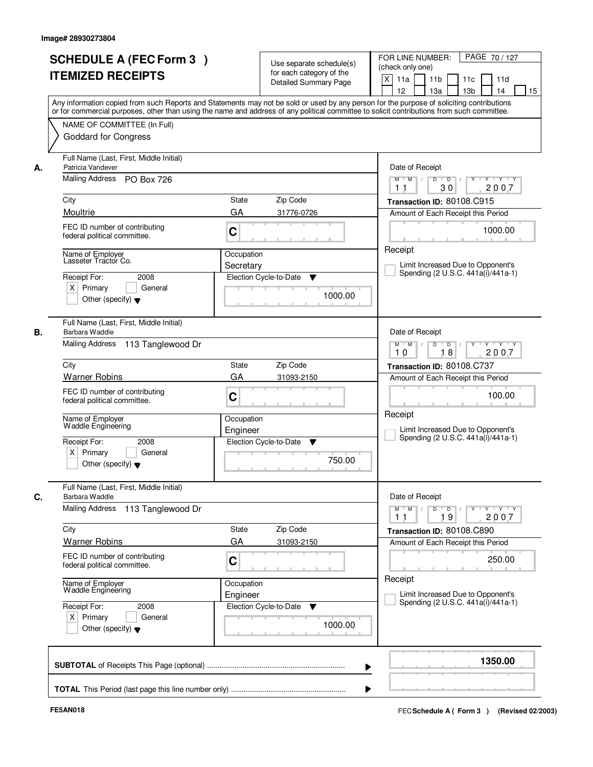Image# 28930273804

# SCHEDULE A (FEC Form 3 )
## ITEMIZED RECEIPTS

Use separate schedule(s) for each category of the Detailed Summary Page

FOR LINE NUMBER: (check only one)
[X] 11a [ ] 11b [ ] 11c [ ] 11d [ ] 12 [ ] 13a [ ] 13b [ ] 14 [ ] 15

Any information copied from such Reports and Statements may not be sold or used by any person for the purpose of soliciting contributions or for commercial purposes, other than using the name and address of any political committee to solicit contributions from such committee.

NAME OF COMMITTEE (In Full)
Goddard for Congress

---

**A.**
Full Name (Last, First, Middle Initial): Patricia Vandever
Mailing Address: PO Box 726
City: Moultrie | State: GA | Zip Code: 31776-0726
FEC ID number of contributing federal political committee: C
Name of Employer: Lasseter Tractor Co.
Occupation: Secretary
Receipt For: 2008 [X] Primary [ ] General [ ] Other (specify)
Election Cycle-to-Date: 1000.00
Date of Receipt: 11 / 30 / 2007
Transaction ID: 80108.C915
Amount of Each Receipt this Period: 1000.00
Receipt
[ ] Limit Increased Due to Opponent's Spending (2 U.S.C. 441a(i)/441a-1)

---

**B.**
Full Name (Last, First, Middle Initial): Barbara Waddle
Mailing Address: 113 Tanglewood Dr
City: Warner Robins | State: GA | Zip Code: 31093-2150
FEC ID number of contributing federal political committee: C
Name of Employer: Waddle Engineering
Occupation: Engineer
Receipt For: 2008 [X] Primary [ ] General [ ] Other (specify)
Election Cycle-to-Date: 750.00
Date of Receipt: 10 / 18 / 2007
Transaction ID: 80108.C737
Amount of Each Receipt this Period: 100.00
Receipt
[ ] Limit Increased Due to Opponent's Spending (2 U.S.C. 441a(i)/441a-1)

---

**C.**
Full Name (Last, First, Middle Initial): Barbara Waddle
Mailing Address: 113 Tanglewood Dr
City: Warner Robins | State: GA | Zip Code: 31093-2150
FEC ID number of contributing federal political committee: C
Name of Employer: Waddle Engineering
Occupation: Engineer
Receipt For: 2008 [X] Primary [ ] General [ ] Other (specify)
Election Cycle-to-Date: 1000.00
Date of Receipt: 11 / 19 / 2007
Transaction ID: 80108.C890
Amount of Each Receipt this Period: 250.00
Receipt
[ ] Limit Increased Due to Opponent's Spending (2 U.S.C. 441a(i)/441a-1)

---

**SUBTOTAL** of Receipts This Page (optional): **1350.00**

**TOTAL** This Period (last page this line number only):

FE5AN018 | FEC **Schedule A ( Form 3 )** (Revised 02/2003)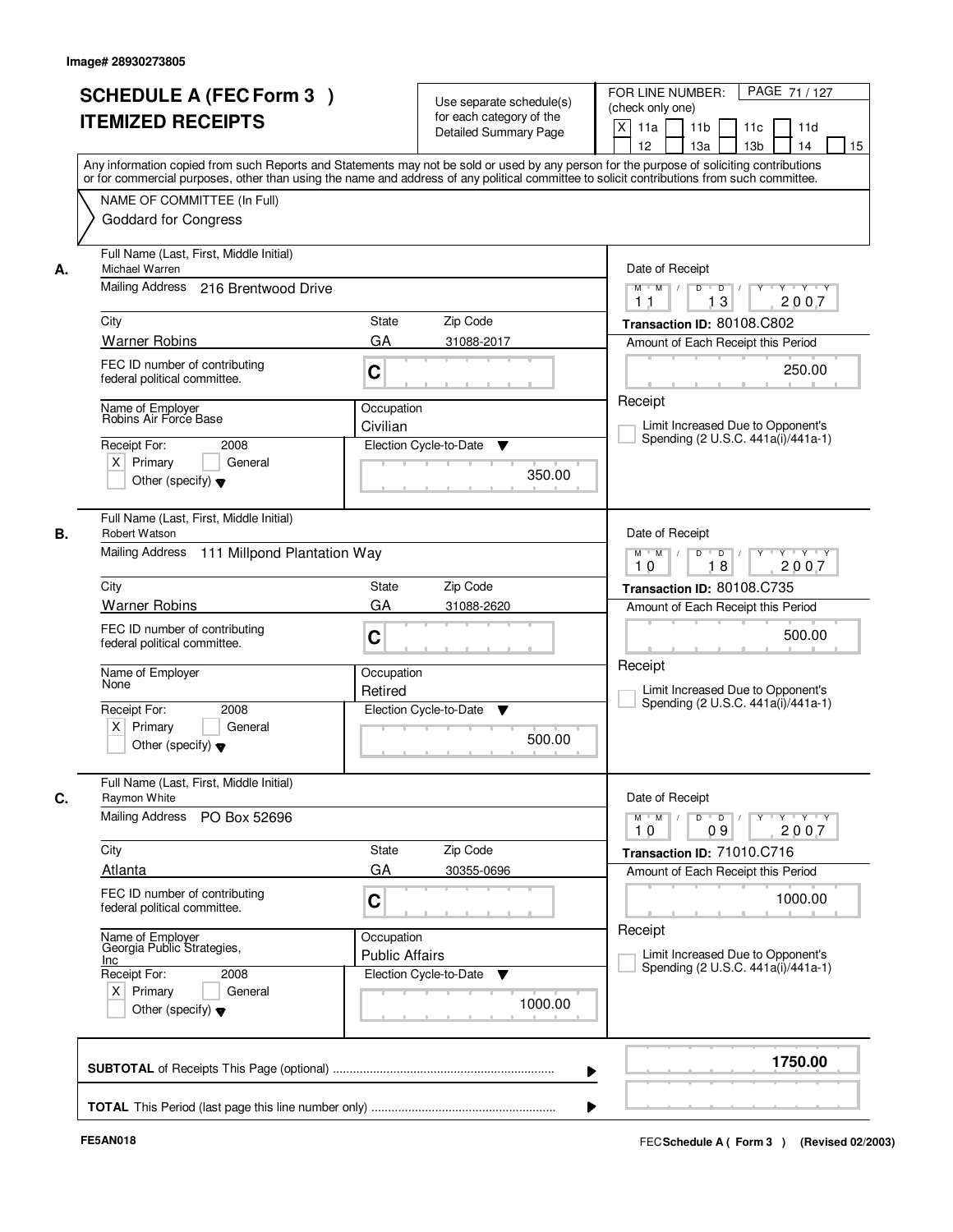Image# 28930273805

# SCHEDULE A (FEC Form 3 ) ITEMIZED RECEIPTS

Use separate schedule(s) for each category of the Detailed Summary Page

FOR LINE NUMBER: (check only one)
[X] 11a [ ] 11b [ ] 11c [ ] 11d [ ] 12 [ ] 13a [ ] 13b [ ] 14 [ ] 15

PAGE 71 / 127

Any information copied from such Reports and Statements may not be sold or used by any person for the purpose of soliciting contributions or for commercial purposes, other than using the name and address of any political committee to solicit contributions from such committee.

NAME OF COMMITTEE (In Full)
Goddard for Congress

---

**A.** Full Name (Last, First, Middle Initial): Michael Warren

Mailing Address: 216 Brentwood Drive

City: Warner Robins | State: GA | Zip Code: 31088-2017

FEC ID number of contributing federal political committee: C

Name of Employer: Robins Air Force Base

Occupation: Civilian

Receipt For: 2008 — [X] Primary [ ] General [ ] Other (specify)

Election Cycle-to-Date: 350.00

Date of Receipt: 11 / 13 / 2007

Transaction ID: 80108.C802

Amount of Each Receipt this Period: 250.00

Receipt

[ ] Limit Increased Due to Opponent's Spending (2 U.S.C. 441a(i)/441a-1)

---

**B.** Full Name (Last, First, Middle Initial): Robert Watson

Mailing Address: 111 Millpond Plantation Way

City: Warner Robins | State: GA | Zip Code: 31088-2620

FEC ID number of contributing federal political committee: C

Name of Employer: None

Occupation: Retired

Receipt For: 2008 — [X] Primary [ ] General [ ] Other (specify)

Election Cycle-to-Date: 500.00

Date of Receipt: 10 / 18 / 2007

Transaction ID: 80108.C735

Amount of Each Receipt this Period: 500.00

Receipt

[ ] Limit Increased Due to Opponent's Spending (2 U.S.C. 441a(i)/441a-1)

---

**C.** Full Name (Last, First, Middle Initial): Raymon White

Mailing Address: PO Box 52696

City: Atlanta | State: GA | Zip Code: 30355-0696

FEC ID number of contributing federal political committee: C

Name of Employer: Georgia Public Strategies, Inc

Occupation: Public Affairs

Receipt For: 2008 — [X] Primary [ ] General [ ] Other (specify)

Election Cycle-to-Date: 1000.00

Date of Receipt: 10 / 09 / 2007

Transaction ID: 71010.C716

Amount of Each Receipt this Period: 1000.00

Receipt

[ ] Limit Increased Due to Opponent's Spending (2 U.S.C. 441a(i)/441a-1)

---

**SUBTOTAL** of Receipts This Page (optional): **1750.00**

**TOTAL** This Period (last page this line number only):

FE5AN018

FEC **Schedule A** ( Form 3 ) (Revised 02/2003)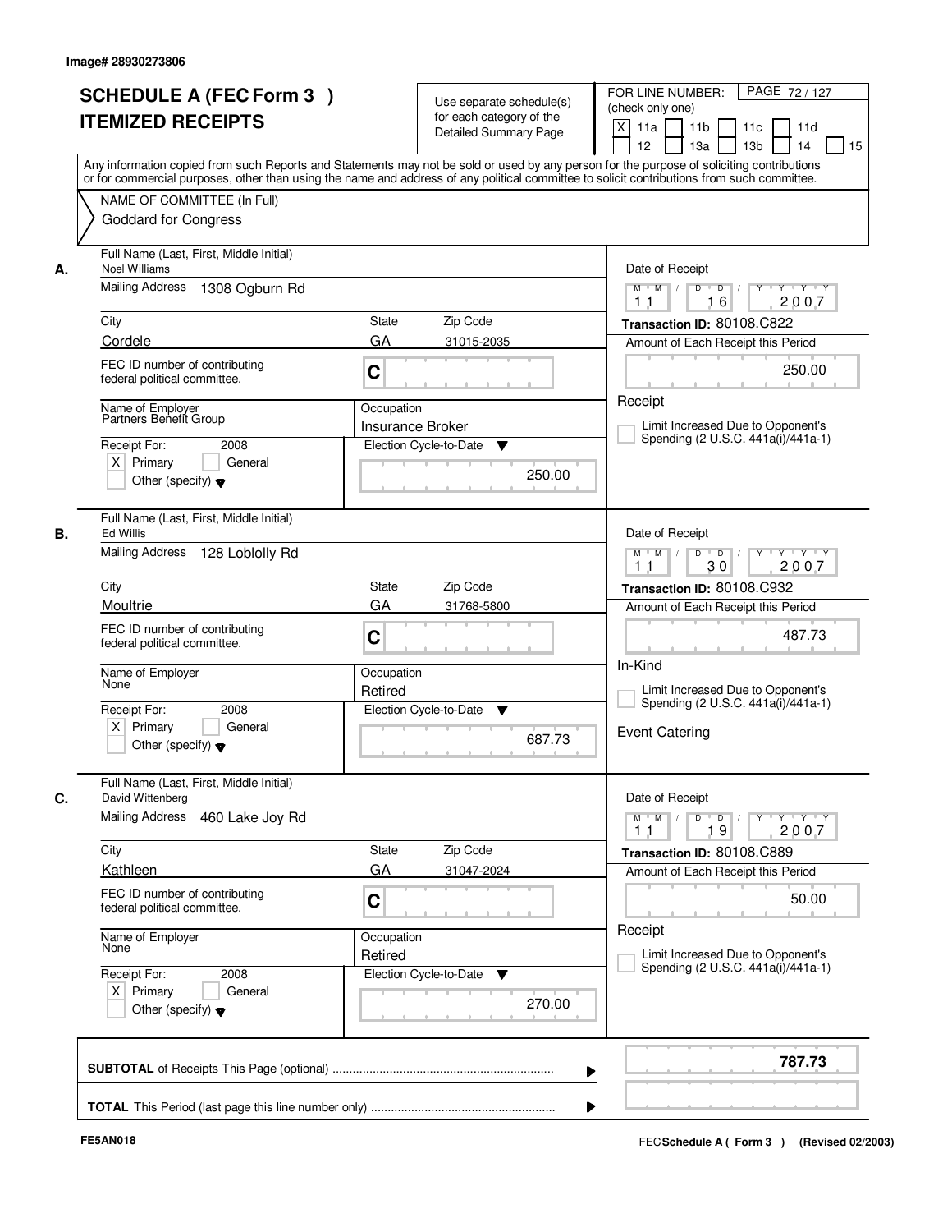Image# 28930273806

# SCHEDULE A (FEC Form 3 )
## ITEMIZED RECEIPTS

Use separate schedule(s) for each category of the Detailed Summary Page

FOR LINE NUMBER: (check only one)
[X] 11a [ ] 11b [ ] 11c [ ] 11d [ ] 12 [ ] 13a [ ] 13b [ ] 14 [ ] 15

PAGE 72 / 127

Any information copied from such Reports and Statements may not be sold or used by any person for the purpose of soliciting contributions or for commercial purposes, other than using the name and address of any political committee to solicit contributions from such committee.

NAME OF COMMITTEE (In Full)
Goddard for Congress

---

**A.** Full Name (Last, First, Middle Initial): Noel Williams

Mailing Address: 1308 Ogburn Rd

City: Cordele | State: GA | Zip Code: 31015-2035

FEC ID number of contributing federal political committee: C

Name of Employer: Partners Benefit Group

Occupation: Insurance Broker

Receipt For: 2008 — [X] Primary [ ] General [ ] Other (specify)

Election Cycle-to-Date: 250.00

Date of Receipt: 11 / 16 / 2007

Transaction ID: 80108.C822

Amount of Each Receipt this Period: 250.00

Receipt

[ ] Limit Increased Due to Opponent's Spending (2 U.S.C. 441a(i)/441a-1)

---

**B.** Full Name (Last, First, Middle Initial): Ed Willis

Mailing Address: 128 Loblolly Rd

City: Moultrie | State: GA | Zip Code: 31768-5800

FEC ID number of contributing federal political committee: C

Name of Employer: None

Occupation: Retired

Receipt For: 2008 — [X] Primary [ ] General [ ] Other (specify)

Election Cycle-to-Date: 687.73

Date of Receipt: 11 / 30 / 2007

Transaction ID: 80108.C932

Amount of Each Receipt this Period: 487.73

In-Kind

[ ] Limit Increased Due to Opponent's Spending (2 U.S.C. 441a(i)/441a-1)

Event Catering

---

**C.** Full Name (Last, First, Middle Initial): David Wittenberg

Mailing Address: 460 Lake Joy Rd

City: Kathleen | State: GA | Zip Code: 31047-2024

FEC ID number of contributing federal political committee: C

Name of Employer: None

Occupation: Retired

Receipt For: 2008 — [X] Primary [ ] General [ ] Other (specify)

Election Cycle-to-Date: 270.00

Date of Receipt: 11 / 19 / 2007

Transaction ID: 80108.C889

Amount of Each Receipt this Period: 50.00

Receipt

[ ] Limit Increased Due to Opponent's Spending (2 U.S.C. 441a(i)/441a-1)

---

**SUBTOTAL** of Receipts This Page (optional): **787.73**

**TOTAL** This Period (last page this line number only):

FE5AN018

FEC Schedule A ( Form 3 ) (Revised 02/2003)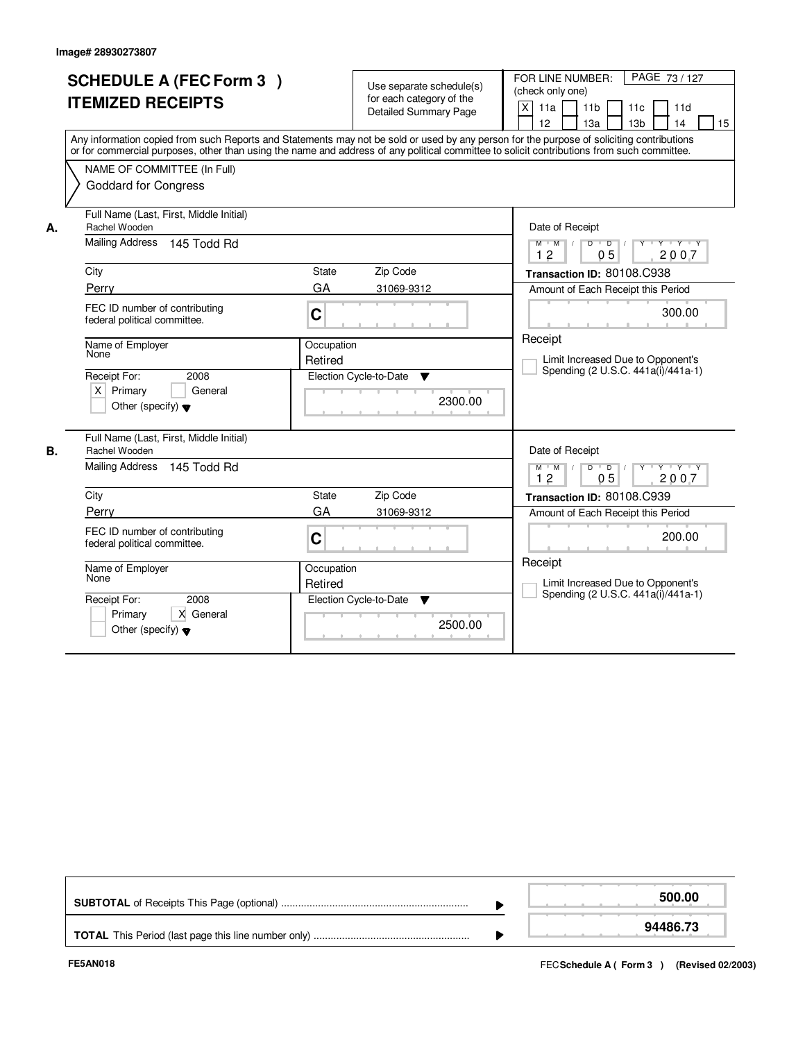Image# 28930273807

# SCHEDULE A (FEC Form 3 ) ITEMIZED RECEIPTS

Use separate schedule(s) for each category of the Detailed Summary Page

FOR LINE NUMBER: (check only one)

[X] 11a [ ] 11b [ ] 11c [ ] 11d [ ] 12 [ ] 13a [ ] 13b [ ] 14 [ ] 15

Any information copied from such Reports and Statements may not be sold or used by any person for the purpose of soliciting contributions or for commercial purposes, other than using the name and address of any political committee to solicit contributions from such committee.

NAME OF COMMITTEE (In Full)

Goddard for Congress

---

**A.**

Full Name (Last, First, Middle Initial): Rachel Wooden

Mailing Address: 145 Todd Rd

City: Perry | State: GA | Zip Code: 31069-9312

FEC ID number of contributing federal political committee: C

Name of Employer: None

Occupation: Retired

Receipt For: 2008 — [X] Primary [ ] General [ ] Other (specify)

Election Cycle-to-Date: 2300.00

Date of Receipt: 12 / 05 / 2007

Transaction ID: 80108.C938

Amount of Each Receipt this Period: 300.00

Receipt

[ ] Limit Increased Due to Opponent's Spending (2 U.S.C. 441a(i)/441a-1)

---

**B.**

Full Name (Last, First, Middle Initial): Rachel Wooden

Mailing Address: 145 Todd Rd

City: Perry | State: GA | Zip Code: 31069-9312

FEC ID number of contributing federal political committee: C

Name of Employer: None

Occupation: Retired

Receipt For: 2008 — [ ] Primary [X] General [ ] Other (specify)

Election Cycle-to-Date: 2500.00

Date of Receipt: 12 / 05 / 2007

Transaction ID: 80108.C939

Amount of Each Receipt this Period: 200.00

Receipt

[ ] Limit Increased Due to Opponent's Spending (2 U.S.C. 441a(i)/441a-1)

---

| | |
|---|---|
| **SUBTOTAL** of Receipts This Page (optional) | **500.00** |
| **TOTAL** This Period (last page this line number only) | **94486.73** |

FE5AN018

FEC **Schedule A ( Form 3 )** (Revised 02/2003)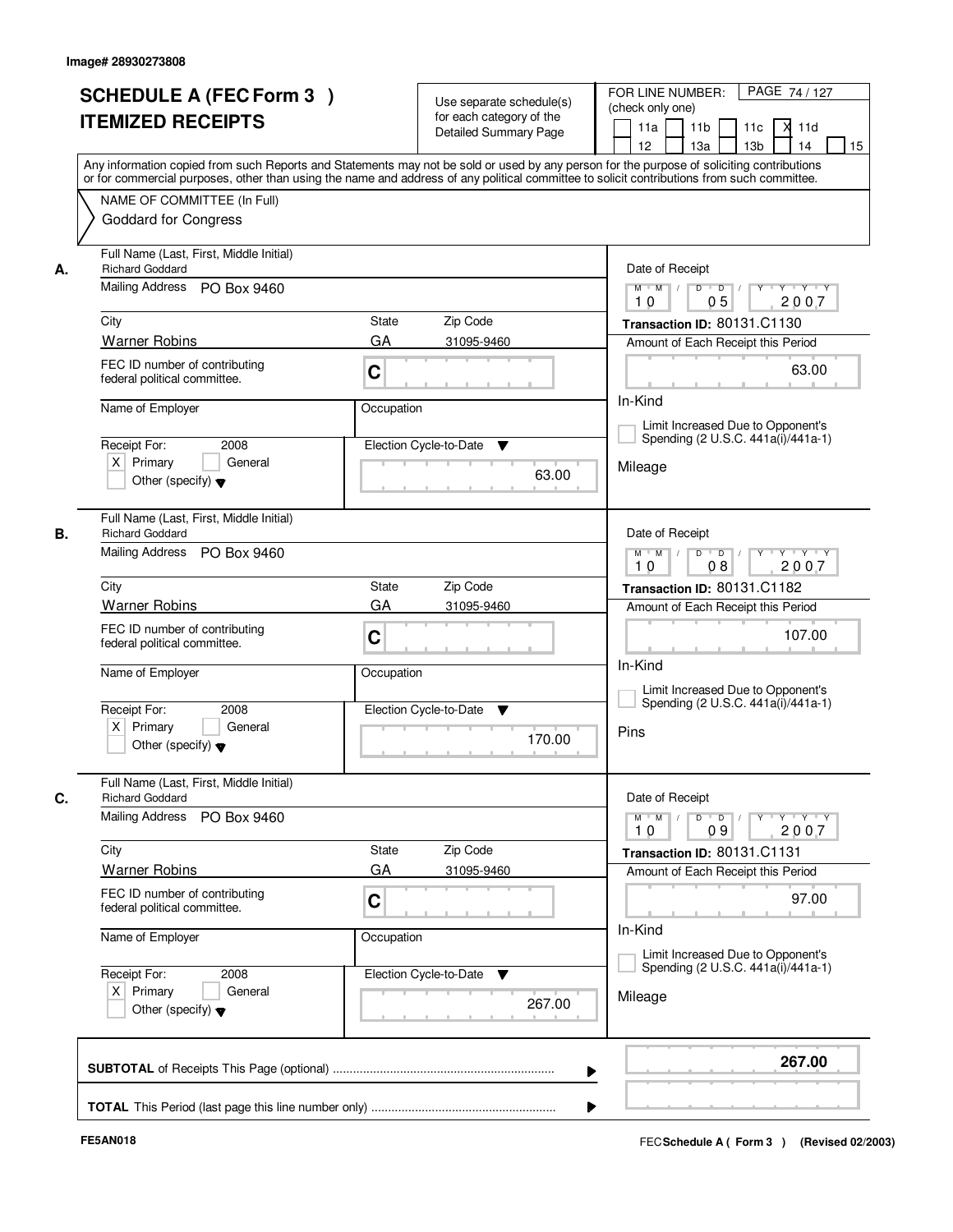Image# 28930273808

# SCHEDULE A (FEC Form 3 ) ITEMIZED RECEIPTS

Use separate schedule(s) for each category of the Detailed Summary Page

FOR LINE NUMBER: (check only one)

11a | 11b | 11c | X 11d | 12 | 13a | 13b | 14 | 15

PAGE 74 / 127

Any information copied from such Reports and Statements may not be sold or used by any person for the purpose of soliciting contributions or for commercial purposes, other than using the name and address of any political committee to solicit contributions from such committee.

NAME OF COMMITTEE (In Full)
Goddard for Congress

## A.

Full Name (Last, First, Middle Initial): Richard Goddard

Mailing Address: PO Box 9460

City: Warner Robins | State: GA | Zip Code: 31095-9460

FEC ID number of contributing federal political committee: C

Name of Employer:

Occupation:

Receipt For: 2008 — X Primary | General | Other (specify)

Election Cycle-to-Date: 63.00

Date of Receipt: 10 / 05 / 2007

Transaction ID: 80131.C1130

Amount of Each Receipt this Period: 63.00

In-Kind

Limit Increased Due to Opponent's Spending (2 U.S.C. 441a(i)/441a-1)

Mileage

## B.

Full Name (Last, First, Middle Initial): Richard Goddard

Mailing Address: PO Box 9460

City: Warner Robins | State: GA | Zip Code: 31095-9460

FEC ID number of contributing federal political committee: C

Name of Employer:

Occupation:

Receipt For: 2008 — X Primary | General | Other (specify)

Election Cycle-to-Date: 170.00

Date of Receipt: 10 / 08 / 2007

Transaction ID: 80131.C1182

Amount of Each Receipt this Period: 107.00

In-Kind

Limit Increased Due to Opponent's Spending (2 U.S.C. 441a(i)/441a-1)

Pins

## C.

Full Name (Last, First, Middle Initial): Richard Goddard

Mailing Address: PO Box 9460

City: Warner Robins | State: GA | Zip Code: 31095-9460

FEC ID number of contributing federal political committee: C

Name of Employer:

Occupation:

Receipt For: 2008 — X Primary | General | Other (specify)

Election Cycle-to-Date: 267.00

Date of Receipt: 10 / 09 / 2007

Transaction ID: 80131.C1131

Amount of Each Receipt this Period: 97.00

In-Kind

Limit Increased Due to Opponent's Spending (2 U.S.C. 441a(i)/441a-1)

Mileage

**SUBTOTAL** of Receipts This Page (optional): **267.00**

**TOTAL** This Period (last page this line number only):

FE5AN018

FEC **Schedule A ( Form 3 )** (Revised 02/2003)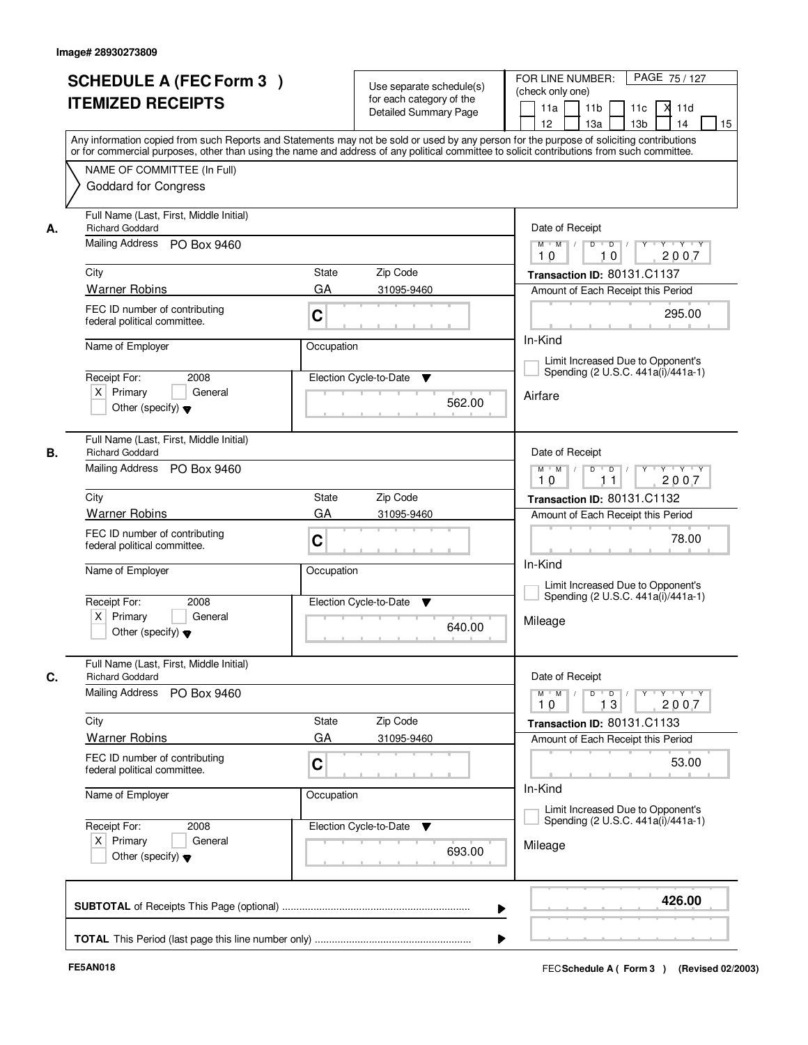Image# 28930273809

# SCHEDULE A (FEC Form 3 )
# ITEMIZED RECEIPTS

Use separate schedule(s) for each category of the Detailed Summary Page

FOR LINE NUMBER: (check only one)

PAGE 75 / 127

11a | 11b | 11c | X 11d | 12 | 13a | 13b | 14 | 15

Any information copied from such Reports and Statements may not be sold or used by any person for the purpose of soliciting contributions or for commercial purposes, other than using the name and address of any political committee to solicit contributions from such committee.

NAME OF COMMITTEE (In Full)
Goddard for Congress

---

**A.**

Full Name (Last, First, Middle Initial): Richard Goddard

Mailing Address: PO Box 9460

City: Warner Robins | State: GA | Zip Code: 31095-9460

FEC ID number of contributing federal political committee: C

Name of Employer:

Occupation:

Receipt For: 2008 — X Primary | General | Other (specify)

Election Cycle-to-Date: 562.00

Date of Receipt: 10 / 10 / 2007

Transaction ID: 80131.C1137

Amount of Each Receipt this Period: 295.00

In-Kind

Limit Increased Due to Opponent's Spending (2 U.S.C. 441a(i)/441a-1)

Airfare

---

**B.**

Full Name (Last, First, Middle Initial): Richard Goddard

Mailing Address: PO Box 9460

City: Warner Robins | State: GA | Zip Code: 31095-9460

FEC ID number of contributing federal political committee: C

Name of Employer:

Occupation:

Receipt For: 2008 — X Primary | General | Other (specify)

Election Cycle-to-Date: 640.00

Date of Receipt: 10 / 11 / 2007

Transaction ID: 80131.C1132

Amount of Each Receipt this Period: 78.00

In-Kind

Limit Increased Due to Opponent's Spending (2 U.S.C. 441a(i)/441a-1)

Mileage

---

**C.**

Full Name (Last, First, Middle Initial): Richard Goddard

Mailing Address: PO Box 9460

City: Warner Robins | State: GA | Zip Code: 31095-9460

FEC ID number of contributing federal political committee: C

Name of Employer:

Occupation:

Receipt For: 2008 — X Primary | General | Other (specify)

Election Cycle-to-Date: 693.00

Date of Receipt: 10 / 13 / 2007

Transaction ID: 80131.C1133

Amount of Each Receipt this Period: 53.00

In-Kind

Limit Increased Due to Opponent's Spending (2 U.S.C. 441a(i)/441a-1)

Mileage

---

**SUBTOTAL** of Receipts This Page (optional) ............ **426.00**

**TOTAL** This Period (last page this line number only) ............

FE5AN018

FEC **Schedule A ( Form 3 )** (Revised 02/2003)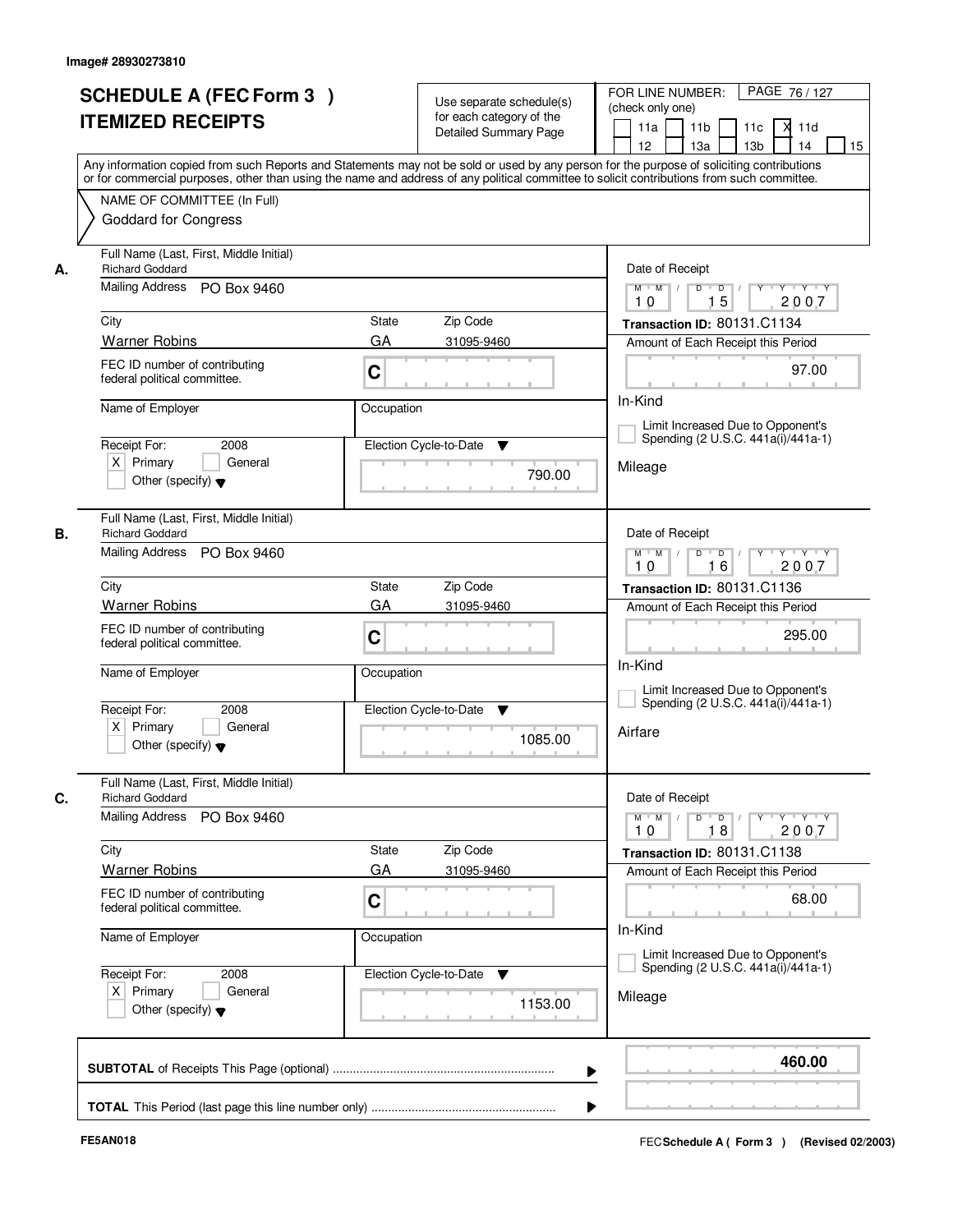Image# 28930273810

# SCHEDULE A (FEC Form 3 ) ITEMIZED RECEIPTS

Use separate schedule(s) for each category of the Detailed Summary Page

FOR LINE NUMBER: (check only one)

11a | 11b | 11c | X 11d | 12 | 13a | 13b | 14 | 15

Any information copied from such Reports and Statements may not be sold or used by any person for the purpose of soliciting contributions or for commercial purposes, other than using the name and address of any political committee to solicit contributions from such committee.

NAME OF COMMITTEE (In Full)
Goddard for Congress

**A.**

Full Name (Last, First, Middle Initial): Richard Goddard
Mailing Address: PO Box 9460
City: Warner Robins | State: GA | Zip Code: 31095-9460
FEC ID number of contributing federal political committee: C
Name of Employer: | Occupation:
Receipt For: 2008 — X Primary | General | Other (specify)
Election Cycle-to-Date: 790.00
Date of Receipt: 10 / 15 / 2007
Transaction ID: 80131.C1134
Amount of Each Receipt this Period: 97.00
In-Kind
Limit Increased Due to Opponent's Spending (2 U.S.C. 441a(i)/441a-1)
Mileage

**B.**

Full Name (Last, First, Middle Initial): Richard Goddard
Mailing Address: PO Box 9460
City: Warner Robins | State: GA | Zip Code: 31095-9460
FEC ID number of contributing federal political committee: C
Name of Employer: | Occupation:
Receipt For: 2008 — X Primary | General | Other (specify)
Election Cycle-to-Date: 1085.00
Date of Receipt: 10 / 16 / 2007
Transaction ID: 80131.C1136
Amount of Each Receipt this Period: 295.00
In-Kind
Limit Increased Due to Opponent's Spending (2 U.S.C. 441a(i)/441a-1)
Airfare

**C.**

Full Name (Last, First, Middle Initial): Richard Goddard
Mailing Address: PO Box 9460
City: Warner Robins | State: GA | Zip Code: 31095-9460
FEC ID number of contributing federal political committee: C
Name of Employer: | Occupation:
Receipt For: 2008 — X Primary | General | Other (specify)
Election Cycle-to-Date: 1153.00
Date of Receipt: 10 / 18 / 2007
Transaction ID: 80131.C1138
Amount of Each Receipt this Period: 68.00
In-Kind
Limit Increased Due to Opponent's Spending (2 U.S.C. 441a(i)/441a-1)
Mileage

**SUBTOTAL** of Receipts This Page (optional): **460.00**

**TOTAL** This Period (last page this line number only):

FE5AN018 — FEC Schedule A ( Form 3 ) (Revised 02/2003)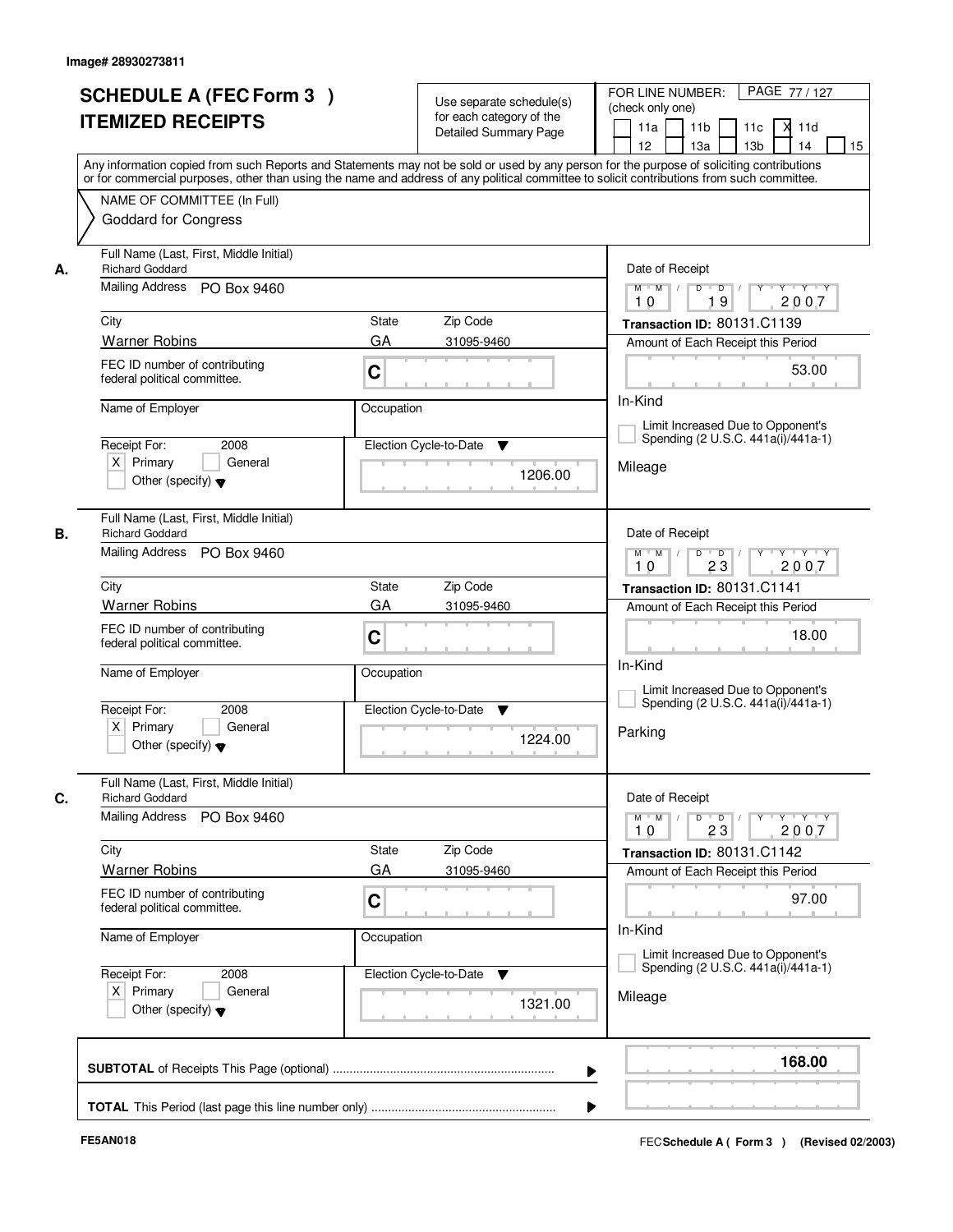Image# 28930273811

# SCHEDULE A (FEC Form 3 ) ITEMIZED RECEIPTS

Use separate schedule(s) for each category of the Detailed Summary Page

FOR LINE NUMBER: (check only one)

11a | 11b | 11c | [X] 11d | 12 | 13a | 13b | 14 | 15

Any information copied from such Reports and Statements may not be sold or used by any person for the purpose of soliciting contributions or for commercial purposes, other than using the name and address of any political committee to solicit contributions from such committee.

NAME OF COMMITTEE (In Full)

Goddard for Congress

---

**A.** Full Name (Last, First, Middle Initial): Richard Goddard

Mailing Address: PO Box 9460

City: Warner Robins | State: GA | Zip Code: 31095-9460

FEC ID number of contributing federal political committee: C

Name of Employer: | Occupation:

Receipt For: 2008 [X] Primary [ ] General [ ] Other (specify)

Election Cycle-to-Date: 1206.00

Date of Receipt: 10 / 19 / 2007

Transaction ID: 80131.C1139

Amount of Each Receipt this Period: 53.00

In-Kind

[ ] Limit Increased Due to Opponent's Spending (2 U.S.C. 441a(i)/441a-1)

Mileage

---

**B.** Full Name (Last, First, Middle Initial): Richard Goddard

Mailing Address: PO Box 9460

City: Warner Robins | State: GA | Zip Code: 31095-9460

FEC ID number of contributing federal political committee: C

Name of Employer: | Occupation:

Receipt For: 2008 [X] Primary [ ] General [ ] Other (specify)

Election Cycle-to-Date: 1224.00

Date of Receipt: 10 / 23 / 2007

Transaction ID: 80131.C1141

Amount of Each Receipt this Period: 18.00

In-Kind

[ ] Limit Increased Due to Opponent's Spending (2 U.S.C. 441a(i)/441a-1)

Parking

---

**C.** Full Name (Last, First, Middle Initial): Richard Goddard

Mailing Address: PO Box 9460

City: Warner Robins | State: GA | Zip Code: 31095-9460

FEC ID number of contributing federal political committee: C

Name of Employer: | Occupation:

Receipt For: 2008 [X] Primary [ ] General [ ] Other (specify)

Election Cycle-to-Date: 1321.00

Date of Receipt: 10 / 23 / 2007

Transaction ID: 80131.C1142

Amount of Each Receipt this Period: 97.00

In-Kind

[ ] Limit Increased Due to Opponent's Spending (2 U.S.C. 441a(i)/441a-1)

Mileage

---

**SUBTOTAL** of Receipts This Page (optional): **168.00**

**TOTAL** This Period (last page this line number only):

FE5AN018

FEC **Schedule A ( Form 3 )** (Revised 02/2003)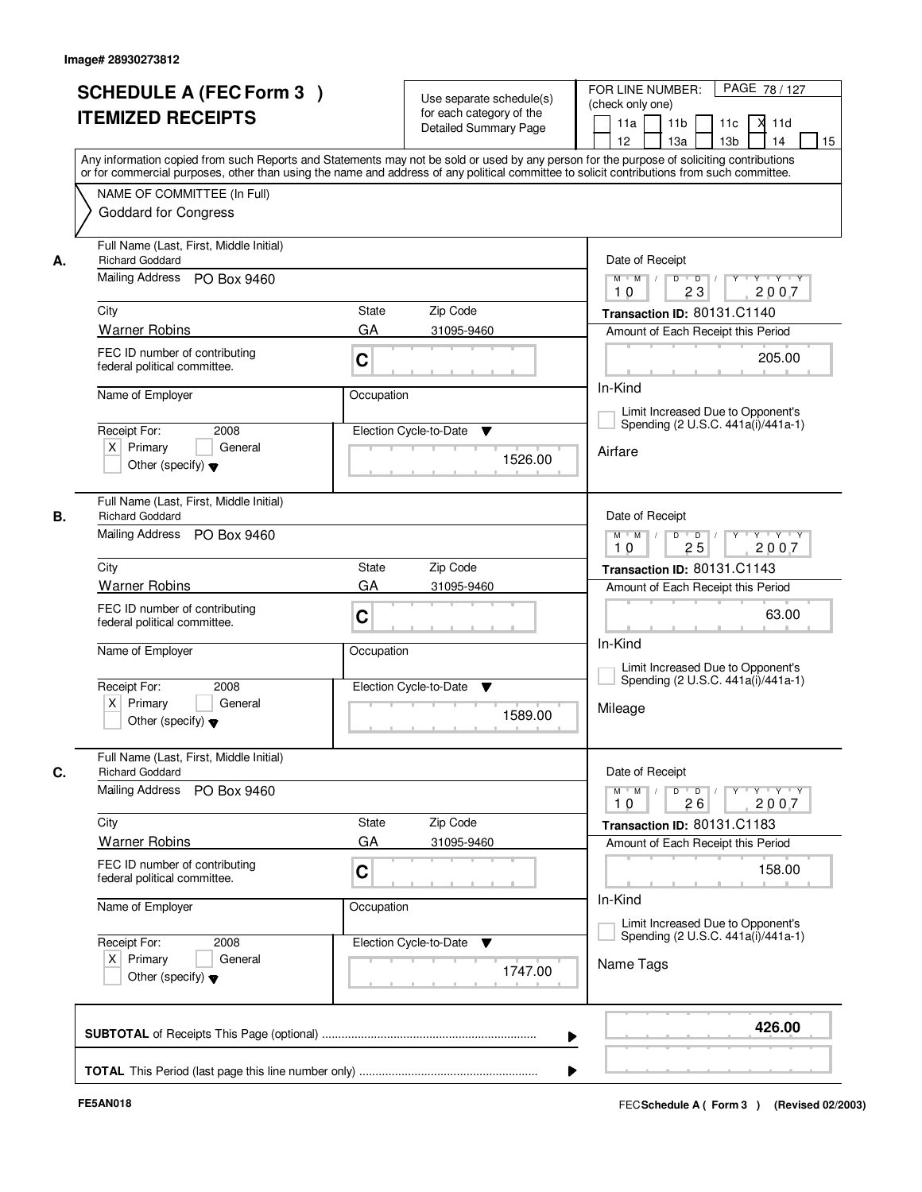Image# 28930273812

# SCHEDULE A (FEC Form 3 ) ITEMIZED RECEIPTS

Use separate schedule(s) for each category of the Detailed Summary Page

FOR LINE NUMBER: (check only one)

11a | 11b | 11c | X 11d | 12 | 13a | 13b | 14 | 15

Any information copied from such Reports and Statements may not be sold or used by any person for the purpose of soliciting contributions or for commercial purposes, other than using the name and address of any political committee to solicit contributions from such committee.

NAME OF COMMITTEE (In Full)
Goddard for Congress

---

**A.**

Full Name (Last, First, Middle Initial): Richard Goddard
Mailing Address: PO Box 9460
City: Warner Robins | State: GA | Zip Code: 31095-9460
FEC ID number of contributing federal political committee: C
Name of Employer:
Occupation:
Receipt For: 2008 — X Primary
Election Cycle-to-Date: 1526.00

Date of Receipt: 10/23/2007
Transaction ID: 80131.C1140
Amount of Each Receipt this Period: 205.00
In-Kind
Airfare

---

**B.**

Full Name (Last, First, Middle Initial): Richard Goddard
Mailing Address: PO Box 9460
City: Warner Robins | State: GA | Zip Code: 31095-9460
FEC ID number of contributing federal political committee: C
Name of Employer:
Occupation:
Receipt For: 2008 — X Primary
Election Cycle-to-Date: 1589.00

Date of Receipt: 10/25/2007
Transaction ID: 80131.C1143
Amount of Each Receipt this Period: 63.00
In-Kind
Mileage

---

**C.**

Full Name (Last, First, Middle Initial): Richard Goddard
Mailing Address: PO Box 9460
City: Warner Robins | State: GA | Zip Code: 31095-9460
FEC ID number of contributing federal political committee: C
Name of Employer:
Occupation:
Receipt For: 2008 — X Primary
Election Cycle-to-Date: 1747.00

Date of Receipt: 10/26/2007
Transaction ID: 80131.C1183
Amount of Each Receipt this Period: 158.00
In-Kind
Name Tags

---

**SUBTOTAL** of Receipts This Page (optional): **426.00**

**TOTAL** This Period (last page this line number only):

FE5AN018 | FEC Schedule A ( Form 3 ) (Revised 02/2003)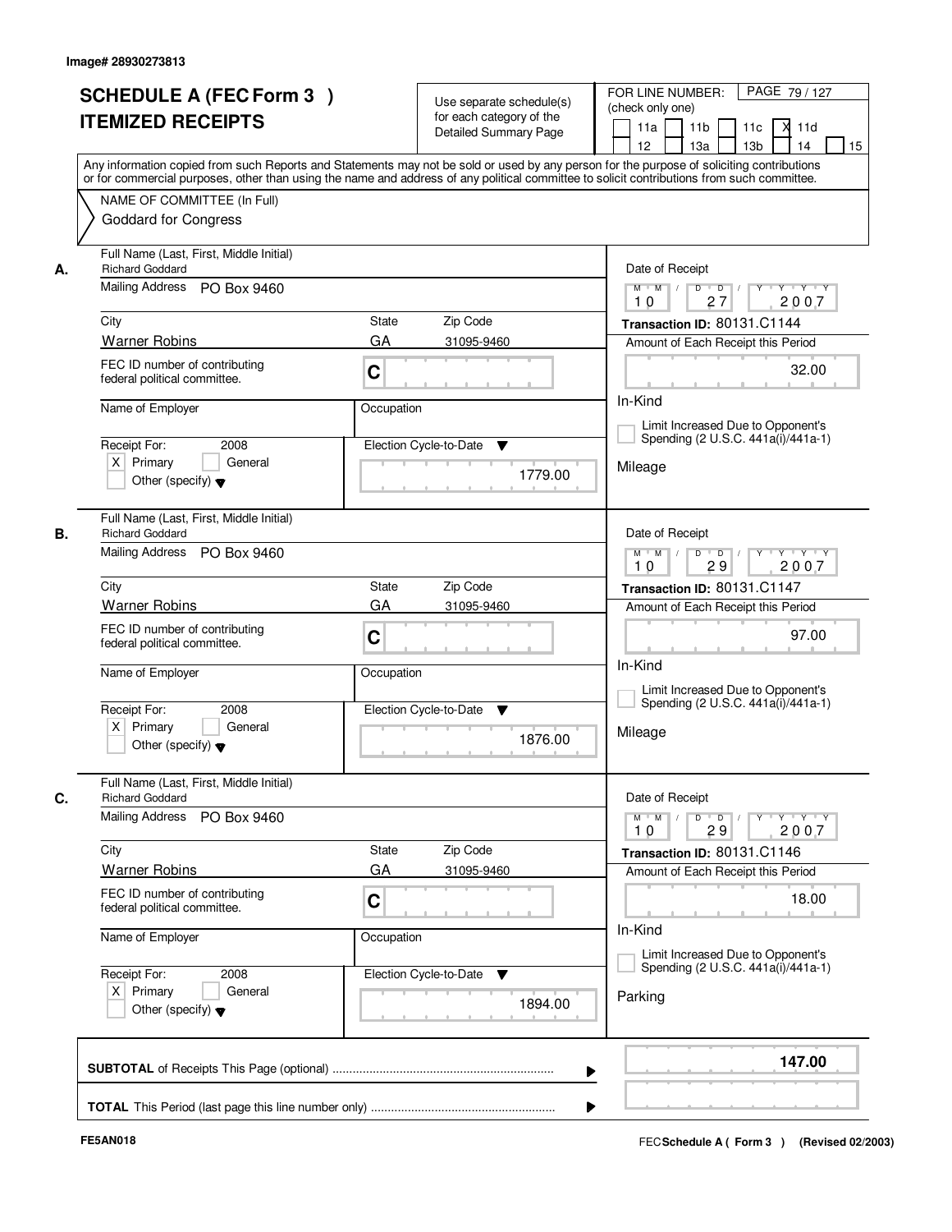Image# 28930273813

# SCHEDULE A (FEC Form 3 ) ITEMIZED RECEIPTS

Use separate schedule(s) for each category of the Detailed Summary Page

FOR LINE NUMBER: (check only one)

11a | 11b | 11c | X 11d | 12 | 13a | 13b | 14 | 15

PAGE 79 / 127

Any information copied from such Reports and Statements may not be sold or used by any person for the purpose of soliciting contributions or for commercial purposes, other than using the name and address of any political committee to solicit contributions from such committee.

NAME OF COMMITTEE (In Full)
Goddard for Congress

---

**A.** Full Name (Last, First, Middle Initial): Richard Goddard

Mailing Address: PO Box 9460

City: Warner Robins | State: GA | Zip Code: 31095-9460

FEC ID number of contributing federal political committee: C

Name of Employer: | Occupation:

Receipt For: 2008 — X Primary | General | Other (specify)

Election Cycle-to-Date: 1779.00

Date of Receipt: 10 / 27 / 2007

Transaction ID: 80131.C1144

Amount of Each Receipt this Period: 32.00

In-Kind

Limit Increased Due to Opponent's Spending (2 U.S.C. 441a(i)/441a-1)

Mileage

---

**B.** Full Name (Last, First, Middle Initial): Richard Goddard

Mailing Address: PO Box 9460

City: Warner Robins | State: GA | Zip Code: 31095-9460

FEC ID number of contributing federal political committee: C

Name of Employer: | Occupation:

Receipt For: 2008 — X Primary | General | Other (specify)

Election Cycle-to-Date: 1876.00

Date of Receipt: 10 / 29 / 2007

Transaction ID: 80131.C1147

Amount of Each Receipt this Period: 97.00

In-Kind

Limit Increased Due to Opponent's Spending (2 U.S.C. 441a(i)/441a-1)

Mileage

---

**C.** Full Name (Last, First, Middle Initial): Richard Goddard

Mailing Address: PO Box 9460

City: Warner Robins | State: GA | Zip Code: 31095-9460

FEC ID number of contributing federal political committee: C

Name of Employer: | Occupation:

Receipt For: 2008 — X Primary | General | Other (specify)

Election Cycle-to-Date: 1894.00

Date of Receipt: 10 / 29 / 2007

Transaction ID: 80131.C1146

Amount of Each Receipt this Period: 18.00

In-Kind

Limit Increased Due to Opponent's Spending (2 U.S.C. 441a(i)/441a-1)

Parking

---

**SUBTOTAL** of Receipts This Page (optional): **147.00**

**TOTAL** This Period (last page this line number only):

FE5AN018

FEC **Schedule A ( Form 3 )** (Revised 02/2003)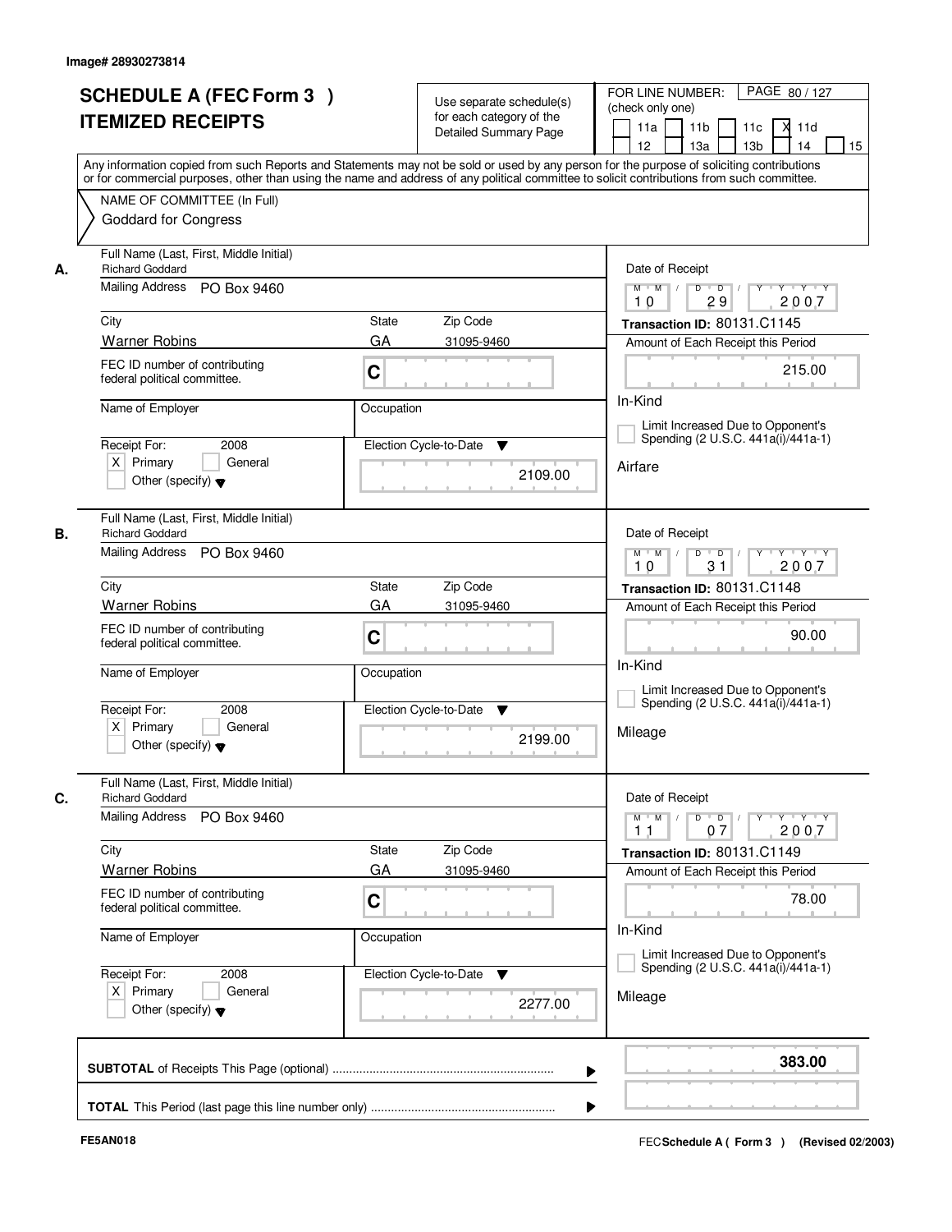Image# 28930273814

# SCHEDULE A (FEC Form 3 ) ITEMIZED RECEIPTS

Use separate schedule(s) for each category of the Detailed Summary Page

FOR LINE NUMBER: (check only one)

11a | 11b | 11c | [X] 11d | 12 | 13a | 13b | 14 | 15

Any information copied from such Reports and Statements may not be sold or used by any person for the purpose of soliciting contributions or for commercial purposes, other than using the name and address of any political committee to solicit contributions from such committee.

NAME OF COMMITTEE (In Full)
Goddard for Congress

## A.

Full Name (Last, First, Middle Initial): Richard Goddard
Mailing Address: PO Box 9460
City: Warner Robins | State: GA | Zip Code: 31095-9460
FEC ID number of contributing federal political committee: C
Name of Employer:
Occupation:
Receipt For: 2008 — [X] Primary [ ] General [ ] Other (specify)
Election Cycle-to-Date: 2109.00

Date of Receipt: 10 / 29 / 2007
Transaction ID: 80131.C1145
Amount of Each Receipt this Period: 215.00
In-Kind
[ ] Limit Increased Due to Opponent's Spending (2 U.S.C. 441a(i)/441a-1)
Airfare

## B.

Full Name (Last, First, Middle Initial): Richard Goddard
Mailing Address: PO Box 9460
City: Warner Robins | State: GA | Zip Code: 31095-9460
FEC ID number of contributing federal political committee: C
Name of Employer:
Occupation:
Receipt For: 2008 — [X] Primary [ ] General [ ] Other (specify)
Election Cycle-to-Date: 2199.00

Date of Receipt: 10 / 31 / 2007
Transaction ID: 80131.C1148
Amount of Each Receipt this Period: 90.00
In-Kind
[ ] Limit Increased Due to Opponent's Spending (2 U.S.C. 441a(i)/441a-1)
Mileage

## C.

Full Name (Last, First, Middle Initial): Richard Goddard
Mailing Address: PO Box 9460
City: Warner Robins | State: GA | Zip Code: 31095-9460
FEC ID number of contributing federal political committee: C
Name of Employer:
Occupation:
Receipt For: 2008 — [X] Primary [ ] General [ ] Other (specify)
Election Cycle-to-Date: 2277.00

Date of Receipt: 11 / 07 / 2007
Transaction ID: 80131.C1149
Amount of Each Receipt this Period: 78.00
In-Kind
[ ] Limit Increased Due to Opponent's Spending (2 U.S.C. 441a(i)/441a-1)
Mileage

**SUBTOTAL** of Receipts This Page (optional): **383.00**

**TOTAL** This Period (last page this line number only):

FE5AN018 — FEC **Schedule A ( Form 3 )** (Revised 02/2003)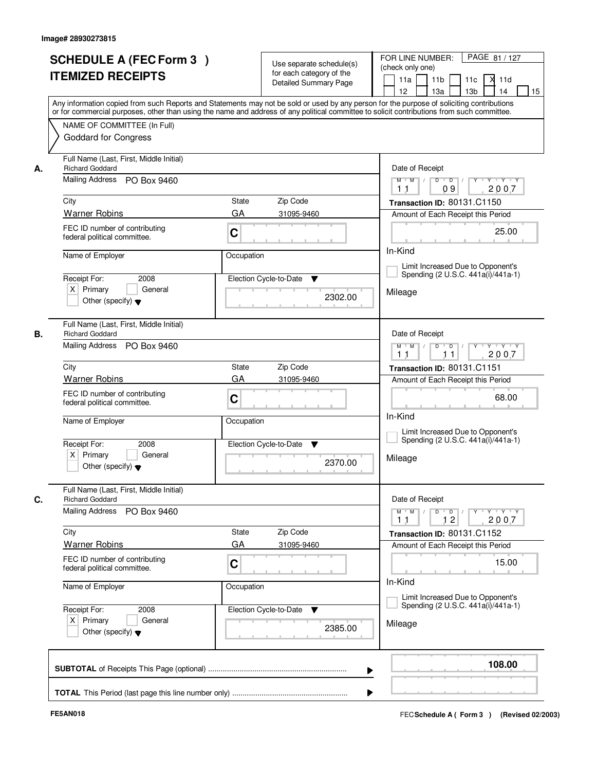Image# 28930273815

# SCHEDULE A (FEC Form 3 ) ITEMIZED RECEIPTS

Use separate schedule(s) for each category of the Detailed Summary Page

FOR LINE NUMBER: (check only one)

11a [ ] 11b [ ] 11c [ ] 11d [X] 12 [ ] 13a [ ] 13b [ ] 14 [ ] 15 [ ]

PAGE 81 / 127

Any information copied from such Reports and Statements may not be sold or used by any person for the purpose of soliciting contributions or for commercial purposes, other than using the name and address of any political committee to solicit contributions from such committee.

NAME OF COMMITTEE (In Full)
Goddard for Congress

## A.

Full Name (Last, First, Middle Initial): Richard Goddard

Mailing Address: PO Box 9460

City: Warner Robins | State: GA | Zip Code: 31095-9460

FEC ID number of contributing federal political committee: C

Name of Employer:

Occupation:

Receipt For: 2008 — [X] Primary [ ] General [ ] Other (specify)

Election Cycle-to-Date: 2302.00

Date of Receipt: 11 / 09 / 2007

Transaction ID: 80131.C1150

Amount of Each Receipt this Period: 25.00

In-Kind

[ ] Limit Increased Due to Opponent's Spending (2 U.S.C. 441a(i)/441a-1)

Mileage

## B.

Full Name (Last, First, Middle Initial): Richard Goddard

Mailing Address: PO Box 9460

City: Warner Robins | State: GA | Zip Code: 31095-9460

FEC ID number of contributing federal political committee: C

Name of Employer:

Occupation:

Receipt For: 2008 — [X] Primary [ ] General [ ] Other (specify)

Election Cycle-to-Date: 2370.00

Date of Receipt: 11 / 11 / 2007

Transaction ID: 80131.C1151

Amount of Each Receipt this Period: 68.00

In-Kind

[ ] Limit Increased Due to Opponent's Spending (2 U.S.C. 441a(i)/441a-1)

Mileage

## C.

Full Name (Last, First, Middle Initial): Richard Goddard

Mailing Address: PO Box 9460

City: Warner Robins | State: GA | Zip Code: 31095-9460

FEC ID number of contributing federal political committee: C

Name of Employer:

Occupation:

Receipt For: 2008 — [X] Primary [ ] General [ ] Other (specify)

Election Cycle-to-Date: 2385.00

Date of Receipt: 11 / 12 / 2007

Transaction ID: 80131.C1152

Amount of Each Receipt this Period: 15.00

In-Kind

[ ] Limit Increased Due to Opponent's Spending (2 U.S.C. 441a(i)/441a-1)

Mileage

**SUBTOTAL** of Receipts This Page (optional): **108.00**

**TOTAL** This Period (last page this line number only):

FE5AN018 — FEC **Schedule A ( Form 3 )** (Revised 02/2003)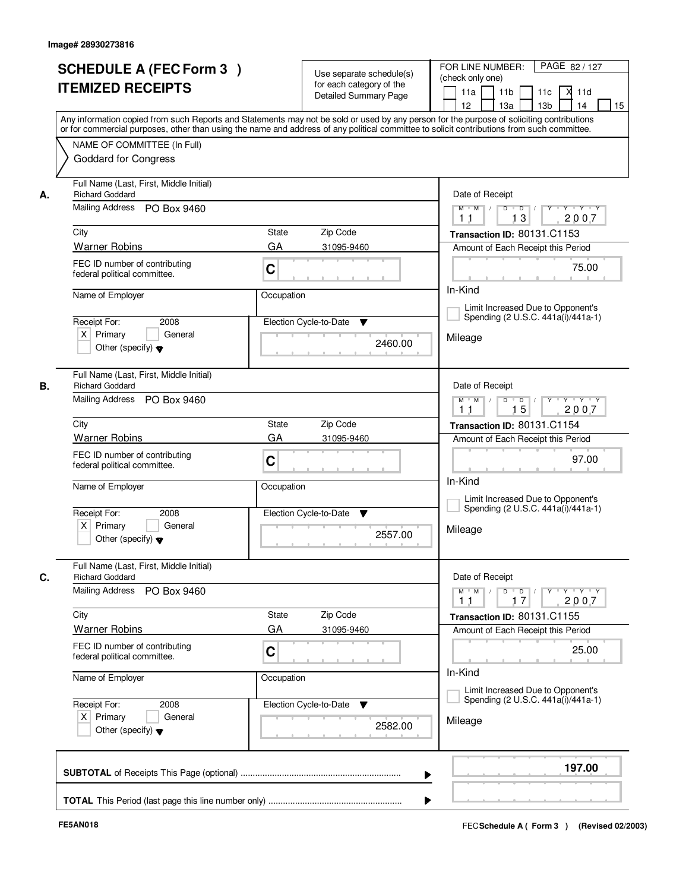Image# 28930273816

# SCHEDULE A (FEC Form 3 ) ITEMIZED RECEIPTS

Use separate schedule(s) for each category of the Detailed Summary Page

FOR LINE NUMBER: (check only one)

11a | 11b | 11c | X 11d | 12 | 13a | 13b | 14 | 15

PAGE 82 / 127

Any information copied from such Reports and Statements may not be sold or used by any person for the purpose of soliciting contributions or for commercial purposes, other than using the name and address of any political committee to solicit contributions from such committee.

NAME OF COMMITTEE (In Full)
Goddard for Congress

## A.

Full Name (Last, First, Middle Initial): Richard Goddard
Mailing Address: PO Box 9460
City: Warner Robins | State: GA | Zip Code: 31095-9460
FEC ID number of contributing federal political committee: C
Name of Employer:
Occupation:
Receipt For: 2008 — X Primary | General | Other (specify)
Election Cycle-to-Date: 2460.00

Date of Receipt: 11 / 13 / 2007
Transaction ID: 80131.C1153
Amount of Each Receipt this Period: 75.00
In-Kind
Limit Increased Due to Opponent's Spending (2 U.S.C. 441a(i)/441a-1)
Mileage

## B.

Full Name (Last, First, Middle Initial): Richard Goddard
Mailing Address: PO Box 9460
City: Warner Robins | State: GA | Zip Code: 31095-9460
FEC ID number of contributing federal political committee: C
Name of Employer:
Occupation:
Receipt For: 2008 — X Primary | General | Other (specify)
Election Cycle-to-Date: 2557.00

Date of Receipt: 11 / 15 / 2007
Transaction ID: 80131.C1154
Amount of Each Receipt this Period: 97.00
In-Kind
Limit Increased Due to Opponent's Spending (2 U.S.C. 441a(i)/441a-1)
Mileage

## C.

Full Name (Last, First, Middle Initial): Richard Goddard
Mailing Address: PO Box 9460
City: Warner Robins | State: GA | Zip Code: 31095-9460
FEC ID number of contributing federal political committee: C
Name of Employer:
Occupation:
Receipt For: 2008 — X Primary | General | Other (specify)
Election Cycle-to-Date: 2582.00

Date of Receipt: 11 / 17 / 2007
Transaction ID: 80131.C1155
Amount of Each Receipt this Period: 25.00
In-Kind
Limit Increased Due to Opponent's Spending (2 U.S.C. 441a(i)/441a-1)
Mileage

**SUBTOTAL** of Receipts This Page (optional) ........ **197.00**

**TOTAL** This Period (last page this line number only) ........

FE5AN018 — FEC **Schedule A ( Form 3 )** (Revised 02/2003)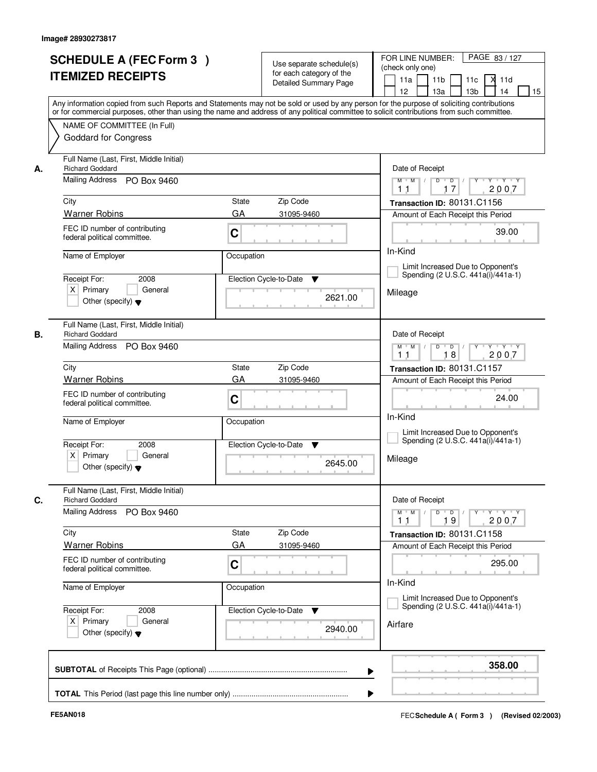Image# 28930273817

# SCHEDULE A (FEC Form 3 ) ITEMIZED RECEIPTS

Use separate schedule(s) for each category of the Detailed Summary Page

FOR LINE NUMBER: (check only one)

11a [ ] 11b [ ] 11c [ ] 11d [X] 12 [ ] 13a [ ] 13b [ ] 14 [ ] 15 [ ]

PAGE 83 / 127

Any information copied from such Reports and Statements may not be sold or used by any person for the purpose of soliciting contributions or for commercial purposes, other than using the name and address of any political committee to solicit contributions from such committee.

NAME OF COMMITTEE (In Full)
Goddard for Congress

**A.**

Full Name (Last, First, Middle Initial): Richard Goddard
Mailing Address: PO Box 9460
City: Warner Robins
State: GA
Zip Code: 31095-9460
FEC ID number of contributing federal political committee: C
Name of Employer:
Occupation:
Receipt For: 2008 [X] Primary [ ] General [ ] Other (specify)
Election Cycle-to-Date: 2621.00
Date of Receipt: 11 / 17 / 2007
Transaction ID: 80131.C1156
Amount of Each Receipt this Period: 39.00
In-Kind
[ ] Limit Increased Due to Opponent's Spending (2 U.S.C. 441a(i)/441a-1)
Mileage

**B.**

Full Name (Last, First, Middle Initial): Richard Goddard
Mailing Address: PO Box 9460
City: Warner Robins
State: GA
Zip Code: 31095-9460
FEC ID number of contributing federal political committee: C
Name of Employer:
Occupation:
Receipt For: 2008 [X] Primary [ ] General [ ] Other (specify)
Election Cycle-to-Date: 2645.00
Date of Receipt: 11 / 18 / 2007
Transaction ID: 80131.C1157
Amount of Each Receipt this Period: 24.00
In-Kind
[ ] Limit Increased Due to Opponent's Spending (2 U.S.C. 441a(i)/441a-1)
Mileage

**C.**

Full Name (Last, First, Middle Initial): Richard Goddard
Mailing Address: PO Box 9460
City: Warner Robins
State: GA
Zip Code: 31095-9460
FEC ID number of contributing federal political committee: C
Name of Employer:
Occupation:
Receipt For: 2008 [X] Primary [ ] General [ ] Other (specify)
Election Cycle-to-Date: 2940.00
Date of Receipt: 11 / 19 / 2007
Transaction ID: 80131.C1158
Amount of Each Receipt this Period: 295.00
In-Kind
[ ] Limit Increased Due to Opponent's Spending (2 U.S.C. 441a(i)/441a-1)
Airfare

**SUBTOTAL** of Receipts This Page (optional): **358.00**

**TOTAL** This Period (last page this line number only):

FE5AN018

FEC **Schedule A ( Form 3 )** (Revised 02/2003)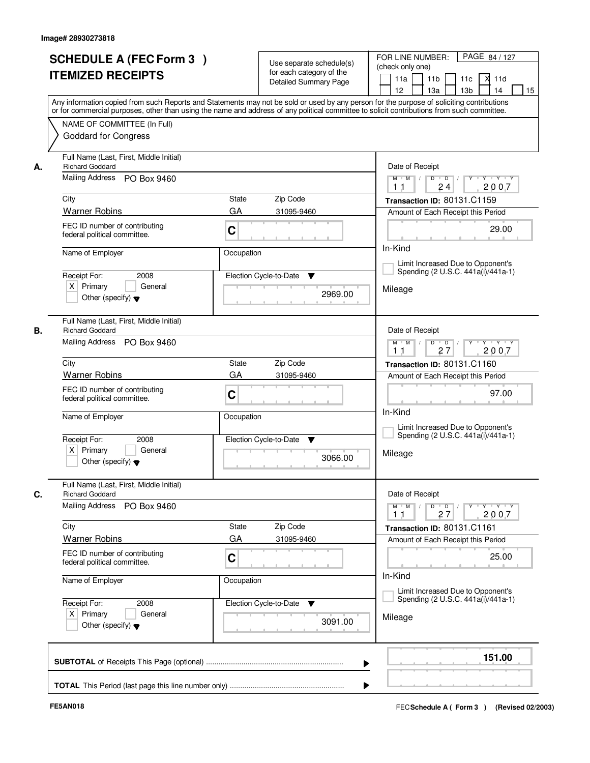Image# 28930273818

# SCHEDULE A (FEC Form 3 ) ITEMIZED RECEIPTS

Use separate schedule(s) for each category of the Detailed Summary Page

FOR LINE NUMBER: (check only one)

11a | 11b | 11c | [X] 11d | 12 | 13a | 13b | 14 | 15

PAGE 84 / 127

Any information copied from such Reports and Statements may not be sold or used by any person for the purpose of soliciting contributions or for commercial purposes, other than using the name and address of any political committee to solicit contributions from such committee.

NAME OF COMMITTEE (In Full)
Goddard for Congress

---

**A.**

Full Name (Last, First, Middle Initial): Richard Goddard

Mailing Address: PO Box 9460

City: Warner Robins | State: GA | Zip Code: 31095-9460

FEC ID number of contributing federal political committee: C

Name of Employer: | Occupation:

Receipt For: 2008 [X] Primary [ ] General [ ] Other (specify)

Election Cycle-to-Date: 2969.00

Date of Receipt: 11 / 24 / 2007

Transaction ID: 80131.C1159

Amount of Each Receipt this Period: 29.00

In-Kind

[ ] Limit Increased Due to Opponent's Spending (2 U.S.C. 441a(i)/441a-1)

Mileage

---

**B.**

Full Name (Last, First, Middle Initial): Richard Goddard

Mailing Address: PO Box 9460

City: Warner Robins | State: GA | Zip Code: 31095-9460

FEC ID number of contributing federal political committee: C

Name of Employer: | Occupation:

Receipt For: 2008 [X] Primary [ ] General [ ] Other (specify)

Election Cycle-to-Date: 3066.00

Date of Receipt: 11 / 27 / 2007

Transaction ID: 80131.C1160

Amount of Each Receipt this Period: 97.00

In-Kind

[ ] Limit Increased Due to Opponent's Spending (2 U.S.C. 441a(i)/441a-1)

Mileage

---

**C.**

Full Name (Last, First, Middle Initial): Richard Goddard

Mailing Address: PO Box 9460

City: Warner Robins | State: GA | Zip Code: 31095-9460

FEC ID number of contributing federal political committee: C

Name of Employer: | Occupation:

Receipt For: 2008 [X] Primary [ ] General [ ] Other (specify)

Election Cycle-to-Date: 3091.00

Date of Receipt: 11 / 27 / 2007

Transaction ID: 80131.C1161

Amount of Each Receipt this Period: 25.00

In-Kind

[ ] Limit Increased Due to Opponent's Spending (2 U.S.C. 441a(i)/441a-1)

Mileage

---

**SUBTOTAL** of Receipts This Page (optional): **151.00**

**TOTAL** This Period (last page this line number only):

FE5AN018 FEC **Schedule A ( Form 3 )** (Revised 02/2003)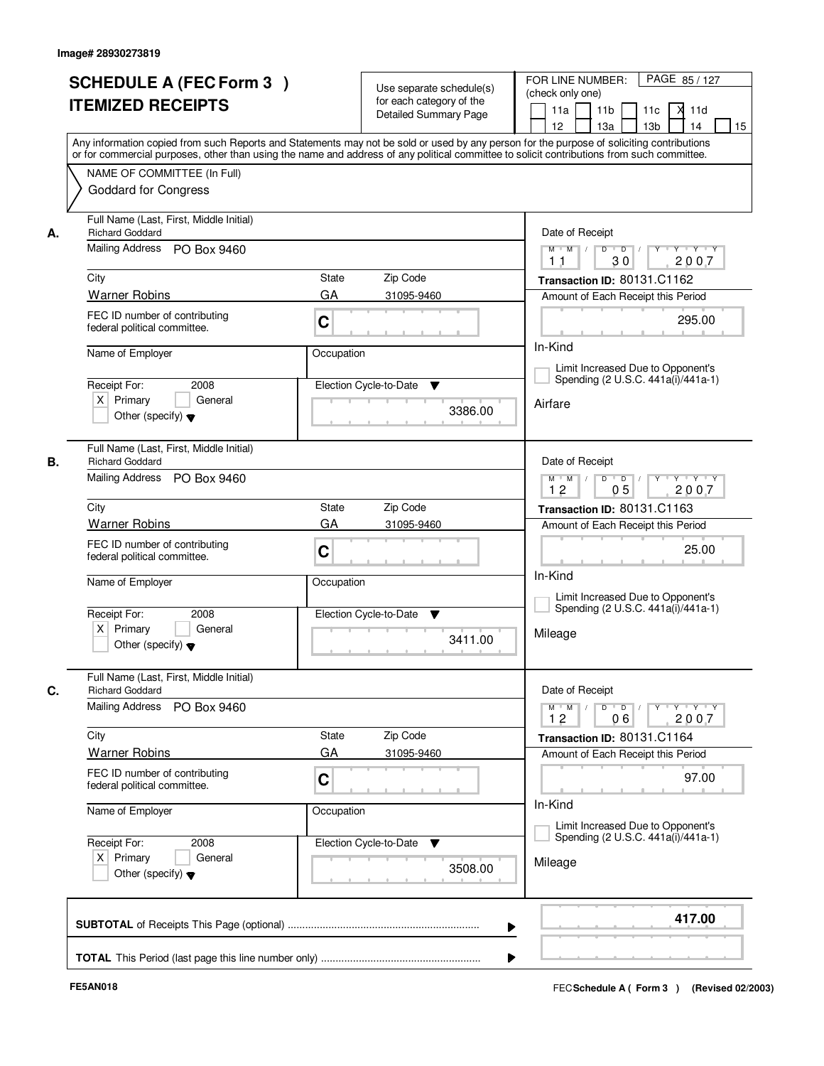Image# 28930273819

# SCHEDULE A (FEC Form 3 ) ITEMIZED RECEIPTS

Use separate schedule(s) for each category of the Detailed Summary Page

FOR LINE NUMBER: (check only one)

11a | 11b | 11c | X 11d | 12 | 13a | 13b | 14 | 15

Any information copied from such Reports and Statements may not be sold or used by any person for the purpose of soliciting contributions or for commercial purposes, other than using the name and address of any political committee to solicit contributions from such committee.

NAME OF COMMITTEE (In Full)

Goddard for Congress

---

**A.**

Full Name (Last, First, Middle Initial): Richard Goddard

Mailing Address: PO Box 9460

City: Warner Robins | State: GA | Zip Code: 31095-9460

FEC ID number of contributing federal political committee: C

Name of Employer:

Occupation:

Receipt For: 2008 — X Primary | General | Other (specify)

Election Cycle-to-Date: 3386.00

Date of Receipt: 11 / 30 / 2007

Transaction ID: 80131.C1162

Amount of Each Receipt this Period: 295.00

In-Kind

Limit Increased Due to Opponent's Spending (2 U.S.C. 441a(i)/441a-1)

Airfare

---

**B.**

Full Name (Last, First, Middle Initial): Richard Goddard

Mailing Address: PO Box 9460

City: Warner Robins | State: GA | Zip Code: 31095-9460

FEC ID number of contributing federal political committee: C

Name of Employer:

Occupation:

Receipt For: 2008 — X Primary | General | Other (specify)

Election Cycle-to-Date: 3411.00

Date of Receipt: 12 / 05 / 2007

Transaction ID: 80131.C1163

Amount of Each Receipt this Period: 25.00

In-Kind

Limit Increased Due to Opponent's Spending (2 U.S.C. 441a(i)/441a-1)

Mileage

---

**C.**

Full Name (Last, First, Middle Initial): Richard Goddard

Mailing Address: PO Box 9460

City: Warner Robins | State: GA | Zip Code: 31095-9460

FEC ID number of contributing federal political committee: C

Name of Employer:

Occupation:

Receipt For: 2008 — X Primary | General | Other (specify)

Election Cycle-to-Date: 3508.00

Date of Receipt: 12 / 06 / 2007

Transaction ID: 80131.C1164

Amount of Each Receipt this Period: 97.00

In-Kind

Limit Increased Due to Opponent's Spending (2 U.S.C. 441a(i)/441a-1)

Mileage

---

**SUBTOTAL** of Receipts This Page (optional): **417.00**

**TOTAL** This Period (last page this line number only):

FE5AN018

FEC **Schedule A ( Form 3 )** (Revised 02/2003)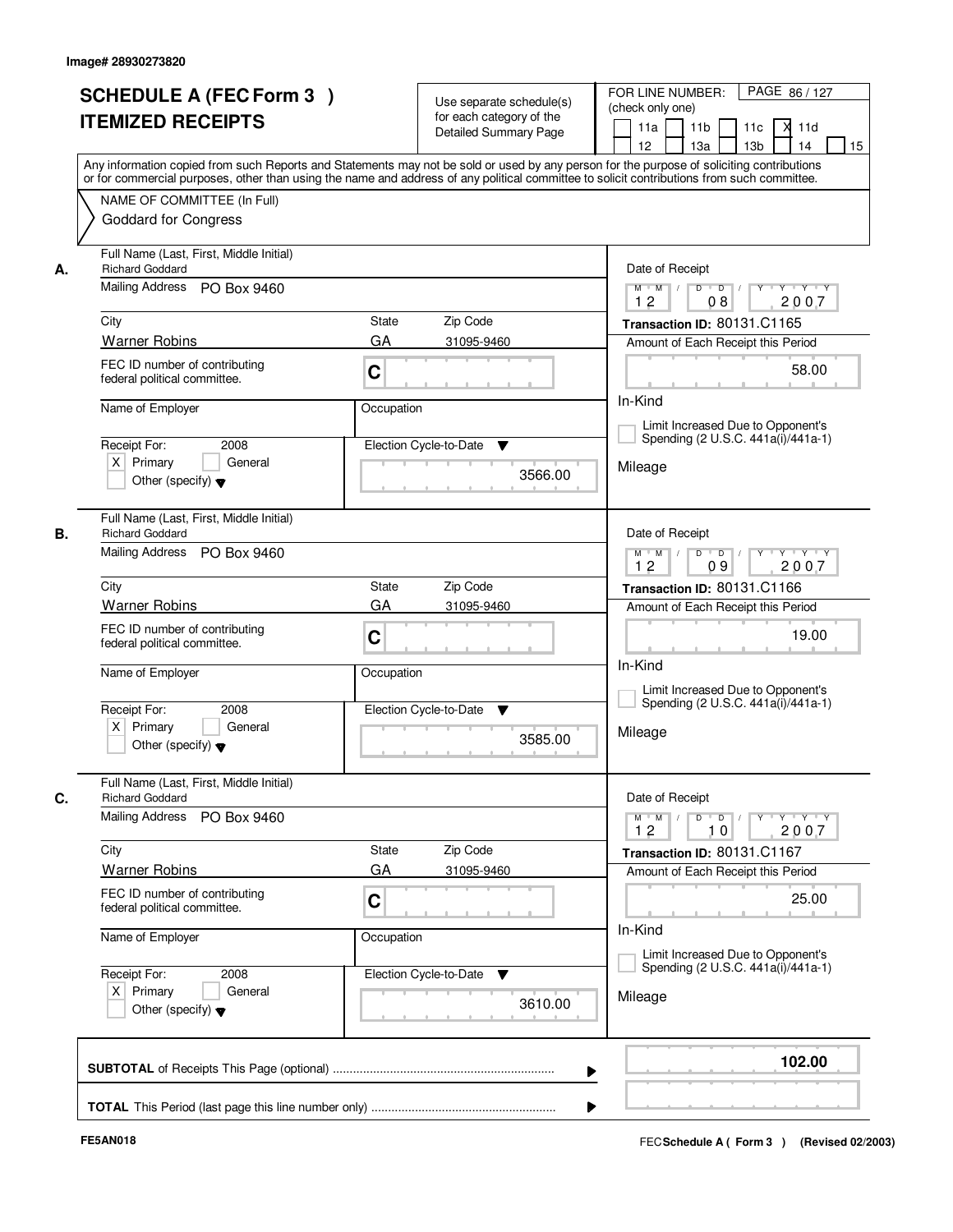Image# 28930273820

# SCHEDULE A (FEC Form 3 ) ITEMIZED RECEIPTS

Use separate schedule(s) for each category of the Detailed Summary Page

FOR LINE NUMBER: (check only one) PAGE 86 / 127

11a | 11b | 11c | X 11d | 12 | 13a | 13b | 14 | 15

Any information copied from such Reports and Statements may not be sold or used by any person for the purpose of soliciting contributions or for commercial purposes, other than using the name and address of any political committee to solicit contributions from such committee.

NAME OF COMMITTEE (In Full)
Goddard for Congress

---

**A.**

Full Name (Last, First, Middle Initial): Richard Goddard
Mailing Address: PO Box 9460
City: Warner Robins | State: GA | Zip Code: 31095-9460
FEC ID number of contributing federal political committee: C
Name of Employer: | Occupation:
Receipt For: 2008 — X Primary | General | Other (specify)
Election Cycle-to-Date: 3566.00

Date of Receipt: 12 / 08 / 2007
Transaction ID: 80131.C1165
Amount of Each Receipt this Period: 58.00
In-Kind
Limit Increased Due to Opponent's Spending (2 U.S.C. 441a(i)/441a-1)
Mileage

---

**B.**

Full Name (Last, First, Middle Initial): Richard Goddard
Mailing Address: PO Box 9460
City: Warner Robins | State: GA | Zip Code: 31095-9460
FEC ID number of contributing federal political committee: C
Name of Employer: | Occupation:
Receipt For: 2008 — X Primary | General | Other (specify)
Election Cycle-to-Date: 3585.00

Date of Receipt: 12 / 09 / 2007
Transaction ID: 80131.C1166
Amount of Each Receipt this Period: 19.00
In-Kind
Limit Increased Due to Opponent's Spending (2 U.S.C. 441a(i)/441a-1)
Mileage

---

**C.**

Full Name (Last, First, Middle Initial): Richard Goddard
Mailing Address: PO Box 9460
City: Warner Robins | State: GA | Zip Code: 31095-9460
FEC ID number of contributing federal political committee: C
Name of Employer: | Occupation:
Receipt For: 2008 — X Primary | General | Other (specify)
Election Cycle-to-Date: 3610.00

Date of Receipt: 12 / 10 / 2007
Transaction ID: 80131.C1167
Amount of Each Receipt this Period: 25.00
In-Kind
Limit Increased Due to Opponent's Spending (2 U.S.C. 441a(i)/441a-1)
Mileage

---

**SUBTOTAL** of Receipts This Page (optional) ........ **102.00**

**TOTAL** This Period (last page this line number only) ........

FE5AN018 — FEC Schedule A ( Form 3 ) (Revised 02/2003)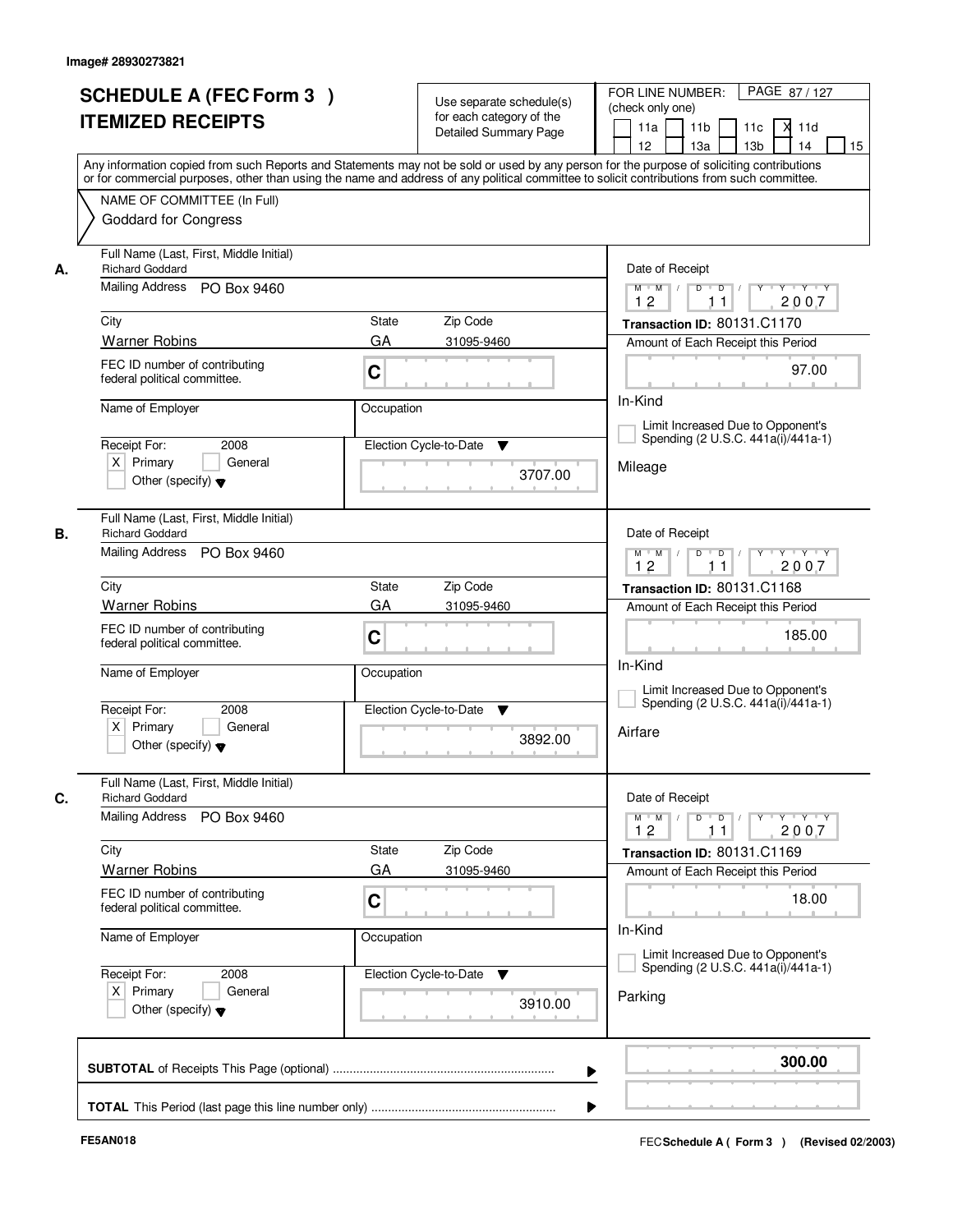Image# 28930273821

# SCHEDULE A (FEC Form 3 )
# ITEMIZED RECEIPTS

Use separate schedule(s) for each category of the Detailed Summary Page

FOR LINE NUMBER: (check only one)

11a | 11b | 11c | X 11d | 12 | 13a | 13b | 14 | 15

PAGE 87 / 127

Any information copied from such Reports and Statements may not be sold or used by any person for the purpose of soliciting contributions or for commercial purposes, other than using the name and address of any political committee to solicit contributions from such committee.

NAME OF COMMITTEE (In Full)
Goddard for Congress

---

**A.**

Full Name (Last, First, Middle Initial): Richard Goddard

Mailing Address: PO Box 9460

City: Warner Robins | State: GA | Zip Code: 31095-9460

FEC ID number of contributing federal political committee: C

Name of Employer:

Occupation:

Receipt For: 2008 — X Primary | General | Other (specify)

Election Cycle-to-Date: 3707.00

Date of Receipt: 12 / 11 / 2007

Transaction ID: 80131.C1170

Amount of Each Receipt this Period: 97.00

In-Kind

Limit Increased Due to Opponent's Spending (2 U.S.C. 441a(i)/441a-1)

Mileage

---

**B.**

Full Name (Last, First, Middle Initial): Richard Goddard

Mailing Address: PO Box 9460

City: Warner Robins | State: GA | Zip Code: 31095-9460

FEC ID number of contributing federal political committee: C

Name of Employer:

Occupation:

Receipt For: 2008 — X Primary | General | Other (specify)

Election Cycle-to-Date: 3892.00

Date of Receipt: 12 / 11 / 2007

Transaction ID: 80131.C1168

Amount of Each Receipt this Period: 185.00

In-Kind

Limit Increased Due to Opponent's Spending (2 U.S.C. 441a(i)/441a-1)

Airfare

---

**C.**

Full Name (Last, First, Middle Initial): Richard Goddard

Mailing Address: PO Box 9460

City: Warner Robins | State: GA | Zip Code: 31095-9460

FEC ID number of contributing federal political committee: C

Name of Employer:

Occupation:

Receipt For: 2008 — X Primary | General | Other (specify)

Election Cycle-to-Date: 3910.00

Date of Receipt: 12 / 11 / 2007

Transaction ID: 80131.C1169

Amount of Each Receipt this Period: 18.00

In-Kind

Limit Increased Due to Opponent's Spending (2 U.S.C. 441a(i)/441a-1)

Parking

---

**SUBTOTAL** of Receipts This Page (optional) ........ **300.00**

**TOTAL** This Period (last page this line number only) ........

FE5AN018

FEC **Schedule A ( Form 3 )** (Revised 02/2003)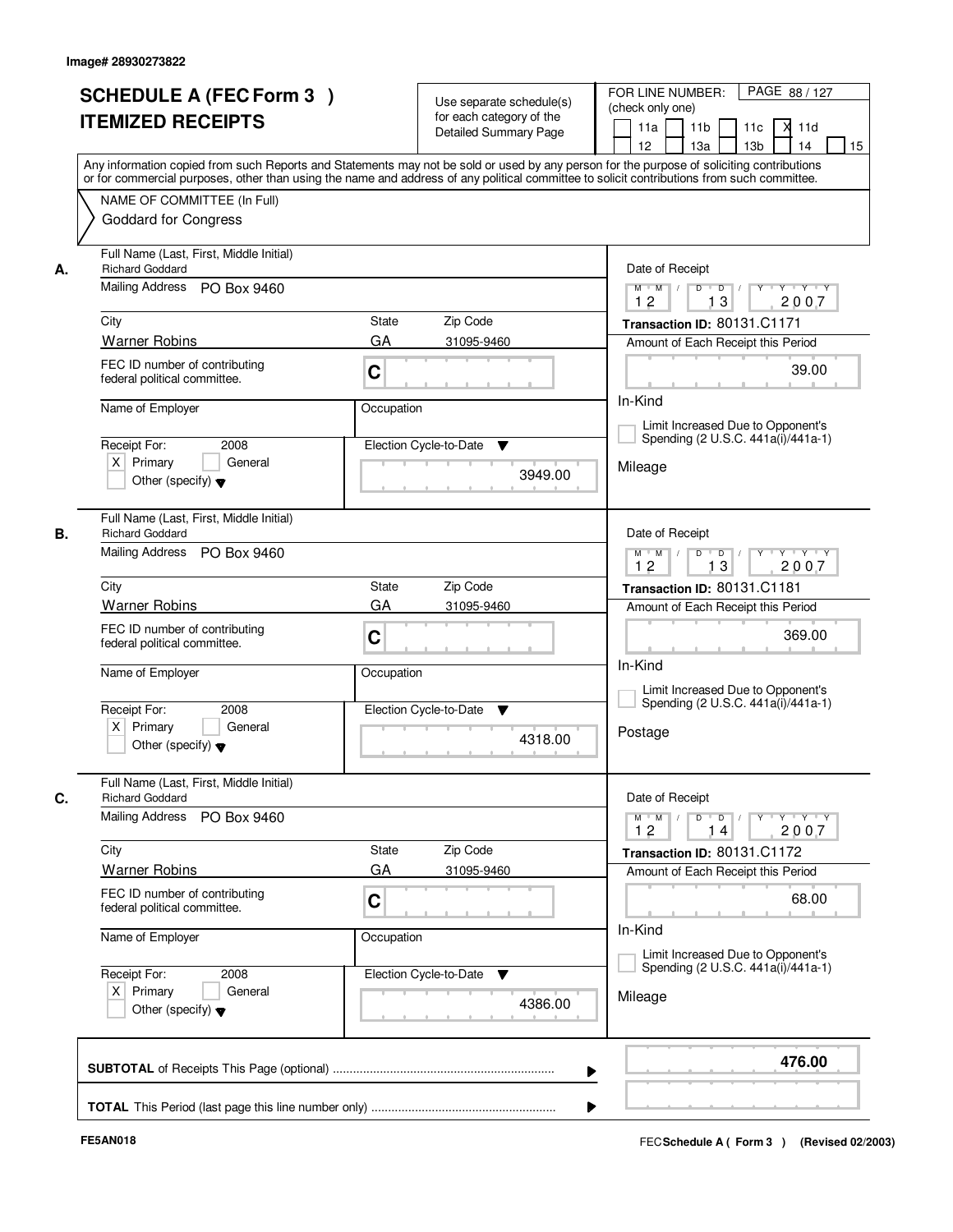Image# 28930273822

# SCHEDULE A (FEC Form 3 )
# ITEMIZED RECEIPTS

Use separate schedule(s) for each category of the Detailed Summary Page

FOR LINE NUMBER: (check only one)

11a | 11b | 11c | X 11d | 12 | 13a | 13b | 14 | 15

PAGE 88 / 127

Any information copied from such Reports and Statements may not be sold or used by any person for the purpose of soliciting contributions or for commercial purposes, other than using the name and address of any political committee to solicit contributions from such committee.

NAME OF COMMITTEE (In Full)
Goddard for Congress

---

**A.**

Full Name (Last, First, Middle Initial): Richard Goddard

Mailing Address: PO Box 9460

City: Warner Robins | State: GA | Zip Code: 31095-9460

FEC ID number of contributing federal political committee: C

Name of Employer:

Occupation:

Receipt For: 2008 — X Primary | General | Other (specify)

Election Cycle-to-Date: 3949.00

Date of Receipt: 12 / 13 / 2007

Transaction ID: 80131.C1171

Amount of Each Receipt this Period: 39.00

In-Kind

Limit Increased Due to Opponent's Spending (2 U.S.C. 441a(i)/441a-1)

Mileage

---

**B.**

Full Name (Last, First, Middle Initial): Richard Goddard

Mailing Address: PO Box 9460

City: Warner Robins | State: GA | Zip Code: 31095-9460

FEC ID number of contributing federal political committee: C

Name of Employer:

Occupation:

Receipt For: 2008 — X Primary | General | Other (specify)

Election Cycle-to-Date: 4318.00

Date of Receipt: 12 / 13 / 2007

Transaction ID: 80131.C1181

Amount of Each Receipt this Period: 369.00

In-Kind

Limit Increased Due to Opponent's Spending (2 U.S.C. 441a(i)/441a-1)

Postage

---

**C.**

Full Name (Last, First, Middle Initial): Richard Goddard

Mailing Address: PO Box 9460

City: Warner Robins | State: GA | Zip Code: 31095-9460

FEC ID number of contributing federal political committee: C

Name of Employer:

Occupation:

Receipt For: 2008 — X Primary | General | Other (specify)

Election Cycle-to-Date: 4386.00

Date of Receipt: 12 / 14 / 2007

Transaction ID: 80131.C1172

Amount of Each Receipt this Period: 68.00

In-Kind

Limit Increased Due to Opponent's Spending (2 U.S.C. 441a(i)/441a-1)

Mileage

---

**SUBTOTAL** of Receipts This Page (optional) ........ **476.00**

**TOTAL** This Period (last page this line number only) ........

FE5AN018

FEC **Schedule A ( Form 3 )** (Revised 02/2003)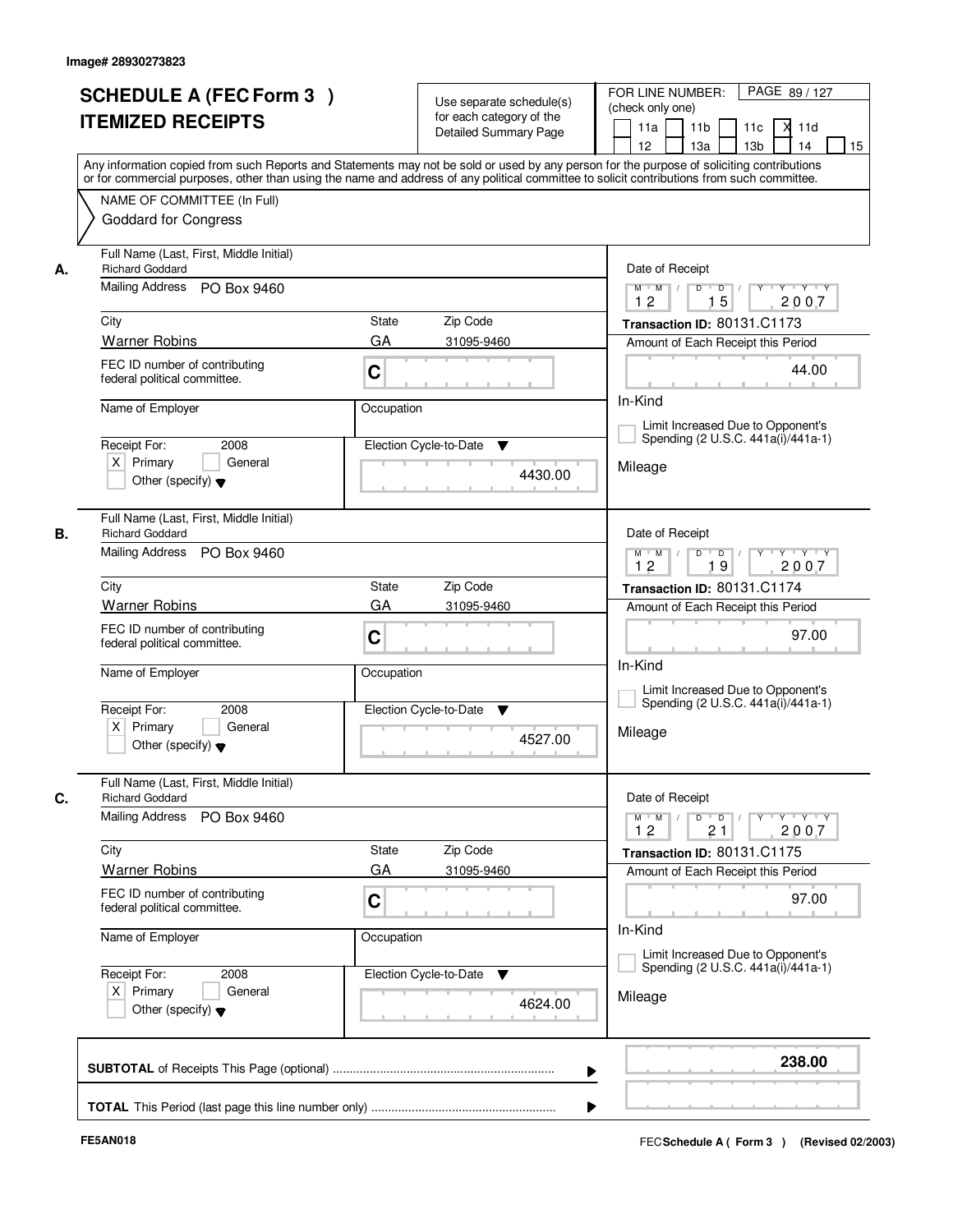Image# 28930273823

# SCHEDULE A (FEC Form 3 )
# ITEMIZED RECEIPTS

Use separate schedule(s) for each category of the Detailed Summary Page

FOR LINE NUMBER: (check only one)

11a | 11b | 11c | **X** 11d | 12 | 13a | 13b | 14 | 15

PAGE 89 / 127

Any information copied from such Reports and Statements may not be sold or used by any person for the purpose of soliciting contributions or for commercial purposes, other than using the name and address of any political committee to solicit contributions from such committee.

NAME OF COMMITTEE (In Full)

Goddard for Congress

---

**A.** Full Name (Last, First, Middle Initial): Richard Goddard

Mailing Address: PO Box 9460

City: Warner Robins | State: GA | Zip Code: 31095-9460

FEC ID number of contributing federal political committee: C

Name of Employer: | Occupation:

Receipt For: 2008 — [X] Primary [ ] General [ ] Other (specify)

Election Cycle-to-Date: 4430.00

Date of Receipt: 12 / 15 / 2007

Transaction ID: 80131.C1173

Amount of Each Receipt this Period: 44.00

In-Kind

[ ] Limit Increased Due to Opponent's Spending (2 U.S.C. 441a(i)/441a-1)

Mileage

---

**B.** Full Name (Last, First, Middle Initial): Richard Goddard

Mailing Address: PO Box 9460

City: Warner Robins | State: GA | Zip Code: 31095-9460

FEC ID number of contributing federal political committee: C

Name of Employer: | Occupation:

Receipt For: 2008 — [X] Primary [ ] General [ ] Other (specify)

Election Cycle-to-Date: 4527.00

Date of Receipt: 12 / 19 / 2007

Transaction ID: 80131.C1174

Amount of Each Receipt this Period: 97.00

In-Kind

[ ] Limit Increased Due to Opponent's Spending (2 U.S.C. 441a(i)/441a-1)

Mileage

---

**C.** Full Name (Last, First, Middle Initial): Richard Goddard

Mailing Address: PO Box 9460

City: Warner Robins | State: GA | Zip Code: 31095-9460

FEC ID number of contributing federal political committee: C

Name of Employer: | Occupation:

Receipt For: 2008 — [X] Primary [ ] General [ ] Other (specify)

Election Cycle-to-Date: 4624.00

Date of Receipt: 12 / 21 / 2007

Transaction ID: 80131.C1175

Amount of Each Receipt this Period: 97.00

In-Kind

[ ] Limit Increased Due to Opponent's Spending (2 U.S.C. 441a(i)/441a-1)

Mileage

---

**SUBTOTAL** of Receipts This Page (optional) ........ **238.00**

**TOTAL** This Period (last page this line number only) ........

FE5AN018 — FEC **Schedule A ( Form 3 )** (Revised 02/2003)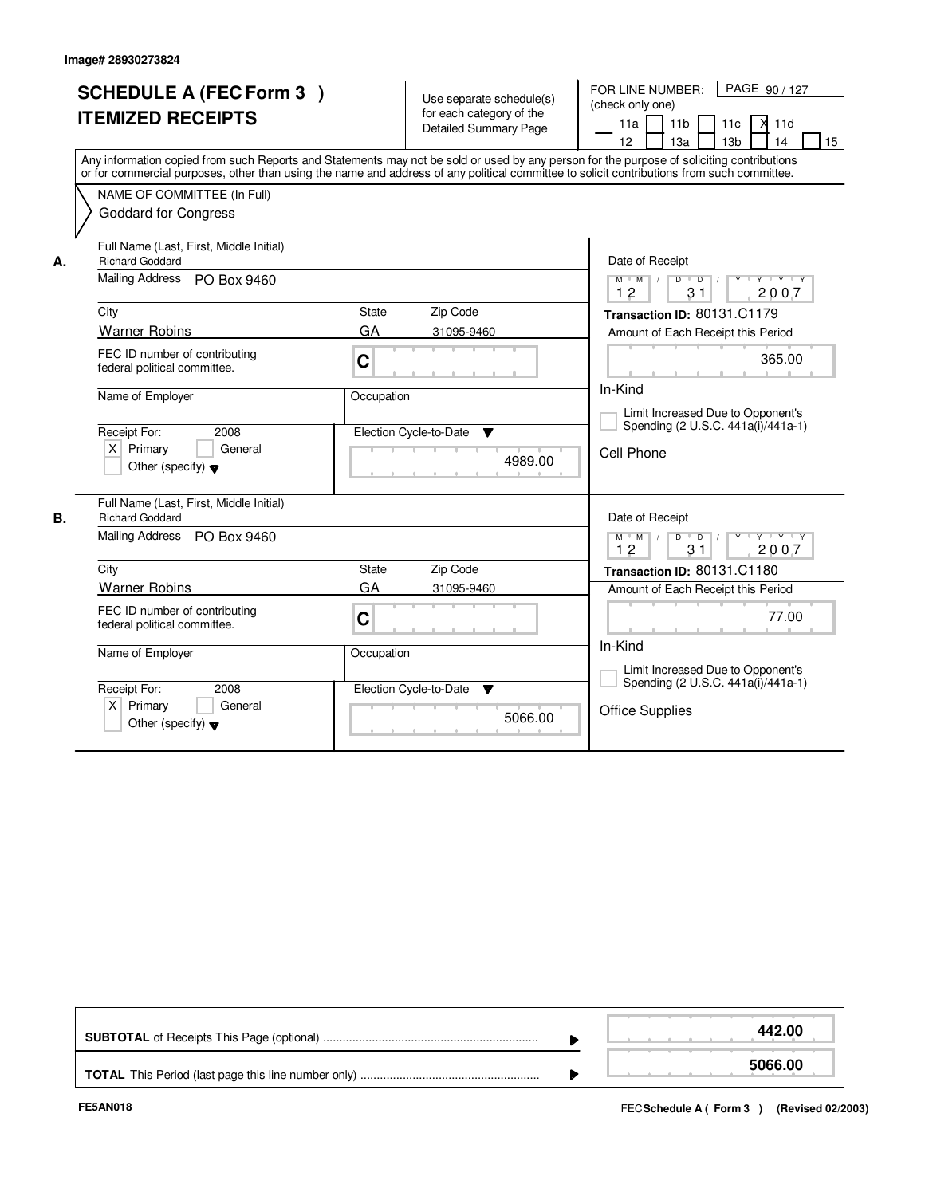Image# 28930273824

# SCHEDULE A (FEC Form 3 )
# ITEMIZED RECEIPTS

Use separate schedule(s) for each category of the Detailed Summary Page

FOR LINE NUMBER: (check only one)

PAGE 90 / 127

- [ ] 11a
- [ ] 11b
- [ ] 11c
- [X] 11d
- [ ] 12
- [ ] 13a
- [ ] 13b
- [ ] 14
- [ ] 15

Any information copied from such Reports and Statements may not be sold or used by any person for the purpose of soliciting contributions or for commercial purposes, other than using the name and address of any political committee to solicit contributions from such committee.

NAME OF COMMITTEE (In Full)
Goddard for Congress

---

**A.**

Full Name (Last, First, Middle Initial): Richard Goddard

Mailing Address: PO Box 9460

City: Warner Robins | State: GA | Zip Code: 31095-9460

FEC ID number of contributing federal political committee: C

Name of Employer: | Occupation:

Receipt For: 2008
- [X] Primary
- [ ] General
- [ ] Other (specify)

Election Cycle-to-Date: 4989.00

Date of Receipt: 12 / 31 / 2007

Transaction ID: 80131.C1179

Amount of Each Receipt this Period: 365.00

In-Kind

- [ ] Limit Increased Due to Opponent's Spending (2 U.S.C. 441a(i)/441a-1)

Cell Phone

---

**B.**

Full Name (Last, First, Middle Initial): Richard Goddard

Mailing Address: PO Box 9460

City: Warner Robins | State: GA | Zip Code: 31095-9460

FEC ID number of contributing federal political committee: C

Name of Employer: | Occupation:

Receipt For: 2008
- [X] Primary
- [ ] General
- [ ] Other (specify)

Election Cycle-to-Date: 5066.00

Date of Receipt: 12 / 31 / 2007

Transaction ID: 80131.C1180

Amount of Each Receipt this Period: 77.00

In-Kind

- [ ] Limit Increased Due to Opponent's Spending (2 U.S.C. 441a(i)/441a-1)

Office Supplies

---

**SUBTOTAL** of Receipts This Page (optional): **442.00**

**TOTAL** This Period (last page this line number only): **5066.00**

FE5AN018

FEC **Schedule A ( Form 3 )** (Revised 02/2003)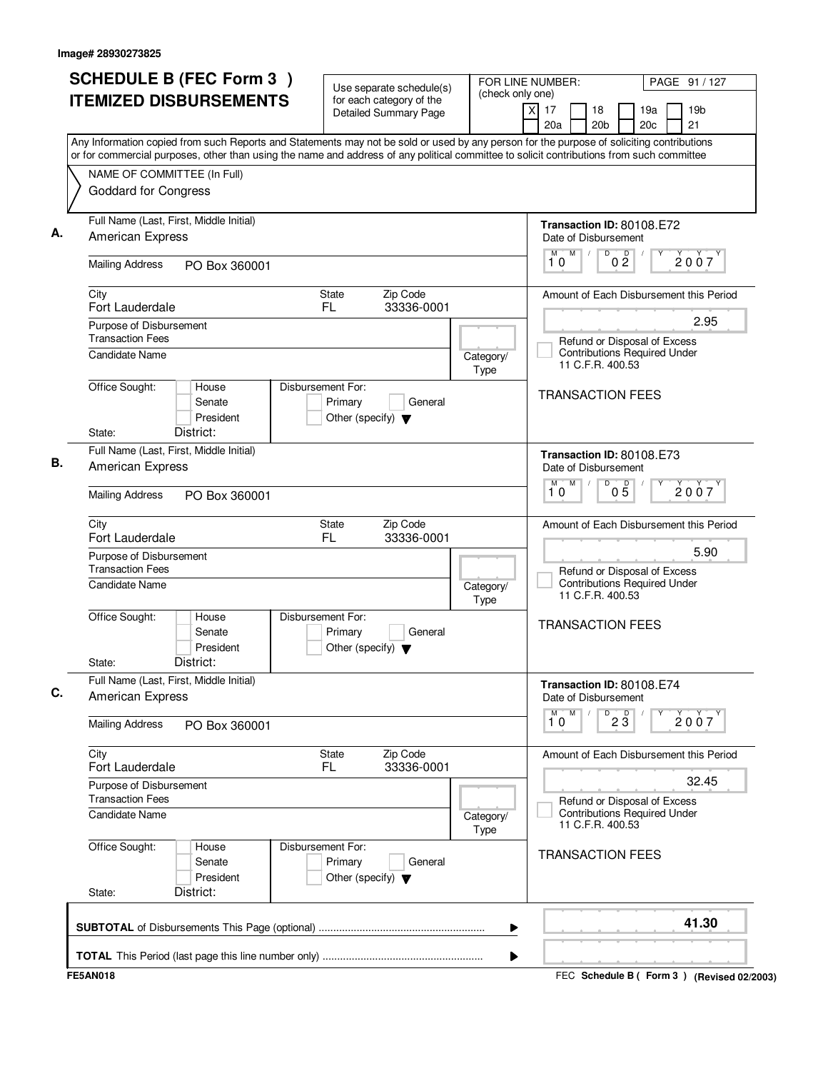Image# 28930273825

# SCHEDULE B (FEC Form 3) ITEMIZED DISBURSEMENTS

Use separate schedule(s) for each category of the Detailed Summary Page

FOR LINE NUMBER: (check only one)
[X] 17 [ ] 18 [ ] 19a [ ] 19b [ ] 20a [ ] 20b [ ] 20c [ ] 21

Any Information copied from such Reports and Statements may not be sold or used by any person for the purpose of soliciting contributions or for commercial purposes, other than using the name and address of any political committee to solicit contributions from such committee

NAME OF COMMITTEE (In Full)
Goddard for Congress

**A.**

| Field | Value |
|---|---|
| Full Name (Last, First, Middle Initial) | American Express |
| Mailing Address | PO Box 360001 |
| City | Fort Lauderdale |
| State | FL |
| Zip Code | 33336-0001 |
| Purpose of Disbursement | Transaction Fees |
| Candidate Name | |
| Category/Type | |
| Office Sought | House / Senate / President |
| State / District | |
| Disbursement For | Primary / General / Other (specify) |
| Transaction ID | 80108.E72 |
| Date of Disbursement | 10/02/2007 |
| Amount of Each Disbursement this Period | 2.95 |
| Refund or Disposal of Excess Contributions Required Under 11 C.F.R. 400.53 | |
| Memo | TRANSACTION FEES |

**B.**

| Field | Value |
|---|---|
| Full Name (Last, First, Middle Initial) | American Express |
| Mailing Address | PO Box 360001 |
| City | Fort Lauderdale |
| State | FL |
| Zip Code | 33336-0001 |
| Purpose of Disbursement | Transaction Fees |
| Candidate Name | |
| Category/Type | |
| Office Sought | House / Senate / President |
| State / District | |
| Disbursement For | Primary / General / Other (specify) |
| Transaction ID | 80108.E73 |
| Date of Disbursement | 10/05/2007 |
| Amount of Each Disbursement this Period | 5.90 |
| Refund or Disposal of Excess Contributions Required Under 11 C.F.R. 400.53 | |
| Memo | TRANSACTION FEES |

**C.**

| Field | Value |
|---|---|
| Full Name (Last, First, Middle Initial) | American Express |
| Mailing Address | PO Box 360001 |
| City | Fort Lauderdale |
| State | FL |
| Zip Code | 33336-0001 |
| Purpose of Disbursement | Transaction Fees |
| Candidate Name | |
| Category/Type | |
| Office Sought | House / Senate / President |
| State / District | |
| Disbursement For | Primary / General / Other (specify) |
| Transaction ID | 80108.E74 |
| Date of Disbursement | 10/23/2007 |
| Amount of Each Disbursement this Period | 32.45 |
| Refund or Disposal of Excess Contributions Required Under 11 C.F.R. 400.53 | |
| Memo | TRANSACTION FEES |

**SUBTOTAL** of Disbursements This Page (optional) ▶ 41.30

**TOTAL** This Period (last page this line number only) ▶

FE5AN018 — FEC Schedule B ( Form 3 ) (Revised 02/2003)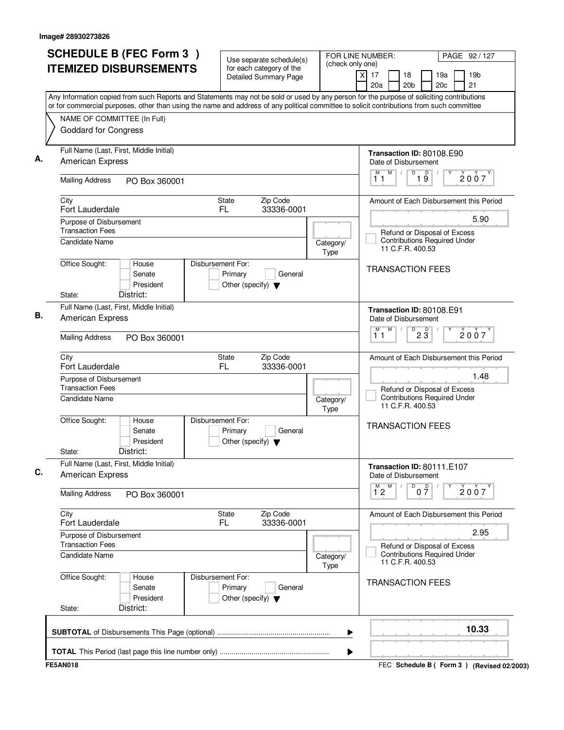Image# 28930273826

# SCHEDULE B (FEC Form 3) ITEMIZED DISBURSEMENTS

Use separate schedule(s) for each category of the Detailed Summary Page

FOR LINE NUMBER: (check only one)
[X] 17 [ ] 18 [ ] 19a [ ] 19b [ ] 20a [ ] 20b [ ] 20c [ ] 21

PAGE 92 / 127

Any Information copied from such Reports and Statements may not be sold or used by any person for the purpose of soliciting contributions or for commercial purposes, other than using the name and address of any political committee to solicit contributions from such committee

NAME OF COMMITTEE (In Full)
Goddard for Congress

---

**A.** Full Name (Last, First, Middle Initial): American Express

Mailing Address: PO Box 360001

City: Fort Lauderdale | State: FL | Zip Code: 33336-0001

Purpose of Disbursement: Transaction Fees

Candidate Name:

Category/Type:

Office Sought: [ ] House [ ] Senate [ ] President
State: District:

Disbursement For: [ ] Primary [ ] General [ ] Other (specify)

Transaction ID: 80108.E90

Date of Disbursement: 11/19/2007

Amount of Each Disbursement this Period: 5.90

[ ] Refund or Disposal of Excess Contributions Required Under 11 C.F.R. 400.53

TRANSACTION FEES

---

**B.** Full Name (Last, First, Middle Initial): American Express

Mailing Address: PO Box 360001

City: Fort Lauderdale | State: FL | Zip Code: 33336-0001

Purpose of Disbursement: Transaction Fees

Candidate Name:

Category/Type:

Office Sought: [ ] House [ ] Senate [ ] President
State: District:

Disbursement For: [ ] Primary [ ] General [ ] Other (specify)

Transaction ID: 80108.E91

Date of Disbursement: 11/23/2007

Amount of Each Disbursement this Period: 1.48

[ ] Refund or Disposal of Excess Contributions Required Under 11 C.F.R. 400.53

TRANSACTION FEES

---

**C.** Full Name (Last, First, Middle Initial): American Express

Mailing Address: PO Box 360001

City: Fort Lauderdale | State: FL | Zip Code: 33336-0001

Purpose of Disbursement: Transaction Fees

Candidate Name:

Category/Type:

Office Sought: [ ] House [ ] Senate [ ] President
State: District:

Disbursement For: [ ] Primary [ ] General [ ] Other (specify)

Transaction ID: 80111.E107

Date of Disbursement: 12/07/2007

Amount of Each Disbursement this Period: 2.95

[ ] Refund or Disposal of Excess Contributions Required Under 11 C.F.R. 400.53

TRANSACTION FEES

---

**SUBTOTAL** of Disbursements This Page (optional): **10.33**

**TOTAL** This Period (last page this line number only):

FE5AN018

FEC Schedule B ( Form 3 ) (Revised 02/2003)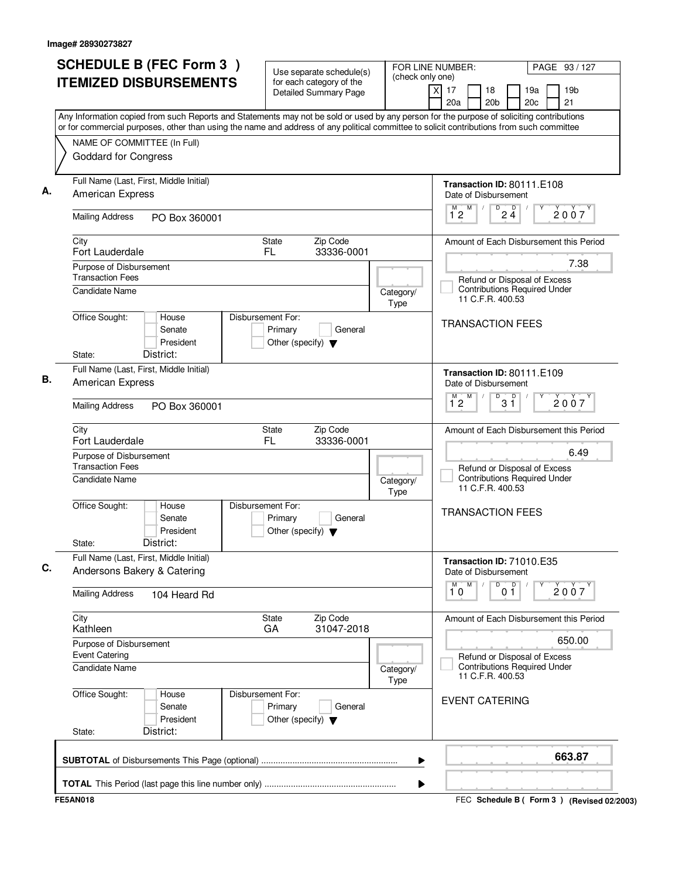Image# 28930273827

# SCHEDULE B (FEC Form 3) ITEMIZED DISBURSEMENTS

Use separate schedule(s) for each category of the Detailed Summary Page

FOR LINE NUMBER: (check only one)
[X] 17 [ ] 18 [ ] 19a [ ] 19b [ ] 20a [ ] 20b [ ] 20c [ ] 21

PAGE 93 / 127

Any Information copied from such Reports and Statements may not be sold or used by any person for the purpose of soliciting contributions or for commercial purposes, other than using the name and address of any political committee to solicit contributions from such committee

NAME OF COMMITTEE (In Full)
Goddard for Congress

---

**A.** Full Name (Last, First, Middle Initial): American Express

Mailing Address: PO Box 360001

City: Fort Lauderdale | State: FL | Zip Code: 33336-0001

Purpose of Disbursement: Transaction Fees

Candidate Name:

Category/Type:

Office Sought: [ ] House [ ] Senate [ ] President
State: District:

Disbursement For: [ ] Primary [ ] General [ ] Other (specify)

Transaction ID: 80111.E108
Date of Disbursement: 12/24/2007

Amount of Each Disbursement this Period: 7.38

[ ] Refund or Disposal of Excess Contributions Required Under 11 C.F.R. 400.53

TRANSACTION FEES

---

**B.** Full Name (Last, First, Middle Initial): American Express

Mailing Address: PO Box 360001

City: Fort Lauderdale | State: FL | Zip Code: 33336-0001

Purpose of Disbursement: Transaction Fees

Candidate Name:

Category/Type:

Office Sought: [ ] House [ ] Senate [ ] President
State: District:

Disbursement For: [ ] Primary [ ] General [ ] Other (specify)

Transaction ID: 80111.E109
Date of Disbursement: 12/31/2007

Amount of Each Disbursement this Period: 6.49

[ ] Refund or Disposal of Excess Contributions Required Under 11 C.F.R. 400.53

TRANSACTION FEES

---

**C.** Full Name (Last, First, Middle Initial): Andersons Bakery & Catering

Mailing Address: 104 Heard Rd

City: Kathleen | State: GA | Zip Code: 31047-2018

Purpose of Disbursement: Event Catering

Candidate Name:

Category/Type:

Office Sought: [ ] House [ ] Senate [ ] President
State: District:

Disbursement For: [ ] Primary [ ] General [ ] Other (specify)

Transaction ID: 71010.E35
Date of Disbursement: 10/01/2007

Amount of Each Disbursement this Period: 650.00

[ ] Refund or Disposal of Excess Contributions Required Under 11 C.F.R. 400.53

EVENT CATERING

---

**SUBTOTAL** of Disbursements This Page (optional): 663.87

**TOTAL** This Period (last page this line number only):

FE5AN018 — FEC Schedule B (Form 3) (Revised 02/2003)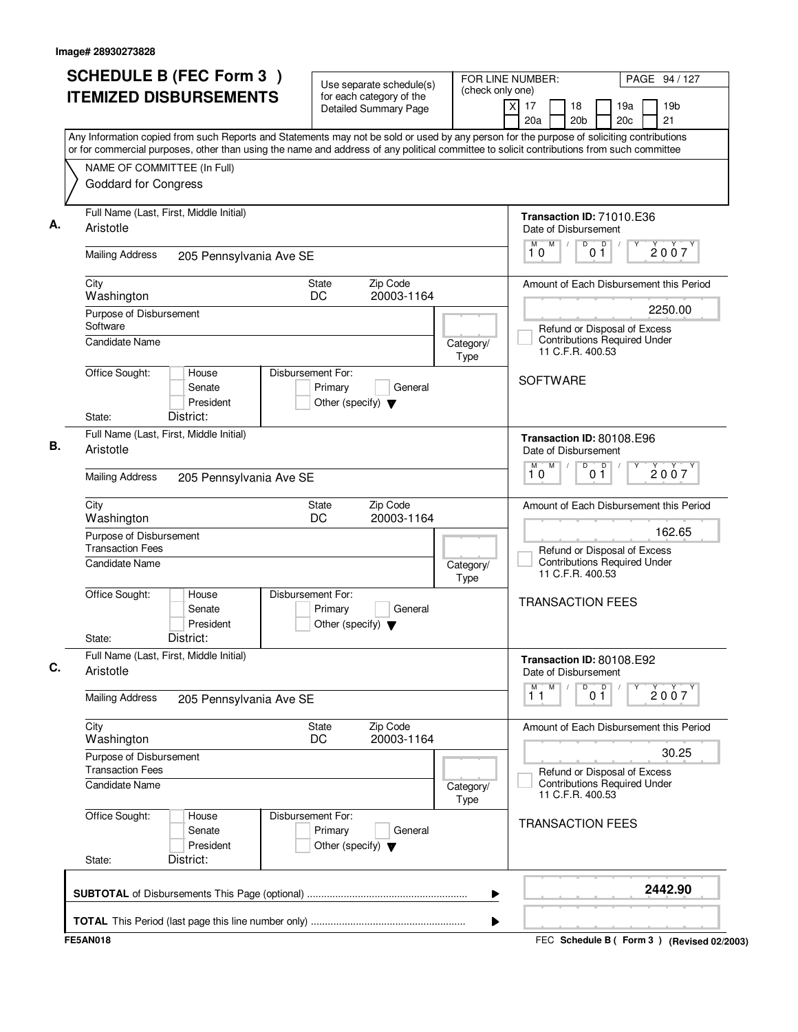Image# 28930273828

# SCHEDULE B (FEC Form 3 ) ITEMIZED DISBURSEMENTS

Use separate schedule(s) for each category of the Detailed Summary Page

FOR LINE NUMBER: (check only one)

[X] 17 [ ] 18 [ ] 19a [ ] 19b [ ] 20a [ ] 20b [ ] 20c [ ] 21

PAGE 94 / 127

Any Information copied from such Reports and Statements may not be sold or used by any person for the purpose of soliciting contributions or for commercial purposes, other than using the name and address of any political committee to solicit contributions from such committee

NAME OF COMMITTEE (In Full)
Goddard for Congress

## A.

| Field | Value |
|---|---|
| Full Name (Last, First, Middle Initial) | Aristotle |
| Mailing Address | 205 Pennsylvania Ave SE |
| City | Washington |
| State | DC |
| Zip Code | 20003-1164 |
| Purpose of Disbursement | Software |
| Candidate Name | |
| Category/Type | |
| Office Sought | House / Senate / President |
| State / District | |
| Disbursement For | Primary / General / Other (specify) |
| Transaction ID | 71010.E36 |
| Date of Disbursement | 10 01 2007 |
| Amount of Each Disbursement this Period | 2250.00 |
| Refund or Disposal of Excess Contributions Required Under 11 C.F.R. 400.53 | |
| Memo | SOFTWARE |

## B.

| Field | Value |
|---|---|
| Full Name (Last, First, Middle Initial) | Aristotle |
| Mailing Address | 205 Pennsylvania Ave SE |
| City | Washington |
| State | DC |
| Zip Code | 20003-1164 |
| Purpose of Disbursement | Transaction Fees |
| Candidate Name | |
| Category/Type | |
| Office Sought | House / Senate / President |
| State / District | |
| Disbursement For | Primary / General / Other (specify) |
| Transaction ID | 80108.E96 |
| Date of Disbursement | 10 01 2007 |
| Amount of Each Disbursement this Period | 162.65 |
| Refund or Disposal of Excess Contributions Required Under 11 C.F.R. 400.53 | |
| Memo | TRANSACTION FEES |

## C.

| Field | Value |
|---|---|
| Full Name (Last, First, Middle Initial) | Aristotle |
| Mailing Address | 205 Pennsylvania Ave SE |
| City | Washington |
| State | DC |
| Zip Code | 20003-1164 |
| Purpose of Disbursement | Transaction Fees |
| Candidate Name | |
| Category/Type | |
| Office Sought | House / Senate / President |
| State / District | |
| Disbursement For | Primary / General / Other (specify) |
| Transaction ID | 80108.E92 |
| Date of Disbursement | 11 01 2007 |
| Amount of Each Disbursement this Period | 30.25 |
| Refund or Disposal of Excess Contributions Required Under 11 C.F.R. 400.53 | |
| Memo | TRANSACTION FEES |

**SUBTOTAL** of Disbursements This Page (optional) ........ **2442.90**

**TOTAL** This Period (last page this line number only) ........

FE5AN018

FEC **Schedule B ( Form 3 )** (Revised 02/2003)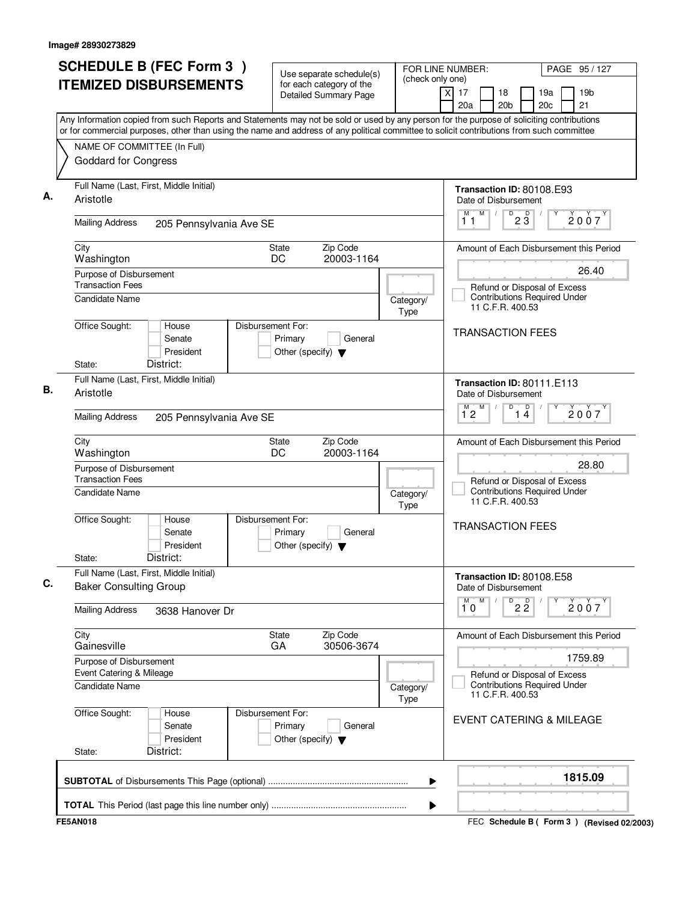Image# 28930273829

# SCHEDULE B (FEC Form 3) ITEMIZED DISBURSEMENTS

Use separate schedule(s) for each category of the Detailed Summary Page

FOR LINE NUMBER: (check only one)

[X] 17 [ ] 18 [ ] 19a [ ] 19b [ ] 20a [ ] 20b [ ] 20c [ ] 21

Any Information copied from such Reports and Statements may not be sold or used by any person for the purpose of soliciting contributions or for commercial purposes, other than using the name and address of any political committee to solicit contributions from such committee

NAME OF COMMITTEE (In Full)
Goddard for Congress

## A.

**Full Name (Last, First, Middle Initial):** Aristotle

**Mailing Address:** 205 Pennsylvania Ave SE

**City:** Washington **State:** DC **Zip Code:** 20003-1164

**Purpose of Disbursement:** Transaction Fees

**Candidate Name:**

**Category/Type:**

**Office Sought:** [ ] House [ ] Senate [ ] President

**State:** **District:**

**Disbursement For:** [ ] Primary [ ] General [ ] Other (specify)

**Transaction ID:** 80108.E93

**Date of Disbursement:** 11/23/2007

**Amount of Each Disbursement this Period:** 26.40

[ ] Refund or Disposal of Excess Contributions Required Under 11 C.F.R. 400.53

TRANSACTION FEES

## B.

**Full Name (Last, First, Middle Initial):** Aristotle

**Mailing Address:** 205 Pennsylvania Ave SE

**City:** Washington **State:** DC **Zip Code:** 20003-1164

**Purpose of Disbursement:** Transaction Fees

**Candidate Name:**

**Category/Type:**

**Office Sought:** [ ] House [ ] Senate [ ] President

**State:** **District:**

**Disbursement For:** [ ] Primary [ ] General [ ] Other (specify)

**Transaction ID:** 80111.E113

**Date of Disbursement:** 12/14/2007

**Amount of Each Disbursement this Period:** 28.80

[ ] Refund or Disposal of Excess Contributions Required Under 11 C.F.R. 400.53

TRANSACTION FEES

## C.

**Full Name (Last, First, Middle Initial):** Baker Consulting Group

**Mailing Address:** 3638 Hanover Dr

**City:** Gainesville **State:** GA **Zip Code:** 30506-3674

**Purpose of Disbursement:** Event Catering & Mileage

**Candidate Name:**

**Category/Type:**

**Office Sought:** [ ] House [ ] Senate [ ] President

**State:** **District:**

**Disbursement For:** [ ] Primary [ ] General [ ] Other (specify)

**Transaction ID:** 80108.E58

**Date of Disbursement:** 10/22/2007

**Amount of Each Disbursement this Period:** 1759.89

[ ] Refund or Disposal of Excess Contributions Required Under 11 C.F.R. 400.53

EVENT CATERING & MILEAGE

---

**SUBTOTAL** of Disbursements This Page (optional) ........ **1815.09**

**TOTAL** This Period (last page this line number only) ........

FE5AN018

FEC **Schedule B ( Form 3 )** (Revised 02/2003)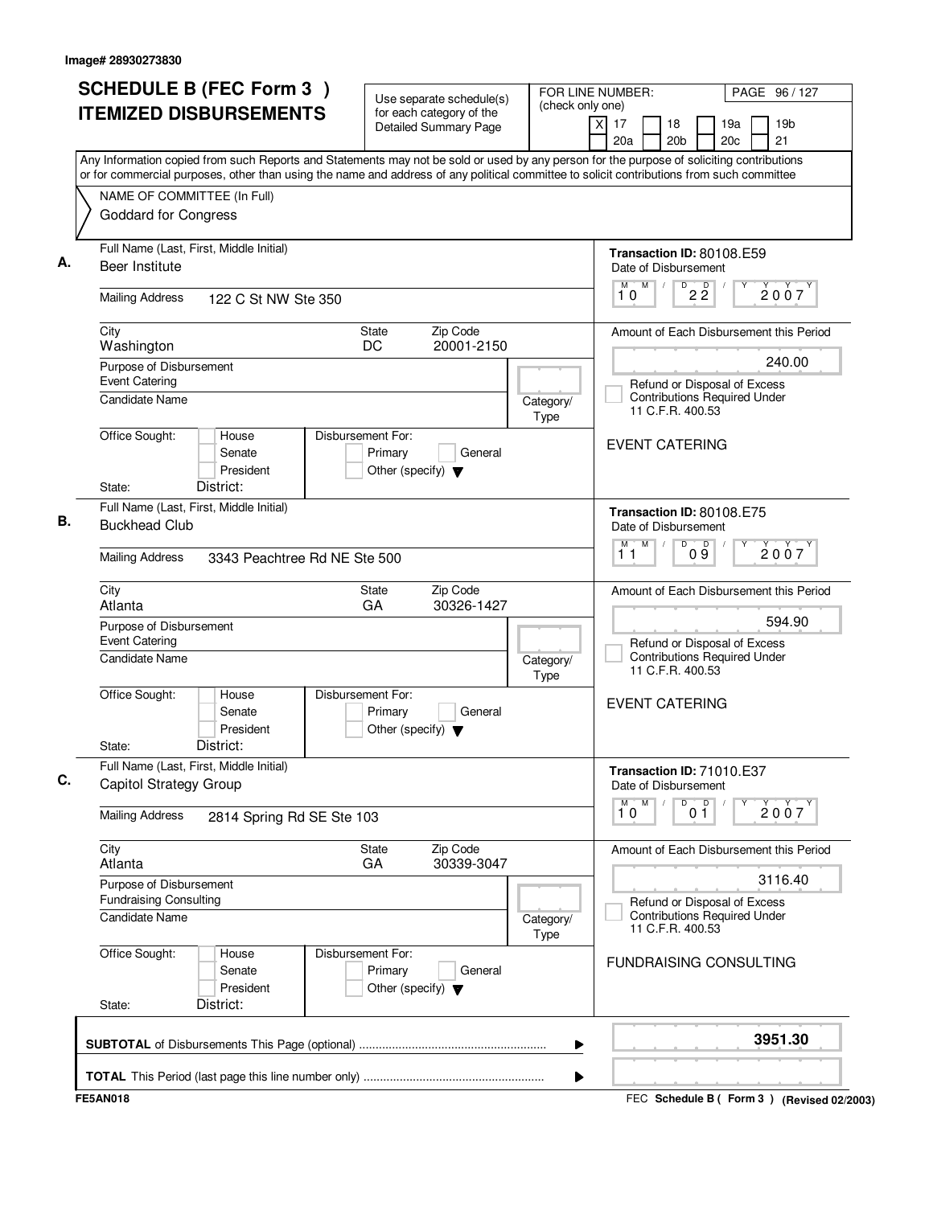Image# 28930273830

# SCHEDULE B (FEC Form 3 ) ITEMIZED DISBURSEMENTS

Use separate schedule(s) for each category of the Detailed Summary Page

FOR LINE NUMBER: (check only one)
[X] 17 [ ] 18 [ ] 19a [ ] 19b [ ] 20a [ ] 20b [ ] 20c [ ] 21

PAGE 96 / 127

Any Information copied from such Reports and Statements may not be sold or used by any person for the purpose of soliciting contributions or for commercial purposes, other than using the name and address of any political committee to solicit contributions from such committee

NAME OF COMMITTEE (In Full)
Goddard for Congress

---

**A.** Full Name (Last, First, Middle Initial): Beer Institute

Mailing Address: 122 C St NW Ste 350

City: Washington | State: DC | Zip Code: 20001-2150

Purpose of Disbursement: Event Catering

Candidate Name: | Category/Type:

Office Sought: House / Senate / President | Disbursement For: Primary / General / Other (specify)

State: | District:

Transaction ID: 80108.E59

Date of Disbursement: 10 / 22 / 2007

Amount of Each Disbursement this Period: 240.00

Refund or Disposal of Excess Contributions Required Under 11 C.F.R. 400.53

EVENT CATERING

---

**B.** Full Name (Last, First, Middle Initial): Buckhead Club

Mailing Address: 3343 Peachtree Rd NE Ste 500

City: Atlanta | State: GA | Zip Code: 30326-1427

Purpose of Disbursement: Event Catering

Candidate Name: | Category/Type:

Office Sought: House / Senate / President | Disbursement For: Primary / General / Other (specify)

State: | District:

Transaction ID: 80108.E75

Date of Disbursement: 11 / 09 / 2007

Amount of Each Disbursement this Period: 594.90

Refund or Disposal of Excess Contributions Required Under 11 C.F.R. 400.53

EVENT CATERING

---

**C.** Full Name (Last, First, Middle Initial): Capitol Strategy Group

Mailing Address: 2814 Spring Rd SE Ste 103

City: Atlanta | State: GA | Zip Code: 30339-3047

Purpose of Disbursement: Fundraising Consulting

Candidate Name: | Category/Type:

Office Sought: House / Senate / President | Disbursement For: Primary / General / Other (specify)

State: | District:

Transaction ID: 71010.E37

Date of Disbursement: 10 / 01 / 2007

Amount of Each Disbursement this Period: 3116.40

Refund or Disposal of Excess Contributions Required Under 11 C.F.R. 400.53

FUNDRAISING CONSULTING

---

**SUBTOTAL** of Disbursements This Page (optional) ........ **3951.30**

**TOTAL** This Period (last page this line number only) ........

FE5AN018 | FEC **Schedule B ( Form 3 )** (Revised 02/2003)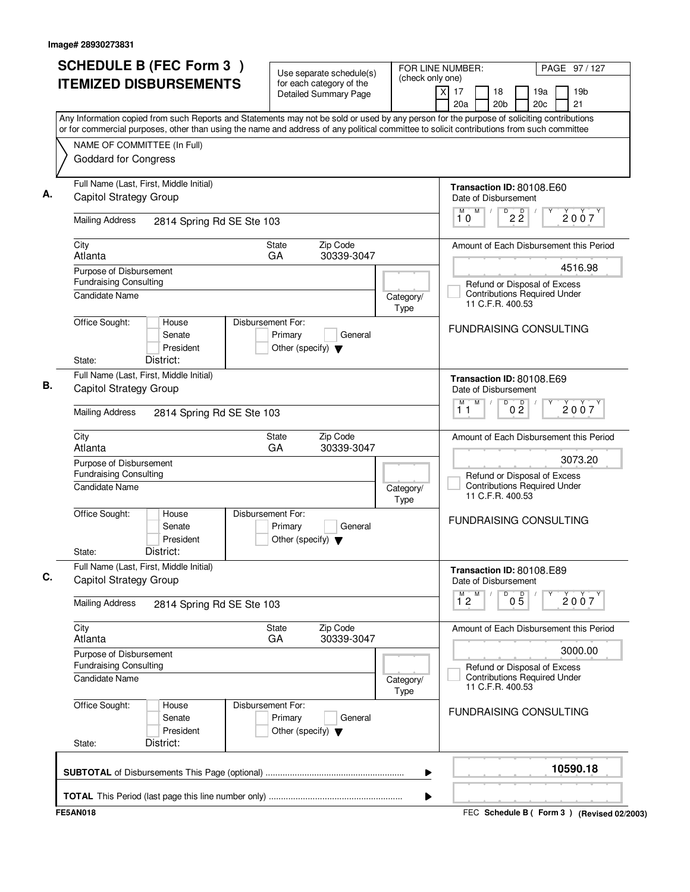Image# 28930273831

# SCHEDULE B (FEC Form 3) ITEMIZED DISBURSEMENTS

Use separate schedule(s) for each category of the Detailed Summary Page

FOR LINE NUMBER: (check only one)
[X] 17 [ ] 18 [ ] 19a [ ] 19b [ ] 20a [ ] 20b [ ] 20c [ ] 21

PAGE 97 / 127

Any Information copied from such Reports and Statements may not be sold or used by any person for the purpose of soliciting contributions or for commercial purposes, other than using the name and address of any political committee to solicit contributions from such committee

NAME OF COMMITTEE (In Full)
Goddard for Congress

---

**A.**

Full Name (Last, First, Middle Initial): Capitol Strategy Group

Mailing Address: 2814 Spring Rd SE Ste 103

City: Atlanta | State: GA | Zip Code: 30339-3047

Purpose of Disbursement: Fundraising Consulting

Candidate Name:

Category/Type:

Office Sought: [ ] House [ ] Senate [ ] President

State: District:

Disbursement For: [ ] Primary [ ] General [ ] Other (specify)

Transaction ID: 80108.E60

Date of Disbursement: 10 / 22 / 2007

Amount of Each Disbursement this Period: 4516.98

[ ] Refund or Disposal of Excess Contributions Required Under 11 C.F.R. 400.53

FUNDRAISING CONSULTING

---

**B.**

Full Name (Last, First, Middle Initial): Capitol Strategy Group

Mailing Address: 2814 Spring Rd SE Ste 103

City: Atlanta | State: GA | Zip Code: 30339-3047

Purpose of Disbursement: Fundraising Consulting

Candidate Name:

Category/Type:

Office Sought: [ ] House [ ] Senate [ ] President

State: District:

Disbursement For: [ ] Primary [ ] General [ ] Other (specify)

Transaction ID: 80108.E69

Date of Disbursement: 11 / 02 / 2007

Amount of Each Disbursement this Period: 3073.20

[ ] Refund or Disposal of Excess Contributions Required Under 11 C.F.R. 400.53

FUNDRAISING CONSULTING

---

**C.**

Full Name (Last, First, Middle Initial): Capitol Strategy Group

Mailing Address: 2814 Spring Rd SE Ste 103

City: Atlanta | State: GA | Zip Code: 30339-3047

Purpose of Disbursement: Fundraising Consulting

Candidate Name:

Category/Type:

Office Sought: [ ] House [ ] Senate [ ] President

State: District:

Disbursement For: [ ] Primary [ ] General [ ] Other (specify)

Transaction ID: 80108.E89

Date of Disbursement: 12 / 05 / 2007

Amount of Each Disbursement this Period: 3000.00

[ ] Refund or Disposal of Excess Contributions Required Under 11 C.F.R. 400.53

FUNDRAISING CONSULTING

---

**SUBTOTAL** of Disbursements This Page (optional): **10590.18**

**TOTAL** This Period (last page this line number only):

FE5AN018 — FEC Schedule B ( Form 3 ) (Revised 02/2003)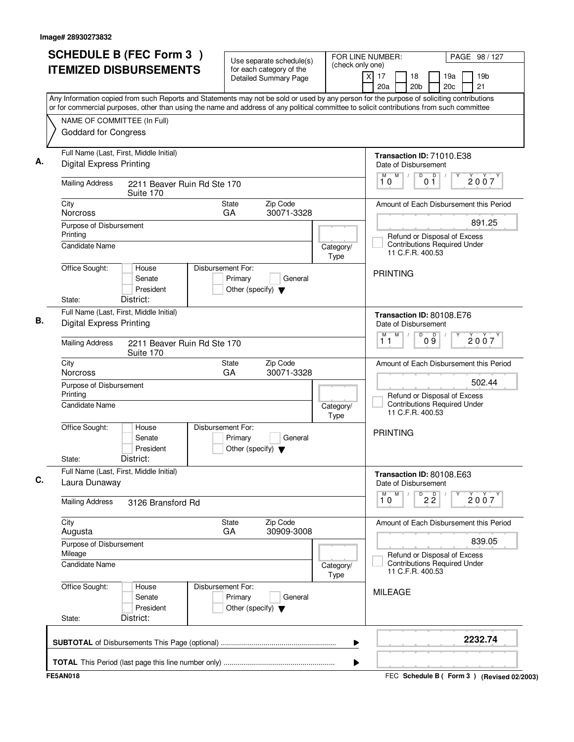Image# 28930273832

# SCHEDULE B (FEC Form 3 ) ITEMIZED DISBURSEMENTS

Use separate schedule(s) for each category of the Detailed Summary Page

FOR LINE NUMBER: (check only one)

[X] 17 [ ] 18 [ ] 19a [ ] 19b [ ] 20a [ ] 20b [ ] 20c [ ] 21

PAGE 98 / 127

Any Information copied from such Reports and Statements may not be sold or used by any person for the purpose of soliciting contributions or for commercial purposes, other than using the name and address of any political committee to solicit contributions from such committee

NAME OF COMMITTEE (In Full)
Goddard for Congress

---

**A.** Full Name (Last, First, Middle Initial): Digital Express Printing

Mailing Address: 2211 Beaver Ruin Rd Ste 170, Suite 170

City: Norcross | State: GA | Zip Code: 30071-3328

Purpose of Disbursement: Printing

Candidate Name:

Category/Type:

Office Sought: [ ] House [ ] Senate [ ] President

State: | District:

Disbursement For: [ ] Primary [ ] General [ ] Other (specify)

Transaction ID: 71010.E38

Date of Disbursement: 10/01/2007

Amount of Each Disbursement this Period: 891.25

[ ] Refund or Disposal of Excess Contributions Required Under 11 C.F.R. 400.53

PRINTING

---

**B.** Full Name (Last, First, Middle Initial): Digital Express Printing

Mailing Address: 2211 Beaver Ruin Rd Ste 170, Suite 170

City: Norcross | State: GA | Zip Code: 30071-3328

Purpose of Disbursement: Printing

Candidate Name:

Category/Type:

Office Sought: [ ] House [ ] Senate [ ] President

State: | District:

Disbursement For: [ ] Primary [ ] General [ ] Other (specify)

Transaction ID: 80108.E76

Date of Disbursement: 11/09/2007

Amount of Each Disbursement this Period: 502.44

[ ] Refund or Disposal of Excess Contributions Required Under 11 C.F.R. 400.53

PRINTING

---

**C.** Full Name (Last, First, Middle Initial): Laura Dunaway

Mailing Address: 3126 Bransford Rd

City: Augusta | State: GA | Zip Code: 30909-3008

Purpose of Disbursement: Mileage

Candidate Name:

Category/Type:

Office Sought: [ ] House [ ] Senate [ ] President

State: | District:

Disbursement For: [ ] Primary [ ] General [ ] Other (specify)

Transaction ID: 80108.E63

Date of Disbursement: 10/22/2007

Amount of Each Disbursement this Period: 839.05

[ ] Refund or Disposal of Excess Contributions Required Under 11 C.F.R. 400.53

MILEAGE

---

**SUBTOTAL** of Disbursements This Page (optional): **2232.74**

**TOTAL** This Period (last page this line number only):

FE5AN018 — FEC Schedule B ( Form 3 ) (Revised 02/2003)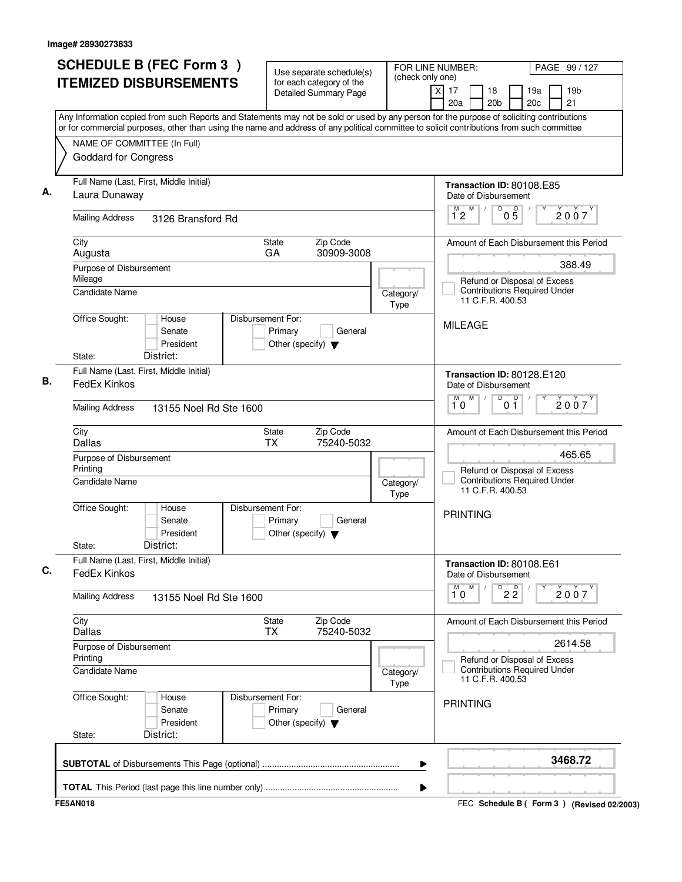Image# 28930273833

# SCHEDULE B (FEC Form 3 ) ITEMIZED DISBURSEMENTS

Use separate schedule(s) for each category of the Detailed Summary Page

FOR LINE NUMBER: (check only one)
[X] 17 [ ] 18 [ ] 19a [ ] 19b [ ] 20a [ ] 20b [ ] 20c [ ] 21

Any Information copied from such Reports and Statements may not be sold or used by any person for the purpose of soliciting contributions or for commercial purposes, other than using the name and address of any political committee to solicit contributions from such committee

NAME OF COMMITTEE (In Full): Goddard for Congress

---

**A.** Full Name (Last, First, Middle Initial): Laura Dunaway

Transaction ID: 80108.E85

Mailing Address: 3126 Bransford Rd

City: Augusta | State: GA | Zip Code: 30909-3008

Date of Disbursement: 12/05/2007

Purpose of Disbursement: Mileage

Amount of Each Disbursement this Period: 388.49

Candidate Name: | Category/Type:

Refund or Disposal of Excess Contributions Required Under 11 C.F.R. 400.53

Office Sought: House / Senate / President | Disbursement For: Primary / General / Other (specify)

State: | District:

MILEAGE

---

**B.** Full Name (Last, First, Middle Initial): FedEx Kinkos

Transaction ID: 80128.E120

Mailing Address: 13155 Noel Rd Ste 1600

City: Dallas | State: TX | Zip Code: 75240-5032

Date of Disbursement: 10/01/2007

Purpose of Disbursement: Printing

Amount of Each Disbursement this Period: 465.65

Candidate Name: | Category/Type:

Refund or Disposal of Excess Contributions Required Under 11 C.F.R. 400.53

Office Sought: House / Senate / President | Disbursement For: Primary / General / Other (specify)

State: | District:

PRINTING

---

**C.** Full Name (Last, First, Middle Initial): FedEx Kinkos

Transaction ID: 80108.E61

Mailing Address: 13155 Noel Rd Ste 1600

City: Dallas | State: TX | Zip Code: 75240-5032

Date of Disbursement: 10/22/2007

Purpose of Disbursement: Printing

Amount of Each Disbursement this Period: 2614.58

Candidate Name: | Category/Type:

Refund or Disposal of Excess Contributions Required Under 11 C.F.R. 400.53

Office Sought: House / Senate / President | Disbursement For: Primary / General / Other (specify)

State: | District:

PRINTING

---

**SUBTOTAL** of Disbursements This Page (optional): **3468.72**

**TOTAL** This Period (last page this line number only):

FE5AN018 — FEC Schedule B ( Form 3 ) (Revised 02/2003)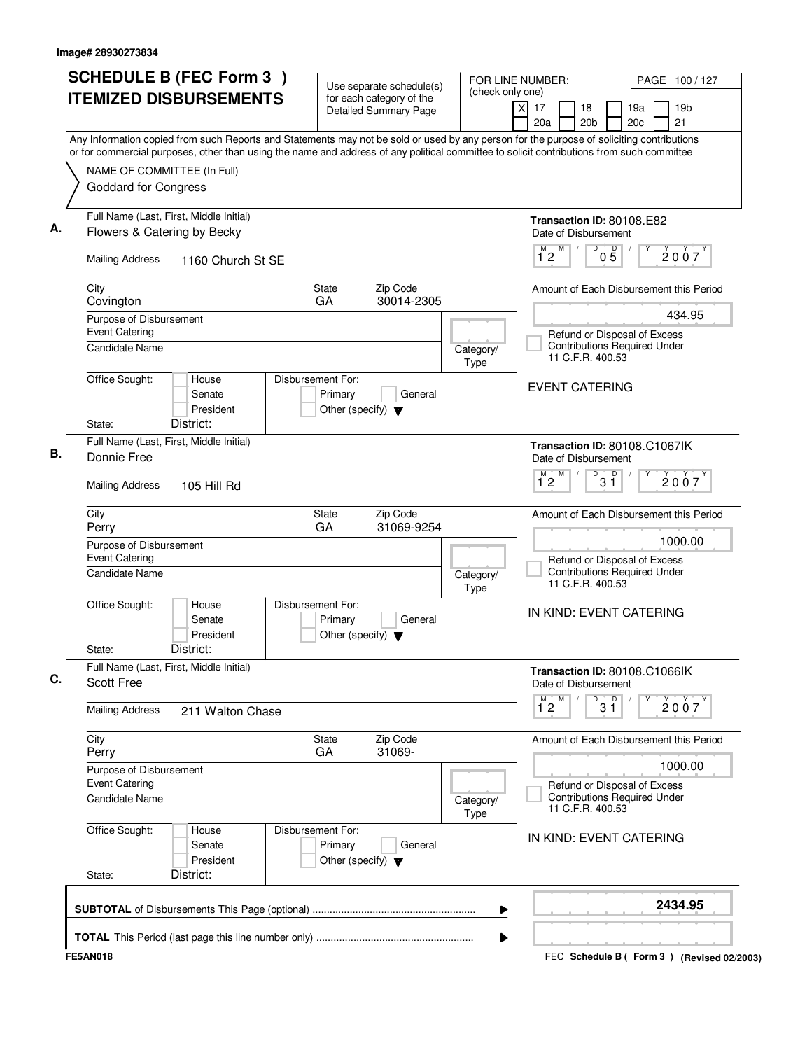Image# 28930273834

# SCHEDULE B (FEC Form 3) ITEMIZED DISBURSEMENTS

Use separate schedule(s) for each category of the Detailed Summary Page

FOR LINE NUMBER: (check only one)

- [X] 17
- [ ] 18
- [ ] 19a
- [ ] 19b
- [ ] 20a
- [ ] 20b
- [ ] 20c
- [ ] 21

PAGE 100 / 127

Any Information copied from such Reports and Statements may not be sold or used by any person for the purpose of soliciting contributions or for commercial purposes, other than using the name and address of any political committee to solicit contributions from such committee

NAME OF COMMITTEE (In Full)
Goddard for Congress

## A.

**Full Name (Last, First, Middle Initial):** Flowers & Catering by Becky

**Mailing Address:** 1160 Church St SE

**City:** Covington **State:** GA **Zip Code:** 30014-2305

**Purpose of Disbursement:** Event Catering

**Candidate Name:**

**Category/Type:**

**Office Sought:** House / Senate / President

**State:** **District:**

**Disbursement For:** Primary / General / Other (specify)

**Transaction ID:** 80108.E82

**Date of Disbursement:** 12/05/2007

**Amount of Each Disbursement this Period:** 434.95

Refund or Disposal of Excess Contributions Required Under 11 C.F.R. 400.53

EVENT CATERING

## B.

**Full Name (Last, First, Middle Initial):** Donnie Free

**Mailing Address:** 105 Hill Rd

**City:** Perry **State:** GA **Zip Code:** 31069-9254

**Purpose of Disbursement:** Event Catering

**Candidate Name:**

**Category/Type:**

**Office Sought:** House / Senate / President

**State:** **District:**

**Disbursement For:** Primary / General / Other (specify)

**Transaction ID:** 80108.C1067IK

**Date of Disbursement:** 12/31/2007

**Amount of Each Disbursement this Period:** 1000.00

Refund or Disposal of Excess Contributions Required Under 11 C.F.R. 400.53

IN KIND: EVENT CATERING

## C.

**Full Name (Last, First, Middle Initial):** Scott Free

**Mailing Address:** 211 Walton Chase

**City:** Perry **State:** GA **Zip Code:** 31069-

**Purpose of Disbursement:** Event Catering

**Candidate Name:**

**Category/Type:**

**Office Sought:** House / Senate / President

**State:** **District:**

**Disbursement For:** Primary / General / Other (specify)

**Transaction ID:** 80108.C1066IK

**Date of Disbursement:** 12/31/2007

**Amount of Each Disbursement this Period:** 1000.00

Refund or Disposal of Excess Contributions Required Under 11 C.F.R. 400.53

IN KIND: EVENT CATERING

---

**SUBTOTAL** of Disbursements This Page (optional) ........ **2434.95**

**TOTAL** This Period (last page this line number only) ........

FE5AN018

FEC Schedule B ( Form 3 ) (Revised 02/2003)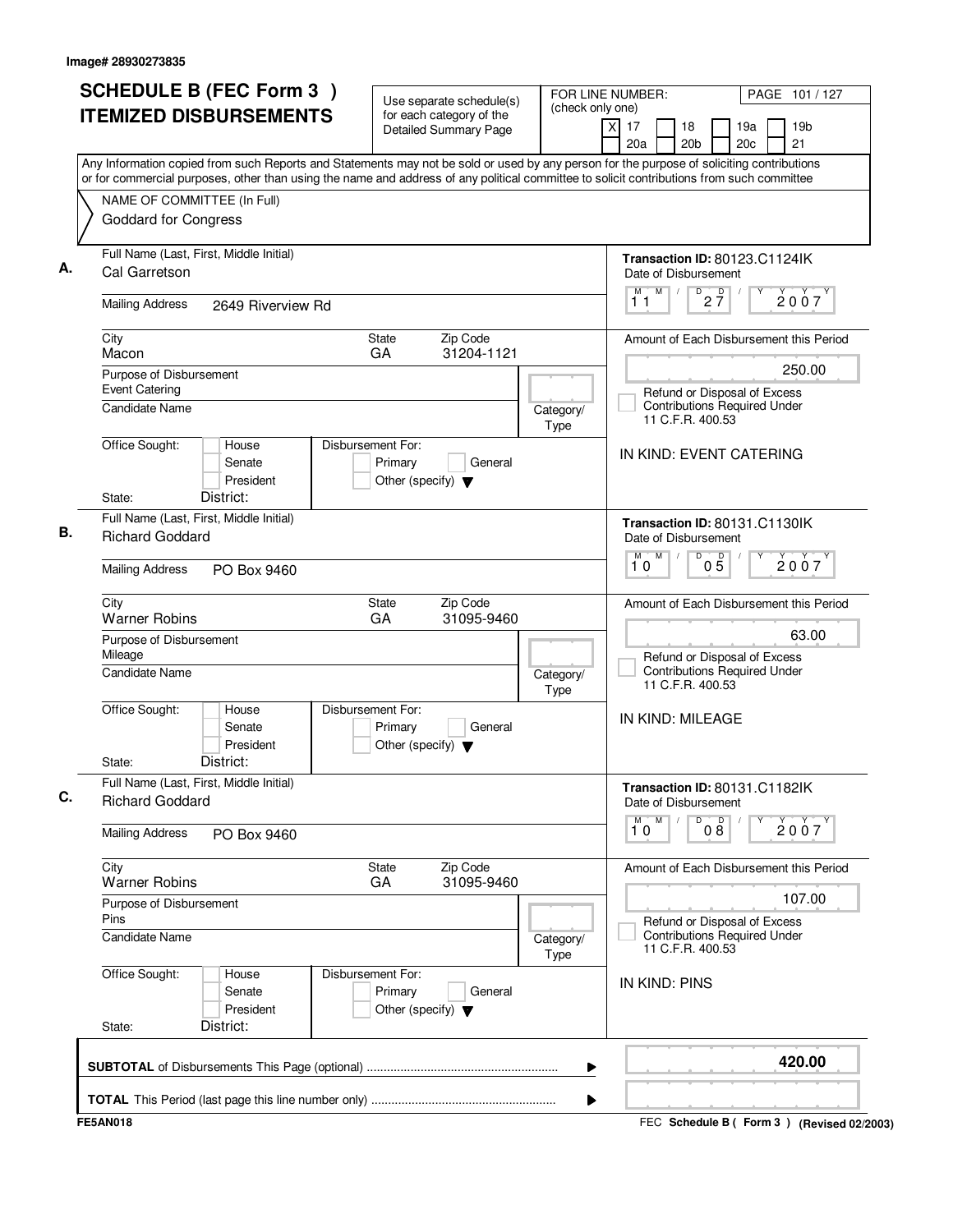Image# 28930273835

# SCHEDULE B (FEC Form 3) ITEMIZED DISBURSEMENTS

Use separate schedule(s) for each category of the Detailed Summary Page

FOR LINE NUMBER: (check only one)
[X] 17 [ ] 18 [ ] 19a [ ] 19b [ ] 20a [ ] 20b [ ] 20c [ ] 21

PAGE 101 / 127

Any Information copied from such Reports and Statements may not be sold or used by any person for the purpose of soliciting contributions or for commercial purposes, other than using the name and address of any political committee to solicit contributions from such committee

NAME OF COMMITTEE (In Full)
Goddard for Congress

**A.**
Full Name (Last, First, Middle Initial): Cal Garretson
Mailing Address: 2649 Riverview Rd
City: Macon
State: GA
Zip Code: 31204-1121
Purpose of Disbursement: Event Catering
Candidate Name:
Category/Type:
Office Sought: [ ] House [ ] Senate [ ] President
State: District:
Disbursement For: [ ] Primary [ ] General [ ] Other (specify)

Transaction ID: 80123.C1124IK
Date of Disbursement: 11 / 27 / 2007
Amount of Each Disbursement this Period: 250.00
[ ] Refund or Disposal of Excess Contributions Required Under 11 C.F.R. 400.53
IN KIND: EVENT CATERING

**B.**
Full Name (Last, First, Middle Initial): Richard Goddard
Mailing Address: PO Box 9460
City: Warner Robins
State: GA
Zip Code: 31095-9460
Purpose of Disbursement: Mileage
Candidate Name:
Category/Type:
Office Sought: [ ] House [ ] Senate [ ] President
State: District:
Disbursement For: [ ] Primary [ ] General [ ] Other (specify)

Transaction ID: 80131.C1130IK
Date of Disbursement: 10 / 05 / 2007
Amount of Each Disbursement this Period: 63.00
[ ] Refund or Disposal of Excess Contributions Required Under 11 C.F.R. 400.53
IN KIND: MILEAGE

**C.**
Full Name (Last, First, Middle Initial): Richard Goddard
Mailing Address: PO Box 9460
City: Warner Robins
State: GA
Zip Code: 31095-9460
Purpose of Disbursement: Pins
Candidate Name:
Category/Type:
Office Sought: [ ] House [ ] Senate [ ] President
State: District:
Disbursement For: [ ] Primary [ ] General [ ] Other (specify)

Transaction ID: 80131.C1182IK
Date of Disbursement: 10 / 08 / 2007
Amount of Each Disbursement this Period: 107.00
[ ] Refund or Disposal of Excess Contributions Required Under 11 C.F.R. 400.53
IN KIND: PINS

**SUBTOTAL** of Disbursements This Page (optional): **420.00**

**TOTAL** This Period (last page this line number only):

FE5AN018 — FEC Schedule B ( Form 3 ) (Revised 02/2003)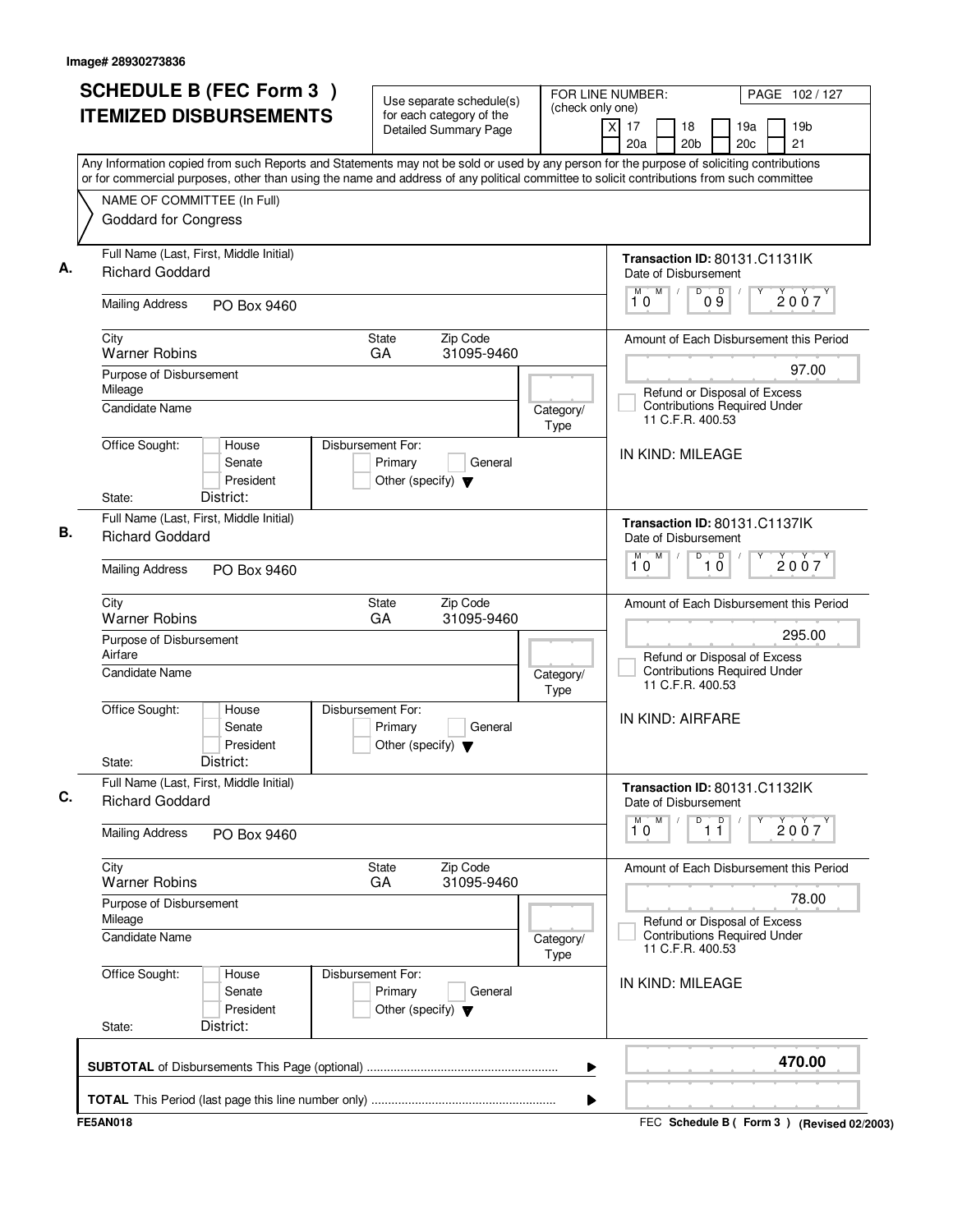Image# 28930273836

# SCHEDULE B (FEC Form 3 ) ITEMIZED DISBURSEMENTS

Use separate schedule(s) for each category of the Detailed Summary Page

FOR LINE NUMBER: (check only one)
[X] 17 [ ] 18 [ ] 19a [ ] 19b [ ] 20a [ ] 20b [ ] 20c [ ] 21

PAGE 102 / 127

Any Information copied from such Reports and Statements may not be sold or used by any person for the purpose of soliciting contributions or for commercial purposes, other than using the name and address of any political committee to solicit contributions from such committee

NAME OF COMMITTEE (In Full)
Goddard for Congress

**A.**
Full Name (Last, First, Middle Initial): Richard Goddard
Mailing Address: PO Box 9460
City: Warner Robins | State: GA | Zip Code: 31095-9460
Purpose of Disbursement: Mileage
Candidate Name:
Category/Type:
Office Sought: House / Senate / President
State: District:
Disbursement For: Primary / General / Other (specify)

Transaction ID: 80131.C1131IK
Date of Disbursement: 10 / 09 / 2007
Amount of Each Disbursement this Period: 97.00
Refund or Disposal of Excess Contributions Required Under 11 C.F.R. 400.53
IN KIND: MILEAGE

**B.**
Full Name (Last, First, Middle Initial): Richard Goddard
Mailing Address: PO Box 9460
City: Warner Robins | State: GA | Zip Code: 31095-9460
Purpose of Disbursement: Airfare
Candidate Name:
Category/Type:
Office Sought: House / Senate / President
State: District:
Disbursement For: Primary / General / Other (specify)

Transaction ID: 80131.C1137IK
Date of Disbursement: 10 / 10 / 2007
Amount of Each Disbursement this Period: 295.00
Refund or Disposal of Excess Contributions Required Under 11 C.F.R. 400.53
IN KIND: AIRFARE

**C.**
Full Name (Last, First, Middle Initial): Richard Goddard
Mailing Address: PO Box 9460
City: Warner Robins | State: GA | Zip Code: 31095-9460
Purpose of Disbursement: Mileage
Candidate Name:
Category/Type:
Office Sought: House / Senate / President
State: District:
Disbursement For: Primary / General / Other (specify)

Transaction ID: 80131.C1132IK
Date of Disbursement: 10 / 11 / 2007
Amount of Each Disbursement this Period: 78.00
Refund or Disposal of Excess Contributions Required Under 11 C.F.R. 400.53
IN KIND: MILEAGE

**SUBTOTAL** of Disbursements This Page (optional): **470.00**

**TOTAL** This Period (last page this line number only):

FE5AN018 — FEC Schedule B ( Form 3 ) (Revised 02/2003)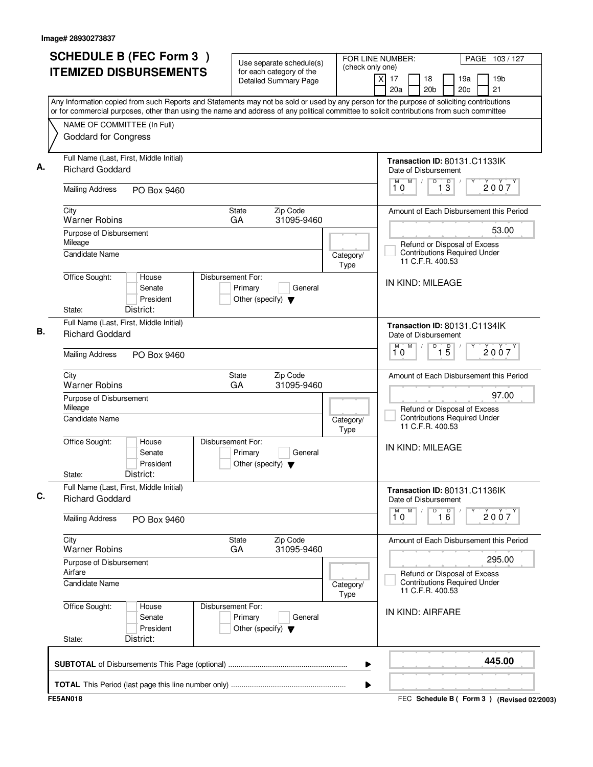Image# 28930273837

# SCHEDULE B (FEC Form 3) ITEMIZED DISBURSEMENTS

Use separate schedule(s) for each category of the Detailed Summary Page

FOR LINE NUMBER: (check only one)
[X] 17 [ ] 18 [ ] 19a [ ] 19b [ ] 20a [ ] 20b [ ] 20c [ ] 21

PAGE 103 / 127

Any Information copied from such Reports and Statements may not be sold or used by any person for the purpose of soliciting contributions or for commercial purposes, other than using the name and address of any political committee to solicit contributions from such committee

NAME OF COMMITTEE (In Full)
Goddard for Congress

**A.**
Full Name (Last, First, Middle Initial): Richard Goddard
Mailing Address: PO Box 9460
City: Warner Robins | State: GA | Zip Code: 31095-9460
Purpose of Disbursement: Mileage
Candidate Name:
Category/Type:
Office Sought: [ ] House [ ] Senate [ ] President
State: District:
Disbursement For: [ ] Primary [ ] General [ ] Other (specify)

Transaction ID: 80131.C1133IK
Date of Disbursement: 10/13/2007
Amount of Each Disbursement this Period: 53.00
[ ] Refund or Disposal of Excess Contributions Required Under 11 C.F.R. 400.53
IN KIND: MILEAGE

**B.**
Full Name (Last, First, Middle Initial): Richard Goddard
Mailing Address: PO Box 9460
City: Warner Robins | State: GA | Zip Code: 31095-9460
Purpose of Disbursement: Mileage
Candidate Name:
Category/Type:
Office Sought: [ ] House [ ] Senate [ ] President
State: District:
Disbursement For: [ ] Primary [ ] General [ ] Other (specify)

Transaction ID: 80131.C1134IK
Date of Disbursement: 10/15/2007
Amount of Each Disbursement this Period: 97.00
[ ] Refund or Disposal of Excess Contributions Required Under 11 C.F.R. 400.53
IN KIND: MILEAGE

**C.**
Full Name (Last, First, Middle Initial): Richard Goddard
Mailing Address: PO Box 9460
City: Warner Robins | State: GA | Zip Code: 31095-9460
Purpose of Disbursement: Airfare
Candidate Name:
Category/Type:
Office Sought: [ ] House [ ] Senate [ ] President
State: District:
Disbursement For: [ ] Primary [ ] General [ ] Other (specify)

Transaction ID: 80131.C1136IK
Date of Disbursement: 10/16/2007
Amount of Each Disbursement this Period: 295.00
[ ] Refund or Disposal of Excess Contributions Required Under 11 C.F.R. 400.53
IN KIND: AIRFARE

**SUBTOTAL** of Disbursements This Page (optional): **445.00**

**TOTAL** This Period (last page this line number only):

FE5AN018 — FEC Schedule B ( Form 3 ) (Revised 02/2003)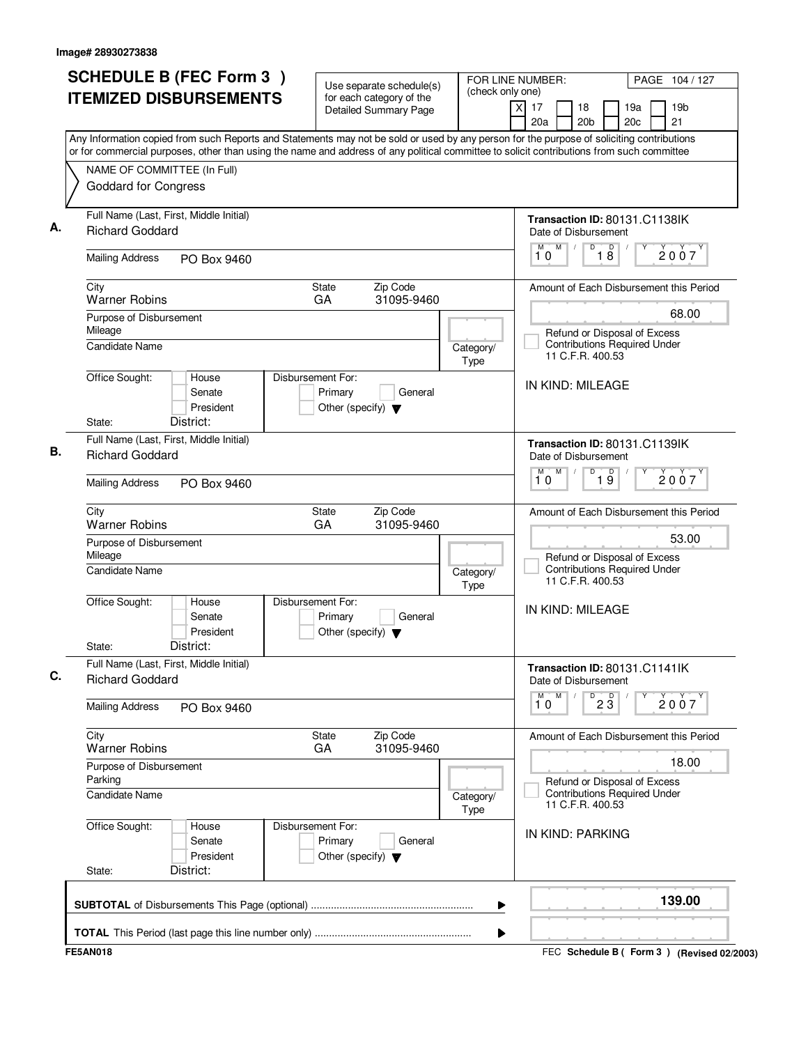Image# 28930273838

# SCHEDULE B (FEC Form 3 ) ITEMIZED DISBURSEMENTS

Use separate schedule(s) for each category of the Detailed Summary Page

FOR LINE NUMBER: (check only one)
[X] 17 [ ] 18 [ ] 19a [ ] 19b [ ] 20a [ ] 20b [ ] 20c [ ] 21

PAGE 104 / 127

Any Information copied from such Reports and Statements may not be sold or used by any person for the purpose of soliciting contributions or for commercial purposes, other than using the name and address of any political committee to solicit contributions from such committee

NAME OF COMMITTEE (In Full)
Goddard for Congress

---

**A.**

Full Name (Last, First, Middle Initial): Richard Goddard
Mailing Address: PO Box 9460
City: Warner Robins | State: GA | Zip Code: 31095-9460
Purpose of Disbursement: Mileage
Candidate Name:
Category/Type:
Office Sought: [ ] House [ ] Senate [ ] President
State: District:
Disbursement For: [ ] Primary [ ] General [ ] Other (specify)

Transaction ID: 80131.C1138IK
Date of Disbursement: 10/18/2007
Amount of Each Disbursement this Period: 68.00
[ ] Refund or Disposal of Excess Contributions Required Under 11 C.F.R. 400.53

IN KIND: MILEAGE

---

**B.**

Full Name (Last, First, Middle Initial): Richard Goddard
Mailing Address: PO Box 9460
City: Warner Robins | State: GA | Zip Code: 31095-9460
Purpose of Disbursement: Mileage
Candidate Name:
Category/Type:
Office Sought: [ ] House [ ] Senate [ ] President
State: District:
Disbursement For: [ ] Primary [ ] General [ ] Other (specify)

Transaction ID: 80131.C1139IK
Date of Disbursement: 10/19/2007
Amount of Each Disbursement this Period: 53.00
[ ] Refund or Disposal of Excess Contributions Required Under 11 C.F.R. 400.53

IN KIND: MILEAGE

---

**C.**

Full Name (Last, First, Middle Initial): Richard Goddard
Mailing Address: PO Box 9460
City: Warner Robins | State: GA | Zip Code: 31095-9460
Purpose of Disbursement: Parking
Candidate Name:
Category/Type:
Office Sought: [ ] House [ ] Senate [ ] President
State: District:
Disbursement For: [ ] Primary [ ] General [ ] Other (specify)

Transaction ID: 80131.C1141IK
Date of Disbursement: 10/23/2007
Amount of Each Disbursement this Period: 18.00
[ ] Refund or Disposal of Excess Contributions Required Under 11 C.F.R. 400.53

IN KIND: PARKING

---

**SUBTOTAL** of Disbursements This Page (optional) ........ **139.00**

**TOTAL** This Period (last page this line number only) ........

FE5AN018 — FEC **Schedule B ( Form 3 )** (Revised 02/2003)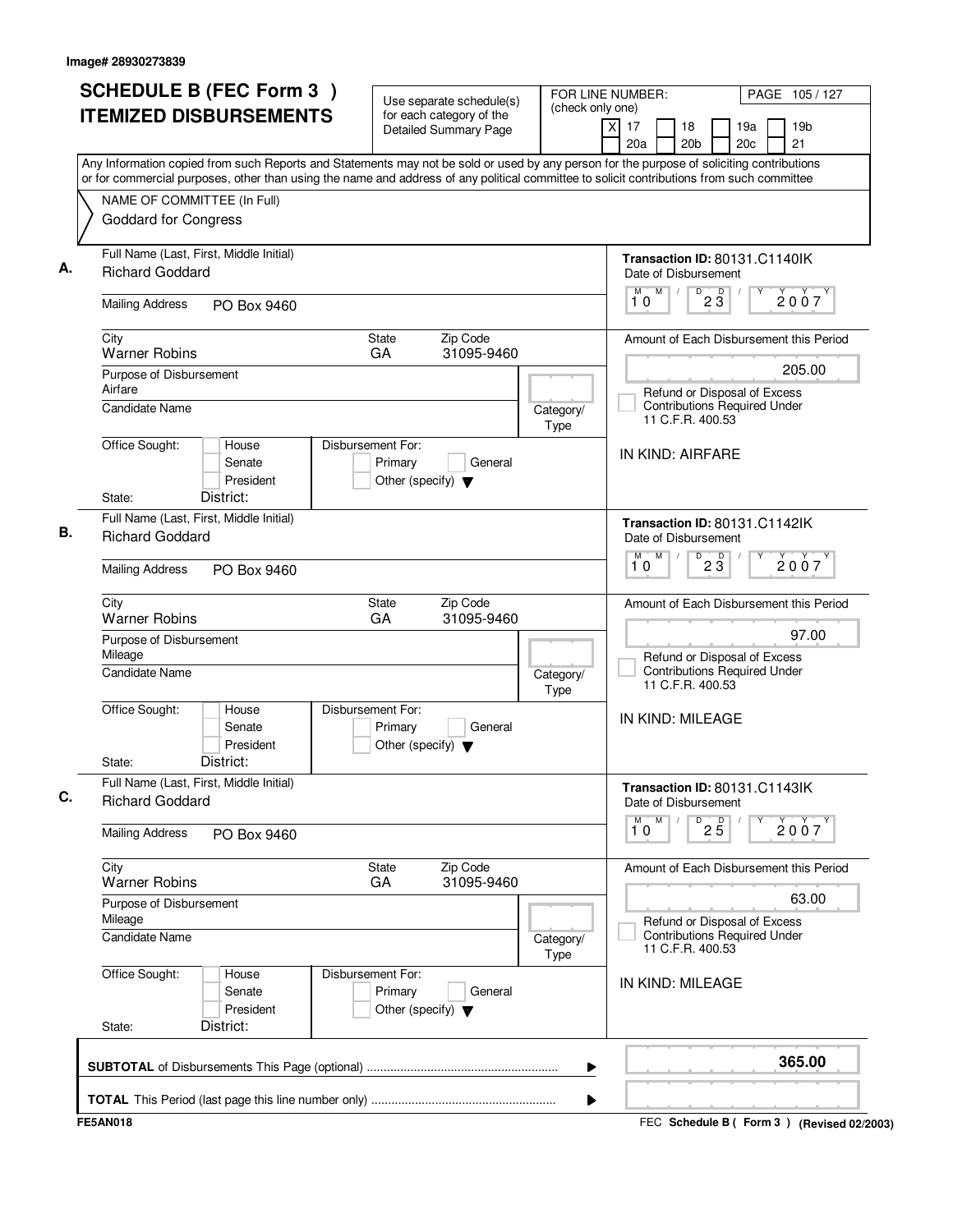Image# 28930273839

# SCHEDULE B (FEC Form 3) ITEMIZED DISBURSEMENTS

Use separate schedule(s) for each category of the Detailed Summary Page

FOR LINE NUMBER: (check only one)
[X] 17 [ ] 18 [ ] 19a [ ] 19b [ ] 20a [ ] 20b [ ] 20c [ ] 21

PAGE 105 / 127

Any Information copied from such Reports and Statements may not be sold or used by any person for the purpose of soliciting contributions or for commercial purposes, other than using the name and address of any political committee to solicit contributions from such committee

NAME OF COMMITTEE (In Full)
Goddard for Congress

---

**A.**

Full Name (Last, First, Middle Initial): Richard Goddard

Mailing Address: PO Box 9460

City: Warner Robins | State: GA | Zip Code: 31095-9460

Purpose of Disbursement: Airfare

Candidate Name:

Category/Type:

Office Sought: [ ] House [ ] Senate [ ] President
State: District:

Disbursement For: [ ] Primary [ ] General [ ] Other (specify)

Transaction ID: 80131.C1140IK

Date of Disbursement: 10 / 23 / 2007

Amount of Each Disbursement this Period: 205.00

[ ] Refund or Disposal of Excess Contributions Required Under 11 C.F.R. 400.53

IN KIND: AIRFARE

---

**B.**

Full Name (Last, First, Middle Initial): Richard Goddard

Mailing Address: PO Box 9460

City: Warner Robins | State: GA | Zip Code: 31095-9460

Purpose of Disbursement: Mileage

Candidate Name:

Category/Type:

Office Sought: [ ] House [ ] Senate [ ] President
State: District:

Disbursement For: [ ] Primary [ ] General [ ] Other (specify)

Transaction ID: 80131.C1142IK

Date of Disbursement: 10 / 23 / 2007

Amount of Each Disbursement this Period: 97.00

[ ] Refund or Disposal of Excess Contributions Required Under 11 C.F.R. 400.53

IN KIND: MILEAGE

---

**C.**

Full Name (Last, First, Middle Initial): Richard Goddard

Mailing Address: PO Box 9460

City: Warner Robins | State: GA | Zip Code: 31095-9460

Purpose of Disbursement: Mileage

Candidate Name:

Category/Type:

Office Sought: [ ] House [ ] Senate [ ] President
State: District:

Disbursement For: [ ] Primary [ ] General [ ] Other (specify)

Transaction ID: 80131.C1143IK

Date of Disbursement: 10 / 25 / 2007

Amount of Each Disbursement this Period: 63.00

[ ] Refund or Disposal of Excess Contributions Required Under 11 C.F.R. 400.53

IN KIND: MILEAGE

---

**SUBTOTAL** of Disbursements This Page (optional) ........ **365.00**

**TOTAL** This Period (last page this line number only) ........

FE5AN018

FEC **Schedule B ( Form 3 )** (Revised 02/2003)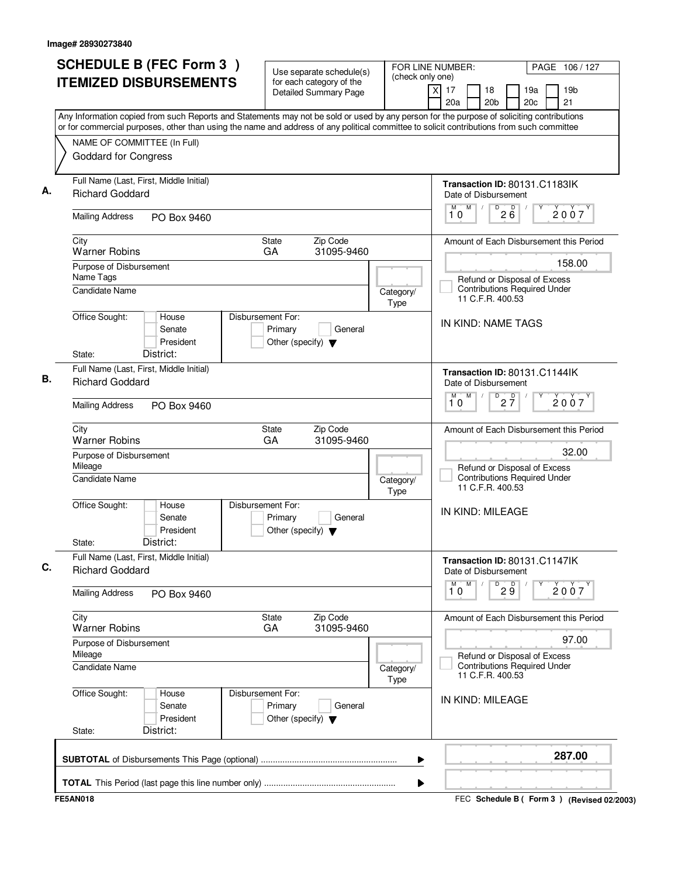Image# 28930273840

# SCHEDULE B (FEC Form 3) ITEMIZED DISBURSEMENTS

Use separate schedule(s) for each category of the Detailed Summary Page

FOR LINE NUMBER: (check only one)
[X] 17 [ ] 18 [ ] 19a [ ] 19b [ ] 20a [ ] 20b [ ] 20c [ ] 21

PAGE 106 / 127

Any Information copied from such Reports and Statements may not be sold or used by any person for the purpose of soliciting contributions or for commercial purposes, other than using the name and address of any political committee to solicit contributions from such committee

NAME OF COMMITTEE (In Full)
Goddard for Congress

---

**A.** Full Name (Last, First, Middle Initial): Richard Goddard

Mailing Address: PO Box 9460

City: Warner Robins | State: GA | Zip Code: 31095-9460

Purpose of Disbursement: Name Tags

Candidate Name:

Category/Type:

Office Sought: [ ] House [ ] Senate [ ] President
State: District:

Disbursement For: [ ] Primary [ ] General [ ] Other (specify)

Transaction ID: 80131.C1183IK

Date of Disbursement: 10 / 26 / 2007

Amount of Each Disbursement this Period: 158.00

[ ] Refund or Disposal of Excess Contributions Required Under 11 C.F.R. 400.53

IN KIND: NAME TAGS

---

**B.** Full Name (Last, First, Middle Initial): Richard Goddard

Mailing Address: PO Box 9460

City: Warner Robins | State: GA | Zip Code: 31095-9460

Purpose of Disbursement: Mileage

Candidate Name:

Category/Type:

Office Sought: [ ] House [ ] Senate [ ] President
State: District:

Disbursement For: [ ] Primary [ ] General [ ] Other (specify)

Transaction ID: 80131.C1144IK

Date of Disbursement: 10 / 27 / 2007

Amount of Each Disbursement this Period: 32.00

[ ] Refund or Disposal of Excess Contributions Required Under 11 C.F.R. 400.53

IN KIND: MILEAGE

---

**C.** Full Name (Last, First, Middle Initial): Richard Goddard

Mailing Address: PO Box 9460

City: Warner Robins | State: GA | Zip Code: 31095-9460

Purpose of Disbursement: Mileage

Candidate Name:

Category/Type:

Office Sought: [ ] House [ ] Senate [ ] President
State: District:

Disbursement For: [ ] Primary [ ] General [ ] Other (specify)

Transaction ID: 80131.C1147IK

Date of Disbursement: 10 / 29 / 2007

Amount of Each Disbursement this Period: 97.00

[ ] Refund or Disposal of Excess Contributions Required Under 11 C.F.R. 400.53

IN KIND: MILEAGE

---

**SUBTOTAL** of Disbursements This Page (optional) ........ **287.00**

**TOTAL** This Period (last page this line number only) ........

FE5AN018 | FEC Schedule B ( Form 3 ) (Revised 02/2003)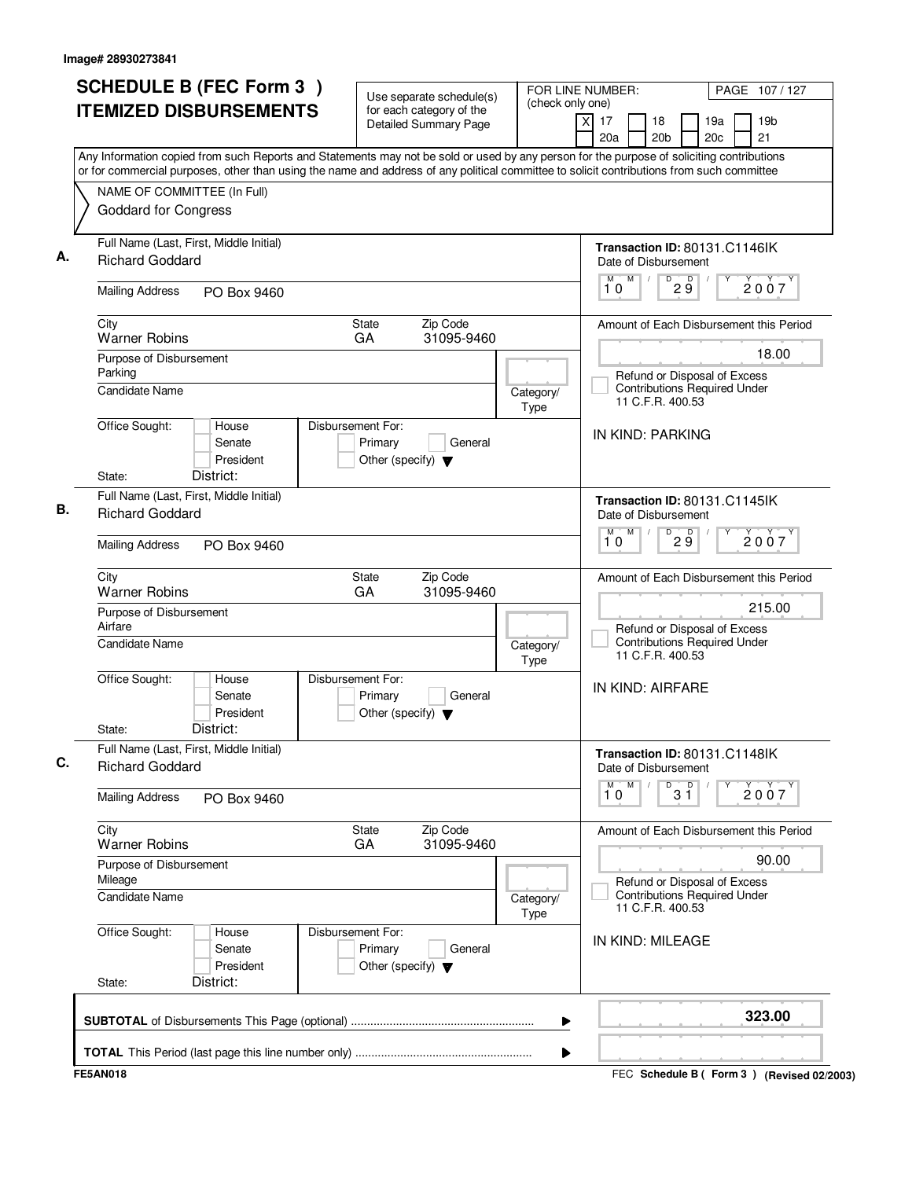Image# 28930273841

# SCHEDULE B (FEC Form 3 ) ITEMIZED DISBURSEMENTS

Use separate schedule(s) for each category of the Detailed Summary Page

FOR LINE NUMBER: (check only one)

[X] 17 [ ] 18 [ ] 19a [ ] 19b [ ] 20a [ ] 20b [ ] 20c [ ] 21

PAGE 107 / 127

Any Information copied from such Reports and Statements may not be sold or used by any person for the purpose of soliciting contributions or for commercial purposes, other than using the name and address of any political committee to solicit contributions from such committee

NAME OF COMMITTEE (In Full)
Goddard for Congress

---

**A.**

Full Name (Last, First, Middle Initial): Richard Goddard

Mailing Address: PO Box 9460

City: Warner Robins | State: GA | Zip Code: 31095-9460

Purpose of Disbursement: Parking

Candidate Name:

Category/Type:

Office Sought: [ ] House [ ] Senate [ ] President

State: District:

Disbursement For: [ ] Primary [ ] General [ ] Other (specify)

Transaction ID: 80131.C1146IK

Date of Disbursement: 10 / 29 / 2007

Amount of Each Disbursement this Period: 18.00

[ ] Refund or Disposal of Excess Contributions Required Under 11 C.F.R. 400.53

IN KIND: PARKING

---

**B.**

Full Name (Last, First, Middle Initial): Richard Goddard

Mailing Address: PO Box 9460

City: Warner Robins | State: GA | Zip Code: 31095-9460

Purpose of Disbursement: Airfare

Candidate Name:

Category/Type:

Office Sought: [ ] House [ ] Senate [ ] President

State: District:

Disbursement For: [ ] Primary [ ] General [ ] Other (specify)

Transaction ID: 80131.C1145IK

Date of Disbursement: 10 / 29 / 2007

Amount of Each Disbursement this Period: 215.00

[ ] Refund or Disposal of Excess Contributions Required Under 11 C.F.R. 400.53

IN KIND: AIRFARE

---

**C.**

Full Name (Last, First, Middle Initial): Richard Goddard

Mailing Address: PO Box 9460

City: Warner Robins | State: GA | Zip Code: 31095-9460

Purpose of Disbursement: Mileage

Candidate Name:

Category/Type:

Office Sought: [ ] House [ ] Senate [ ] President

State: District:

Disbursement For: [ ] Primary [ ] General [ ] Other (specify)

Transaction ID: 80131.C1148IK

Date of Disbursement: 10 / 31 / 2007

Amount of Each Disbursement this Period: 90.00

[ ] Refund or Disposal of Excess Contributions Required Under 11 C.F.R. 400.53

IN KIND: MILEAGE

---

**SUBTOTAL** of Disbursements This Page (optional) ........ **323.00**

**TOTAL** This Period (last page this line number only) ........

FE5AN018

FEC **Schedule B ( Form 3 )** **(Revised 02/2003)**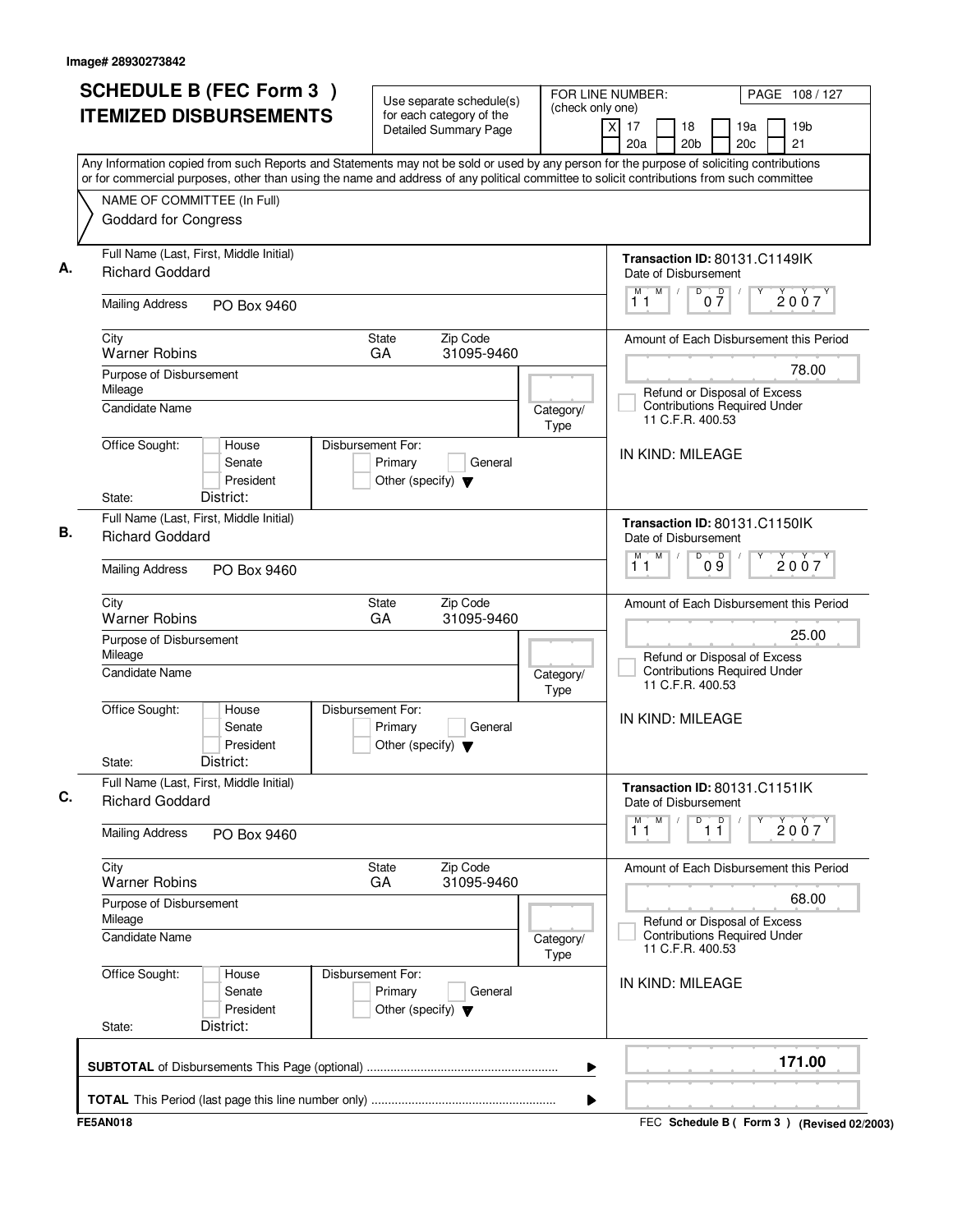Image# 28930273842

# SCHEDULE B (FEC Form 3) ITEMIZED DISBURSEMENTS

Use separate schedule(s) for each category of the Detailed Summary Page

FOR LINE NUMBER: (check only one)

- [X] 17
- [ ] 18
- [ ] 19a
- [ ] 19b
- [ ] 20a
- [ ] 20b
- [ ] 20c
- [ ] 21

PAGE 108 / 127

Any Information copied from such Reports and Statements may not be sold or used by any person for the purpose of soliciting contributions or for commercial purposes, other than using the name and address of any political committee to solicit contributions from such committee

NAME OF COMMITTEE (In Full)
Goddard for Congress

---

**A.**

Full Name (Last, First, Middle Initial): Richard Goddard

Mailing Address: PO Box 9460

City: Warner Robins | State: GA | Zip Code: 31095-9460

Purpose of Disbursement: Mileage

Candidate Name:

Category/Type:

Office Sought: [ ] House [ ] Senate [ ] President

State: District:

Disbursement For: [ ] Primary [ ] General [ ] Other (specify)

Transaction ID: 80131.C1149IK

Date of Disbursement: 11 / 07 / 2007

Amount of Each Disbursement this Period: 78.00

[ ] Refund or Disposal of Excess Contributions Required Under 11 C.F.R. 400.53

IN KIND: MILEAGE

---

**B.**

Full Name (Last, First, Middle Initial): Richard Goddard

Mailing Address: PO Box 9460

City: Warner Robins | State: GA | Zip Code: 31095-9460

Purpose of Disbursement: Mileage

Candidate Name:

Category/Type:

Office Sought: [ ] House [ ] Senate [ ] President

State: District:

Disbursement For: [ ] Primary [ ] General [ ] Other (specify)

Transaction ID: 80131.C1150IK

Date of Disbursement: 11 / 09 / 2007

Amount of Each Disbursement this Period: 25.00

[ ] Refund or Disposal of Excess Contributions Required Under 11 C.F.R. 400.53

IN KIND: MILEAGE

---

**C.**

Full Name (Last, First, Middle Initial): Richard Goddard

Mailing Address: PO Box 9460

City: Warner Robins | State: GA | Zip Code: 31095-9460

Purpose of Disbursement: Mileage

Candidate Name:

Category/Type:

Office Sought: [ ] House [ ] Senate [ ] President

State: District:

Disbursement For: [ ] Primary [ ] General [ ] Other (specify)

Transaction ID: 80131.C1151IK

Date of Disbursement: 11 / 11 / 2007

Amount of Each Disbursement this Period: 68.00

[ ] Refund or Disposal of Excess Contributions Required Under 11 C.F.R. 400.53

IN KIND: MILEAGE

---

**SUBTOTAL** of Disbursements This Page (optional) ........ **171.00**

**TOTAL** This Period (last page this line number only) ........

FE5AN018

FEC **Schedule B ( Form 3 )** (Revised 02/2003)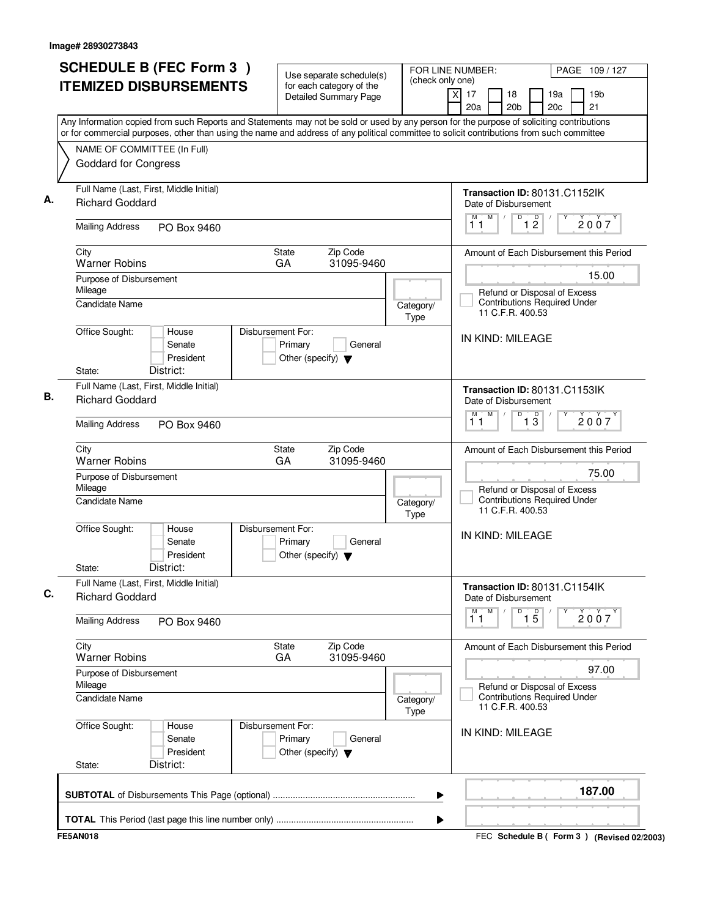Image# 28930273843

# SCHEDULE B (FEC Form 3) ITEMIZED DISBURSEMENTS

Use separate schedule(s) for each category of the Detailed Summary Page

FOR LINE NUMBER: (check only one)

- [X] 17
- [ ] 18
- [ ] 19a
- [ ] 19b
- [ ] 20a
- [ ] 20b
- [ ] 20c
- [ ] 21

PAGE 109 / 127

Any Information copied from such Reports and Statements may not be sold or used by any person for the purpose of soliciting contributions or for commercial purposes, other than using the name and address of any political committee to solicit contributions from such committee

NAME OF COMMITTEE (In Full)
Goddard for Congress

---

**A.** Full Name (Last, First, Middle Initial): Richard Goddard

Mailing Address: PO Box 9460

City: Warner Robins | State: GA | Zip Code: 31095-9460

Purpose of Disbursement: Mileage

Candidate Name:

Category/Type:

Office Sought: House / Senate / President

State: District:

Disbursement For: Primary / General / Other (specify)

Transaction ID: 80131.C1152IK

Date of Disbursement: 11 / 12 / 2007

Amount of Each Disbursement this Period: 15.00

Refund or Disposal of Excess Contributions Required Under 11 C.F.R. 400.53

IN KIND: MILEAGE

---

**B.** Full Name (Last, First, Middle Initial): Richard Goddard

Mailing Address: PO Box 9460

City: Warner Robins | State: GA | Zip Code: 31095-9460

Purpose of Disbursement: Mileage

Candidate Name:

Category/Type:

Office Sought: House / Senate / President

State: District:

Disbursement For: Primary / General / Other (specify)

Transaction ID: 80131.C1153IK

Date of Disbursement: 11 / 13 / 2007

Amount of Each Disbursement this Period: 75.00

Refund or Disposal of Excess Contributions Required Under 11 C.F.R. 400.53

IN KIND: MILEAGE

---

**C.** Full Name (Last, First, Middle Initial): Richard Goddard

Mailing Address: PO Box 9460

City: Warner Robins | State: GA | Zip Code: 31095-9460

Purpose of Disbursement: Mileage

Candidate Name:

Category/Type:

Office Sought: House / Senate / President

State: District:

Disbursement For: Primary / General / Other (specify)

Transaction ID: 80131.C1154IK

Date of Disbursement: 11 / 15 / 2007

Amount of Each Disbursement this Period: 97.00

Refund or Disposal of Excess Contributions Required Under 11 C.F.R. 400.53

IN KIND: MILEAGE

---

**SUBTOTAL** of Disbursements This Page (optional): **187.00**

**TOTAL** This Period (last page this line number only):

FE5AN018

FEC **Schedule B ( Form 3 )** (Revised 02/2003)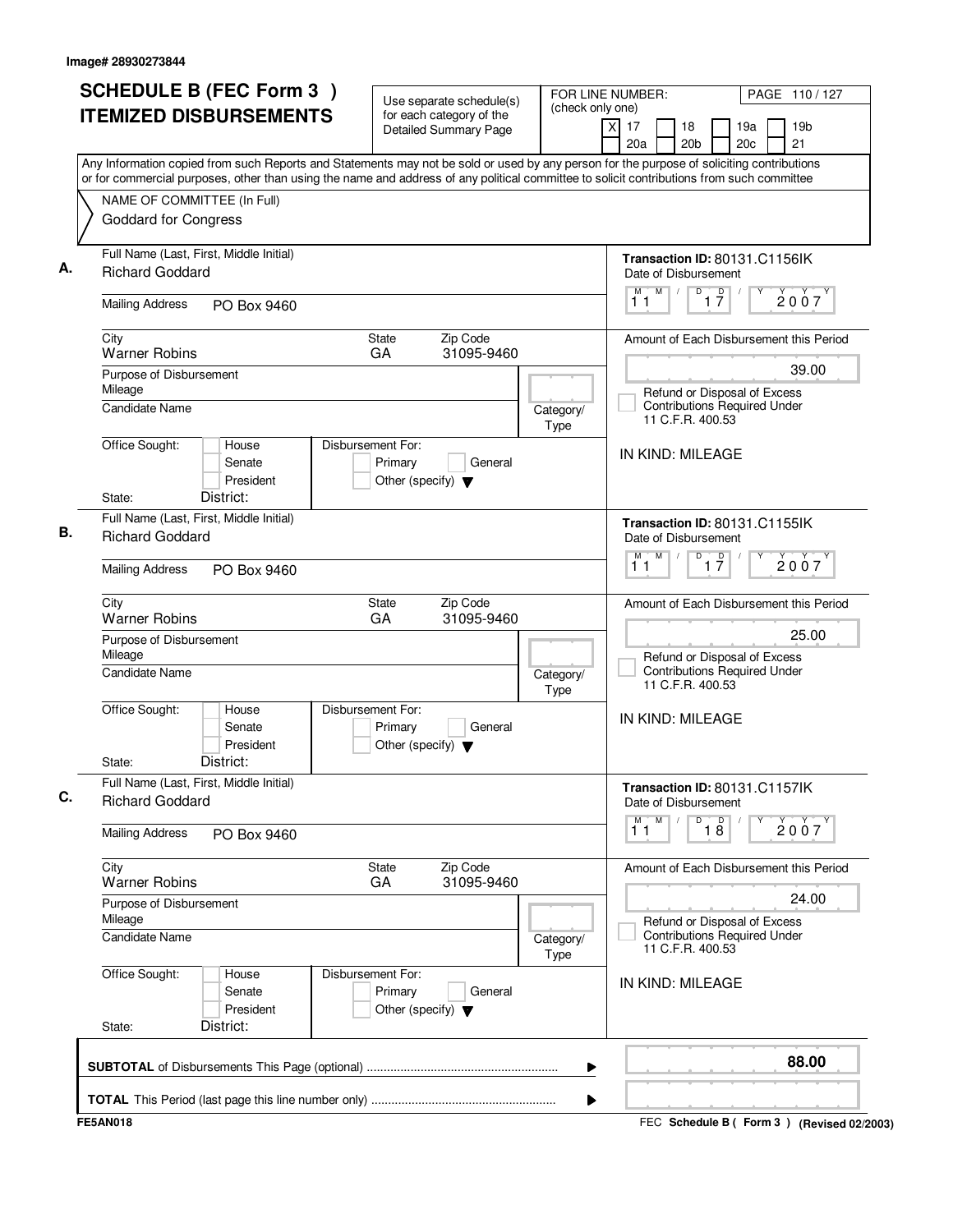Image# 28930273844

# SCHEDULE B (FEC Form 3) ITEMIZED DISBURSEMENTS

Use separate schedule(s) for each category of the Detailed Summary Page

FOR LINE NUMBER: (check only one)

- [X] 17
- [ ] 18
- [ ] 19a
- [ ] 19b
- [ ] 20a
- [ ] 20b
- [ ] 20c
- [ ] 21

Any Information copied from such Reports and Statements may not be sold or used by any person for the purpose of soliciting contributions or for commercial purposes, other than using the name and address of any political committee to solicit contributions from such committee

NAME OF COMMITTEE (In Full)
Goddard for Congress

## A.

Full Name (Last, First, Middle Initial): Richard Goddard
Mailing Address: PO Box 9460
City: Warner Robins | State: GA | Zip Code: 31095-9460
Purpose of Disbursement: Mileage
Candidate Name:
Category/Type:
Office Sought: House / Senate / President
State: District:
Disbursement For: Primary / General / Other (specify)

Transaction ID: 80131.C1156IK
Date of Disbursement: 11/17/2007
Amount of Each Disbursement this Period: 39.00
Refund or Disposal of Excess Contributions Required Under 11 C.F.R. 400.53

IN KIND: MILEAGE

## B.

Full Name (Last, First, Middle Initial): Richard Goddard
Mailing Address: PO Box 9460
City: Warner Robins | State: GA | Zip Code: 31095-9460
Purpose of Disbursement: Mileage
Candidate Name:
Category/Type:
Office Sought: House / Senate / President
State: District:
Disbursement For: Primary / General / Other (specify)

Transaction ID: 80131.C1155IK
Date of Disbursement: 11/17/2007
Amount of Each Disbursement this Period: 25.00
Refund or Disposal of Excess Contributions Required Under 11 C.F.R. 400.53

IN KIND: MILEAGE

## C.

Full Name (Last, First, Middle Initial): Richard Goddard
Mailing Address: PO Box 9460
City: Warner Robins | State: GA | Zip Code: 31095-9460
Purpose of Disbursement: Mileage
Candidate Name:
Category/Type:
Office Sought: House / Senate / President
State: District:
Disbursement For: Primary / General / Other (specify)

Transaction ID: 80131.C1157IK
Date of Disbursement: 11/18/2007
Amount of Each Disbursement this Period: 24.00
Refund or Disposal of Excess Contributions Required Under 11 C.F.R. 400.53

IN KIND: MILEAGE

---

**SUBTOTAL** of Disbursements This Page (optional): **88.00**

**TOTAL** This Period (last page this line number only):

FE5AN018 — FEC Schedule B (Form 3) (Revised 02/2003)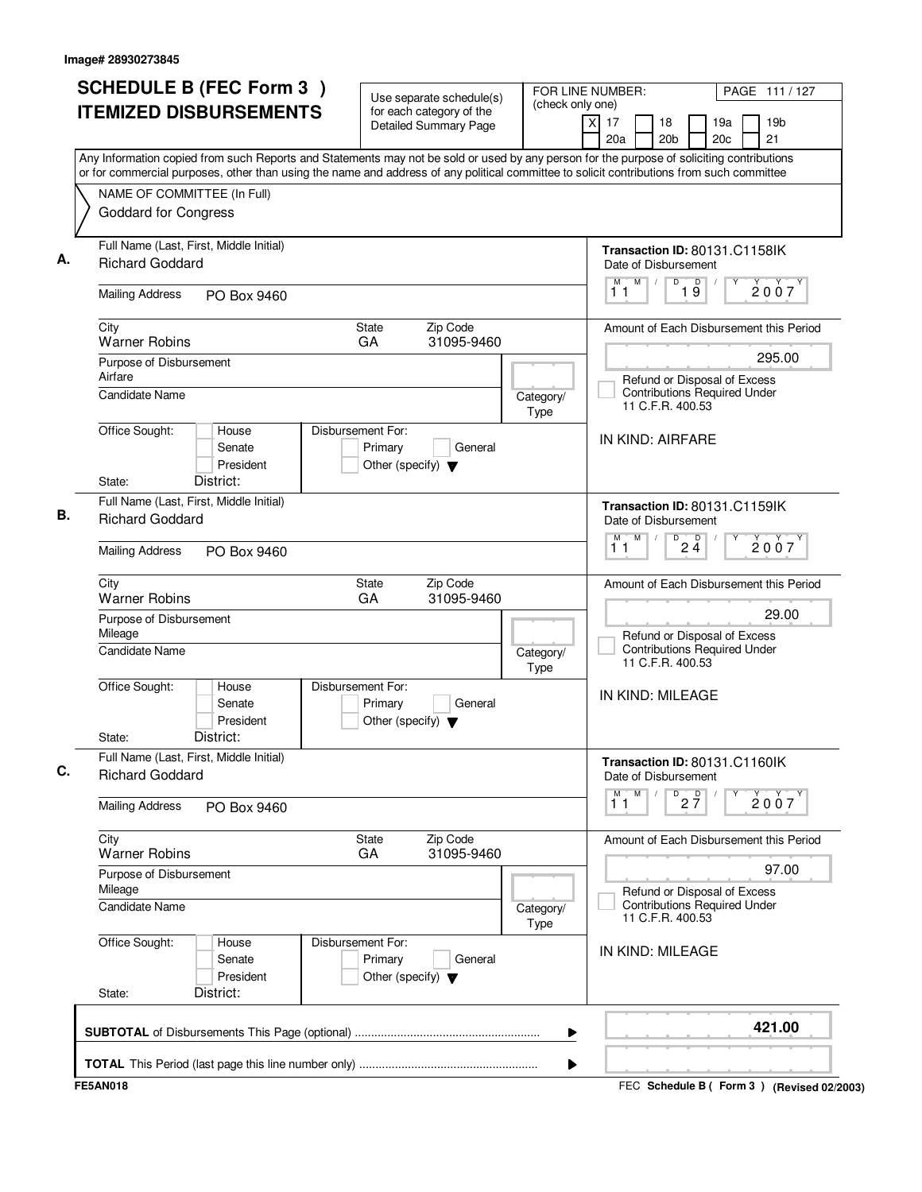Image# 28930273845

# SCHEDULE B (FEC Form 3) ITEMIZED DISBURSEMENTS

Use separate schedule(s) for each category of the Detailed Summary Page

FOR LINE NUMBER: (check only one)
[X] 17 [ ] 18 [ ] 19a [ ] 19b [ ] 20a [ ] 20b [ ] 20c [ ] 21

PAGE 111 / 127

Any Information copied from such Reports and Statements may not be sold or used by any person for the purpose of soliciting contributions or for commercial purposes, other than using the name and address of any political committee to solicit contributions from such committee

NAME OF COMMITTEE (In Full)
Goddard for Congress

---

**A.**

Full Name (Last, First, Middle Initial): Richard Goddard

Mailing Address: PO Box 9460

City: Warner Robins | State: GA | Zip Code: 31095-9460

Purpose of Disbursement: Airfare

Candidate Name:

Category/Type:

Office Sought: House / Senate / President
State: District:

Disbursement For: Primary / General / Other (specify)

Transaction ID: 80131.C1158IK

Date of Disbursement: 11 / 19 / 2007

Amount of Each Disbursement this Period: 295.00

[ ] Refund or Disposal of Excess Contributions Required Under 11 C.F.R. 400.53

IN KIND: AIRFARE

---

**B.**

Full Name (Last, First, Middle Initial): Richard Goddard

Mailing Address: PO Box 9460

City: Warner Robins | State: GA | Zip Code: 31095-9460

Purpose of Disbursement: Mileage

Candidate Name:

Category/Type:

Office Sought: House / Senate / President
State: District:

Disbursement For: Primary / General / Other (specify)

Transaction ID: 80131.C1159IK

Date of Disbursement: 11 / 24 / 2007

Amount of Each Disbursement this Period: 29.00

[ ] Refund or Disposal of Excess Contributions Required Under 11 C.F.R. 400.53

IN KIND: MILEAGE

---

**C.**

Full Name (Last, First, Middle Initial): Richard Goddard

Mailing Address: PO Box 9460

City: Warner Robins | State: GA | Zip Code: 31095-9460

Purpose of Disbursement: Mileage

Candidate Name:

Category/Type:

Office Sought: House / Senate / President
State: District:

Disbursement For: Primary / General / Other (specify)

Transaction ID: 80131.C1160IK

Date of Disbursement: 11 / 27 / 2007

Amount of Each Disbursement this Period: 97.00

[ ] Refund or Disposal of Excess Contributions Required Under 11 C.F.R. 400.53

IN KIND: MILEAGE

---

**SUBTOTAL** of Disbursements This Page (optional): **421.00**

**TOTAL** This Period (last page this line number only):

FE5AN018

FEC Schedule B ( Form 3 ) (Revised 02/2003)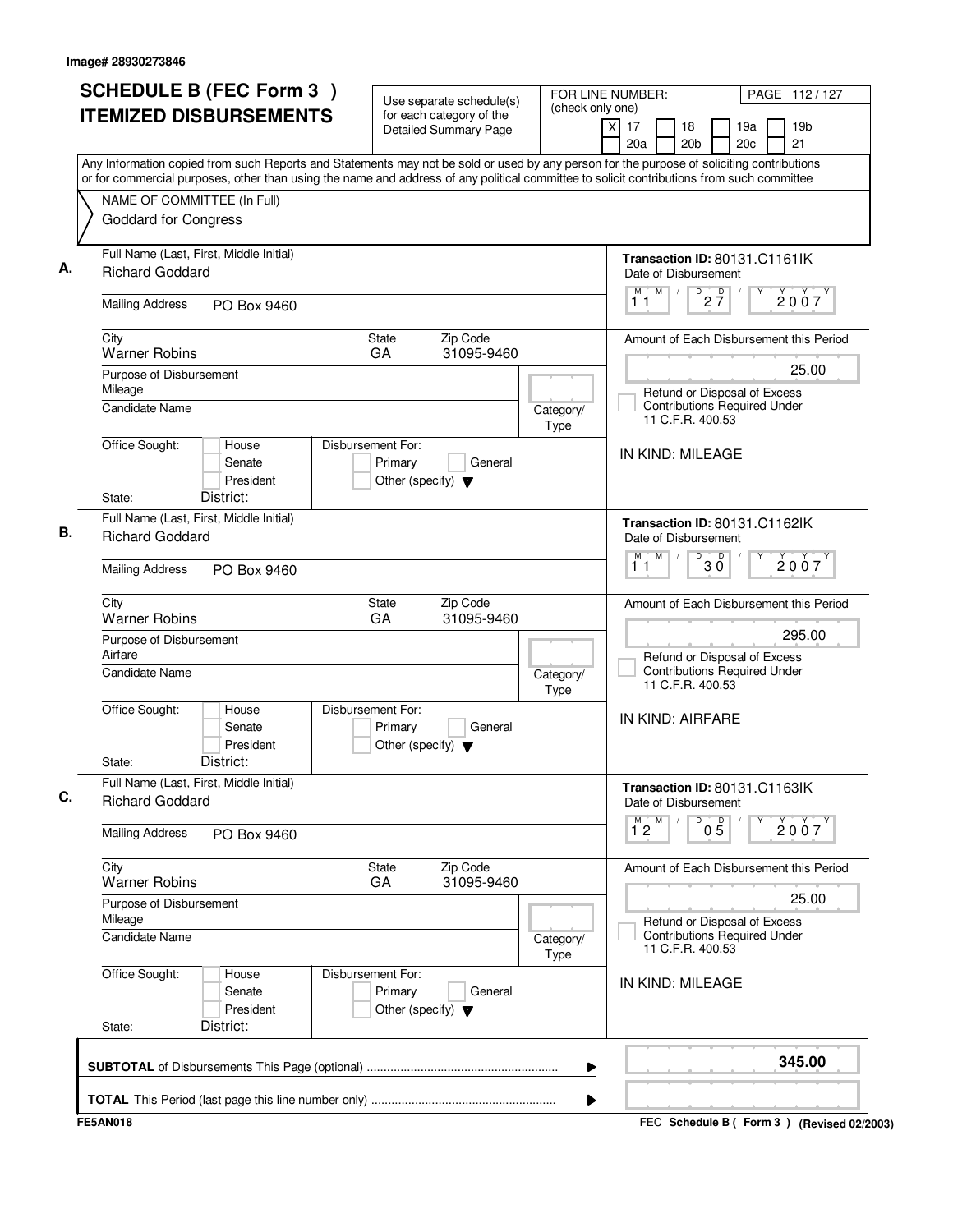Image# 28930273846

# SCHEDULE B (FEC Form 3) ITEMIZED DISBURSEMENTS

Use separate schedule(s) for each category of the Detailed Summary Page

FOR LINE NUMBER: (check only one)
[X] 17 [ ] 18 [ ] 19a [ ] 19b [ ] 20a [ ] 20b [ ] 20c [ ] 21

Any Information copied from such Reports and Statements may not be sold or used by any person for the purpose of soliciting contributions or for commercial purposes, other than using the name and address of any political committee to solicit contributions from such committee

NAME OF COMMITTEE (In Full)
Goddard for Congress

---

**A.** Full Name (Last, First, Middle Initial): Richard Goddard

Mailing Address: PO Box 9460

City: Warner Robins | State: GA | Zip Code: 31095-9460

Purpose of Disbursement: Mileage

Candidate Name:

Category/Type:

Office Sought: House / Senate / President — State: — District:

Disbursement For: Primary / General / Other (specify)

Transaction ID: 80131.C1161IK

Date of Disbursement: 11/27/2007

Amount of Each Disbursement this Period: 25.00

Refund or Disposal of Excess Contributions Required Under 11 C.F.R. 400.53

IN KIND: MILEAGE

---

**B.** Full Name (Last, First, Middle Initial): Richard Goddard

Mailing Address: PO Box 9460

City: Warner Robins | State: GA | Zip Code: 31095-9460

Purpose of Disbursement: Airfare

Candidate Name:

Category/Type:

Office Sought: House / Senate / President — State: — District:

Disbursement For: Primary / General / Other (specify)

Transaction ID: 80131.C1162IK

Date of Disbursement: 11/30/2007

Amount of Each Disbursement this Period: 295.00

Refund or Disposal of Excess Contributions Required Under 11 C.F.R. 400.53

IN KIND: AIRFARE

---

**C.** Full Name (Last, First, Middle Initial): Richard Goddard

Mailing Address: PO Box 9460

City: Warner Robins | State: GA | Zip Code: 31095-9460

Purpose of Disbursement: Mileage

Candidate Name:

Category/Type:

Office Sought: House / Senate / President — State: — District:

Disbursement For: Primary / General / Other (specify)

Transaction ID: 80131.C1163IK

Date of Disbursement: 12/05/2007

Amount of Each Disbursement this Period: 25.00

Refund or Disposal of Excess Contributions Required Under 11 C.F.R. 400.53

IN KIND: MILEAGE

---

**SUBTOTAL** of Disbursements This Page (optional): **345.00**

**TOTAL** This Period (last page this line number only):

FE5AN018 — FEC Schedule B (Form 3) (Revised 02/2003)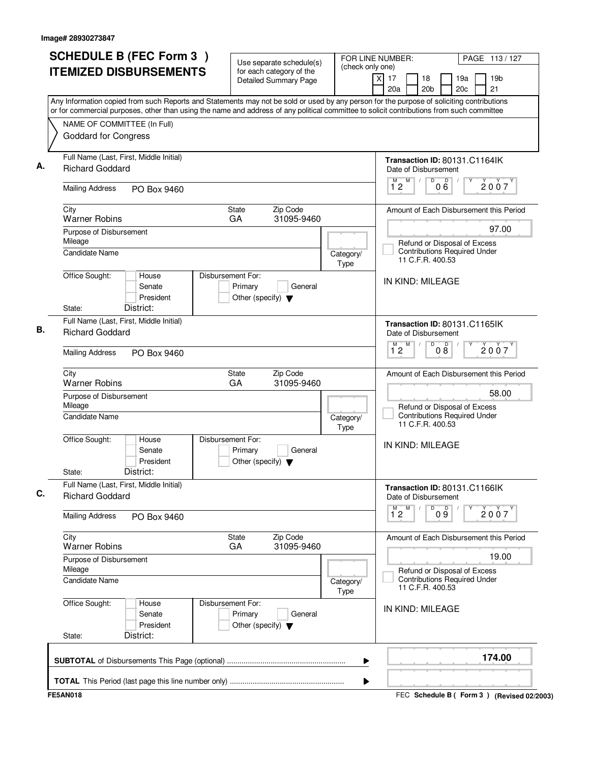Image# 28930273847

# SCHEDULE B (FEC Form 3) ITEMIZED DISBURSEMENTS

Use separate schedule(s) for each category of the Detailed Summary Page

FOR LINE NUMBER: (check only one)
[X] 17 [ ] 18 [ ] 19a [ ] 19b [ ] 20a [ ] 20b [ ] 20c [ ] 21

Any Information copied from such Reports and Statements may not be sold or used by any person for the purpose of soliciting contributions or for commercial purposes, other than using the name and address of any political committee to solicit contributions from such committee

NAME OF COMMITTEE (In Full)
Goddard for Congress

## A.

Full Name (Last, First, Middle Initial): Richard Goddard

Mailing Address: PO Box 9460

City: Warner Robins | State: GA | Zip Code: 31095-9460

Purpose of Disbursement: Mileage

Candidate Name:

Category/Type:

Office Sought: House / Senate / President
State: District:

Disbursement For: Primary / General / Other (specify)

Transaction ID: 80131.C1164IK

Date of Disbursement: 12/06/2007

Amount of Each Disbursement this Period: 97.00

Refund or Disposal of Excess Contributions Required Under 11 C.F.R. 400.53

IN KIND: MILEAGE

## B.

Full Name (Last, First, Middle Initial): Richard Goddard

Mailing Address: PO Box 9460

City: Warner Robins | State: GA | Zip Code: 31095-9460

Purpose of Disbursement: Mileage

Candidate Name:

Category/Type:

Office Sought: House / Senate / President
State: District:

Disbursement For: Primary / General / Other (specify)

Transaction ID: 80131.C1165IK

Date of Disbursement: 12/08/2007

Amount of Each Disbursement this Period: 58.00

Refund or Disposal of Excess Contributions Required Under 11 C.F.R. 400.53

IN KIND: MILEAGE

## C.

Full Name (Last, First, Middle Initial): Richard Goddard

Mailing Address: PO Box 9460

City: Warner Robins | State: GA | Zip Code: 31095-9460

Purpose of Disbursement: Mileage

Candidate Name:

Category/Type:

Office Sought: House / Senate / President
State: District:

Disbursement For: Primary / General / Other (specify)

Transaction ID: 80131.C1166IK

Date of Disbursement: 12/09/2007

Amount of Each Disbursement this Period: 19.00

Refund or Disposal of Excess Contributions Required Under 11 C.F.R. 400.53

IN KIND: MILEAGE

---

**SUBTOTAL** of Disbursements This Page (optional): **174.00**

**TOTAL** This Period (last page this line number only):

FE5AN018 — FEC Schedule B (Form 3) (Revised 02/2003)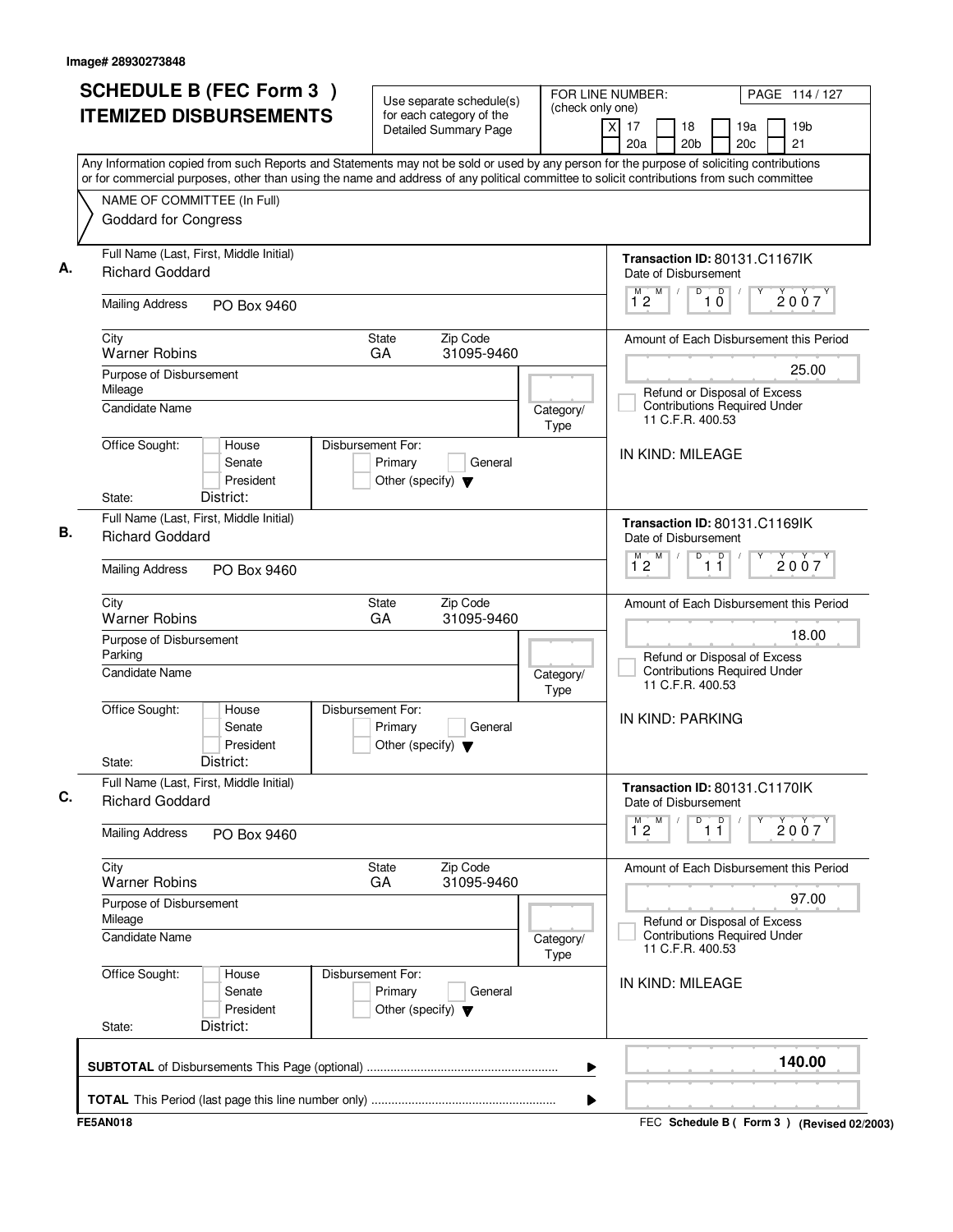Image# 28930273848

# SCHEDULE B (FEC Form 3) ITEMIZED DISBURSEMENTS

Use separate schedule(s) for each category of the Detailed Summary Page

FOR LINE NUMBER: (check only one)

- [X] 17
- [ ] 18
- [ ] 19a
- [ ] 19b
- [ ] 20a
- [ ] 20b
- [ ] 20c
- [ ] 21

PAGE 114 / 127

Any Information copied from such Reports and Statements may not be sold or used by any person for the purpose of soliciting contributions or for commercial purposes, other than using the name and address of any political committee to solicit contributions from such committee

NAME OF COMMITTEE (In Full)
Goddard for Congress

---

**A.** Full Name (Last, First, Middle Initial): Richard Goddard

Mailing Address: PO Box 9460

City: Warner Robins | State: GA | Zip Code: 31095-9460

Purpose of Disbursement: Mileage

Candidate Name:

Category/Type:

Office Sought: House / Senate / President — State: District:

Disbursement For: Primary / General / Other (specify)

Transaction ID: 80131.C1167IK

Date of Disbursement: 12 / 10 / 2007

Amount of Each Disbursement this Period: 25.00

Refund or Disposal of Excess Contributions Required Under 11 C.F.R. 400.53

IN KIND: MILEAGE

---

**B.** Full Name (Last, First, Middle Initial): Richard Goddard

Mailing Address: PO Box 9460

City: Warner Robins | State: GA | Zip Code: 31095-9460

Purpose of Disbursement: Parking

Candidate Name:

Category/Type:

Office Sought: House / Senate / President — State: District:

Disbursement For: Primary / General / Other (specify)

Transaction ID: 80131.C1169IK

Date of Disbursement: 12 / 11 / 2007

Amount of Each Disbursement this Period: 18.00

Refund or Disposal of Excess Contributions Required Under 11 C.F.R. 400.53

IN KIND: PARKING

---

**C.** Full Name (Last, First, Middle Initial): Richard Goddard

Mailing Address: PO Box 9460

City: Warner Robins | State: GA | Zip Code: 31095-9460

Purpose of Disbursement: Mileage

Candidate Name:

Category/Type:

Office Sought: House / Senate / President — State: District:

Disbursement For: Primary / General / Other (specify)

Transaction ID: 80131.C1170IK

Date of Disbursement: 12 / 11 / 2007

Amount of Each Disbursement this Period: 97.00

Refund or Disposal of Excess Contributions Required Under 11 C.F.R. 400.53

IN KIND: MILEAGE

---

**SUBTOTAL** of Disbursements This Page (optional): **140.00**

**TOTAL** This Period (last page this line number only):

FE5AN018 — FEC Schedule B ( Form 3 ) (Revised 02/2003)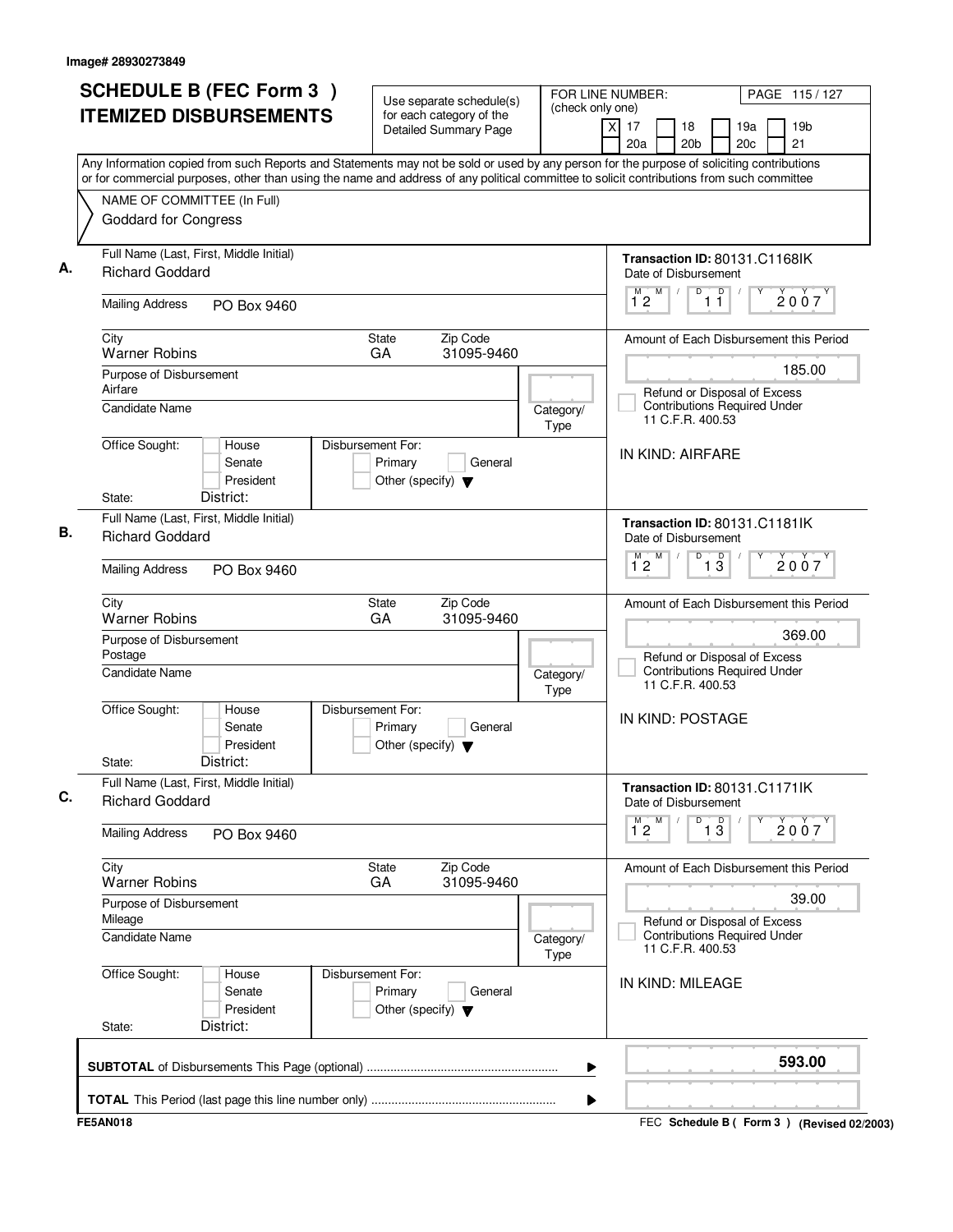Image# 28930273849

# SCHEDULE B (FEC Form 3) ITEMIZED DISBURSEMENTS

Use separate schedule(s) for each category of the Detailed Summary Page

FOR LINE NUMBER: (check only one)
[X] 17 [ ] 18 [ ] 19a [ ] 19b [ ] 20a [ ] 20b [ ] 20c [ ] 21

PAGE 115 / 127

Any Information copied from such Reports and Statements may not be sold or used by any person for the purpose of soliciting contributions or for commercial purposes, other than using the name and address of any political committee to solicit contributions from such committee

NAME OF COMMITTEE (In Full)
Goddard for Congress

---

**A.** Full Name (Last, First, Middle Initial): Richard Goddard

Mailing Address: PO Box 9460

City: Warner Robins | State: GA | Zip Code: 31095-9460

Purpose of Disbursement: Airfare

Candidate Name:

Category/Type:

Office Sought: House / Senate / President
State: District:

Disbursement For: Primary / General / Other (specify)

Transaction ID: 80131.C1168IK

Date of Disbursement: 12 / 11 / 2007

Amount of Each Disbursement this Period: 185.00

Refund or Disposal of Excess Contributions Required Under 11 C.F.R. 400.53

IN KIND: AIRFARE

---

**B.** Full Name (Last, First, Middle Initial): Richard Goddard

Mailing Address: PO Box 9460

City: Warner Robins | State: GA | Zip Code: 31095-9460

Purpose of Disbursement: Postage

Candidate Name:

Category/Type:

Office Sought: House / Senate / President
State: District:

Disbursement For: Primary / General / Other (specify)

Transaction ID: 80131.C1181IK

Date of Disbursement: 12 / 13 / 2007

Amount of Each Disbursement this Period: 369.00

Refund or Disposal of Excess Contributions Required Under 11 C.F.R. 400.53

IN KIND: POSTAGE

---

**C.** Full Name (Last, First, Middle Initial): Richard Goddard

Mailing Address: PO Box 9460

City: Warner Robins | State: GA | Zip Code: 31095-9460

Purpose of Disbursement: Mileage

Candidate Name:

Category/Type:

Office Sought: House / Senate / President
State: District:

Disbursement For: Primary / General / Other (specify)

Transaction ID: 80131.C1171IK

Date of Disbursement: 12 / 13 / 2007

Amount of Each Disbursement this Period: 39.00

Refund or Disposal of Excess Contributions Required Under 11 C.F.R. 400.53

IN KIND: MILEAGE

---

**SUBTOTAL** of Disbursements This Page (optional): **593.00**

**TOTAL** This Period (last page this line number only):

FE5AN018 | FEC Schedule B ( Form 3 ) (Revised 02/2003)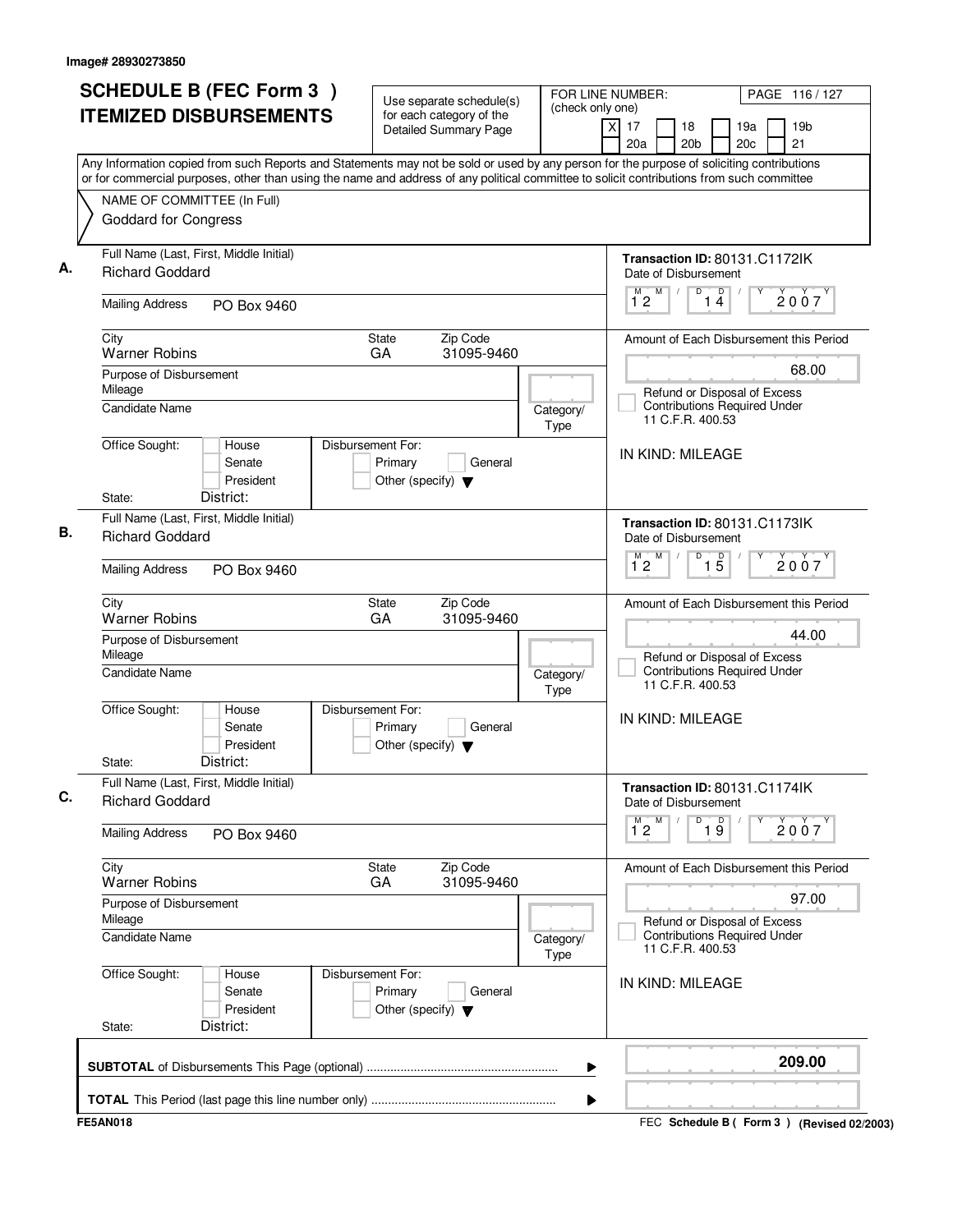Image# 28930273850

# SCHEDULE B (FEC Form 3 ) ITEMIZED DISBURSEMENTS

Use separate schedule(s) for each category of the Detailed Summary Page

FOR LINE NUMBER: (check only one)

[X] 17 [ ] 18 [ ] 19a [ ] 19b [ ] 20a [ ] 20b [ ] 20c [ ] 21

Any Information copied from such Reports and Statements may not be sold or used by any person for the purpose of soliciting contributions or for commercial purposes, other than using the name and address of any political committee to solicit contributions from such committee

NAME OF COMMITTEE (In Full)
Goddard for Congress

**A.**

Full Name (Last, First, Middle Initial): Richard Goddard
Mailing Address: PO Box 9460
City: Warner Robins State: GA Zip Code: 31095-9460
Purpose of Disbursement: Mileage
Candidate Name:
Category/Type:
Office Sought: House / Senate / President
State: District:
Disbursement For: Primary / General / Other (specify)

Transaction ID: 80131.C1172IK
Date of Disbursement: 12 / 14 / 2007
Amount of Each Disbursement this Period: 68.00
Refund or Disposal of Excess Contributions Required Under 11 C.F.R. 400.53
IN KIND: MILEAGE

**B.**

Full Name (Last, First, Middle Initial): Richard Goddard
Mailing Address: PO Box 9460
City: Warner Robins State: GA Zip Code: 31095-9460
Purpose of Disbursement: Mileage
Candidate Name:
Category/Type:
Office Sought: House / Senate / President
State: District:
Disbursement For: Primary / General / Other (specify)

Transaction ID: 80131.C1173IK
Date of Disbursement: 12 / 15 / 2007
Amount of Each Disbursement this Period: 44.00
Refund or Disposal of Excess Contributions Required Under 11 C.F.R. 400.53
IN KIND: MILEAGE

**C.**

Full Name (Last, First, Middle Initial): Richard Goddard
Mailing Address: PO Box 9460
City: Warner Robins State: GA Zip Code: 31095-9460
Purpose of Disbursement: Mileage
Candidate Name:
Category/Type:
Office Sought: House / Senate / President
State: District:
Disbursement For: Primary / General / Other (specify)

Transaction ID: 80131.C1174IK
Date of Disbursement: 12 / 19 / 2007
Amount of Each Disbursement this Period: 97.00
Refund or Disposal of Excess Contributions Required Under 11 C.F.R. 400.53
IN KIND: MILEAGE

**SUBTOTAL** of Disbursements This Page (optional): **209.00**

**TOTAL** This Period (last page this line number only):

FE5AN018

FEC **Schedule B ( Form 3 )** (Revised 02/2003)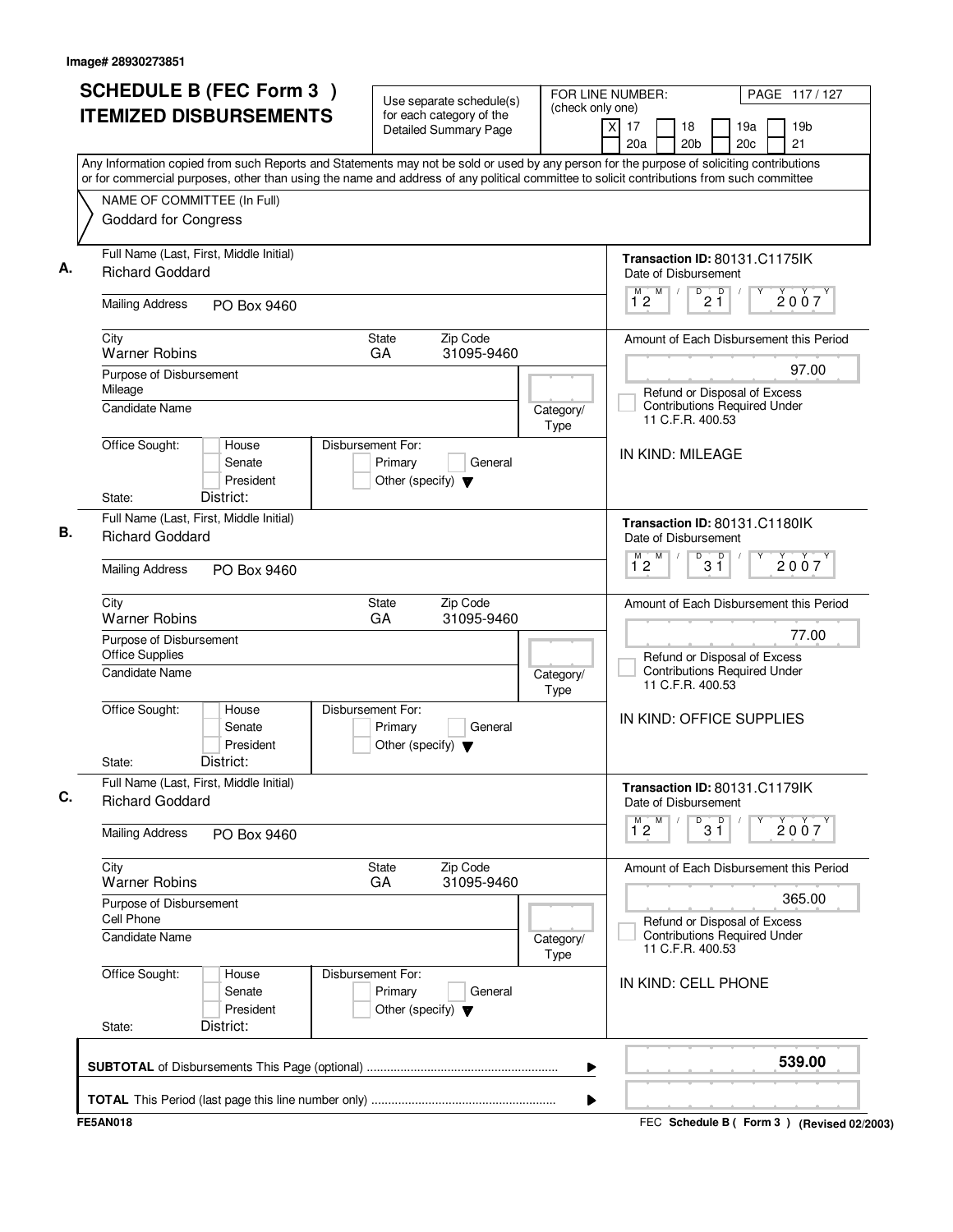Image# 28930273851

# SCHEDULE B (FEC Form 3 ) ITEMIZED DISBURSEMENTS

Use separate schedule(s) for each category of the Detailed Summary Page

FOR LINE NUMBER: (check only one)
[X] 17 [ ] 18 [ ] 19a [ ] 19b [ ] 20a [ ] 20b [ ] 20c [ ] 21

Any Information copied from such Reports and Statements may not be sold or used by any person for the purpose of soliciting contributions or for commercial purposes, other than using the name and address of any political committee to solicit contributions from such committee

NAME OF COMMITTEE (In Full)
Goddard for Congress

## A.

Full Name (Last, First, Middle Initial): Richard Goddard
Mailing Address: PO Box 9460
City: Warner Robins | State: GA | Zip Code: 31095-9460
Purpose of Disbursement: Mileage
Candidate Name:
Category/Type:
Office Sought: House / Senate / President
State: District:
Disbursement For: Primary / General / Other (specify)

Transaction ID: 80131.C1175IK
Date of Disbursement: 12/21/2007
Amount of Each Disbursement this Period: 97.00
Refund or Disposal of Excess Contributions Required Under 11 C.F.R. 400.53

IN KIND: MILEAGE

## B.

Full Name (Last, First, Middle Initial): Richard Goddard
Mailing Address: PO Box 9460
City: Warner Robins | State: GA | Zip Code: 31095-9460
Purpose of Disbursement: Office Supplies
Candidate Name:
Category/Type:
Office Sought: House / Senate / President
State: District:
Disbursement For: Primary / General / Other (specify)

Transaction ID: 80131.C1180IK
Date of Disbursement: 12/31/2007
Amount of Each Disbursement this Period: 77.00
Refund or Disposal of Excess Contributions Required Under 11 C.F.R. 400.53

IN KIND: OFFICE SUPPLIES

## C.

Full Name (Last, First, Middle Initial): Richard Goddard
Mailing Address: PO Box 9460
City: Warner Robins | State: GA | Zip Code: 31095-9460
Purpose of Disbursement: Cell Phone
Candidate Name:
Category/Type:
Office Sought: House / Senate / President
State: District:
Disbursement For: Primary / General / Other (specify)

Transaction ID: 80131.C1179IK
Date of Disbursement: 12/31/2007
Amount of Each Disbursement this Period: 365.00
Refund or Disposal of Excess Contributions Required Under 11 C.F.R. 400.53

IN KIND: CELL PHONE

**SUBTOTAL** of Disbursements This Page (optional) ........ **539.00**

**TOTAL** This Period (last page this line number only) ........

FE5AN018

FEC **Schedule B ( Form 3 )** (Revised 02/2003)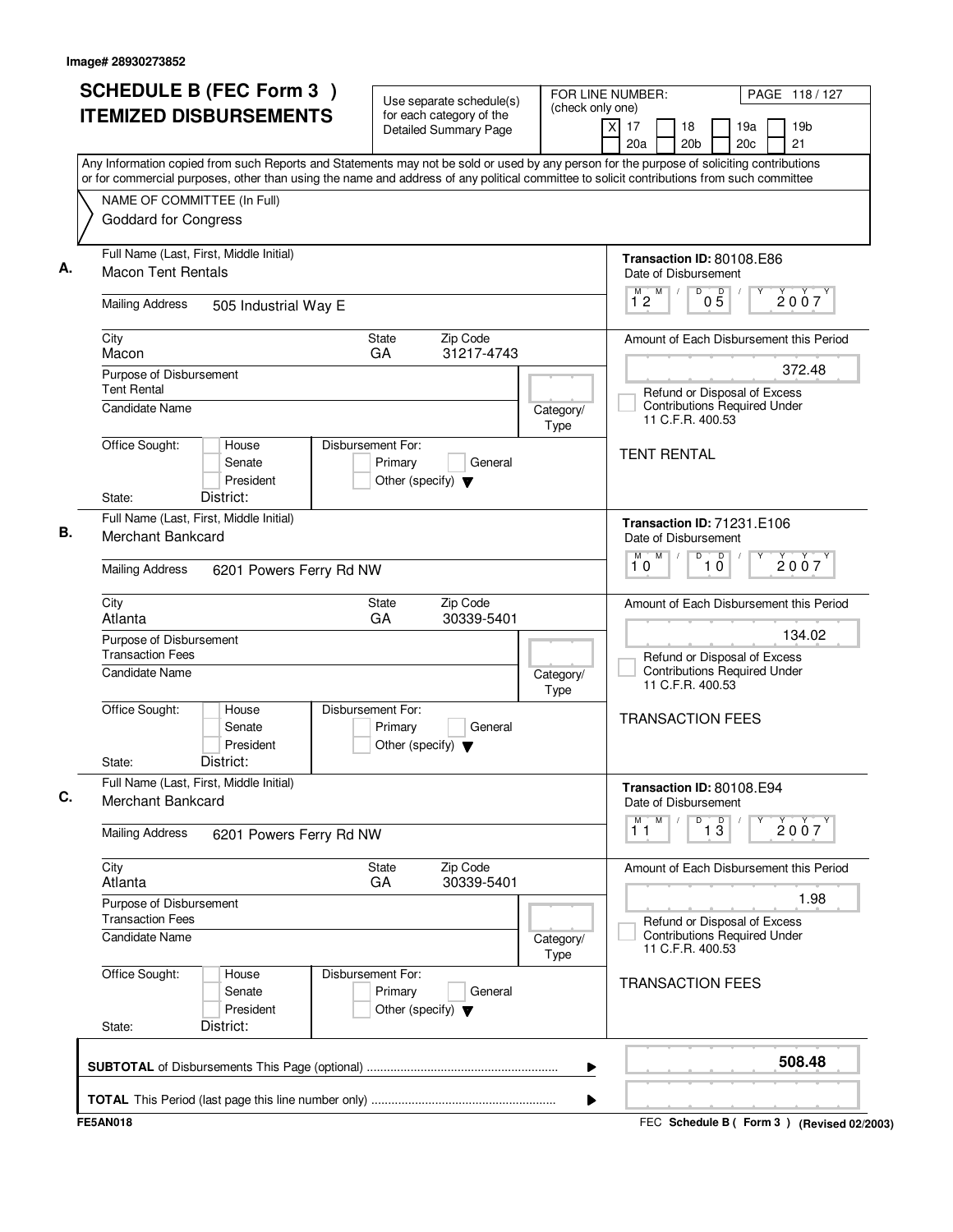Image# 28930273852

# SCHEDULE B (FEC Form 3) ITEMIZED DISBURSEMENTS

Use separate schedule(s) for each category of the Detailed Summary Page

FOR LINE NUMBER: (check only one)
[X] 17 [ ] 18 [ ] 19a [ ] 19b [ ] 20a [ ] 20b [ ] 20c [ ] 21

PAGE 118 / 127

Any Information copied from such Reports and Statements may not be sold or used by any person for the purpose of soliciting contributions or for commercial purposes, other than using the name and address of any political committee to solicit contributions from such committee

NAME OF COMMITTEE (In Full)
Goddard for Congress

---

**A.**
Full Name (Last, First, Middle Initial): Macon Tent Rentals
Mailing Address: 505 Industrial Way E
City: Macon | State: GA | Zip Code: 31217-4743
Purpose of Disbursement: Tent Rental
Candidate Name:
Category/Type:
Office Sought: [ ] House [ ] Senate [ ] President
State: District:
Disbursement For: [ ] Primary [ ] General [ ] Other (specify)

Transaction ID: 80108.E86
Date of Disbursement: 12/05/2007
Amount of Each Disbursement this Period: 372.48
[ ] Refund or Disposal of Excess Contributions Required Under 11 C.F.R. 400.53
TENT RENTAL

---

**B.**
Full Name (Last, First, Middle Initial): Merchant Bankcard
Mailing Address: 6201 Powers Ferry Rd NW
City: Atlanta | State: GA | Zip Code: 30339-5401
Purpose of Disbursement: Transaction Fees
Candidate Name:
Category/Type:
Office Sought: [ ] House [ ] Senate [ ] President
State: District:
Disbursement For: [ ] Primary [ ] General [ ] Other (specify)

Transaction ID: 71231.E106
Date of Disbursement: 10/10/2007
Amount of Each Disbursement this Period: 134.02
[ ] Refund or Disposal of Excess Contributions Required Under 11 C.F.R. 400.53
TRANSACTION FEES

---

**C.**
Full Name (Last, First, Middle Initial): Merchant Bankcard
Mailing Address: 6201 Powers Ferry Rd NW
City: Atlanta | State: GA | Zip Code: 30339-5401
Purpose of Disbursement: Transaction Fees
Candidate Name:
Category/Type:
Office Sought: [ ] House [ ] Senate [ ] President
State: District:
Disbursement For: [ ] Primary [ ] General [ ] Other (specify)

Transaction ID: 80108.E94
Date of Disbursement: 11/13/2007
Amount of Each Disbursement this Period: 1.98
[ ] Refund or Disposal of Excess Contributions Required Under 11 C.F.R. 400.53
TRANSACTION FEES

---

**SUBTOTAL** of Disbursements This Page (optional): **508.48**

**TOTAL** This Period (last page this line number only):

FE5AN018 — FEC Schedule B ( Form 3 ) (Revised 02/2003)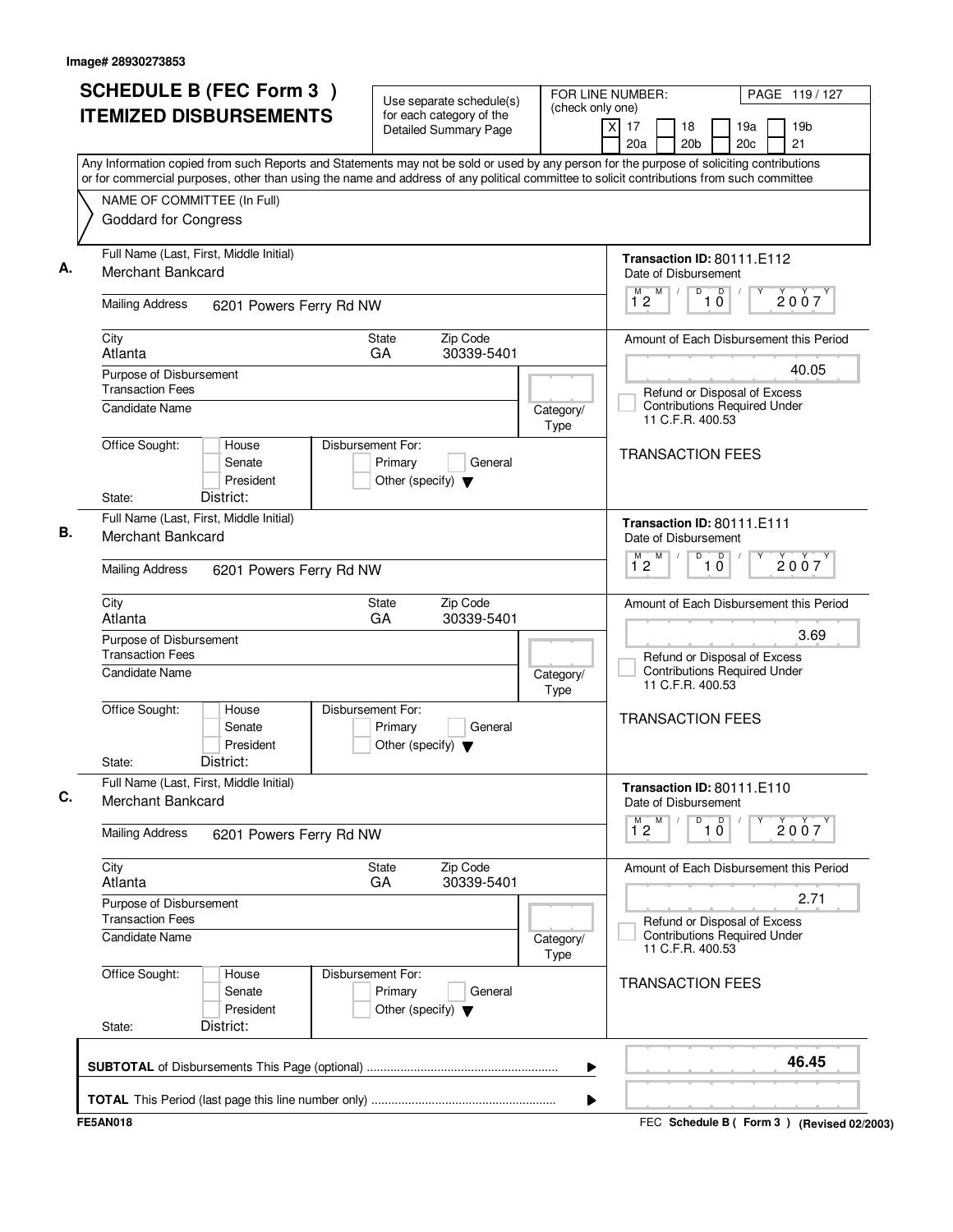Image# 28930273853

# SCHEDULE B (FEC Form 3) ITEMIZED DISBURSEMENTS

Use separate schedule(s) for each category of the Detailed Summary Page

FOR LINE NUMBER: (check only one)

- [X] 17
- [ ] 18
- [ ] 19a
- [ ] 19b
- [ ] 20a
- [ ] 20b
- [ ] 20c
- [ ] 21

PAGE 119 / 127

Any Information copied from such Reports and Statements may not be sold or used by any person for the purpose of soliciting contributions or for commercial purposes, other than using the name and address of any political committee to solicit contributions from such committee

NAME OF COMMITTEE (In Full)
Goddard for Congress

---

**A.**

Full Name (Last, First, Middle Initial): Merchant Bankcard

Mailing Address: 6201 Powers Ferry Rd NW

City: Atlanta | State: GA | Zip Code: 30339-5401

Purpose of Disbursement: Transaction Fees

Candidate Name:

Category/Type:

Office Sought: House / Senate / President

State: District:

Disbursement For: Primary / General / Other (specify)

Transaction ID: 80111.E112

Date of Disbursement: 12/10/2007

Amount of Each Disbursement this Period: 40.05

Refund or Disposal of Excess Contributions Required Under 11 C.F.R. 400.53

TRANSACTION FEES

---

**B.**

Full Name (Last, First, Middle Initial): Merchant Bankcard

Mailing Address: 6201 Powers Ferry Rd NW

City: Atlanta | State: GA | Zip Code: 30339-5401

Purpose of Disbursement: Transaction Fees

Candidate Name:

Category/Type:

Office Sought: House / Senate / President

State: District:

Disbursement For: Primary / General / Other (specify)

Transaction ID: 80111.E111

Date of Disbursement: 12/10/2007

Amount of Each Disbursement this Period: 3.69

Refund or Disposal of Excess Contributions Required Under 11 C.F.R. 400.53

TRANSACTION FEES

---

**C.**

Full Name (Last, First, Middle Initial): Merchant Bankcard

Mailing Address: 6201 Powers Ferry Rd NW

City: Atlanta | State: GA | Zip Code: 30339-5401

Purpose of Disbursement: Transaction Fees

Candidate Name:

Category/Type:

Office Sought: House / Senate / President

State: District:

Disbursement For: Primary / General / Other (specify)

Transaction ID: 80111.E110

Date of Disbursement: 12/10/2007

Amount of Each Disbursement this Period: 2.71

Refund or Disposal of Excess Contributions Required Under 11 C.F.R. 400.53

TRANSACTION FEES

---

**SUBTOTAL** of Disbursements This Page (optional): **46.45**

**TOTAL** This Period (last page this line number only):

FE5AN018

FEC **Schedule B ( Form 3 )** (Revised 02/2003)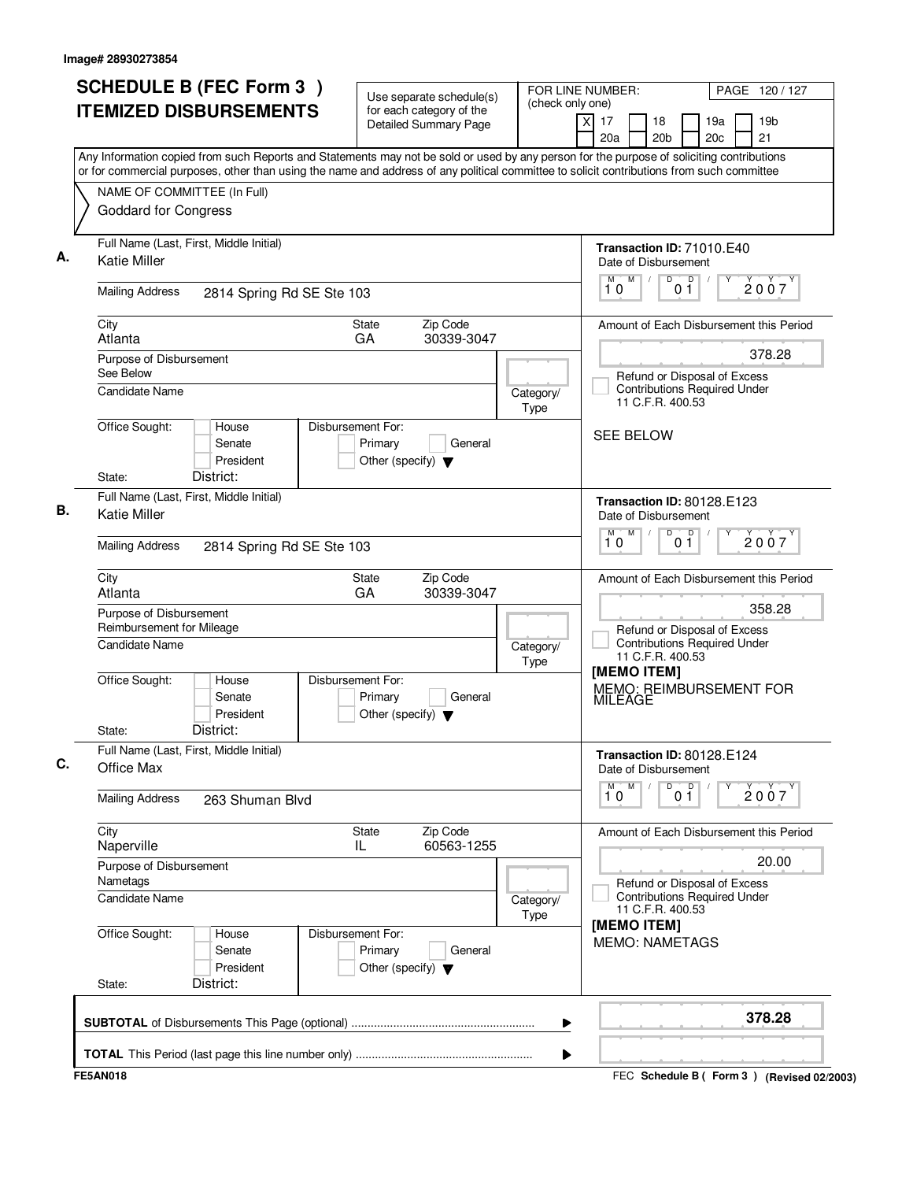Image# 28930273854

# SCHEDULE B (FEC Form 3 ) ITEMIZED DISBURSEMENTS

Use separate schedule(s) for each category of the Detailed Summary Page

FOR LINE NUMBER: (check only one)

[X] 17 [ ] 18 [ ] 19a [ ] 19b [ ] 20a [ ] 20b [ ] 20c [ ] 21

PAGE 120 / 127

Any Information copied from such Reports and Statements may not be sold or used by any person for the purpose of soliciting contributions or for commercial purposes, other than using the name and address of any political committee to solicit contributions from such committee

NAME OF COMMITTEE (In Full)
Goddard for Congress

---

**A.**

Full Name (Last, First, Middle Initial): Katie Miller

Mailing Address: 2814 Spring Rd SE Ste 103

City: Atlanta | State: GA | Zip Code: 30339-3047

Purpose of Disbursement: See Below

Candidate Name:

Category/Type:

Office Sought: House / Senate / President

State: District:

Disbursement For: Primary / General / Other (specify)

Transaction ID: 71010.E40

Date of Disbursement: 10 01 2007

Amount of Each Disbursement this Period: 378.28

Refund or Disposal of Excess Contributions Required Under 11 C.F.R. 400.53

SEE BELOW

---

**B.**

Full Name (Last, First, Middle Initial): Katie Miller

Mailing Address: 2814 Spring Rd SE Ste 103

City: Atlanta | State: GA | Zip Code: 30339-3047

Purpose of Disbursement: Reimbursement for Mileage

Candidate Name:

Category/Type:

Office Sought: House / Senate / President

State: District:

Disbursement For: Primary / General / Other (specify)

Transaction ID: 80128.E123

Date of Disbursement: 10 01 2007

Amount of Each Disbursement this Period: 358.28

Refund or Disposal of Excess Contributions Required Under 11 C.F.R. 400.53

[MEMO ITEM]
MEMO: REIMBURSEMENT FOR MILEAGE

---

**C.**

Full Name (Last, First, Middle Initial): Office Max

Mailing Address: 263 Shuman Blvd

City: Naperville | State: IL | Zip Code: 60563-1255

Purpose of Disbursement: Nametags

Candidate Name:

Category/Type:

Office Sought: House / Senate / President

State: District:

Disbursement For: Primary / General / Other (specify)

Transaction ID: 80128.E124

Date of Disbursement: 10 01 2007

Amount of Each Disbursement this Period: 20.00

Refund or Disposal of Excess Contributions Required Under 11 C.F.R. 400.53

[MEMO ITEM]
MEMO: NAMETAGS

---

**SUBTOTAL** of Disbursements This Page (optional): **378.28**

**TOTAL** This Period (last page this line number only):

FE5AN018

FEC **Schedule B ( Form 3 )** (Revised 02/2003)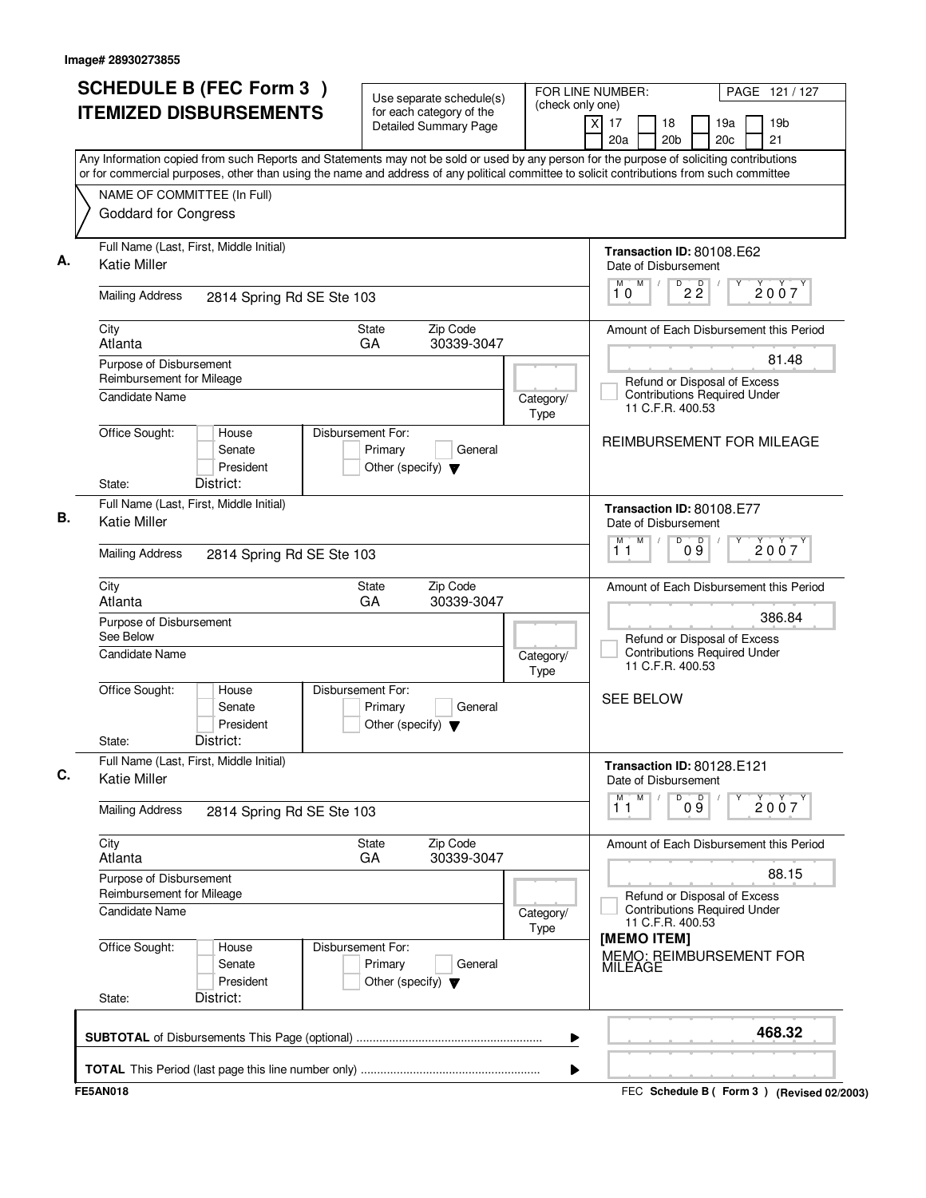Image# 28930273855

# SCHEDULE B (FEC Form 3) ITEMIZED DISBURSEMENTS

Use separate schedule(s) for each category of the Detailed Summary Page

FOR LINE NUMBER: (check only one)
[X] 17 [ ] 18 [ ] 19a [ ] 19b [ ] 20a [ ] 20b [ ] 20c [ ] 21

PAGE 121 / 127

Any Information copied from such Reports and Statements may not be sold or used by any person for the purpose of soliciting contributions or for commercial purposes, other than using the name and address of any political committee to solicit contributions from such committee

NAME OF COMMITTEE (In Full)
Goddard for Congress

---

**A.**

Full Name (Last, First, Middle Initial): Katie Miller

Mailing Address: 2814 Spring Rd SE Ste 103

City: Atlanta | State: GA | Zip Code: 30339-3047

Purpose of Disbursement: Reimbursement for Mileage

Candidate Name:

Category/Type:

Office Sought: [ ] House [ ] Senate [ ] President
State: District:

Disbursement For: [ ] Primary [ ] General [ ] Other (specify)

Transaction ID: 80108.E62

Date of Disbursement: 10/22/2007

Amount of Each Disbursement this Period: 81.48

[ ] Refund or Disposal of Excess Contributions Required Under 11 C.F.R. 400.53

REIMBURSEMENT FOR MILEAGE

---

**B.**

Full Name (Last, First, Middle Initial): Katie Miller

Mailing Address: 2814 Spring Rd SE Ste 103

City: Atlanta | State: GA | Zip Code: 30339-3047

Purpose of Disbursement: See Below

Candidate Name:

Category/Type:

Office Sought: [ ] House [ ] Senate [ ] President
State: District:

Disbursement For: [ ] Primary [ ] General [ ] Other (specify)

Transaction ID: 80108.E77

Date of Disbursement: 11/09/2007

Amount of Each Disbursement this Period: 386.84

[ ] Refund or Disposal of Excess Contributions Required Under 11 C.F.R. 400.53

SEE BELOW

---

**C.**

Full Name (Last, First, Middle Initial): Katie Miller

Mailing Address: 2814 Spring Rd SE Ste 103

City: Atlanta | State: GA | Zip Code: 30339-3047

Purpose of Disbursement: Reimbursement for Mileage

Candidate Name:

Category/Type:

Office Sought: [ ] House [ ] Senate [ ] President
State: District:

Disbursement For: [ ] Primary [ ] General [ ] Other (specify)

Transaction ID: 80128.E121

Date of Disbursement: 11/09/2007

Amount of Each Disbursement this Period: 88.15

[ ] Refund or Disposal of Excess Contributions Required Under 11 C.F.R. 400.53

[MEMO ITEM]
MEMO: REIMBURSEMENT FOR MILEAGE

---

**SUBTOTAL** of Disbursements This Page (optional): **468.32**

**TOTAL** This Period (last page this line number only):

FE5AN018

FEC Schedule B ( Form 3 ) (Revised 02/2003)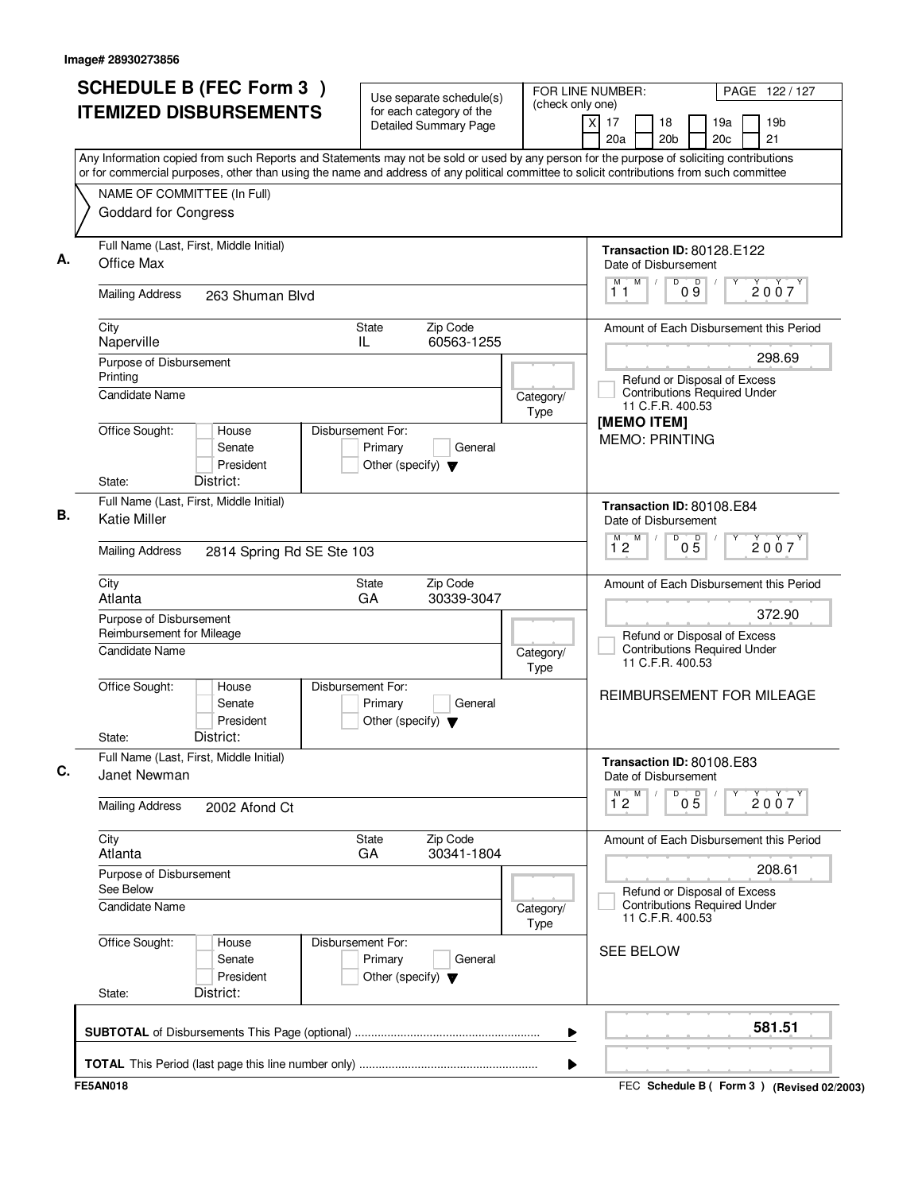Image# 28930273856

# SCHEDULE B (FEC Form 3) ITEMIZED DISBURSEMENTS

Use separate schedule(s) for each category of the Detailed Summary Page

FOR LINE NUMBER: (check only one)

[X] 17 [ ] 18 [ ] 19a [ ] 19b [ ] 20a [ ] 20b [ ] 20c [ ] 21

PAGE 122 / 127

Any Information copied from such Reports and Statements may not be sold or used by any person for the purpose of soliciting contributions or for commercial purposes, other than using the name and address of any political committee to solicit contributions from such committee

NAME OF COMMITTEE (In Full)
Goddard for Congress

## A.

Full Name (Last, First, Middle Initial): Office Max

Mailing Address: 263 Shuman Blvd

City: Naperville | State: IL | Zip Code: 60563-1255

Purpose of Disbursement: Printing

Candidate Name:

Category/Type:

Office Sought: [ ] House [ ] Senate [ ] President

State: District:

Disbursement For: [ ] Primary [ ] General [ ] Other (specify)

Transaction ID: 80128.E122

Date of Disbursement: 11 / 09 / 2007

Amount of Each Disbursement this Period: 298.69

[ ] Refund or Disposal of Excess Contributions Required Under 11 C.F.R. 400.53

[MEMO ITEM]
MEMO: PRINTING

## B.

Full Name (Last, First, Middle Initial): Katie Miller

Mailing Address: 2814 Spring Rd SE Ste 103

City: Atlanta | State: GA | Zip Code: 30339-3047

Purpose of Disbursement: Reimbursement for Mileage

Candidate Name:

Category/Type:

Office Sought: [ ] House [ ] Senate [ ] President

State: District:

Disbursement For: [ ] Primary [ ] General [ ] Other (specify)

Transaction ID: 80108.E84

Date of Disbursement: 12 / 05 / 2007

Amount of Each Disbursement this Period: 372.90

[ ] Refund or Disposal of Excess Contributions Required Under 11 C.F.R. 400.53

REIMBURSEMENT FOR MILEAGE

## C.

Full Name (Last, First, Middle Initial): Janet Newman

Mailing Address: 2002 Afond Ct

City: Atlanta | State: GA | Zip Code: 30341-1804

Purpose of Disbursement: See Below

Candidate Name:

Category/Type:

Office Sought: [ ] House [ ] Senate [ ] President

State: District:

Disbursement For: [ ] Primary [ ] General [ ] Other (specify)

Transaction ID: 80108.E83

Date of Disbursement: 12 / 05 / 2007

Amount of Each Disbursement this Period: 208.61

[ ] Refund or Disposal of Excess Contributions Required Under 11 C.F.R. 400.53

SEE BELOW

**SUBTOTAL** of Disbursements This Page (optional): **581.51**

**TOTAL** This Period (last page this line number only):

FE5AN018

FEC **Schedule B ( Form 3 )** (Revised 02/2003)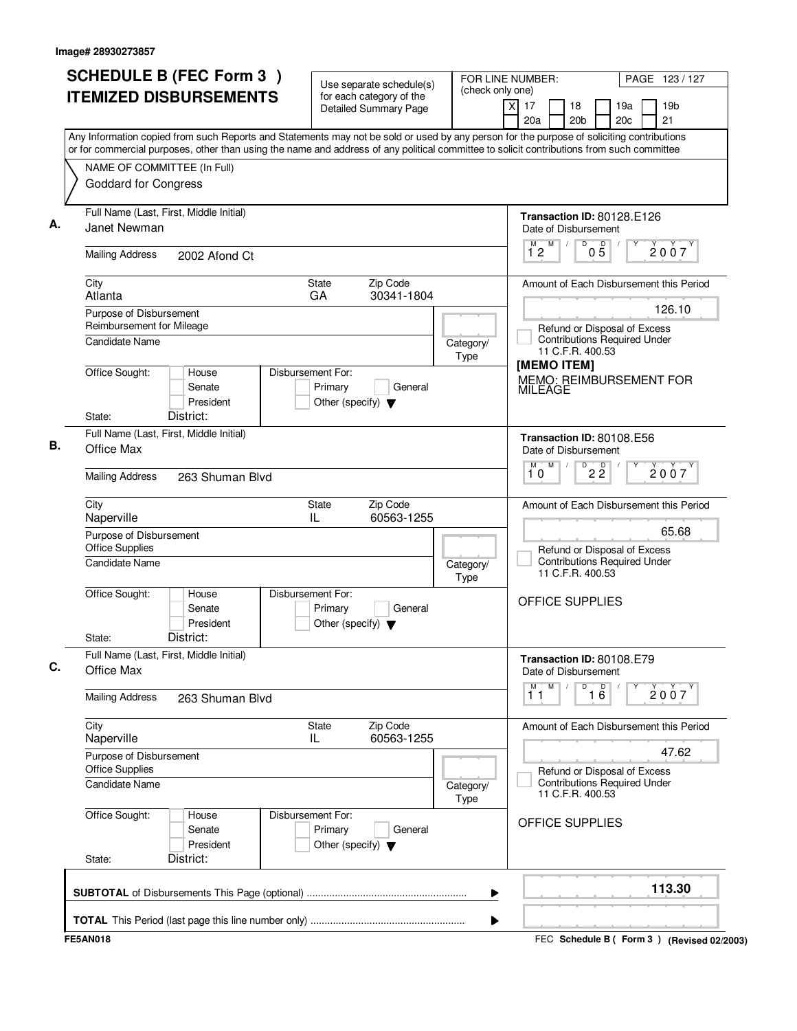Image# 28930273857

# SCHEDULE B (FEC Form 3 ) ITEMIZED DISBURSEMENTS

Use separate schedule(s) for each category of the Detailed Summary Page

FOR LINE NUMBER: (check only one)
[X] 17 [ ] 18 [ ] 19a [ ] 19b
[ ] 20a [ ] 20b [ ] 20c [ ] 21

PAGE 123 / 127

Any Information copied from such Reports and Statements may not be sold or used by any person for the purpose of soliciting contributions or for commercial purposes, other than using the name and address of any political committee to solicit contributions from such committee

NAME OF COMMITTEE (In Full)
Goddard for Congress

---

**A.** Full Name (Last, First, Middle Initial): Janet Newman

Mailing Address: 2002 Afond Ct

City: Atlanta | State: GA | Zip Code: 30341-1804

Purpose of Disbursement: Reimbursement for Mileage

Candidate Name:

Category/Type:

Office Sought: [ ] House [ ] Senate [ ] President

State: District:

Disbursement For: [ ] Primary [ ] General [ ] Other (specify)

Transaction ID: 80128.E126

Date of Disbursement: 12 / 05 / 2007

Amount of Each Disbursement this Period: 126.10

[ ] Refund or Disposal of Excess Contributions Required Under 11 C.F.R. 400.53

[MEMO ITEM]

MEMO: REIMBURSEMENT FOR MILEAGE

---

**B.** Full Name (Last, First, Middle Initial): Office Max

Mailing Address: 263 Shuman Blvd

City: Naperville | State: IL | Zip Code: 60563-1255

Purpose of Disbursement: Office Supplies

Candidate Name:

Category/Type:

Office Sought: [ ] House [ ] Senate [ ] President

State: District:

Disbursement For: [ ] Primary [ ] General [ ] Other (specify)

Transaction ID: 80108.E56

Date of Disbursement: 10 / 22 / 2007

Amount of Each Disbursement this Period: 65.68

[ ] Refund or Disposal of Excess Contributions Required Under 11 C.F.R. 400.53

OFFICE SUPPLIES

---

**C.** Full Name (Last, First, Middle Initial): Office Max

Mailing Address: 263 Shuman Blvd

City: Naperville | State: IL | Zip Code: 60563-1255

Purpose of Disbursement: Office Supplies

Candidate Name:

Category/Type:

Office Sought: [ ] House [ ] Senate [ ] President

State: District:

Disbursement For: [ ] Primary [ ] General [ ] Other (specify)

Transaction ID: 80108.E79

Date of Disbursement: 11 / 16 / 2007

Amount of Each Disbursement this Period: 47.62

[ ] Refund or Disposal of Excess Contributions Required Under 11 C.F.R. 400.53

OFFICE SUPPLIES

---

**SUBTOTAL** of Disbursements This Page (optional) ........................................ **113.30**

**TOTAL** This Period (last page this line number only) ........................................

FE5AN018

FEC Schedule B ( Form 3 ) (Revised 02/2003)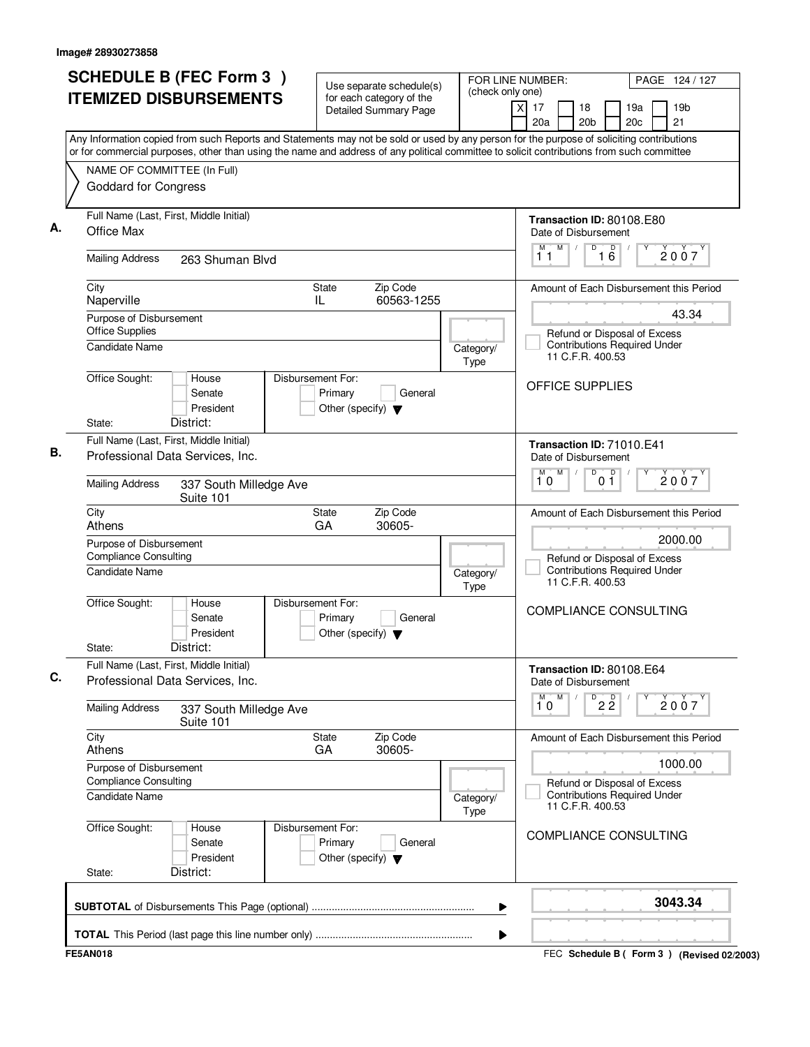Image# 28930273858

# SCHEDULE B (FEC Form 3) ITEMIZED DISBURSEMENTS

Use separate schedule(s) for each category of the Detailed Summary Page

FOR LINE NUMBER: (check only one)

- [X] 17
- [ ] 18
- [ ] 19a
- [ ] 19b
- [ ] 20a
- [ ] 20b
- [ ] 20c
- [ ] 21

PAGE 124 / 127

Any Information copied from such Reports and Statements may not be sold or used by any person for the purpose of soliciting contributions or for commercial purposes, other than using the name and address of any political committee to solicit contributions from such committee

NAME OF COMMITTEE (In Full)
Goddard for Congress

## A.

Full Name (Last, First, Middle Initial): Office Max

Mailing Address: 263 Shuman Blvd

City: Naperville | State: IL | Zip Code: 60563-1255

Purpose of Disbursement: Office Supplies

Candidate Name:

Category/Type:

Office Sought: House / Senate / President
State: District:

Disbursement For: Primary / General / Other (specify)

Transaction ID: 80108.E80

Date of Disbursement: 11 / 16 / 2007

Amount of Each Disbursement this Period: 43.34

Refund or Disposal of Excess Contributions Required Under 11 C.F.R. 400.53

OFFICE SUPPLIES

## B.

Full Name (Last, First, Middle Initial): Professional Data Services, Inc.

Mailing Address: 337 South Milledge Ave Suite 101

City: Athens | State: GA | Zip Code: 30605-

Purpose of Disbursement: Compliance Consulting

Candidate Name:

Category/Type:

Office Sought: House / Senate / President
State: District:

Disbursement For: Primary / General / Other (specify)

Transaction ID: 71010.E41

Date of Disbursement: 10 / 01 / 2007

Amount of Each Disbursement this Period: 2000.00

Refund or Disposal of Excess Contributions Required Under 11 C.F.R. 400.53

COMPLIANCE CONSULTING

## C.

Full Name (Last, First, Middle Initial): Professional Data Services, Inc.

Mailing Address: 337 South Milledge Ave Suite 101

City: Athens | State: GA | Zip Code: 30605-

Purpose of Disbursement: Compliance Consulting

Candidate Name:

Category/Type:

Office Sought: House / Senate / President
State: District:

Disbursement For: Primary / General / Other (specify)

Transaction ID: 80108.E64

Date of Disbursement: 10 / 22 / 2007

Amount of Each Disbursement this Period: 1000.00

Refund or Disposal of Excess Contributions Required Under 11 C.F.R. 400.53

COMPLIANCE CONSULTING

**SUBTOTAL** of Disbursements This Page (optional): **3043.34**

**TOTAL** This Period (last page this line number only):

FE5AN018

FEC **Schedule B ( Form 3 )** (Revised 02/2003)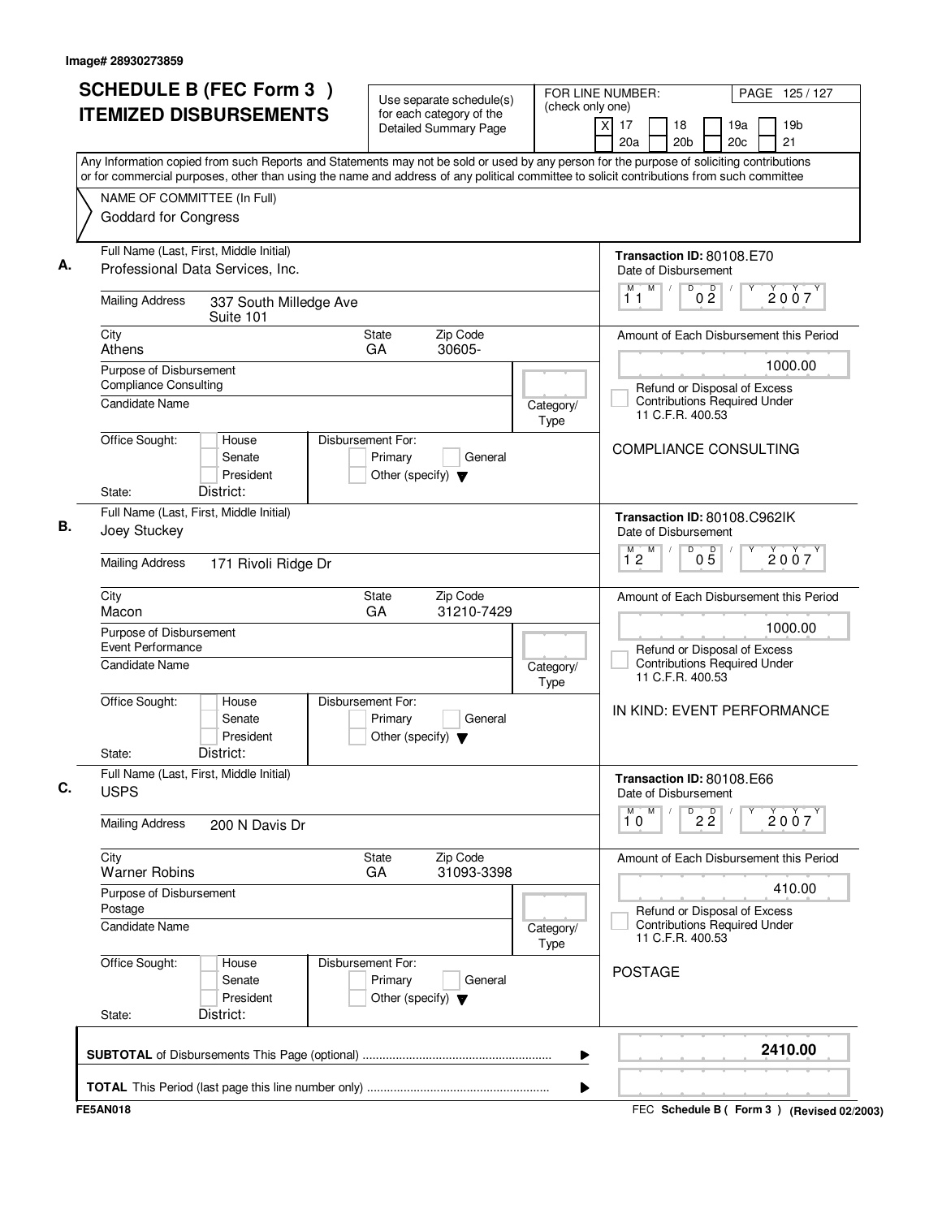Image# 28930273859

# SCHEDULE B (FEC Form 3 ) ITEMIZED DISBURSEMENTS

Use separate schedule(s) for each category of the Detailed Summary Page

FOR LINE NUMBER: (check only one)

[X] 17 [ ] 18 [ ] 19a [ ] 19b [ ] 20a [ ] 20b [ ] 20c [ ] 21

PAGE 125 / 127

Any Information copied from such Reports and Statements may not be sold or used by any person for the purpose of soliciting contributions or for commercial purposes, other than using the name and address of any political committee to solicit contributions from such committee

NAME OF COMMITTEE (In Full)
Goddard for Congress

## A.

Full Name (Last, First, Middle Initial): Professional Data Services, Inc.

Mailing Address: 337 South Milledge Ave, Suite 101

City: Athens | State: GA | Zip Code: 30605-

Purpose of Disbursement: Compliance Consulting

Candidate Name:

Category/Type:

Office Sought: [ ] House [ ] Senate [ ] President

State: District:

Disbursement For: [ ] Primary [ ] General [ ] Other (specify)

Transaction ID: 80108.E70

Date of Disbursement: 11 / 02 / 2007

Amount of Each Disbursement this Period: 1000.00

[ ] Refund or Disposal of Excess Contributions Required Under 11 C.F.R. 400.53

COMPLIANCE CONSULTING

## B.

Full Name (Last, First, Middle Initial): Joey Stuckey

Mailing Address: 171 Rivoli Ridge Dr

City: Macon | State: GA | Zip Code: 31210-7429

Purpose of Disbursement: Event Performance

Candidate Name:

Category/Type:

Office Sought: [ ] House [ ] Senate [ ] President

State: District:

Disbursement For: [ ] Primary [ ] General [ ] Other (specify)

Transaction ID: 80108.C962IK

Date of Disbursement: 12 / 05 / 2007

Amount of Each Disbursement this Period: 1000.00

[ ] Refund or Disposal of Excess Contributions Required Under 11 C.F.R. 400.53

IN KIND: EVENT PERFORMANCE

## C.

Full Name (Last, First, Middle Initial): USPS

Mailing Address: 200 N Davis Dr

City: Warner Robins | State: GA | Zip Code: 31093-3398

Purpose of Disbursement: Postage

Candidate Name:

Category/Type:

Office Sought: [ ] House [ ] Senate [ ] President

State: District:

Disbursement For: [ ] Primary [ ] General [ ] Other (specify)

Transaction ID: 80108.E66

Date of Disbursement: 10 / 22 / 2007

Amount of Each Disbursement this Period: 410.00

[ ] Refund or Disposal of Excess Contributions Required Under 11 C.F.R. 400.53

POSTAGE

---

**SUBTOTAL** of Disbursements This Page (optional) ........ **2410.00**

**TOTAL** This Period (last page this line number only) ........

FE5AN018

FEC **Schedule B ( Form 3 )** (Revised 02/2003)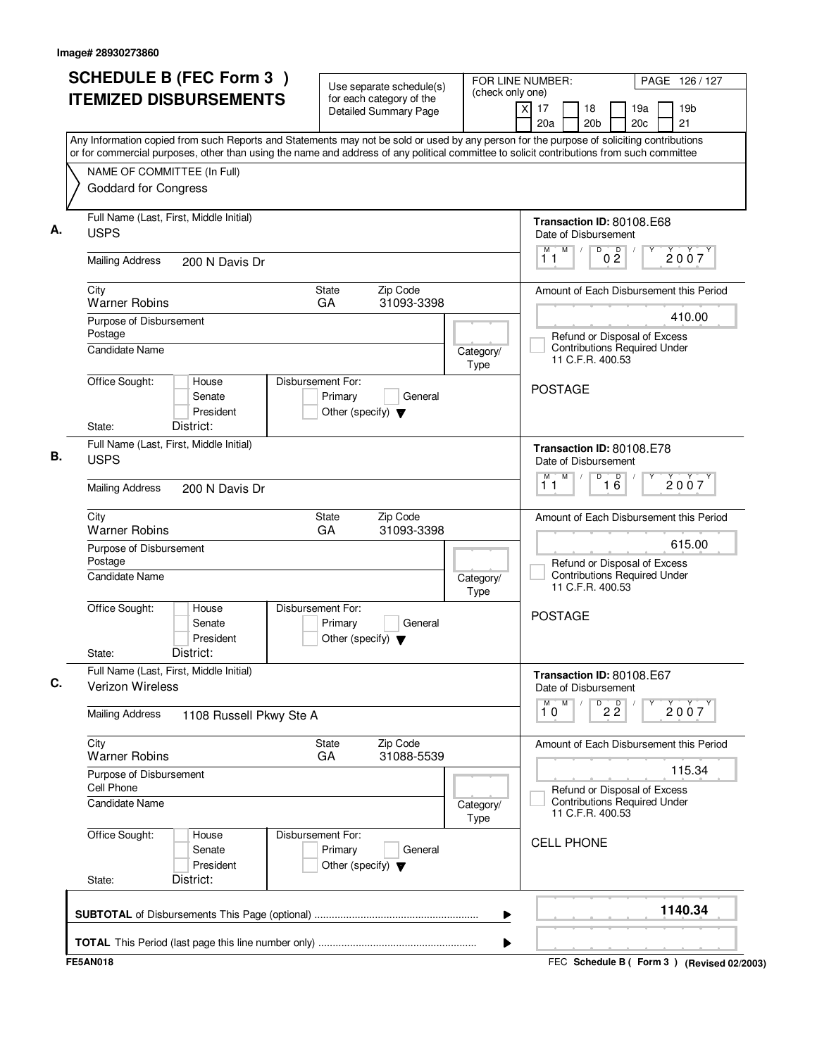Image# 28930273860

# SCHEDULE B (FEC Form 3 ) ITEMIZED DISBURSEMENTS

Use separate schedule(s) for each category of the Detailed Summary Page

FOR LINE NUMBER: (check only one)

[X] 17 [ ] 18 [ ] 19a [ ] 19b [ ] 20a [ ] 20b [ ] 20c [ ] 21

PAGE 126 / 127

Any Information copied from such Reports and Statements may not be sold or used by any person for the purpose of soliciting contributions or for commercial purposes, other than using the name and address of any political committee to solicit contributions from such committee

NAME OF COMMITTEE (In Full)
Goddard for Congress

---

**A.**

Full Name (Last, First, Middle Initial): USPS

Mailing Address: 200 N Davis Dr

City: Warner Robins | State: GA | Zip Code: 31093-3398

Purpose of Disbursement: Postage

Candidate Name:

Category/Type:

Office Sought: [ ] House [ ] Senate [ ] President

State: District:

Disbursement For: [ ] Primary [ ] General [ ] Other (specify)

Transaction ID: 80108.E68

Date of Disbursement: 11 / 02 / 2007

Amount of Each Disbursement this Period: 410.00

[ ] Refund or Disposal of Excess Contributions Required Under 11 C.F.R. 400.53

POSTAGE

---

**B.**

Full Name (Last, First, Middle Initial): USPS

Mailing Address: 200 N Davis Dr

City: Warner Robins | State: GA | Zip Code: 31093-3398

Purpose of Disbursement: Postage

Candidate Name:

Category/Type:

Office Sought: [ ] House [ ] Senate [ ] President

State: District:

Disbursement For: [ ] Primary [ ] General [ ] Other (specify)

Transaction ID: 80108.E78

Date of Disbursement: 11 / 16 / 2007

Amount of Each Disbursement this Period: 615.00

[ ] Refund or Disposal of Excess Contributions Required Under 11 C.F.R. 400.53

POSTAGE

---

**C.**

Full Name (Last, First, Middle Initial): Verizon Wireless

Mailing Address: 1108 Russell Pkwy Ste A

City: Warner Robins | State: GA | Zip Code: 31088-5539

Purpose of Disbursement: Cell Phone

Candidate Name:

Category/Type:

Office Sought: [ ] House [ ] Senate [ ] President

State: District:

Disbursement For: [ ] Primary [ ] General [ ] Other (specify)

Transaction ID: 80108.E67

Date of Disbursement: 10 / 22 / 2007

Amount of Each Disbursement this Period: 115.34

[ ] Refund or Disposal of Excess Contributions Required Under 11 C.F.R. 400.53

CELL PHONE

---

**SUBTOTAL** of Disbursements This Page (optional): **1140.34**

**TOTAL** This Period (last page this line number only):

FE5AN018

FEC **Schedule B ( Form 3 )** (Revised 02/2003)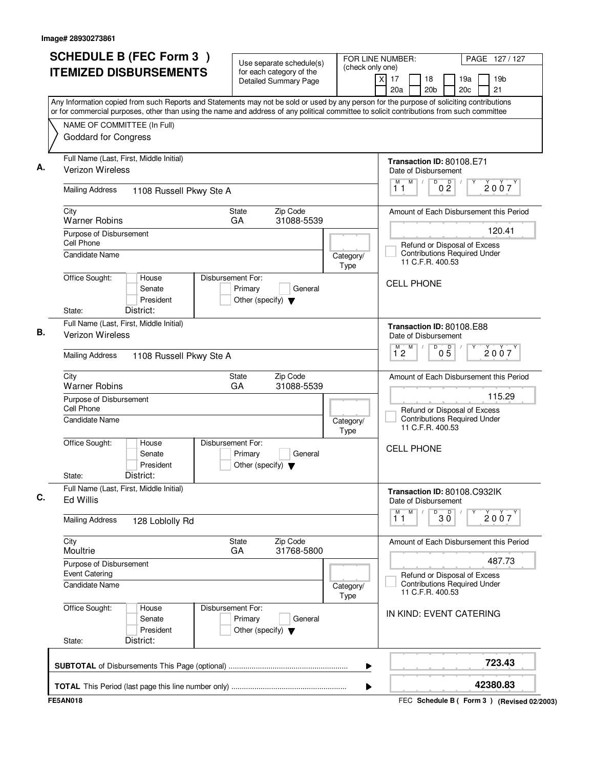Image# 28930273861

# SCHEDULE B (FEC Form 3 ) ITEMIZED DISBURSEMENTS

Use separate schedule(s) for each category of the Detailed Summary Page

FOR LINE NUMBER: (check only one)

[X] 17 [ ] 18 [ ] 19a [ ] 19b [ ] 20a [ ] 20b [ ] 20c [ ] 21

PAGE 127 / 127

Any Information copied from such Reports and Statements may not be sold or used by any person for the purpose of soliciting contributions or for commercial purposes, other than using the name and address of any political committee to solicit contributions from such committee

NAME OF COMMITTEE (In Full)
Goddard for Congress

---

**A.** Full Name (Last, First, Middle Initial): Verizon Wireless

Mailing Address: 1108 Russell Pkwy Ste A

City: Warner Robins | State: GA | Zip Code: 31088-5539

Purpose of Disbursement: Cell Phone

Candidate Name:

Category/Type:

Office Sought: House / Senate / President

State: District:

Disbursement For: Primary / General / Other (specify)

Transaction ID: 80108.E71

Date of Disbursement: 11 / 02 / 2007

Amount of Each Disbursement this Period: 120.41

Refund or Disposal of Excess Contributions Required Under 11 C.F.R. 400.53

CELL PHONE

---

**B.** Full Name (Last, First, Middle Initial): Verizon Wireless

Mailing Address: 1108 Russell Pkwy Ste A

City: Warner Robins | State: GA | Zip Code: 31088-5539

Purpose of Disbursement: Cell Phone

Candidate Name:

Category/Type:

Office Sought: House / Senate / President

State: District:

Disbursement For: Primary / General / Other (specify)

Transaction ID: 80108.E88

Date of Disbursement: 12 / 05 / 2007

Amount of Each Disbursement this Period: 115.29

Refund or Disposal of Excess Contributions Required Under 11 C.F.R. 400.53

CELL PHONE

---

**C.** Full Name (Last, First, Middle Initial): Ed Willis

Mailing Address: 128 Loblolly Rd

City: Moultrie | State: GA | Zip Code: 31768-5800

Purpose of Disbursement: Event Catering

Candidate Name:

Category/Type:

Office Sought: House / Senate / President

State: District:

Disbursement For: Primary / General / Other (specify)

Transaction ID: 80108.C932IK

Date of Disbursement: 11 / 30 / 2007

Amount of Each Disbursement this Period: 487.73

Refund or Disposal of Excess Contributions Required Under 11 C.F.R. 400.53

IN KIND: EVENT CATERING

---

**SUBTOTAL** of Disbursements This Page (optional): **723.43**

**TOTAL** This Period (last page this line number only): **42380.83**

FE5AN018

FEC Schedule B ( Form 3 ) (Revised 02/2003)